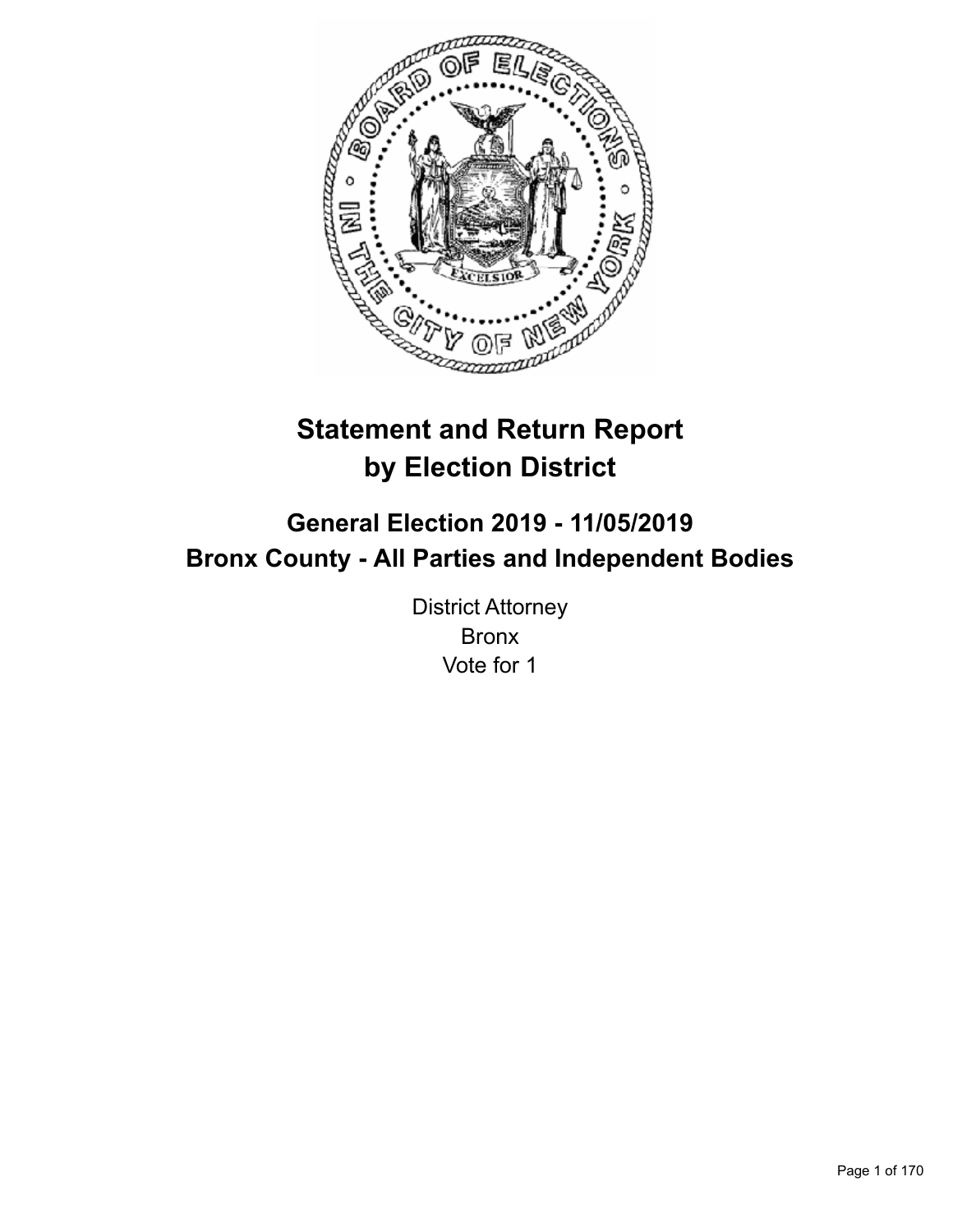# Statement and Return Report by Election District

## General Election 2019 - 11/05/2019
## Bronx County - All Parties and Independent Bodies

District Attorney
Bronx
Vote for 1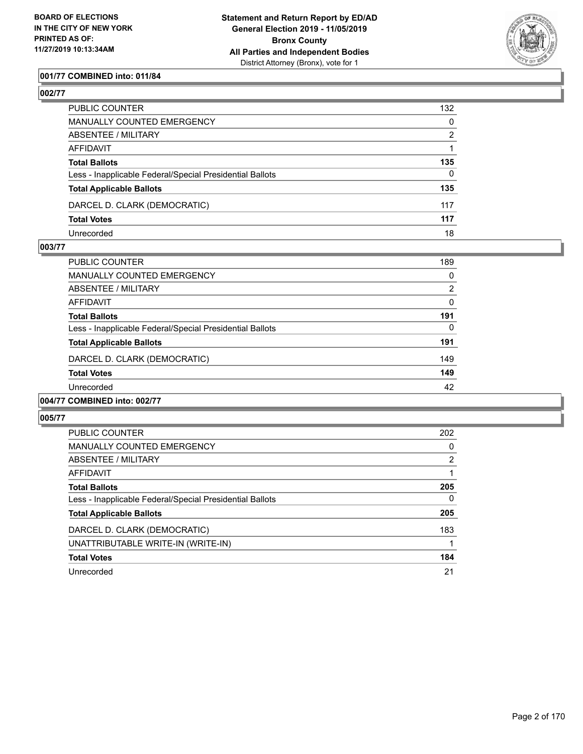**BOARD OF ELECTIONS IN THE CITY OF NEW YORK PRINTED AS OF: 11/27/2019 10:13:34AM**

**Statement and Return Report by ED/AD General Election 2019 - 11/05/2019 Bronx County All Parties and Independent Bodies**
District Attorney (Bronx), vote for 1

### 001/77 COMBINED into: 011/84

### 002/77

| | |
|---|---|
| PUBLIC COUNTER | 132 |
| MANUALLY COUNTED EMERGENCY | 0 |
| ABSENTEE / MILITARY | 2 |
| AFFIDAVIT | 1 |
| **Total Ballots** | **135** |
| Less - Inapplicable Federal/Special Presidential Ballots | 0 |
| **Total Applicable Ballots** | **135** |
| DARCEL D. CLARK (DEMOCRATIC) | 117 |
| **Total Votes** | **117** |
| Unrecorded | 18 |

### 003/77

| | |
|---|---|
| PUBLIC COUNTER | 189 |
| MANUALLY COUNTED EMERGENCY | 0 |
| ABSENTEE / MILITARY | 2 |
| AFFIDAVIT | 0 |
| **Total Ballots** | **191** |
| Less - Inapplicable Federal/Special Presidential Ballots | 0 |
| **Total Applicable Ballots** | **191** |
| DARCEL D. CLARK (DEMOCRATIC) | 149 |
| **Total Votes** | **149** |
| Unrecorded | 42 |

### 004/77 COMBINED into: 002/77

### 005/77

| | |
|---|---|
| PUBLIC COUNTER | 202 |
| MANUALLY COUNTED EMERGENCY | 0 |
| ABSENTEE / MILITARY | 2 |
| AFFIDAVIT | 1 |
| **Total Ballots** | **205** |
| Less - Inapplicable Federal/Special Presidential Ballots | 0 |
| **Total Applicable Ballots** | **205** |
| DARCEL D. CLARK (DEMOCRATIC) | 183 |
| UNATTRIBUTABLE WRITE-IN (WRITE-IN) | 1 |
| **Total Votes** | **184** |
| Unrecorded | 21 |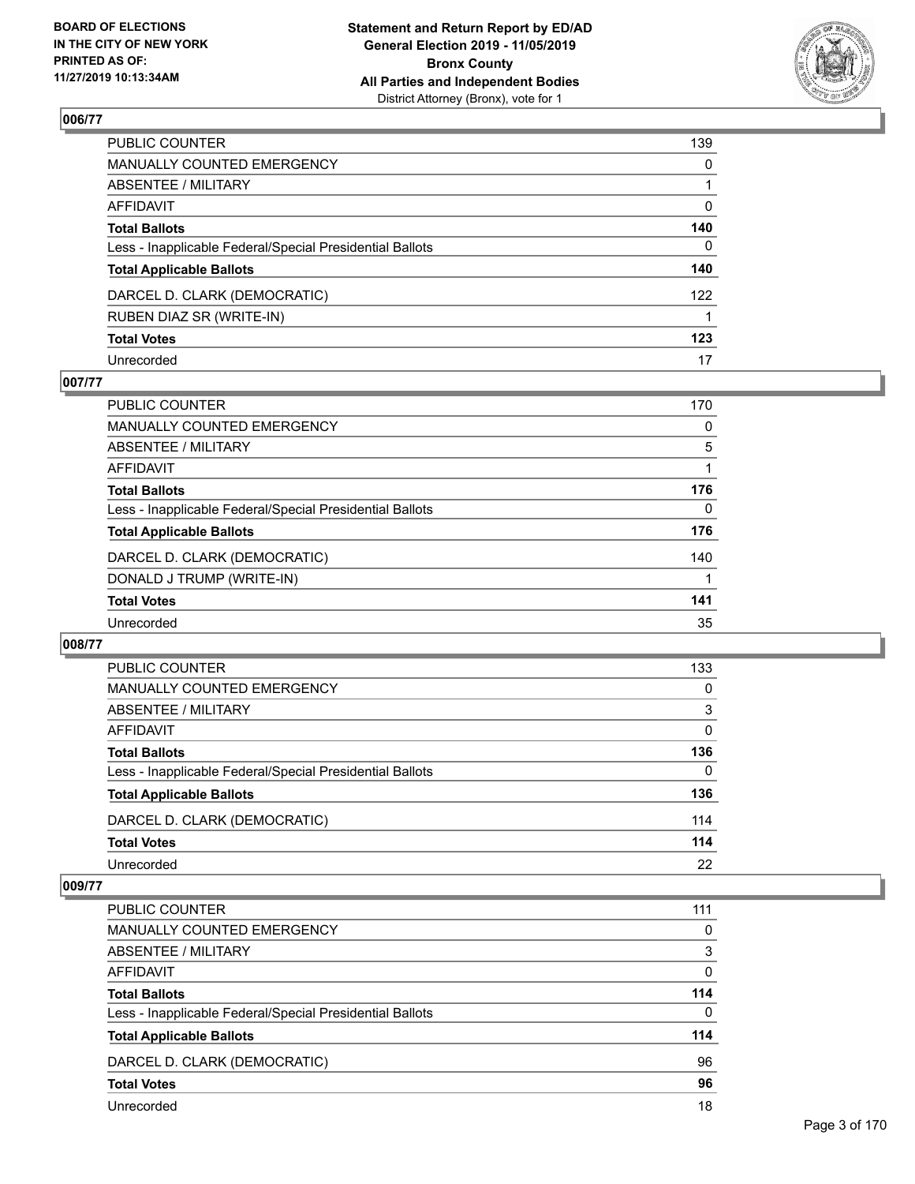## 006/77

| | |
|---|---|
| PUBLIC COUNTER | 139 |
| MANUALLY COUNTED EMERGENCY | 0 |
| ABSENTEE / MILITARY | 1 |
| AFFIDAVIT | 0 |
| **Total Ballots** | **140** |
| Less - Inapplicable Federal/Special Presidential Ballots | 0 |
| **Total Applicable Ballots** | **140** |
| DARCEL D. CLARK (DEMOCRATIC) | 122 |
| RUBEN DIAZ SR (WRITE-IN) | 1 |
| **Total Votes** | **123** |
| Unrecorded | 17 |

## 007/77

| | |
|---|---|
| PUBLIC COUNTER | 170 |
| MANUALLY COUNTED EMERGENCY | 0 |
| ABSENTEE / MILITARY | 5 |
| AFFIDAVIT | 1 |
| **Total Ballots** | **176** |
| Less - Inapplicable Federal/Special Presidential Ballots | 0 |
| **Total Applicable Ballots** | **176** |
| DARCEL D. CLARK (DEMOCRATIC) | 140 |
| DONALD J TRUMP (WRITE-IN) | 1 |
| **Total Votes** | **141** |
| Unrecorded | 35 |

## 008/77

| | |
|---|---|
| PUBLIC COUNTER | 133 |
| MANUALLY COUNTED EMERGENCY | 0 |
| ABSENTEE / MILITARY | 3 |
| AFFIDAVIT | 0 |
| **Total Ballots** | **136** |
| Less - Inapplicable Federal/Special Presidential Ballots | 0 |
| **Total Applicable Ballots** | **136** |
| DARCEL D. CLARK (DEMOCRATIC) | 114 |
| **Total Votes** | **114** |
| Unrecorded | 22 |

## 009/77

| | |
|---|---|
| PUBLIC COUNTER | 111 |
| MANUALLY COUNTED EMERGENCY | 0 |
| ABSENTEE / MILITARY | 3 |
| AFFIDAVIT | 0 |
| **Total Ballots** | **114** |
| Less - Inapplicable Federal/Special Presidential Ballots | 0 |
| **Total Applicable Ballots** | **114** |
| DARCEL D. CLARK (DEMOCRATIC) | 96 |
| **Total Votes** | **96** |
| Unrecorded | 18 |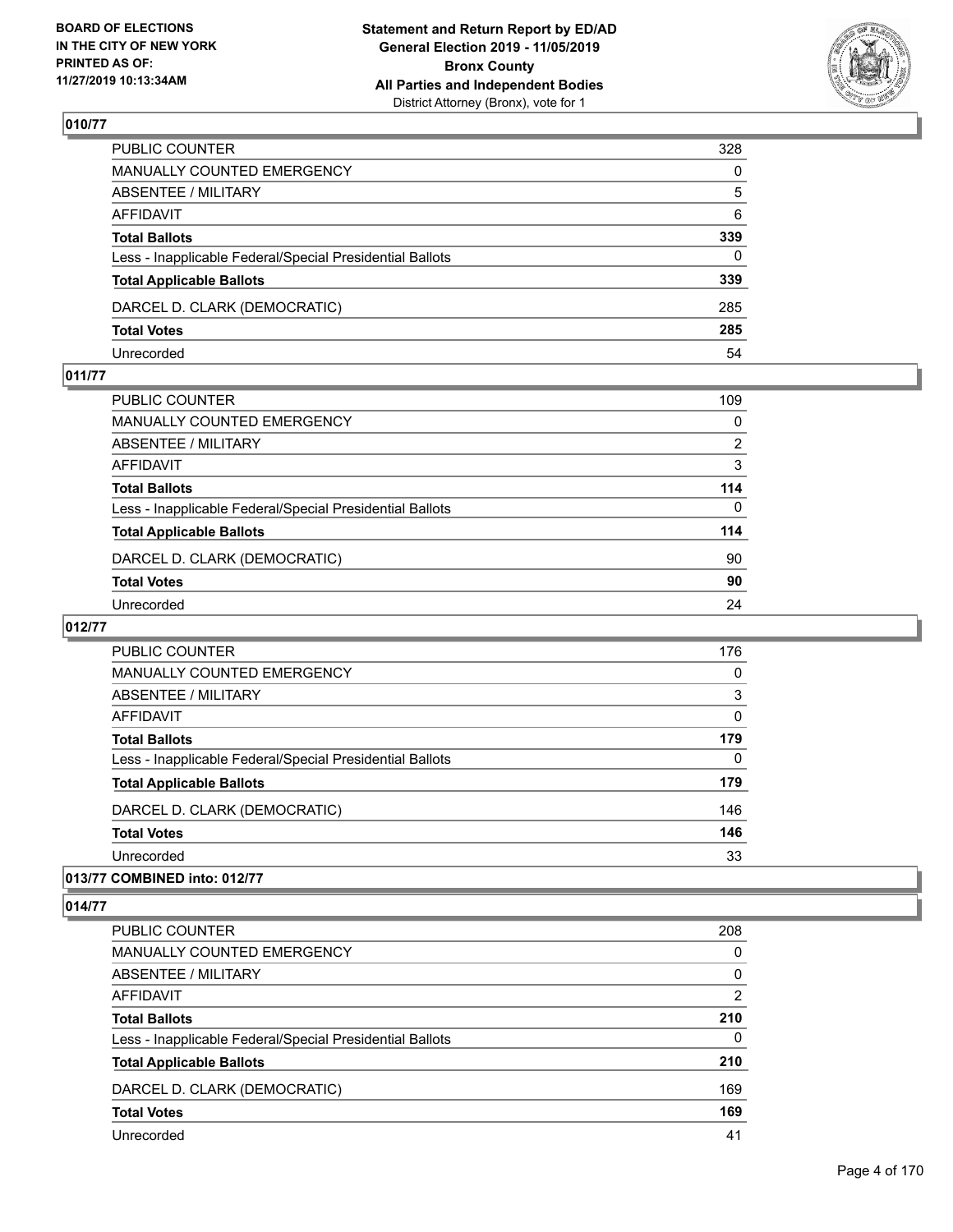## 010/77

| | |
|---|---|
| PUBLIC COUNTER | 328 |
| MANUALLY COUNTED EMERGENCY | 0 |
| ABSENTEE / MILITARY | 5 |
| AFFIDAVIT | 6 |
| **Total Ballots** | **339** |
| Less - Inapplicable Federal/Special Presidential Ballots | 0 |
| **Total Applicable Ballots** | **339** |
| DARCEL D. CLARK (DEMOCRATIC) | 285 |
| **Total Votes** | **285** |
| Unrecorded | 54 |

## 011/77

| | |
|---|---|
| PUBLIC COUNTER | 109 |
| MANUALLY COUNTED EMERGENCY | 0 |
| ABSENTEE / MILITARY | 2 |
| AFFIDAVIT | 3 |
| **Total Ballots** | **114** |
| Less - Inapplicable Federal/Special Presidential Ballots | 0 |
| **Total Applicable Ballots** | **114** |
| DARCEL D. CLARK (DEMOCRATIC) | 90 |
| **Total Votes** | **90** |
| Unrecorded | 24 |

## 012/77

| | |
|---|---|
| PUBLIC COUNTER | 176 |
| MANUALLY COUNTED EMERGENCY | 0 |
| ABSENTEE / MILITARY | 3 |
| AFFIDAVIT | 0 |
| **Total Ballots** | **179** |
| Less - Inapplicable Federal/Special Presidential Ballots | 0 |
| **Total Applicable Ballots** | **179** |
| DARCEL D. CLARK (DEMOCRATIC) | 146 |
| **Total Votes** | **146** |
| Unrecorded | 33 |

## 013/77 COMBINED into: 012/77

## 014/77

| | |
|---|---|
| PUBLIC COUNTER | 208 |
| MANUALLY COUNTED EMERGENCY | 0 |
| ABSENTEE / MILITARY | 0 |
| AFFIDAVIT | 2 |
| **Total Ballots** | **210** |
| Less - Inapplicable Federal/Special Presidential Ballots | 0 |
| **Total Applicable Ballots** | **210** |
| DARCEL D. CLARK (DEMOCRATIC) | 169 |
| **Total Votes** | **169** |
| Unrecorded | 41 |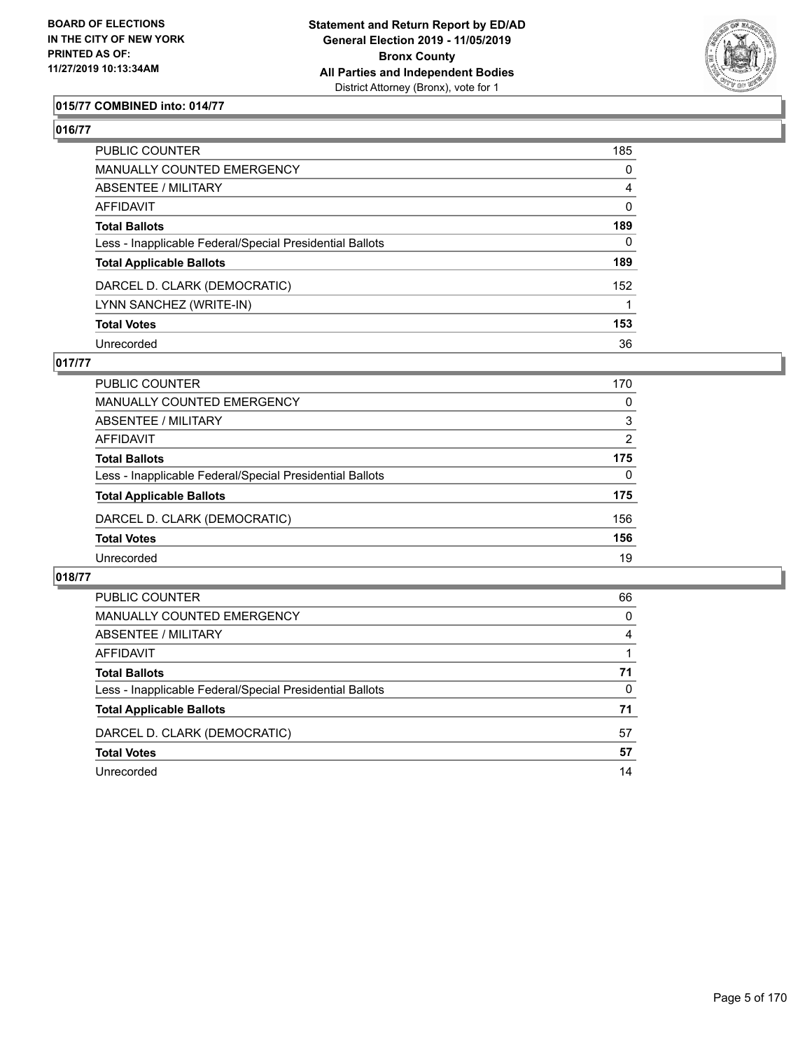## 015/77 COMBINED into: 014/77

## 016/77

| | |
|---|---|
| PUBLIC COUNTER | 185 |
| MANUALLY COUNTED EMERGENCY | 0 |
| ABSENTEE / MILITARY | 4 |
| AFFIDAVIT | 0 |
| **Total Ballots** | **189** |
| Less - Inapplicable Federal/Special Presidential Ballots | 0 |
| **Total Applicable Ballots** | **189** |
| DARCEL D. CLARK (DEMOCRATIC) | 152 |
| LYNN SANCHEZ (WRITE-IN) | 1 |
| **Total Votes** | **153** |
| Unrecorded | 36 |

## 017/77

| | |
|---|---|
| PUBLIC COUNTER | 170 |
| MANUALLY COUNTED EMERGENCY | 0 |
| ABSENTEE / MILITARY | 3 |
| AFFIDAVIT | 2 |
| **Total Ballots** | **175** |
| Less - Inapplicable Federal/Special Presidential Ballots | 0 |
| **Total Applicable Ballots** | **175** |
| DARCEL D. CLARK (DEMOCRATIC) | 156 |
| **Total Votes** | **156** |
| Unrecorded | 19 |

## 018/77

| | |
|---|---|
| PUBLIC COUNTER | 66 |
| MANUALLY COUNTED EMERGENCY | 0 |
| ABSENTEE / MILITARY | 4 |
| AFFIDAVIT | 1 |
| **Total Ballots** | **71** |
| Less - Inapplicable Federal/Special Presidential Ballots | 0 |
| **Total Applicable Ballots** | **71** |
| DARCEL D. CLARK (DEMOCRATIC) | 57 |
| **Total Votes** | **57** |
| Unrecorded | 14 |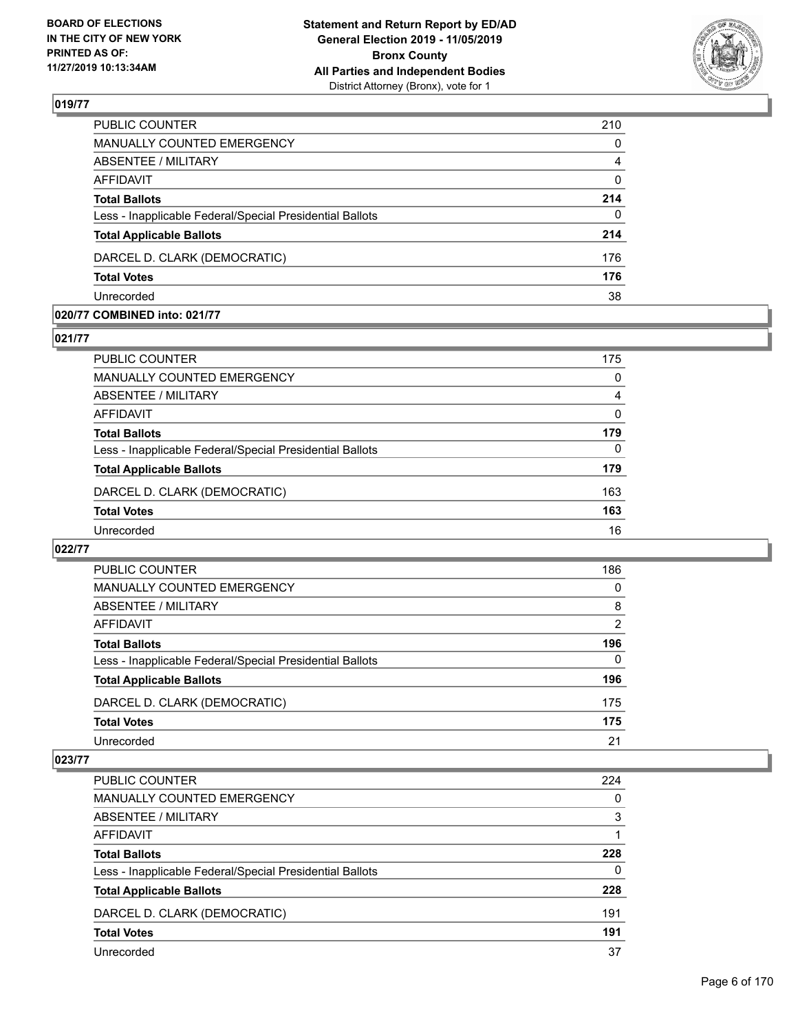**019/77**

| | |
|---|---|
| PUBLIC COUNTER | 210 |
| MANUALLY COUNTED EMERGENCY | 0 |
| ABSENTEE / MILITARY | 4 |
| AFFIDAVIT | 0 |
| **Total Ballots** | **214** |
| Less - Inapplicable Federal/Special Presidential Ballots | 0 |
| **Total Applicable Ballots** | **214** |
| DARCEL D. CLARK (DEMOCRATIC) | 176 |
| **Total Votes** | **176** |
| Unrecorded | 38 |

**020/77 COMBINED into: 021/77**

**021/77**

| | |
|---|---|
| PUBLIC COUNTER | 175 |
| MANUALLY COUNTED EMERGENCY | 0 |
| ABSENTEE / MILITARY | 4 |
| AFFIDAVIT | 0 |
| **Total Ballots** | **179** |
| Less - Inapplicable Federal/Special Presidential Ballots | 0 |
| **Total Applicable Ballots** | **179** |
| DARCEL D. CLARK (DEMOCRATIC) | 163 |
| **Total Votes** | **163** |
| Unrecorded | 16 |

**022/77**

| | |
|---|---|
| PUBLIC COUNTER | 186 |
| MANUALLY COUNTED EMERGENCY | 0 |
| ABSENTEE / MILITARY | 8 |
| AFFIDAVIT | 2 |
| **Total Ballots** | **196** |
| Less - Inapplicable Federal/Special Presidential Ballots | 0 |
| **Total Applicable Ballots** | **196** |
| DARCEL D. CLARK (DEMOCRATIC) | 175 |
| **Total Votes** | **175** |
| Unrecorded | 21 |

**023/77**

| | |
|---|---|
| PUBLIC COUNTER | 224 |
| MANUALLY COUNTED EMERGENCY | 0 |
| ABSENTEE / MILITARY | 3 |
| AFFIDAVIT | 1 |
| **Total Ballots** | **228** |
| Less - Inapplicable Federal/Special Presidential Ballots | 0 |
| **Total Applicable Ballots** | **228** |
| DARCEL D. CLARK (DEMOCRATIC) | 191 |
| **Total Votes** | **191** |
| Unrecorded | 37 |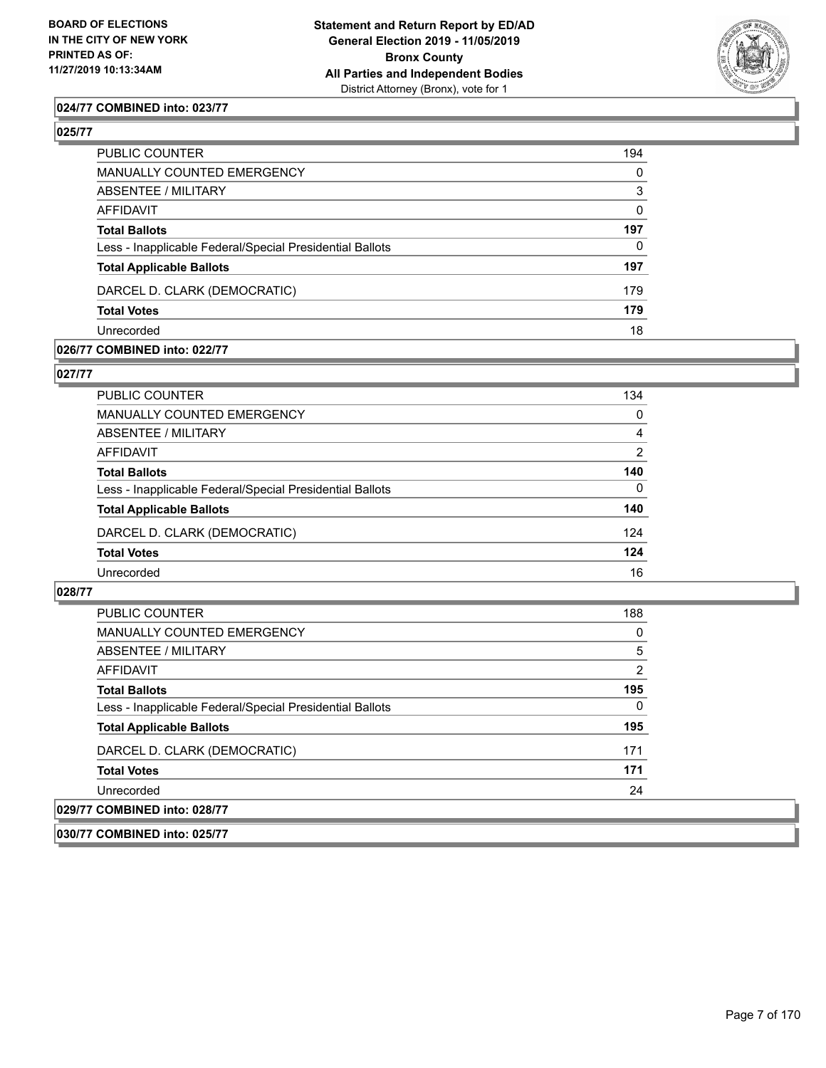**024/77 COMBINED into: 023/77**

**025/77**

| | |
|---|---|
| PUBLIC COUNTER | 194 |
| MANUALLY COUNTED EMERGENCY | 0 |
| ABSENTEE / MILITARY | 3 |
| AFFIDAVIT | 0 |
| **Total Ballots** | **197** |
| Less - Inapplicable Federal/Special Presidential Ballots | 0 |
| **Total Applicable Ballots** | **197** |
| DARCEL D. CLARK (DEMOCRATIC) | 179 |
| **Total Votes** | **179** |
| Unrecorded | 18 |

**026/77 COMBINED into: 022/77**

**027/77**

| | |
|---|---|
| PUBLIC COUNTER | 134 |
| MANUALLY COUNTED EMERGENCY | 0 |
| ABSENTEE / MILITARY | 4 |
| AFFIDAVIT | 2 |
| **Total Ballots** | **140** |
| Less - Inapplicable Federal/Special Presidential Ballots | 0 |
| **Total Applicable Ballots** | **140** |
| DARCEL D. CLARK (DEMOCRATIC) | 124 |
| **Total Votes** | **124** |
| Unrecorded | 16 |

**028/77**

| | |
|---|---|
| PUBLIC COUNTER | 188 |
| MANUALLY COUNTED EMERGENCY | 0 |
| ABSENTEE / MILITARY | 5 |
| AFFIDAVIT | 2 |
| **Total Ballots** | **195** |
| Less - Inapplicable Federal/Special Presidential Ballots | 0 |
| **Total Applicable Ballots** | **195** |
| DARCEL D. CLARK (DEMOCRATIC) | 171 |
| **Total Votes** | **171** |
| Unrecorded | 24 |

**029/77 COMBINED into: 028/77**

**030/77 COMBINED into: 025/77**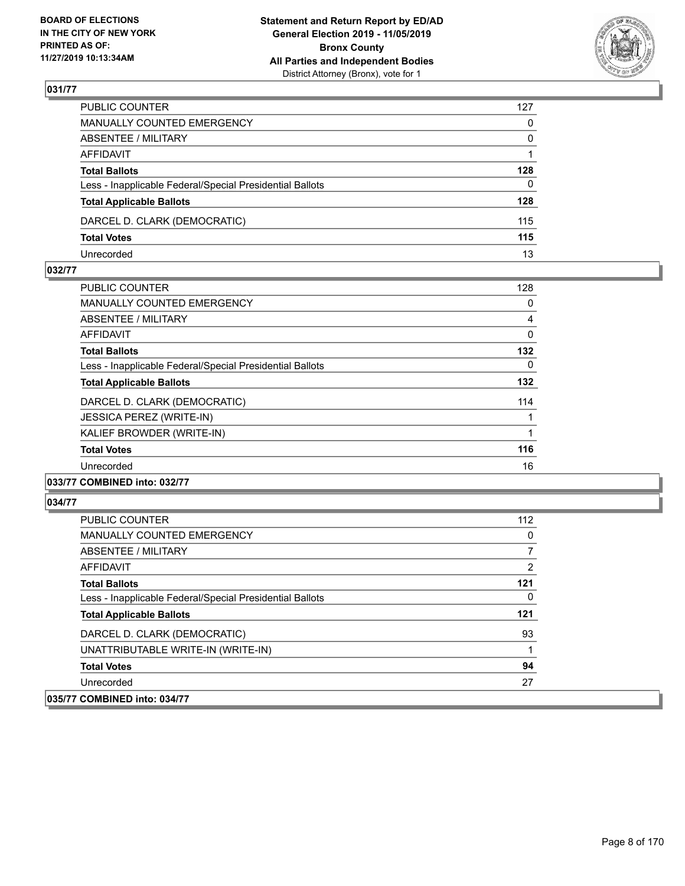### 031/77

| | |
|---|---|
| PUBLIC COUNTER | 127 |
| MANUALLY COUNTED EMERGENCY | 0 |
| ABSENTEE / MILITARY | 0 |
| AFFIDAVIT | 1 |
| **Total Ballots** | **128** |
| Less - Inapplicable Federal/Special Presidential Ballots | 0 |
| **Total Applicable Ballots** | **128** |
| DARCEL D. CLARK (DEMOCRATIC) | 115 |
| **Total Votes** | **115** |
| Unrecorded | 13 |

### 032/77

| | |
|---|---|
| PUBLIC COUNTER | 128 |
| MANUALLY COUNTED EMERGENCY | 0 |
| ABSENTEE / MILITARY | 4 |
| AFFIDAVIT | 0 |
| **Total Ballots** | **132** |
| Less - Inapplicable Federal/Special Presidential Ballots | 0 |
| **Total Applicable Ballots** | **132** |
| DARCEL D. CLARK (DEMOCRATIC) | 114 |
| JESSICA PEREZ (WRITE-IN) | 1 |
| KALIEF BROWDER (WRITE-IN) | 1 |
| **Total Votes** | **116** |
| Unrecorded | 16 |

### 033/77 COMBINED into: 032/77

### 034/77

| | |
|---|---|
| PUBLIC COUNTER | 112 |
| MANUALLY COUNTED EMERGENCY | 0 |
| ABSENTEE / MILITARY | 7 |
| AFFIDAVIT | 2 |
| **Total Ballots** | **121** |
| Less - Inapplicable Federal/Special Presidential Ballots | 0 |
| **Total Applicable Ballots** | **121** |
| DARCEL D. CLARK (DEMOCRATIC) | 93 |
| UNATTRIBUTABLE WRITE-IN (WRITE-IN) | 1 |
| **Total Votes** | **94** |
| Unrecorded | 27 |

### 035/77 COMBINED into: 034/77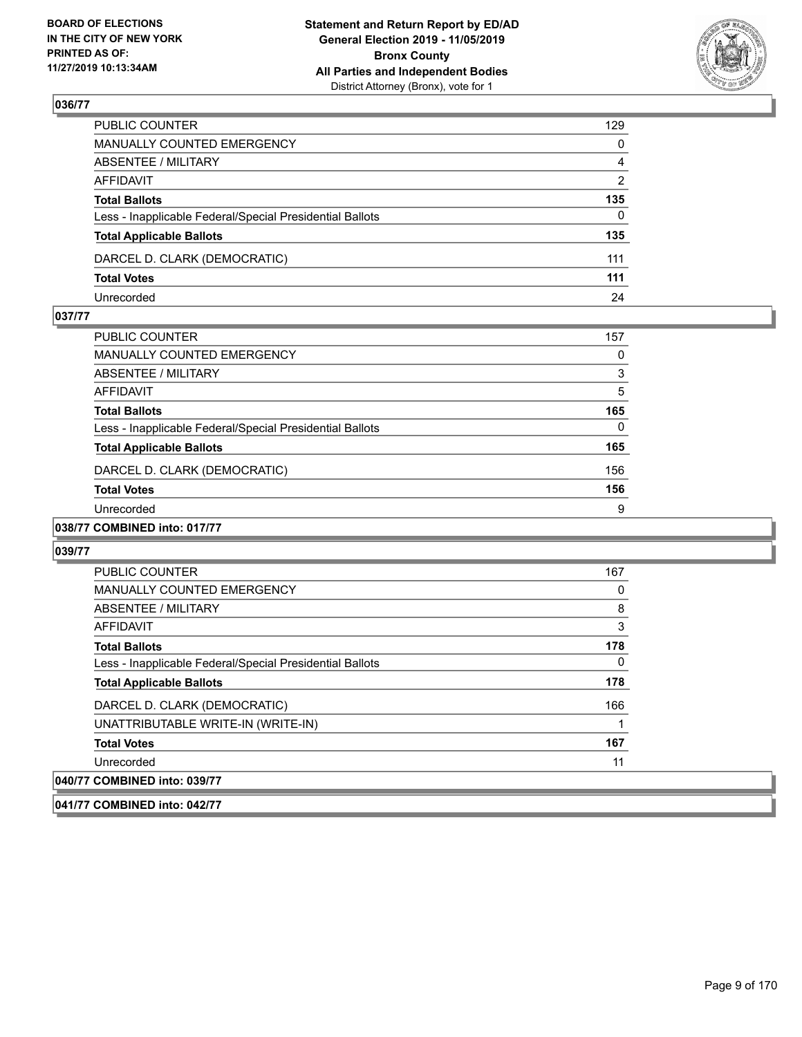### 036/77

| | |
|---|---|
| PUBLIC COUNTER | 129 |
| MANUALLY COUNTED EMERGENCY | 0 |
| ABSENTEE / MILITARY | 4 |
| AFFIDAVIT | 2 |
| **Total Ballots** | **135** |
| Less - Inapplicable Federal/Special Presidential Ballots | 0 |
| **Total Applicable Ballots** | **135** |
| DARCEL D. CLARK (DEMOCRATIC) | 111 |
| **Total Votes** | **111** |
| Unrecorded | 24 |

### 037/77

| | |
|---|---|
| PUBLIC COUNTER | 157 |
| MANUALLY COUNTED EMERGENCY | 0 |
| ABSENTEE / MILITARY | 3 |
| AFFIDAVIT | 5 |
| **Total Ballots** | **165** |
| Less - Inapplicable Federal/Special Presidential Ballots | 0 |
| **Total Applicable Ballots** | **165** |
| DARCEL D. CLARK (DEMOCRATIC) | 156 |
| **Total Votes** | **156** |
| Unrecorded | 9 |

### 038/77 COMBINED into: 017/77

### 039/77

| | |
|---|---|
| PUBLIC COUNTER | 167 |
| MANUALLY COUNTED EMERGENCY | 0 |
| ABSENTEE / MILITARY | 8 |
| AFFIDAVIT | 3 |
| **Total Ballots** | **178** |
| Less - Inapplicable Federal/Special Presidential Ballots | 0 |
| **Total Applicable Ballots** | **178** |
| DARCEL D. CLARK (DEMOCRATIC) | 166 |
| UNATTRIBUTABLE WRITE-IN (WRITE-IN) | 1 |
| **Total Votes** | **167** |
| Unrecorded | 11 |

### 040/77 COMBINED into: 039/77

### 041/77 COMBINED into: 042/77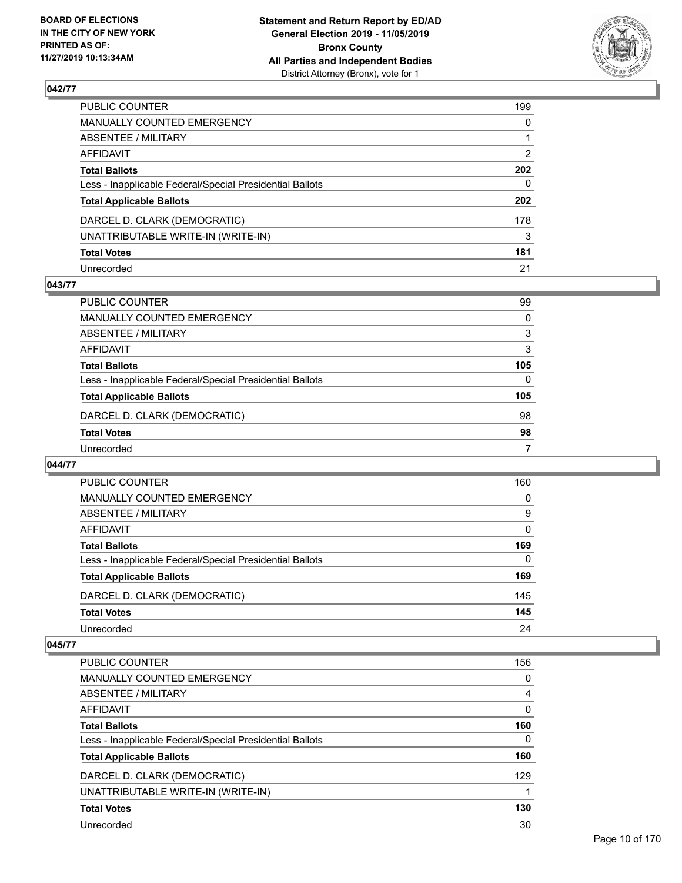## 042/77

| | |
|---|---|
| PUBLIC COUNTER | 199 |
| MANUALLY COUNTED EMERGENCY | 0 |
| ABSENTEE / MILITARY | 1 |
| AFFIDAVIT | 2 |
| **Total Ballots** | **202** |
| Less - Inapplicable Federal/Special Presidential Ballots | 0 |
| **Total Applicable Ballots** | **202** |
| DARCEL D. CLARK (DEMOCRATIC) | 178 |
| UNATTRIBUTABLE WRITE-IN (WRITE-IN) | 3 |
| **Total Votes** | **181** |
| Unrecorded | 21 |

## 043/77

| | |
|---|---|
| PUBLIC COUNTER | 99 |
| MANUALLY COUNTED EMERGENCY | 0 |
| ABSENTEE / MILITARY | 3 |
| AFFIDAVIT | 3 |
| **Total Ballots** | **105** |
| Less - Inapplicable Federal/Special Presidential Ballots | 0 |
| **Total Applicable Ballots** | **105** |
| DARCEL D. CLARK (DEMOCRATIC) | 98 |
| **Total Votes** | **98** |
| Unrecorded | 7 |

## 044/77

| | |
|---|---|
| PUBLIC COUNTER | 160 |
| MANUALLY COUNTED EMERGENCY | 0 |
| ABSENTEE / MILITARY | 9 |
| AFFIDAVIT | 0 |
| **Total Ballots** | **169** |
| Less - Inapplicable Federal/Special Presidential Ballots | 0 |
| **Total Applicable Ballots** | **169** |
| DARCEL D. CLARK (DEMOCRATIC) | 145 |
| **Total Votes** | **145** |
| Unrecorded | 24 |

## 045/77

| | |
|---|---|
| PUBLIC COUNTER | 156 |
| MANUALLY COUNTED EMERGENCY | 0 |
| ABSENTEE / MILITARY | 4 |
| AFFIDAVIT | 0 |
| **Total Ballots** | **160** |
| Less - Inapplicable Federal/Special Presidential Ballots | 0 |
| **Total Applicable Ballots** | **160** |
| DARCEL D. CLARK (DEMOCRATIC) | 129 |
| UNATTRIBUTABLE WRITE-IN (WRITE-IN) | 1 |
| **Total Votes** | **130** |
| Unrecorded | 30 |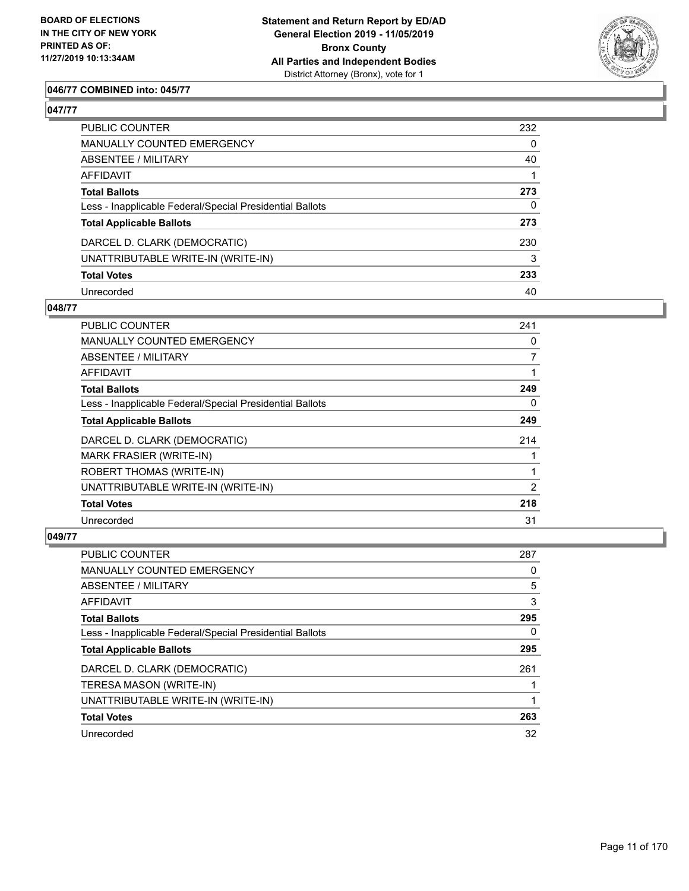**BOARD OF ELECTIONS IN THE CITY OF NEW YORK PRINTED AS OF: 11/27/2019 10:13:34AM**

**Statement and Return Report by ED/AD General Election 2019 - 11/05/2019 Bronx County All Parties and Independent Bodies**
District Attorney (Bronx), vote for 1

### 046/77 COMBINED into: 045/77

### 047/77

| | |
|---|---|
| PUBLIC COUNTER | 232 |
| MANUALLY COUNTED EMERGENCY | 0 |
| ABSENTEE / MILITARY | 40 |
| AFFIDAVIT | 1 |
| **Total Ballots** | **273** |
| Less - Inapplicable Federal/Special Presidential Ballots | 0 |
| **Total Applicable Ballots** | **273** |
| DARCEL D. CLARK (DEMOCRATIC) | 230 |
| UNATTRIBUTABLE WRITE-IN (WRITE-IN) | 3 |
| **Total Votes** | **233** |
| Unrecorded | 40 |

### 048/77

| | |
|---|---|
| PUBLIC COUNTER | 241 |
| MANUALLY COUNTED EMERGENCY | 0 |
| ABSENTEE / MILITARY | 7 |
| AFFIDAVIT | 1 |
| **Total Ballots** | **249** |
| Less - Inapplicable Federal/Special Presidential Ballots | 0 |
| **Total Applicable Ballots** | **249** |
| DARCEL D. CLARK (DEMOCRATIC) | 214 |
| MARK FRASIER (WRITE-IN) | 1 |
| ROBERT THOMAS (WRITE-IN) | 1 |
| UNATTRIBUTABLE WRITE-IN (WRITE-IN) | 2 |
| **Total Votes** | **218** |
| Unrecorded | 31 |

### 049/77

| | |
|---|---|
| PUBLIC COUNTER | 287 |
| MANUALLY COUNTED EMERGENCY | 0 |
| ABSENTEE / MILITARY | 5 |
| AFFIDAVIT | 3 |
| **Total Ballots** | **295** |
| Less - Inapplicable Federal/Special Presidential Ballots | 0 |
| **Total Applicable Ballots** | **295** |
| DARCEL D. CLARK (DEMOCRATIC) | 261 |
| TERESA MASON (WRITE-IN) | 1 |
| UNATTRIBUTABLE WRITE-IN (WRITE-IN) | 1 |
| **Total Votes** | **263** |
| Unrecorded | 32 |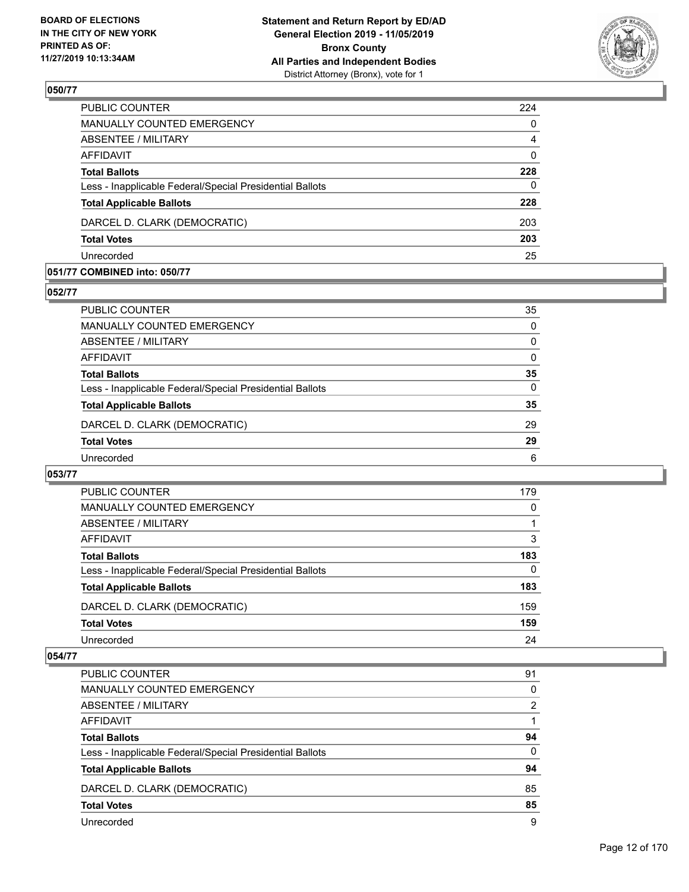### 050/77

| | |
|---|---|
| PUBLIC COUNTER | 224 |
| MANUALLY COUNTED EMERGENCY | 0 |
| ABSENTEE / MILITARY | 4 |
| AFFIDAVIT | 0 |
| **Total Ballots** | **228** |
| Less - Inapplicable Federal/Special Presidential Ballots | 0 |
| **Total Applicable Ballots** | **228** |
| DARCEL D. CLARK (DEMOCRATIC) | 203 |
| **Total Votes** | **203** |
| Unrecorded | 25 |

### 051/77 COMBINED into: 050/77

### 052/77

| | |
|---|---|
| PUBLIC COUNTER | 35 |
| MANUALLY COUNTED EMERGENCY | 0 |
| ABSENTEE / MILITARY | 0 |
| AFFIDAVIT | 0 |
| **Total Ballots** | **35** |
| Less - Inapplicable Federal/Special Presidential Ballots | 0 |
| **Total Applicable Ballots** | **35** |
| DARCEL D. CLARK (DEMOCRATIC) | 29 |
| **Total Votes** | **29** |
| Unrecorded | 6 |

### 053/77

| | |
|---|---|
| PUBLIC COUNTER | 179 |
| MANUALLY COUNTED EMERGENCY | 0 |
| ABSENTEE / MILITARY | 1 |
| AFFIDAVIT | 3 |
| **Total Ballots** | **183** |
| Less - Inapplicable Federal/Special Presidential Ballots | 0 |
| **Total Applicable Ballots** | **183** |
| DARCEL D. CLARK (DEMOCRATIC) | 159 |
| **Total Votes** | **159** |
| Unrecorded | 24 |

### 054/77

| | |
|---|---|
| PUBLIC COUNTER | 91 |
| MANUALLY COUNTED EMERGENCY | 0 |
| ABSENTEE / MILITARY | 2 |
| AFFIDAVIT | 1 |
| **Total Ballots** | **94** |
| Less - Inapplicable Federal/Special Presidential Ballots | 0 |
| **Total Applicable Ballots** | **94** |
| DARCEL D. CLARK (DEMOCRATIC) | 85 |
| **Total Votes** | **85** |
| Unrecorded | 9 |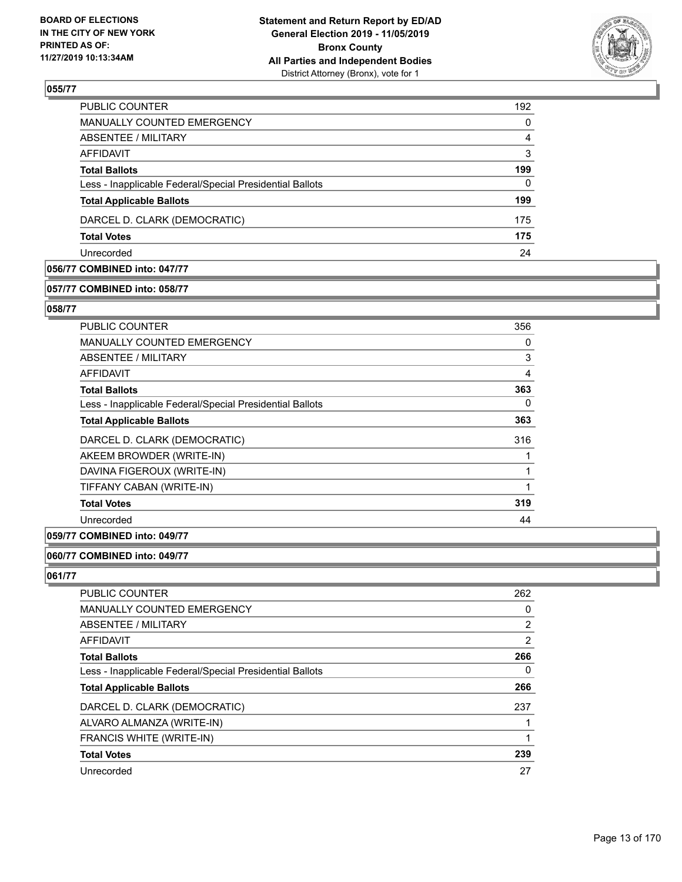**055/77**

| | |
|---|---|
| PUBLIC COUNTER | 192 |
| MANUALLY COUNTED EMERGENCY | 0 |
| ABSENTEE / MILITARY | 4 |
| AFFIDAVIT | 3 |
| **Total Ballots** | **199** |
| Less - Inapplicable Federal/Special Presidential Ballots | 0 |
| **Total Applicable Ballots** | **199** |
| DARCEL D. CLARK (DEMOCRATIC) | 175 |
| **Total Votes** | **175** |
| Unrecorded | 24 |

**056/77 COMBINED into: 047/77**

**057/77 COMBINED into: 058/77**

**058/77**

| | |
|---|---|
| PUBLIC COUNTER | 356 |
| MANUALLY COUNTED EMERGENCY | 0 |
| ABSENTEE / MILITARY | 3 |
| AFFIDAVIT | 4 |
| **Total Ballots** | **363** |
| Less - Inapplicable Federal/Special Presidential Ballots | 0 |
| **Total Applicable Ballots** | **363** |
| DARCEL D. CLARK (DEMOCRATIC) | 316 |
| AKEEM BROWDER (WRITE-IN) | 1 |
| DAVINA FIGEROUX (WRITE-IN) | 1 |
| TIFFANY CABAN (WRITE-IN) | 1 |
| **Total Votes** | **319** |
| Unrecorded | 44 |

**059/77 COMBINED into: 049/77**

**060/77 COMBINED into: 049/77**

**061/77**

| | |
|---|---|
| PUBLIC COUNTER | 262 |
| MANUALLY COUNTED EMERGENCY | 0 |
| ABSENTEE / MILITARY | 2 |
| AFFIDAVIT | 2 |
| **Total Ballots** | **266** |
| Less - Inapplicable Federal/Special Presidential Ballots | 0 |
| **Total Applicable Ballots** | **266** |
| DARCEL D. CLARK (DEMOCRATIC) | 237 |
| ALVARO ALMANZA (WRITE-IN) | 1 |
| FRANCIS WHITE (WRITE-IN) | 1 |
| **Total Votes** | **239** |
| Unrecorded | 27 |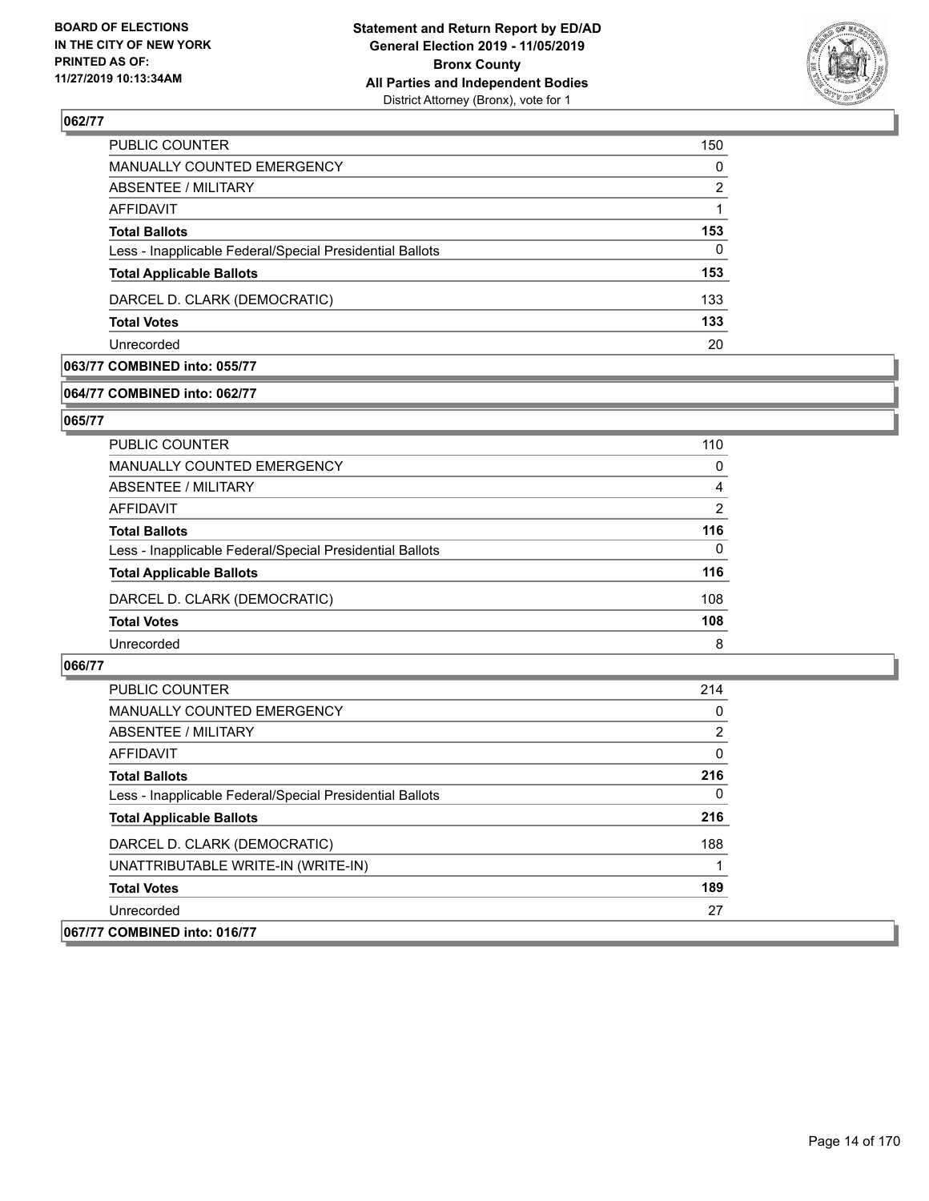## 062/77

| | |
|---|---|
| PUBLIC COUNTER | 150 |
| MANUALLY COUNTED EMERGENCY | 0 |
| ABSENTEE / MILITARY | 2 |
| AFFIDAVIT | 1 |
| **Total Ballots** | **153** |
| Less - Inapplicable Federal/Special Presidential Ballots | 0 |
| **Total Applicable Ballots** | **153** |
| DARCEL D. CLARK (DEMOCRATIC) | 133 |
| **Total Votes** | **133** |
| Unrecorded | 20 |

## 063/77 COMBINED into: 055/77

## 064/77 COMBINED into: 062/77

## 065/77

| | |
|---|---|
| PUBLIC COUNTER | 110 |
| MANUALLY COUNTED EMERGENCY | 0 |
| ABSENTEE / MILITARY | 4 |
| AFFIDAVIT | 2 |
| **Total Ballots** | **116** |
| Less - Inapplicable Federal/Special Presidential Ballots | 0 |
| **Total Applicable Ballots** | **116** |
| DARCEL D. CLARK (DEMOCRATIC) | 108 |
| **Total Votes** | **108** |
| Unrecorded | 8 |

## 066/77

| | |
|---|---|
| PUBLIC COUNTER | 214 |
| MANUALLY COUNTED EMERGENCY | 0 |
| ABSENTEE / MILITARY | 2 |
| AFFIDAVIT | 0 |
| **Total Ballots** | **216** |
| Less - Inapplicable Federal/Special Presidential Ballots | 0 |
| **Total Applicable Ballots** | **216** |
| DARCEL D. CLARK (DEMOCRATIC) | 188 |
| UNATTRIBUTABLE WRITE-IN (WRITE-IN) | 1 |
| **Total Votes** | **189** |
| Unrecorded | 27 |

## 067/77 COMBINED into: 016/77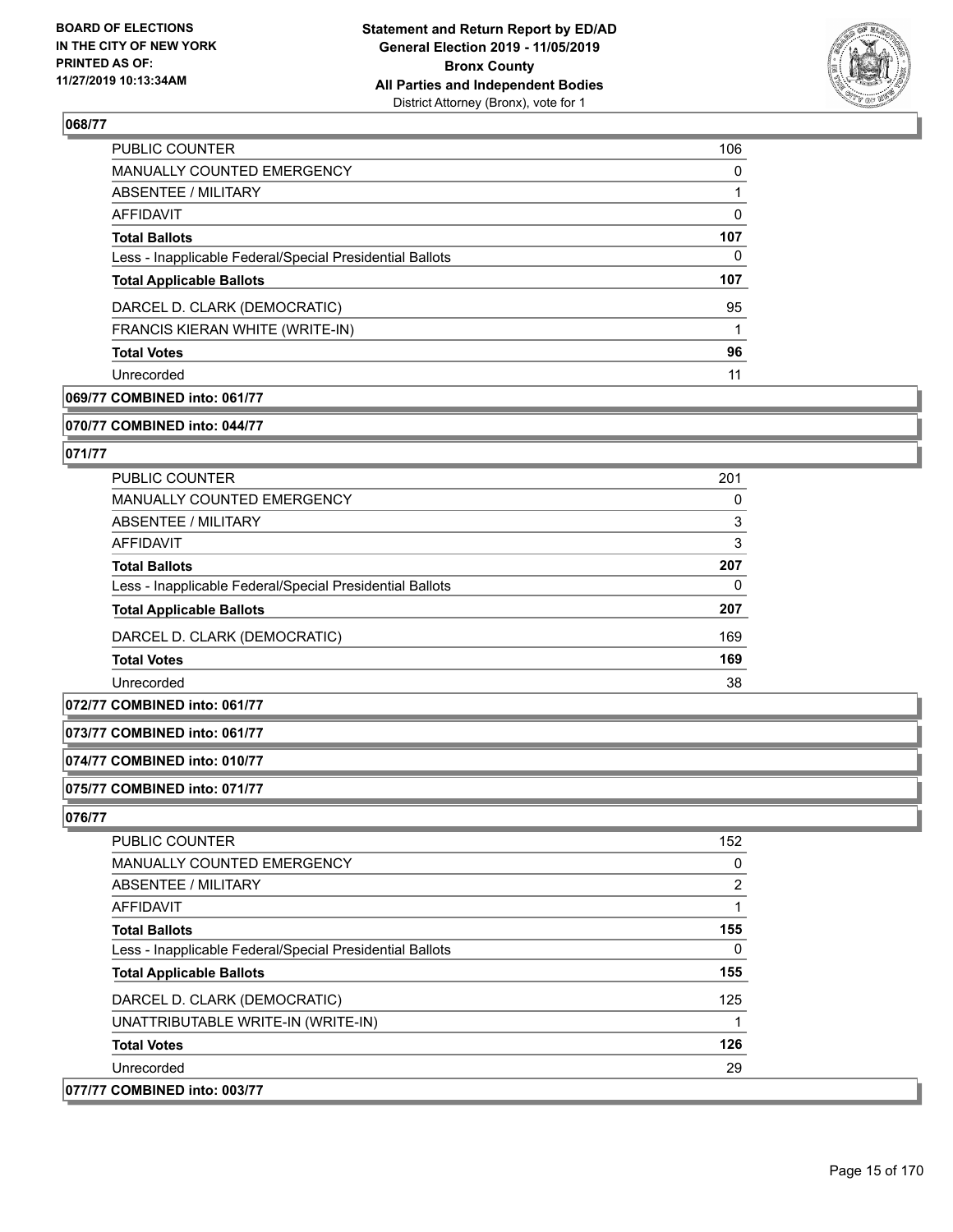**068/77**

| | |
|---|---|
| PUBLIC COUNTER | 106 |
| MANUALLY COUNTED EMERGENCY | 0 |
| ABSENTEE / MILITARY | 1 |
| AFFIDAVIT | 0 |
| **Total Ballots** | **107** |
| Less - Inapplicable Federal/Special Presidential Ballots | 0 |
| **Total Applicable Ballots** | **107** |
| DARCEL D. CLARK (DEMOCRATIC) | 95 |
| FRANCIS KIERAN WHITE (WRITE-IN) | 1 |
| **Total Votes** | **96** |
| Unrecorded | 11 |

**069/77 COMBINED into: 061/77**

**070/77 COMBINED into: 044/77**

**071/77**

| | |
|---|---|
| PUBLIC COUNTER | 201 |
| MANUALLY COUNTED EMERGENCY | 0 |
| ABSENTEE / MILITARY | 3 |
| AFFIDAVIT | 3 |
| **Total Ballots** | **207** |
| Less - Inapplicable Federal/Special Presidential Ballots | 0 |
| **Total Applicable Ballots** | **207** |
| DARCEL D. CLARK (DEMOCRATIC) | 169 |
| **Total Votes** | **169** |
| Unrecorded | 38 |

**072/77 COMBINED into: 061/77**

**073/77 COMBINED into: 061/77**

**074/77 COMBINED into: 010/77**

**075/77 COMBINED into: 071/77**

**076/77**

| | |
|---|---|
| PUBLIC COUNTER | 152 |
| MANUALLY COUNTED EMERGENCY | 0 |
| ABSENTEE / MILITARY | 2 |
| AFFIDAVIT | 1 |
| **Total Ballots** | **155** |
| Less - Inapplicable Federal/Special Presidential Ballots | 0 |
| **Total Applicable Ballots** | **155** |
| DARCEL D. CLARK (DEMOCRATIC) | 125 |
| UNATTRIBUTABLE WRITE-IN (WRITE-IN) | 1 |
| **Total Votes** | **126** |
| Unrecorded | 29 |

**077/77 COMBINED into: 003/77**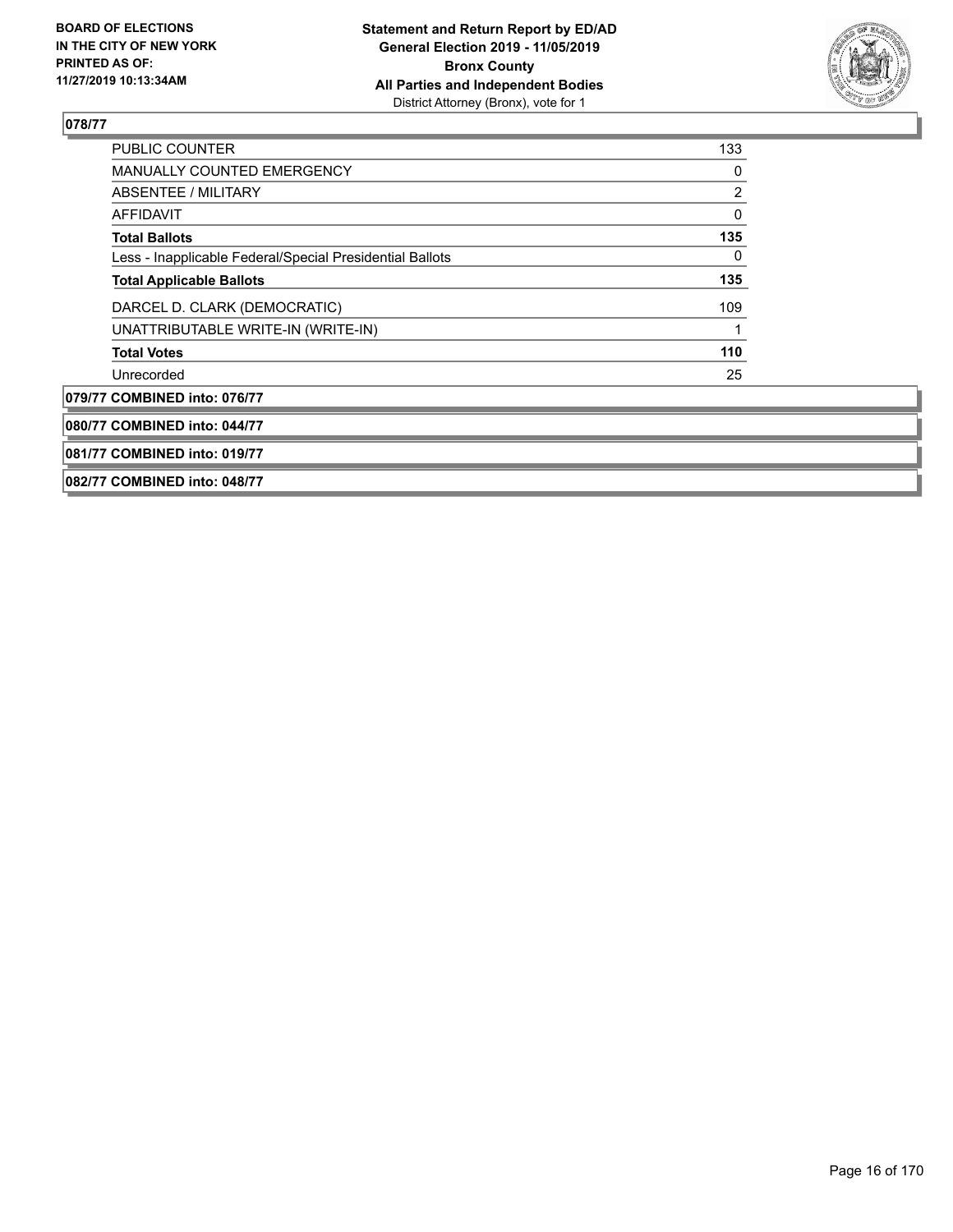## 078/77

| | |
|---|---|
| PUBLIC COUNTER | 133 |
| MANUALLY COUNTED EMERGENCY | 0 |
| ABSENTEE / MILITARY | 2 |
| AFFIDAVIT | 0 |
| **Total Ballots** | **135** |
| Less - Inapplicable Federal/Special Presidential Ballots | 0 |
| **Total Applicable Ballots** | **135** |
| DARCEL D. CLARK (DEMOCRATIC) | 109 |
| UNATTRIBUTABLE WRITE-IN (WRITE-IN) | 1 |
| **Total Votes** | **110** |
| Unrecorded | 25 |

## 079/77 COMBINED into: 076/77

## 080/77 COMBINED into: 044/77

## 081/77 COMBINED into: 019/77

## 082/77 COMBINED into: 048/77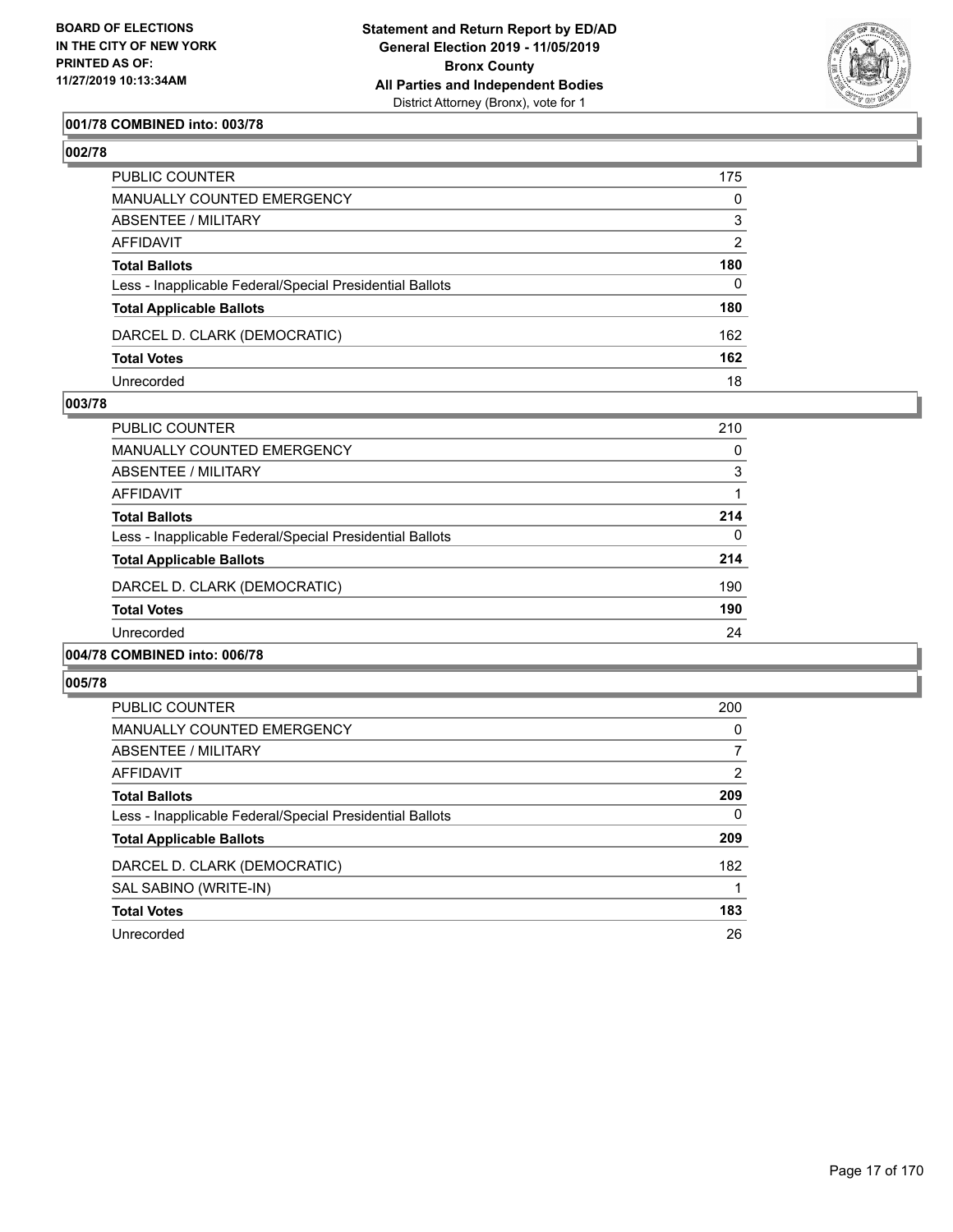BOARD OF ELECTIONS
IN THE CITY OF NEW YORK
PRINTED AS OF:
11/27/2019 10:13:34AM

**Statement and Return Report by ED/AD**
**General Election 2019 - 11/05/2019**
**Bronx County**
**All Parties and Independent Bodies**
District Attorney (Bronx), vote for 1

### 001/78 COMBINED into: 003/78

### 002/78

| | |
|---|---|
| PUBLIC COUNTER | 175 |
| MANUALLY COUNTED EMERGENCY | 0 |
| ABSENTEE / MILITARY | 3 |
| AFFIDAVIT | 2 |
| **Total Ballots** | **180** |
| Less - Inapplicable Federal/Special Presidential Ballots | 0 |
| **Total Applicable Ballots** | **180** |
| DARCEL D. CLARK (DEMOCRATIC) | 162 |
| **Total Votes** | **162** |
| Unrecorded | 18 |

### 003/78

| | |
|---|---|
| PUBLIC COUNTER | 210 |
| MANUALLY COUNTED EMERGENCY | 0 |
| ABSENTEE / MILITARY | 3 |
| AFFIDAVIT | 1 |
| **Total Ballots** | **214** |
| Less - Inapplicable Federal/Special Presidential Ballots | 0 |
| **Total Applicable Ballots** | **214** |
| DARCEL D. CLARK (DEMOCRATIC) | 190 |
| **Total Votes** | **190** |
| Unrecorded | 24 |

### 004/78 COMBINED into: 006/78

### 005/78

| | |
|---|---|
| PUBLIC COUNTER | 200 |
| MANUALLY COUNTED EMERGENCY | 0 |
| ABSENTEE / MILITARY | 7 |
| AFFIDAVIT | 2 |
| **Total Ballots** | **209** |
| Less - Inapplicable Federal/Special Presidential Ballots | 0 |
| **Total Applicable Ballots** | **209** |
| DARCEL D. CLARK (DEMOCRATIC) | 182 |
| SAL SABINO (WRITE-IN) | 1 |
| **Total Votes** | **183** |
| Unrecorded | 26 |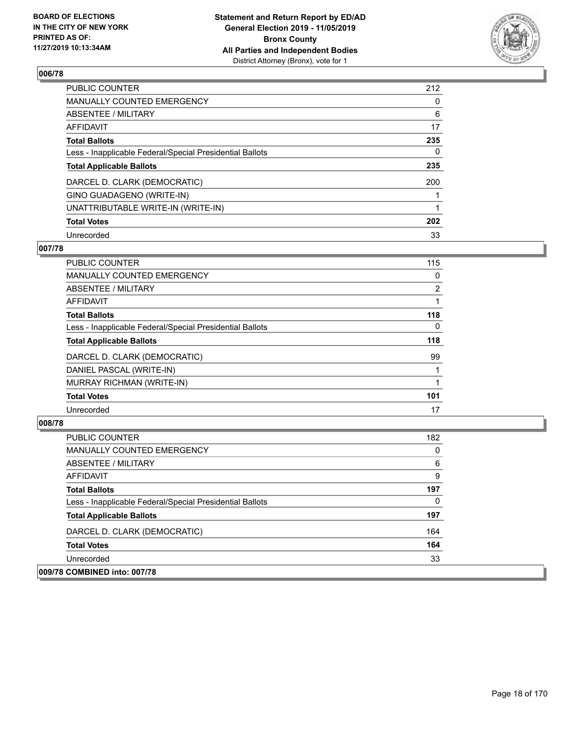**BOARD OF ELECTIONS IN THE CITY OF NEW YORK PRINTED AS OF: 11/27/2019 10:13:34AM**

**Statement and Return Report by ED/AD General Election 2019 - 11/05/2019 Bronx County All Parties and Independent Bodies**
District Attorney (Bronx), vote for 1

## 006/78

| | |
|---|---|
| PUBLIC COUNTER | 212 |
| MANUALLY COUNTED EMERGENCY | 0 |
| ABSENTEE / MILITARY | 6 |
| AFFIDAVIT | 17 |
| **Total Ballots** | **235** |
| Less - Inapplicable Federal/Special Presidential Ballots | 0 |
| **Total Applicable Ballots** | **235** |
| DARCEL D. CLARK (DEMOCRATIC) | 200 |
| GINO GUADAGENO (WRITE-IN) | 1 |
| UNATTRIBUTABLE WRITE-IN (WRITE-IN) | 1 |
| **Total Votes** | **202** |
| Unrecorded | 33 |

## 007/78

| | |
|---|---|
| PUBLIC COUNTER | 115 |
| MANUALLY COUNTED EMERGENCY | 0 |
| ABSENTEE / MILITARY | 2 |
| AFFIDAVIT | 1 |
| **Total Ballots** | **118** |
| Less - Inapplicable Federal/Special Presidential Ballots | 0 |
| **Total Applicable Ballots** | **118** |
| DARCEL D. CLARK (DEMOCRATIC) | 99 |
| DANIEL PASCAL (WRITE-IN) | 1 |
| MURRAY RICHMAN (WRITE-IN) | 1 |
| **Total Votes** | **101** |
| Unrecorded | 17 |

## 008/78

| | |
|---|---|
| PUBLIC COUNTER | 182 |
| MANUALLY COUNTED EMERGENCY | 0 |
| ABSENTEE / MILITARY | 6 |
| AFFIDAVIT | 9 |
| **Total Ballots** | **197** |
| Less - Inapplicable Federal/Special Presidential Ballots | 0 |
| **Total Applicable Ballots** | **197** |
| DARCEL D. CLARK (DEMOCRATIC) | 164 |
| **Total Votes** | **164** |
| Unrecorded | 33 |

## 009/78 COMBINED into: 007/78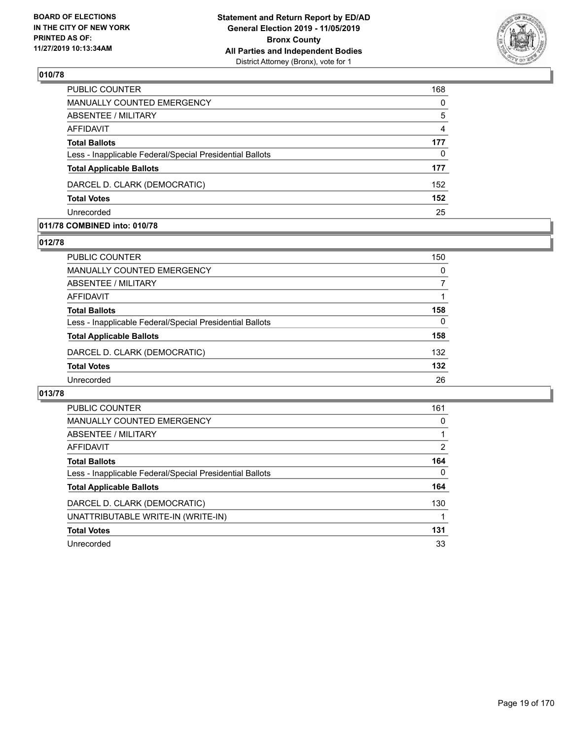### 010/78

| | |
|---|---|
| PUBLIC COUNTER | 168 |
| MANUALLY COUNTED EMERGENCY | 0 |
| ABSENTEE / MILITARY | 5 |
| AFFIDAVIT | 4 |
| **Total Ballots** | **177** |
| Less - Inapplicable Federal/Special Presidential Ballots | 0 |
| **Total Applicable Ballots** | **177** |
| DARCEL D. CLARK (DEMOCRATIC) | 152 |
| **Total Votes** | **152** |
| Unrecorded | 25 |

### 011/78 COMBINED into: 010/78

### 012/78

| | |
|---|---|
| PUBLIC COUNTER | 150 |
| MANUALLY COUNTED EMERGENCY | 0 |
| ABSENTEE / MILITARY | 7 |
| AFFIDAVIT | 1 |
| **Total Ballots** | **158** |
| Less - Inapplicable Federal/Special Presidential Ballots | 0 |
| **Total Applicable Ballots** | **158** |
| DARCEL D. CLARK (DEMOCRATIC) | 132 |
| **Total Votes** | **132** |
| Unrecorded | 26 |

### 013/78

| | |
|---|---|
| PUBLIC COUNTER | 161 |
| MANUALLY COUNTED EMERGENCY | 0 |
| ABSENTEE / MILITARY | 1 |
| AFFIDAVIT | 2 |
| **Total Ballots** | **164** |
| Less - Inapplicable Federal/Special Presidential Ballots | 0 |
| **Total Applicable Ballots** | **164** |
| DARCEL D. CLARK (DEMOCRATIC) | 130 |
| UNATTRIBUTABLE WRITE-IN (WRITE-IN) | 1 |
| **Total Votes** | **131** |
| Unrecorded | 33 |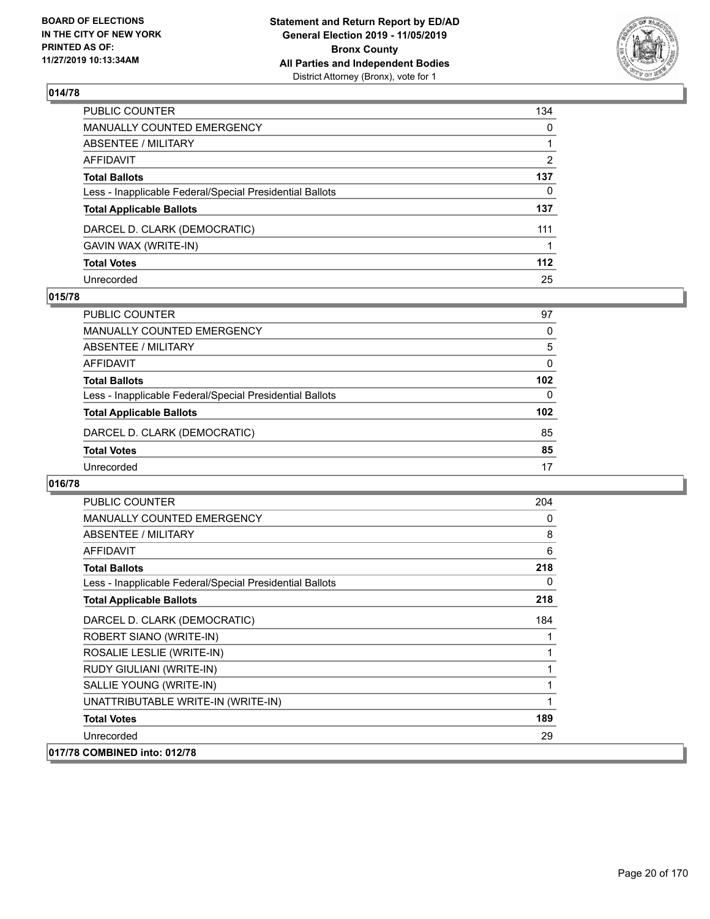## 014/78

| | |
|---|---|
| PUBLIC COUNTER | 134 |
| MANUALLY COUNTED EMERGENCY | 0 |
| ABSENTEE / MILITARY | 1 |
| AFFIDAVIT | 2 |
| **Total Ballots** | **137** |
| Less - Inapplicable Federal/Special Presidential Ballots | 0 |
| **Total Applicable Ballots** | **137** |
| DARCEL D. CLARK (DEMOCRATIC) | 111 |
| GAVIN WAX (WRITE-IN) | 1 |
| **Total Votes** | **112** |
| Unrecorded | 25 |

## 015/78

| | |
|---|---|
| PUBLIC COUNTER | 97 |
| MANUALLY COUNTED EMERGENCY | 0 |
| ABSENTEE / MILITARY | 5 |
| AFFIDAVIT | 0 |
| **Total Ballots** | **102** |
| Less - Inapplicable Federal/Special Presidential Ballots | 0 |
| **Total Applicable Ballots** | **102** |
| DARCEL D. CLARK (DEMOCRATIC) | 85 |
| **Total Votes** | **85** |
| Unrecorded | 17 |

## 016/78

| | |
|---|---|
| PUBLIC COUNTER | 204 |
| MANUALLY COUNTED EMERGENCY | 0 |
| ABSENTEE / MILITARY | 8 |
| AFFIDAVIT | 6 |
| **Total Ballots** | **218** |
| Less - Inapplicable Federal/Special Presidential Ballots | 0 |
| **Total Applicable Ballots** | **218** |
| DARCEL D. CLARK (DEMOCRATIC) | 184 |
| ROBERT SIANO (WRITE-IN) | 1 |
| ROSALIE LESLIE (WRITE-IN) | 1 |
| RUDY GIULIANI (WRITE-IN) | 1 |
| SALLIE YOUNG (WRITE-IN) | 1 |
| UNATTRIBUTABLE WRITE-IN (WRITE-IN) | 1 |
| **Total Votes** | **189** |
| Unrecorded | 29 |

## 017/78 COMBINED into: 012/78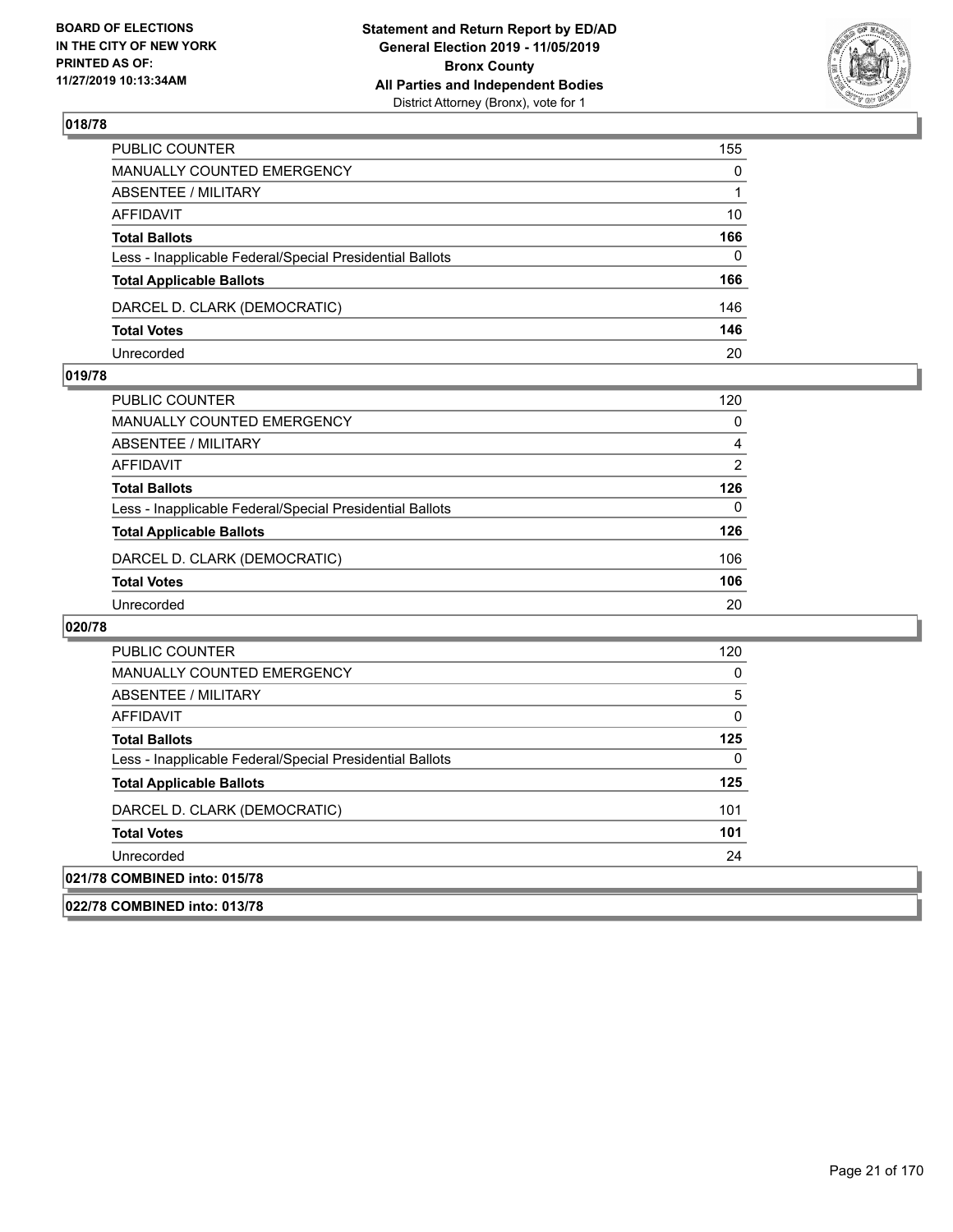## 018/78

| | |
|---|---|
| PUBLIC COUNTER | 155 |
| MANUALLY COUNTED EMERGENCY | 0 |
| ABSENTEE / MILITARY | 1 |
| AFFIDAVIT | 10 |
| **Total Ballots** | **166** |
| Less - Inapplicable Federal/Special Presidential Ballots | 0 |
| **Total Applicable Ballots** | **166** |
| DARCEL D. CLARK (DEMOCRATIC) | 146 |
| **Total Votes** | **146** |
| Unrecorded | 20 |

## 019/78

| | |
|---|---|
| PUBLIC COUNTER | 120 |
| MANUALLY COUNTED EMERGENCY | 0 |
| ABSENTEE / MILITARY | 4 |
| AFFIDAVIT | 2 |
| **Total Ballots** | **126** |
| Less - Inapplicable Federal/Special Presidential Ballots | 0 |
| **Total Applicable Ballots** | **126** |
| DARCEL D. CLARK (DEMOCRATIC) | 106 |
| **Total Votes** | **106** |
| Unrecorded | 20 |

## 020/78

| | |
|---|---|
| PUBLIC COUNTER | 120 |
| MANUALLY COUNTED EMERGENCY | 0 |
| ABSENTEE / MILITARY | 5 |
| AFFIDAVIT | 0 |
| **Total Ballots** | **125** |
| Less - Inapplicable Federal/Special Presidential Ballots | 0 |
| **Total Applicable Ballots** | **125** |
| DARCEL D. CLARK (DEMOCRATIC) | 101 |
| **Total Votes** | **101** |
| Unrecorded | 24 |

## 021/78 COMBINED into: 015/78

## 022/78 COMBINED into: 013/78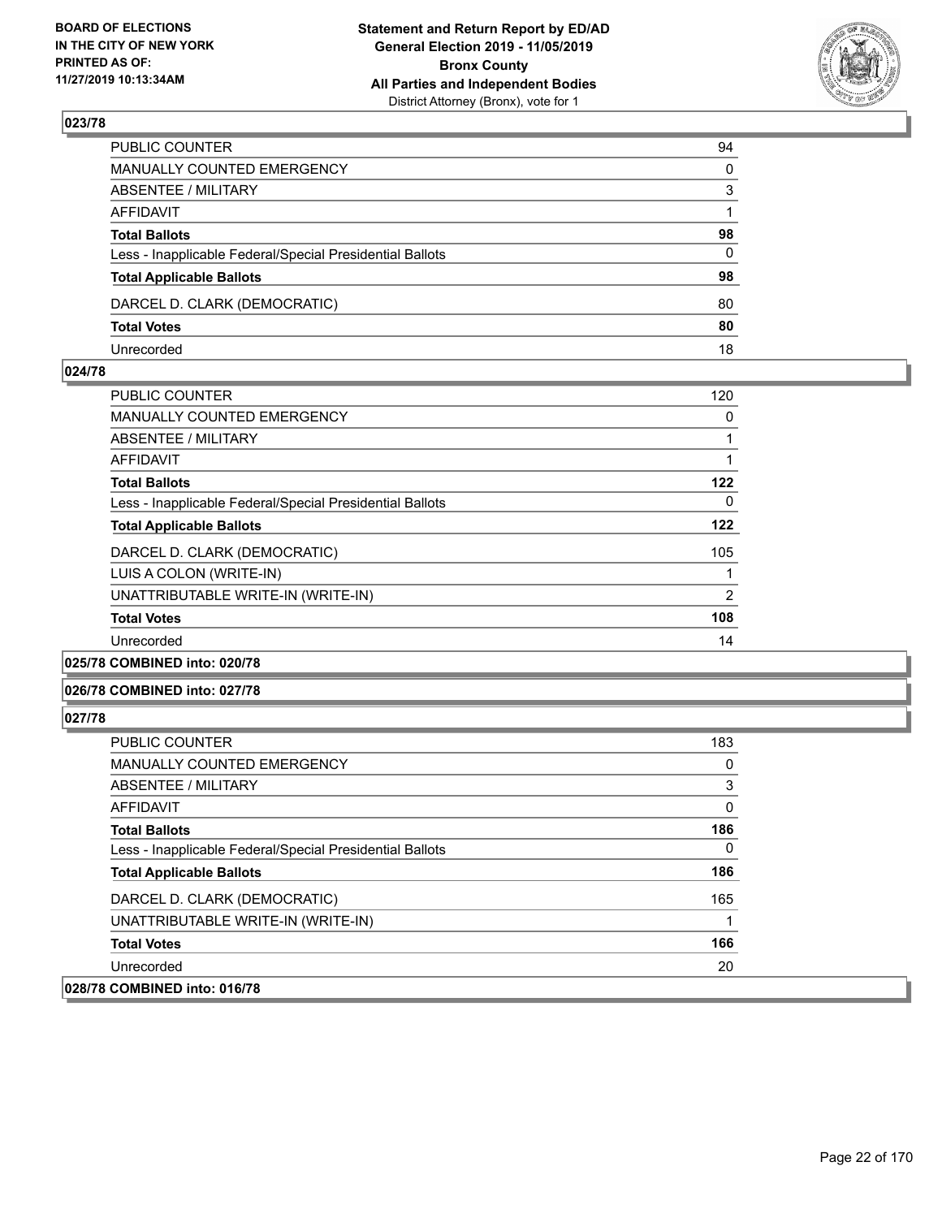**Statement and Return Report by ED/AD**
**General Election 2019 - 11/05/2019**
**Bronx County**
**All Parties and Independent Bodies**
District Attorney (Bronx), vote for 1

BOARD OF ELECTIONS IN THE CITY OF NEW YORK PRINTED AS OF: 11/27/2019 10:13:34AM

## 023/78

| | |
|---|---|
| PUBLIC COUNTER | 94 |
| MANUALLY COUNTED EMERGENCY | 0 |
| ABSENTEE / MILITARY | 3 |
| AFFIDAVIT | 1 |
| **Total Ballots** | **98** |
| Less - Inapplicable Federal/Special Presidential Ballots | 0 |
| **Total Applicable Ballots** | **98** |
| DARCEL D. CLARK (DEMOCRATIC) | 80 |
| **Total Votes** | **80** |
| Unrecorded | 18 |

## 024/78

| | |
|---|---|
| PUBLIC COUNTER | 120 |
| MANUALLY COUNTED EMERGENCY | 0 |
| ABSENTEE / MILITARY | 1 |
| AFFIDAVIT | 1 |
| **Total Ballots** | **122** |
| Less - Inapplicable Federal/Special Presidential Ballots | 0 |
| **Total Applicable Ballots** | **122** |
| DARCEL D. CLARK (DEMOCRATIC) | 105 |
| LUIS A COLON (WRITE-IN) | 1 |
| UNATTRIBUTABLE WRITE-IN (WRITE-IN) | 2 |
| **Total Votes** | **108** |
| Unrecorded | 14 |

## 025/78 COMBINED into: 020/78

## 026/78 COMBINED into: 027/78

## 027/78

| | |
|---|---|
| PUBLIC COUNTER | 183 |
| MANUALLY COUNTED EMERGENCY | 0 |
| ABSENTEE / MILITARY | 3 |
| AFFIDAVIT | 0 |
| **Total Ballots** | **186** |
| Less - Inapplicable Federal/Special Presidential Ballots | 0 |
| **Total Applicable Ballots** | **186** |
| DARCEL D. CLARK (DEMOCRATIC) | 165 |
| UNATTRIBUTABLE WRITE-IN (WRITE-IN) | 1 |
| **Total Votes** | **166** |
| Unrecorded | 20 |

## 028/78 COMBINED into: 016/78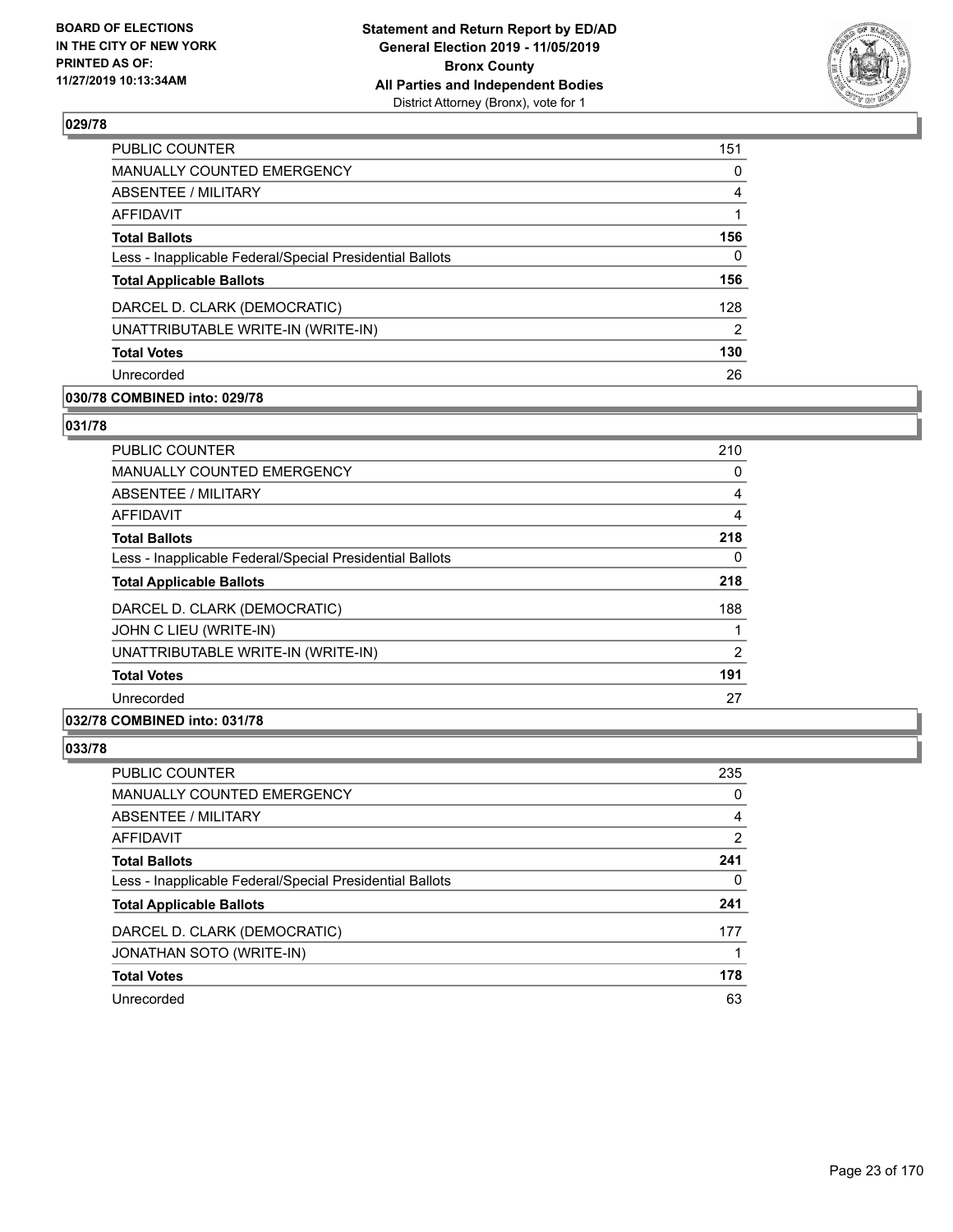**BOARD OF ELECTIONS IN THE CITY OF NEW YORK PRINTED AS OF: 11/27/2019 10:13:34AM**

**Statement and Return Report by ED/AD General Election 2019 - 11/05/2019 Bronx County All Parties and Independent Bodies**
District Attorney (Bronx), vote for 1

### 029/78

| | |
|---|---|
| PUBLIC COUNTER | 151 |
| MANUALLY COUNTED EMERGENCY | 0 |
| ABSENTEE / MILITARY | 4 |
| AFFIDAVIT | 1 |
| **Total Ballots** | **156** |
| Less - Inapplicable Federal/Special Presidential Ballots | 0 |
| **Total Applicable Ballots** | **156** |
| DARCEL D. CLARK (DEMOCRATIC) | 128 |
| UNATTRIBUTABLE WRITE-IN (WRITE-IN) | 2 |
| **Total Votes** | **130** |
| Unrecorded | 26 |

### 030/78 COMBINED into: 029/78

### 031/78

| | |
|---|---|
| PUBLIC COUNTER | 210 |
| MANUALLY COUNTED EMERGENCY | 0 |
| ABSENTEE / MILITARY | 4 |
| AFFIDAVIT | 4 |
| **Total Ballots** | **218** |
| Less - Inapplicable Federal/Special Presidential Ballots | 0 |
| **Total Applicable Ballots** | **218** |
| DARCEL D. CLARK (DEMOCRATIC) | 188 |
| JOHN C LIEU (WRITE-IN) | 1 |
| UNATTRIBUTABLE WRITE-IN (WRITE-IN) | 2 |
| **Total Votes** | **191** |
| Unrecorded | 27 |

### 032/78 COMBINED into: 031/78

### 033/78

| | |
|---|---|
| PUBLIC COUNTER | 235 |
| MANUALLY COUNTED EMERGENCY | 0 |
| ABSENTEE / MILITARY | 4 |
| AFFIDAVIT | 2 |
| **Total Ballots** | **241** |
| Less - Inapplicable Federal/Special Presidential Ballots | 0 |
| **Total Applicable Ballots** | **241** |
| DARCEL D. CLARK (DEMOCRATIC) | 177 |
| JONATHAN SOTO (WRITE-IN) | 1 |
| **Total Votes** | **178** |
| Unrecorded | 63 |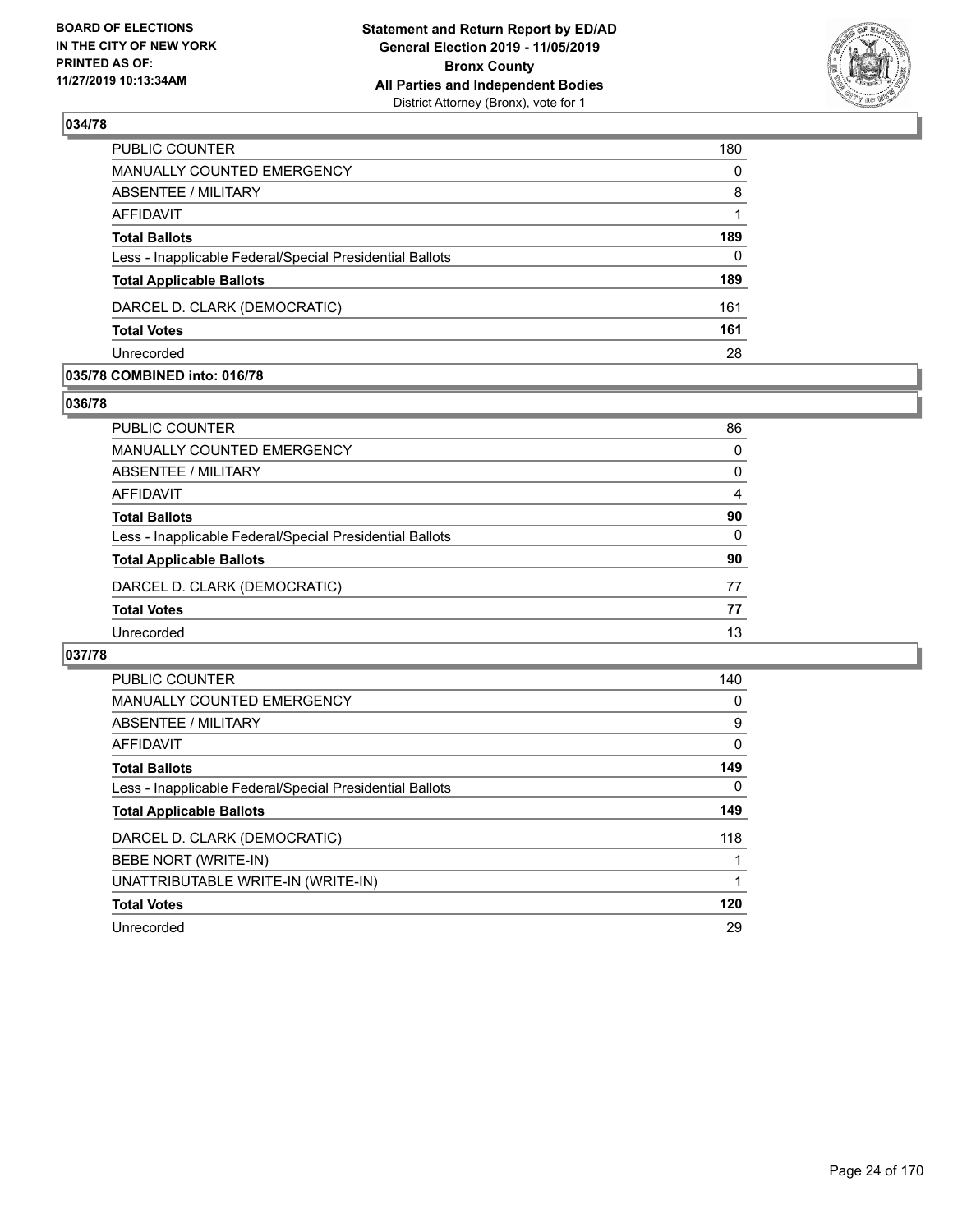**BOARD OF ELECTIONS IN THE CITY OF NEW YORK PRINTED AS OF: 11/27/2019 10:13:34AM**

**Statement and Return Report by ED/AD General Election 2019 - 11/05/2019 Bronx County All Parties and Independent Bodies**
District Attorney (Bronx), vote for 1

### 034/78

| | |
|---|---|
| PUBLIC COUNTER | 180 |
| MANUALLY COUNTED EMERGENCY | 0 |
| ABSENTEE / MILITARY | 8 |
| AFFIDAVIT | 1 |
| **Total Ballots** | **189** |
| Less - Inapplicable Federal/Special Presidential Ballots | 0 |
| **Total Applicable Ballots** | **189** |
| DARCEL D. CLARK (DEMOCRATIC) | 161 |
| **Total Votes** | **161** |
| Unrecorded | 28 |

### 035/78 COMBINED into: 016/78

### 036/78

| | |
|---|---|
| PUBLIC COUNTER | 86 |
| MANUALLY COUNTED EMERGENCY | 0 |
| ABSENTEE / MILITARY | 0 |
| AFFIDAVIT | 4 |
| **Total Ballots** | **90** |
| Less - Inapplicable Federal/Special Presidential Ballots | 0 |
| **Total Applicable Ballots** | **90** |
| DARCEL D. CLARK (DEMOCRATIC) | 77 |
| **Total Votes** | **77** |
| Unrecorded | 13 |

### 037/78

| | |
|---|---|
| PUBLIC COUNTER | 140 |
| MANUALLY COUNTED EMERGENCY | 0 |
| ABSENTEE / MILITARY | 9 |
| AFFIDAVIT | 0 |
| **Total Ballots** | **149** |
| Less - Inapplicable Federal/Special Presidential Ballots | 0 |
| **Total Applicable Ballots** | **149** |
| DARCEL D. CLARK (DEMOCRATIC) | 118 |
| BEBE NORT (WRITE-IN) | 1 |
| UNATTRIBUTABLE WRITE-IN (WRITE-IN) | 1 |
| **Total Votes** | **120** |
| Unrecorded | 29 |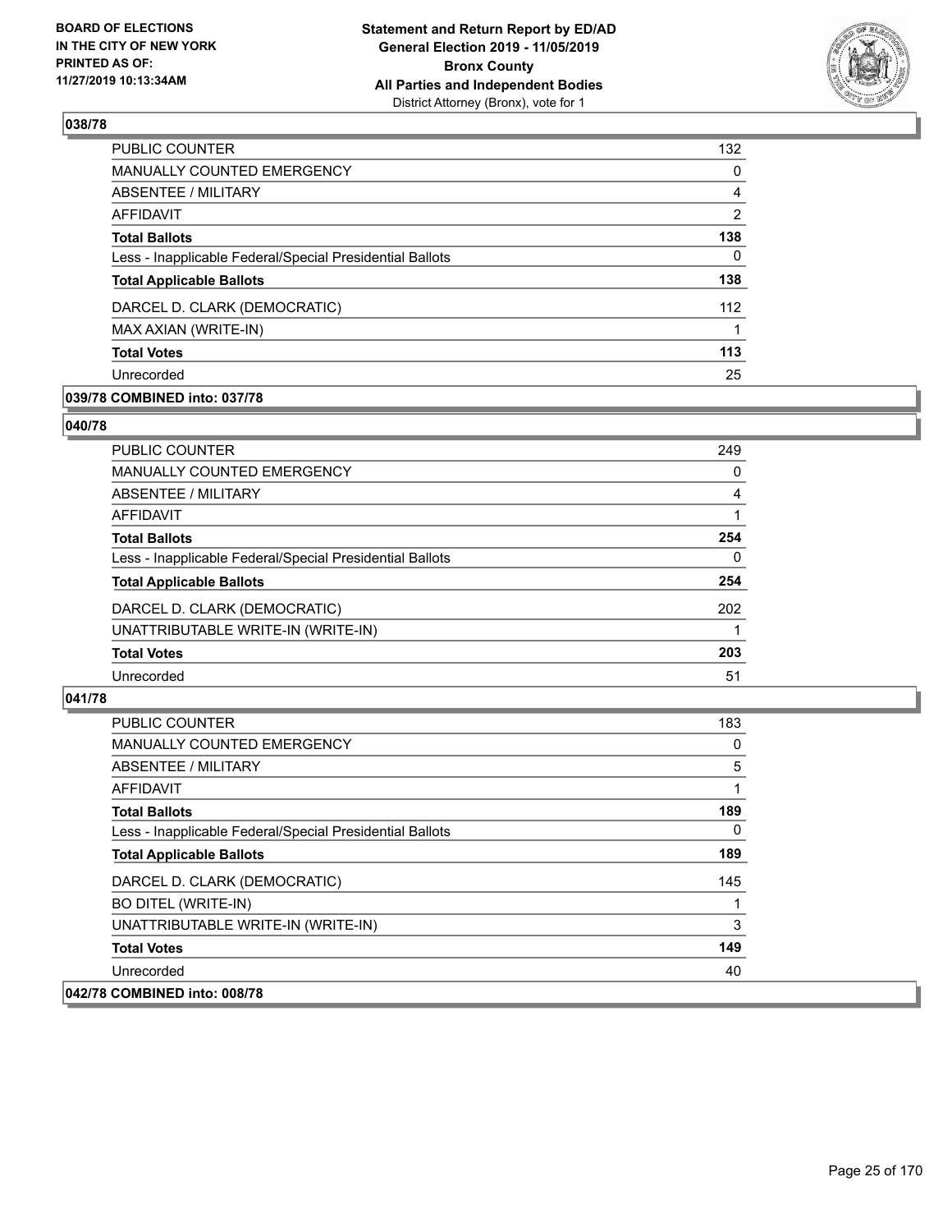## 038/78

| | |
|---|---|
| PUBLIC COUNTER | 132 |
| MANUALLY COUNTED EMERGENCY | 0 |
| ABSENTEE / MILITARY | 4 |
| AFFIDAVIT | 2 |
| **Total Ballots** | **138** |
| Less - Inapplicable Federal/Special Presidential Ballots | 0 |
| **Total Applicable Ballots** | **138** |
| DARCEL D. CLARK (DEMOCRATIC) | 112 |
| MAX AXIAN (WRITE-IN) | 1 |
| **Total Votes** | **113** |
| Unrecorded | 25 |

## 039/78 COMBINED into: 037/78

## 040/78

| | |
|---|---|
| PUBLIC COUNTER | 249 |
| MANUALLY COUNTED EMERGENCY | 0 |
| ABSENTEE / MILITARY | 4 |
| AFFIDAVIT | 1 |
| **Total Ballots** | **254** |
| Less - Inapplicable Federal/Special Presidential Ballots | 0 |
| **Total Applicable Ballots** | **254** |
| DARCEL D. CLARK (DEMOCRATIC) | 202 |
| UNATTRIBUTABLE WRITE-IN (WRITE-IN) | 1 |
| **Total Votes** | **203** |
| Unrecorded | 51 |

## 041/78

| | |
|---|---|
| PUBLIC COUNTER | 183 |
| MANUALLY COUNTED EMERGENCY | 0 |
| ABSENTEE / MILITARY | 5 |
| AFFIDAVIT | 1 |
| **Total Ballots** | **189** |
| Less - Inapplicable Federal/Special Presidential Ballots | 0 |
| **Total Applicable Ballots** | **189** |
| DARCEL D. CLARK (DEMOCRATIC) | 145 |
| BO DITEL (WRITE-IN) | 1 |
| UNATTRIBUTABLE WRITE-IN (WRITE-IN) | 3 |
| **Total Votes** | **149** |
| Unrecorded | 40 |

## 042/78 COMBINED into: 008/78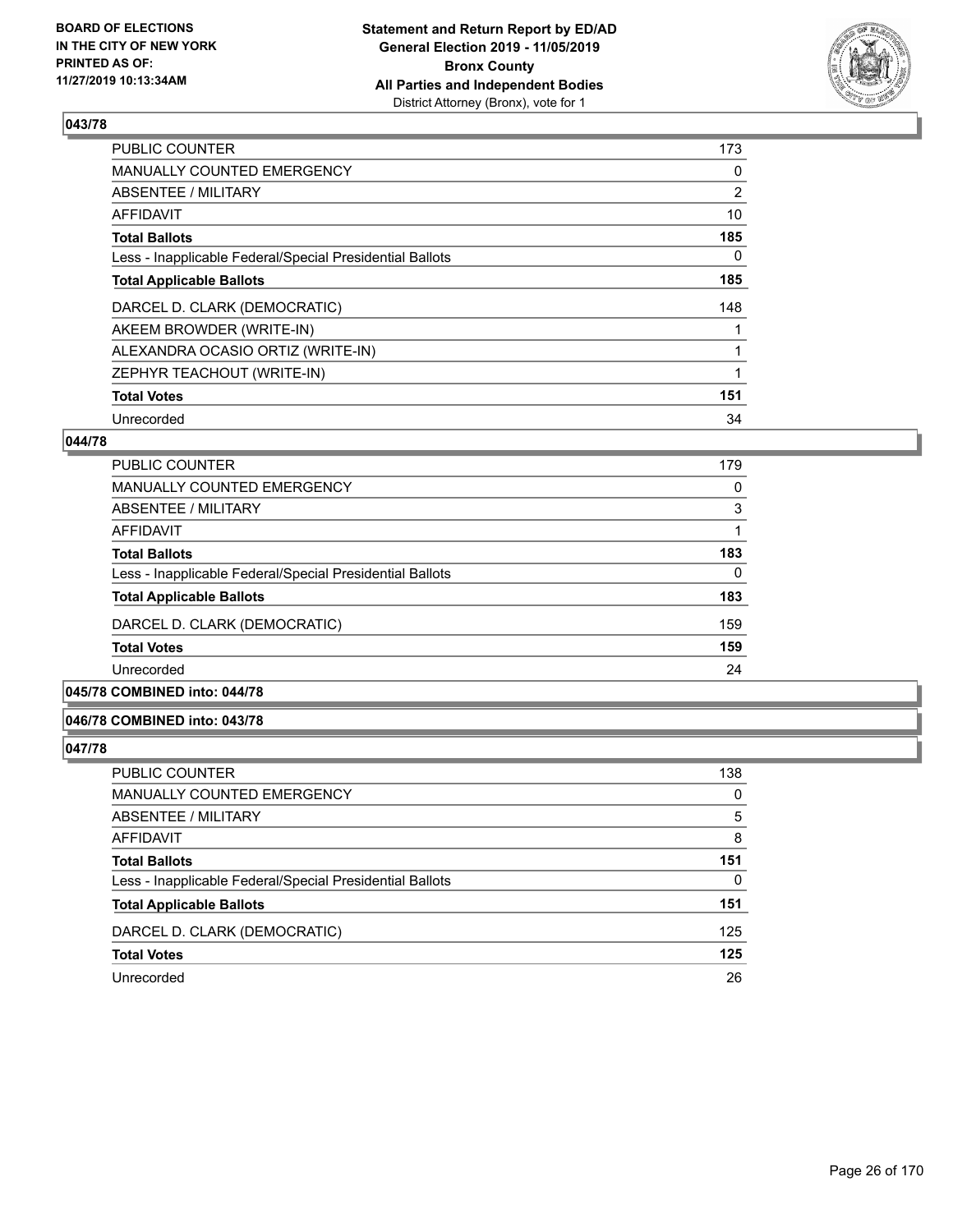## 043/78

| | |
|---|---|
| PUBLIC COUNTER | 173 |
| MANUALLY COUNTED EMERGENCY | 0 |
| ABSENTEE / MILITARY | 2 |
| AFFIDAVIT | 10 |
| **Total Ballots** | **185** |
| Less - Inapplicable Federal/Special Presidential Ballots | 0 |
| **Total Applicable Ballots** | **185** |
| DARCEL D. CLARK (DEMOCRATIC) | 148 |
| AKEEM BROWDER (WRITE-IN) | 1 |
| ALEXANDRA OCASIO ORTIZ (WRITE-IN) | 1 |
| ZEPHYR TEACHOUT (WRITE-IN) | 1 |
| **Total Votes** | **151** |
| Unrecorded | 34 |

## 044/78

| | |
|---|---|
| PUBLIC COUNTER | 179 |
| MANUALLY COUNTED EMERGENCY | 0 |
| ABSENTEE / MILITARY | 3 |
| AFFIDAVIT | 1 |
| **Total Ballots** | **183** |
| Less - Inapplicable Federal/Special Presidential Ballots | 0 |
| **Total Applicable Ballots** | **183** |
| DARCEL D. CLARK (DEMOCRATIC) | 159 |
| **Total Votes** | **159** |
| Unrecorded | 24 |

## 045/78 COMBINED into: 044/78

## 046/78 COMBINED into: 043/78

## 047/78

| | |
|---|---|
| PUBLIC COUNTER | 138 |
| MANUALLY COUNTED EMERGENCY | 0 |
| ABSENTEE / MILITARY | 5 |
| AFFIDAVIT | 8 |
| **Total Ballots** | **151** |
| Less - Inapplicable Federal/Special Presidential Ballots | 0 |
| **Total Applicable Ballots** | **151** |
| DARCEL D. CLARK (DEMOCRATIC) | 125 |
| **Total Votes** | **125** |
| Unrecorded | 26 |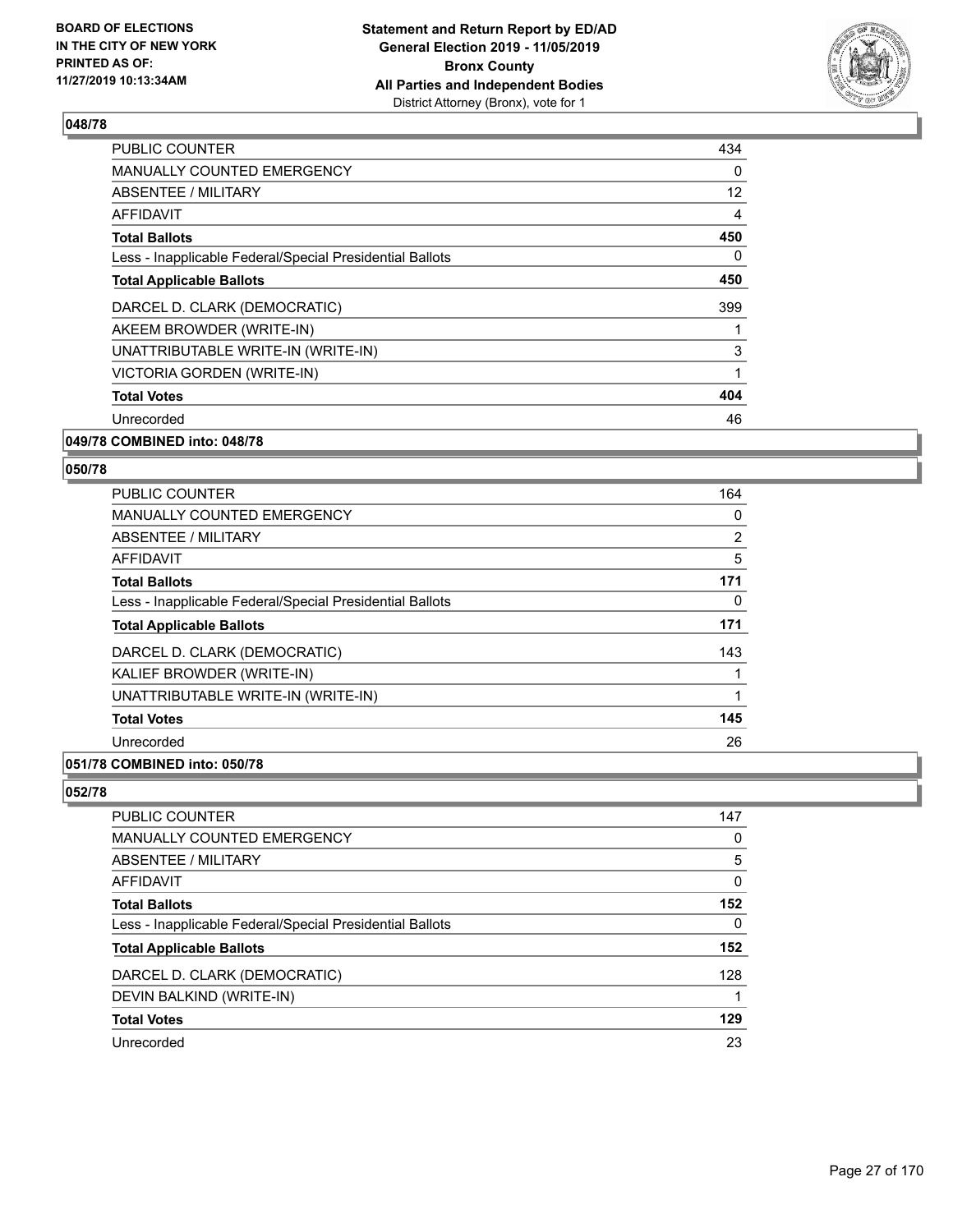## 048/78

| | |
|---|---|
| PUBLIC COUNTER | 434 |
| MANUALLY COUNTED EMERGENCY | 0 |
| ABSENTEE / MILITARY | 12 |
| AFFIDAVIT | 4 |
| **Total Ballots** | **450** |
| Less - Inapplicable Federal/Special Presidential Ballots | 0 |
| **Total Applicable Ballots** | **450** |
| DARCEL D. CLARK (DEMOCRATIC) | 399 |
| AKEEM BROWDER (WRITE-IN) | 1 |
| UNATTRIBUTABLE WRITE-IN (WRITE-IN) | 3 |
| VICTORIA GORDEN (WRITE-IN) | 1 |
| **Total Votes** | **404** |
| Unrecorded | 46 |

## 049/78 COMBINED into: 048/78

## 050/78

| | |
|---|---|
| PUBLIC COUNTER | 164 |
| MANUALLY COUNTED EMERGENCY | 0 |
| ABSENTEE / MILITARY | 2 |
| AFFIDAVIT | 5 |
| **Total Ballots** | **171** |
| Less - Inapplicable Federal/Special Presidential Ballots | 0 |
| **Total Applicable Ballots** | **171** |
| DARCEL D. CLARK (DEMOCRATIC) | 143 |
| KALIEF BROWDER (WRITE-IN) | 1 |
| UNATTRIBUTABLE WRITE-IN (WRITE-IN) | 1 |
| **Total Votes** | **145** |
| Unrecorded | 26 |

## 051/78 COMBINED into: 050/78

## 052/78

| | |
|---|---|
| PUBLIC COUNTER | 147 |
| MANUALLY COUNTED EMERGENCY | 0 |
| ABSENTEE / MILITARY | 5 |
| AFFIDAVIT | 0 |
| **Total Ballots** | **152** |
| Less - Inapplicable Federal/Special Presidential Ballots | 0 |
| **Total Applicable Ballots** | **152** |
| DARCEL D. CLARK (DEMOCRATIC) | 128 |
| DEVIN BALKIND (WRITE-IN) | 1 |
| **Total Votes** | **129** |
| Unrecorded | 23 |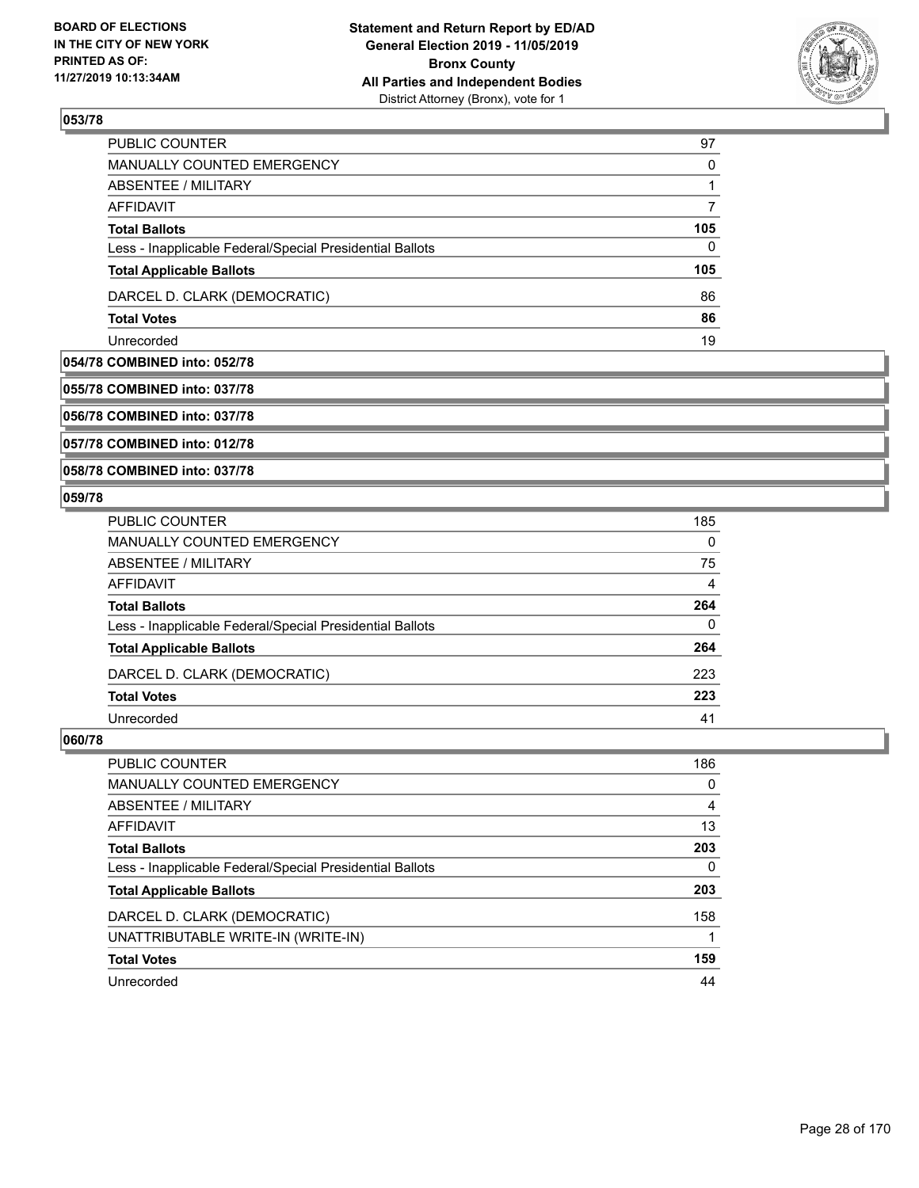**Statement and Return Report by ED/AD**
**General Election 2019 - 11/05/2019**
**Bronx County**
**All Parties and Independent Bodies**
District Attorney (Bronx), vote for 1

BOARD OF ELECTIONS
IN THE CITY OF NEW YORK
PRINTED AS OF:
11/27/2019 10:13:34AM

### 053/78

| | |
|---|---|
| PUBLIC COUNTER | 97 |
| MANUALLY COUNTED EMERGENCY | 0 |
| ABSENTEE / MILITARY | 1 |
| AFFIDAVIT | 7 |
| **Total Ballots** | **105** |
| Less - Inapplicable Federal/Special Presidential Ballots | 0 |
| **Total Applicable Ballots** | **105** |
| DARCEL D. CLARK (DEMOCRATIC) | 86 |
| **Total Votes** | **86** |
| Unrecorded | 19 |

### 054/78 COMBINED into: 052/78

### 055/78 COMBINED into: 037/78

### 056/78 COMBINED into: 037/78

### 057/78 COMBINED into: 012/78

### 058/78 COMBINED into: 037/78

### 059/78

| | |
|---|---|
| PUBLIC COUNTER | 185 |
| MANUALLY COUNTED EMERGENCY | 0 |
| ABSENTEE / MILITARY | 75 |
| AFFIDAVIT | 4 |
| **Total Ballots** | **264** |
| Less - Inapplicable Federal/Special Presidential Ballots | 0 |
| **Total Applicable Ballots** | **264** |
| DARCEL D. CLARK (DEMOCRATIC) | 223 |
| **Total Votes** | **223** |
| Unrecorded | 41 |

### 060/78

| | |
|---|---|
| PUBLIC COUNTER | 186 |
| MANUALLY COUNTED EMERGENCY | 0 |
| ABSENTEE / MILITARY | 4 |
| AFFIDAVIT | 13 |
| **Total Ballots** | **203** |
| Less - Inapplicable Federal/Special Presidential Ballots | 0 |
| **Total Applicable Ballots** | **203** |
| DARCEL D. CLARK (DEMOCRATIC) | 158 |
| UNATTRIBUTABLE WRITE-IN (WRITE-IN) | 1 |
| **Total Votes** | **159** |
| Unrecorded | 44 |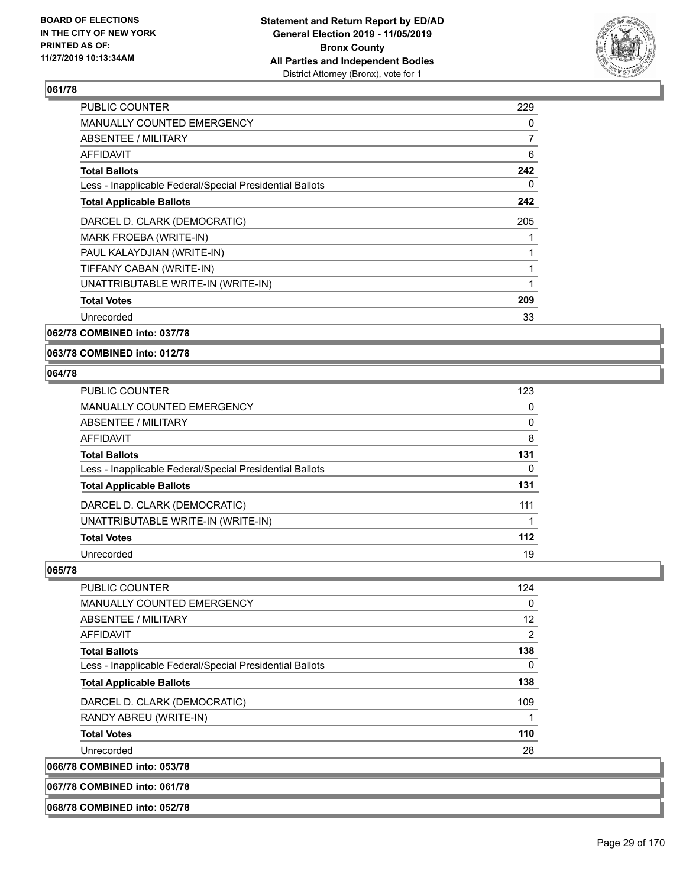## 061/78

| | |
|---|---|
| PUBLIC COUNTER | 229 |
| MANUALLY COUNTED EMERGENCY | 0 |
| ABSENTEE / MILITARY | 7 |
| AFFIDAVIT | 6 |
| **Total Ballots** | **242** |
| Less - Inapplicable Federal/Special Presidential Ballots | 0 |
| **Total Applicable Ballots** | **242** |
| DARCEL D. CLARK (DEMOCRATIC) | 205 |
| MARK FROEBA (WRITE-IN) | 1 |
| PAUL KALAYDJIAN (WRITE-IN) | 1 |
| TIFFANY CABAN (WRITE-IN) | 1 |
| UNATTRIBUTABLE WRITE-IN (WRITE-IN) | 1 |
| **Total Votes** | **209** |
| Unrecorded | 33 |

## 062/78 COMBINED into: 037/78

## 063/78 COMBINED into: 012/78

## 064/78

| | |
|---|---|
| PUBLIC COUNTER | 123 |
| MANUALLY COUNTED EMERGENCY | 0 |
| ABSENTEE / MILITARY | 0 |
| AFFIDAVIT | 8 |
| **Total Ballots** | **131** |
| Less - Inapplicable Federal/Special Presidential Ballots | 0 |
| **Total Applicable Ballots** | **131** |
| DARCEL D. CLARK (DEMOCRATIC) | 111 |
| UNATTRIBUTABLE WRITE-IN (WRITE-IN) | 1 |
| **Total Votes** | **112** |
| Unrecorded | 19 |

## 065/78

| | |
|---|---|
| PUBLIC COUNTER | 124 |
| MANUALLY COUNTED EMERGENCY | 0 |
| ABSENTEE / MILITARY | 12 |
| AFFIDAVIT | 2 |
| **Total Ballots** | **138** |
| Less - Inapplicable Federal/Special Presidential Ballots | 0 |
| **Total Applicable Ballots** | **138** |
| DARCEL D. CLARK (DEMOCRATIC) | 109 |
| RANDY ABREU (WRITE-IN) | 1 |
| **Total Votes** | **110** |
| Unrecorded | 28 |

## 066/78 COMBINED into: 053/78

## 067/78 COMBINED into: 061/78

## 068/78 COMBINED into: 052/78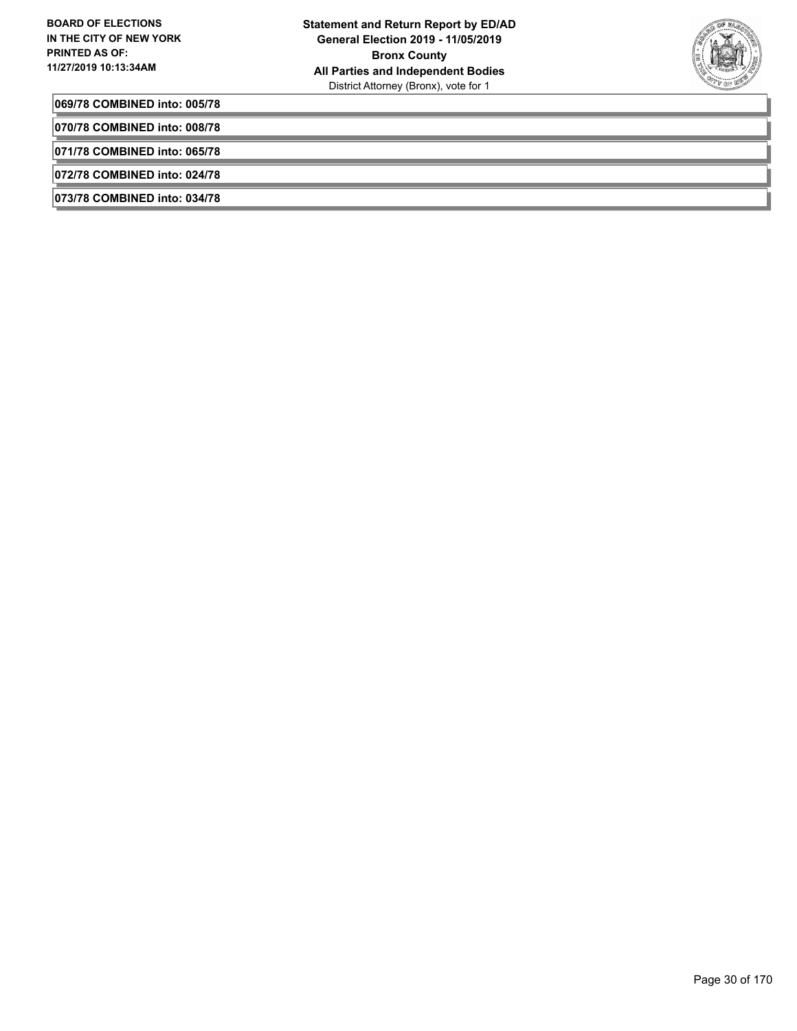**069/78 COMBINED into: 005/78**

**070/78 COMBINED into: 008/78**

**071/78 COMBINED into: 065/78**

**072/78 COMBINED into: 024/78**

**073/78 COMBINED into: 034/78**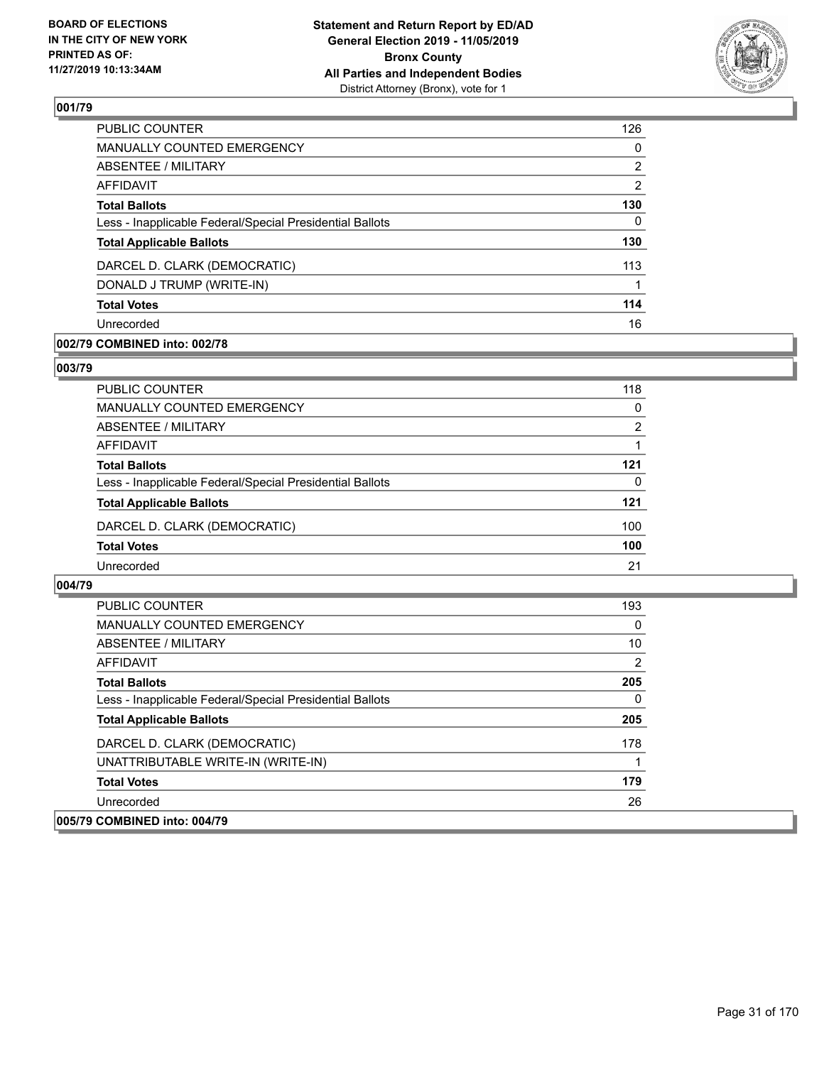**BOARD OF ELECTIONS IN THE CITY OF NEW YORK PRINTED AS OF: 11/27/2019 10:13:34AM**

**Statement and Return Report by ED/AD General Election 2019 - 11/05/2019 Bronx County All Parties and Independent Bodies**
District Attorney (Bronx), vote for 1

### 001/79

| | |
|---|---|
| PUBLIC COUNTER | 126 |
| MANUALLY COUNTED EMERGENCY | 0 |
| ABSENTEE / MILITARY | 2 |
| AFFIDAVIT | 2 |
| **Total Ballots** | **130** |
| Less - Inapplicable Federal/Special Presidential Ballots | 0 |
| **Total Applicable Ballots** | **130** |
| DARCEL D. CLARK (DEMOCRATIC) | 113 |
| DONALD J TRUMP (WRITE-IN) | 1 |
| **Total Votes** | **114** |
| Unrecorded | 16 |

### 002/79 COMBINED into: 002/78

### 003/79

| | |
|---|---|
| PUBLIC COUNTER | 118 |
| MANUALLY COUNTED EMERGENCY | 0 |
| ABSENTEE / MILITARY | 2 |
| AFFIDAVIT | 1 |
| **Total Ballots** | **121** |
| Less - Inapplicable Federal/Special Presidential Ballots | 0 |
| **Total Applicable Ballots** | **121** |
| DARCEL D. CLARK (DEMOCRATIC) | 100 |
| **Total Votes** | **100** |
| Unrecorded | 21 |

### 004/79

| | |
|---|---|
| PUBLIC COUNTER | 193 |
| MANUALLY COUNTED EMERGENCY | 0 |
| ABSENTEE / MILITARY | 10 |
| AFFIDAVIT | 2 |
| **Total Ballots** | **205** |
| Less - Inapplicable Federal/Special Presidential Ballots | 0 |
| **Total Applicable Ballots** | **205** |
| DARCEL D. CLARK (DEMOCRATIC) | 178 |
| UNATTRIBUTABLE WRITE-IN (WRITE-IN) | 1 |
| **Total Votes** | **179** |
| Unrecorded | 26 |

### 005/79 COMBINED into: 004/79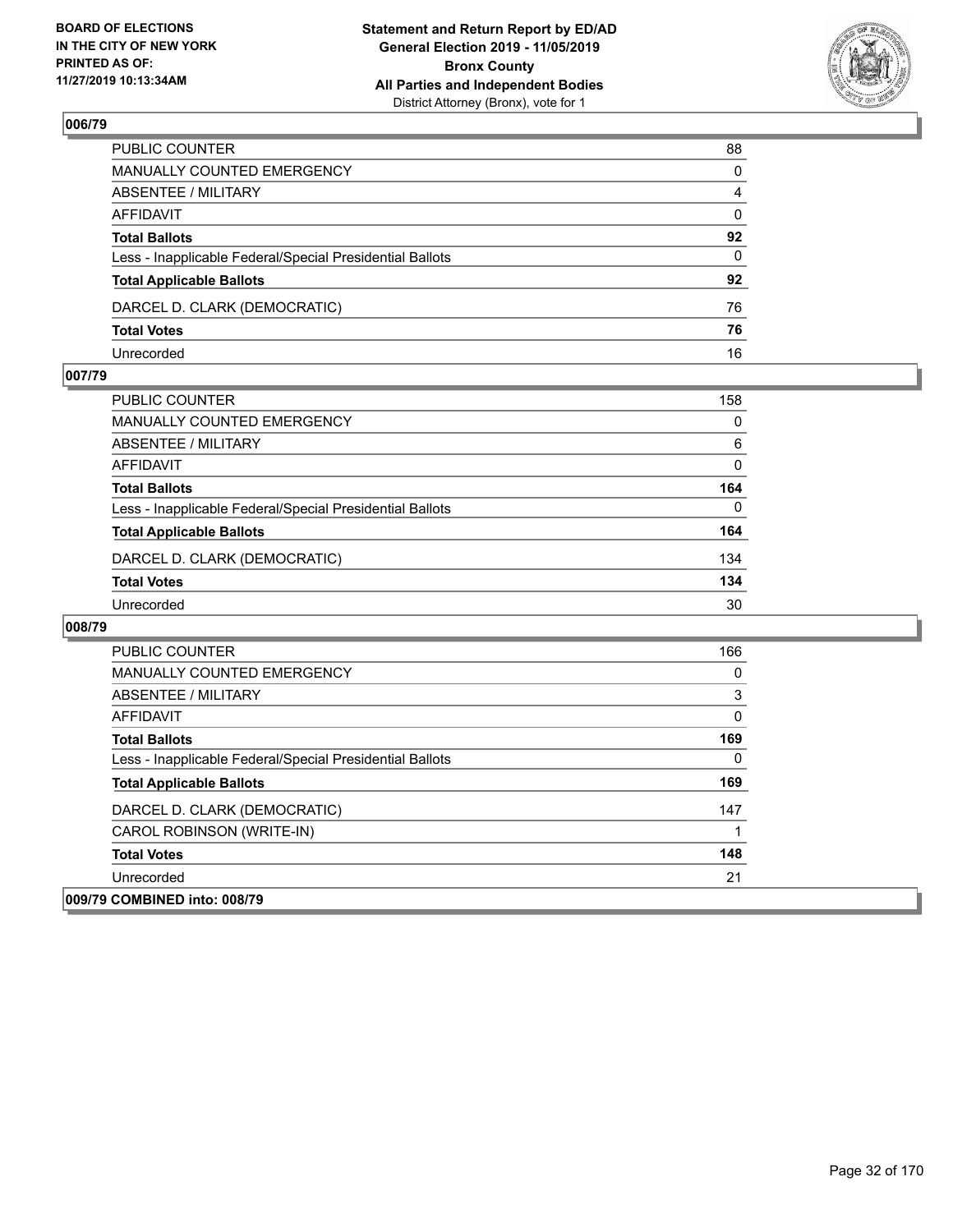BOARD OF ELECTIONS
IN THE CITY OF NEW YORK
PRINTED AS OF:
11/27/2019 10:13:34AM

**Statement and Return Report by ED/AD**
**General Election 2019 - 11/05/2019**
**Bronx County**
**All Parties and Independent Bodies**
District Attorney (Bronx), vote for 1

### 006/79

| | |
|---|---|
| PUBLIC COUNTER | 88 |
| MANUALLY COUNTED EMERGENCY | 0 |
| ABSENTEE / MILITARY | 4 |
| AFFIDAVIT | 0 |
| **Total Ballots** | **92** |
| Less - Inapplicable Federal/Special Presidential Ballots | 0 |
| **Total Applicable Ballots** | **92** |
| DARCEL D. CLARK (DEMOCRATIC) | 76 |
| **Total Votes** | **76** |
| Unrecorded | 16 |

### 007/79

| | |
|---|---|
| PUBLIC COUNTER | 158 |
| MANUALLY COUNTED EMERGENCY | 0 |
| ABSENTEE / MILITARY | 6 |
| AFFIDAVIT | 0 |
| **Total Ballots** | **164** |
| Less - Inapplicable Federal/Special Presidential Ballots | 0 |
| **Total Applicable Ballots** | **164** |
| DARCEL D. CLARK (DEMOCRATIC) | 134 |
| **Total Votes** | **134** |
| Unrecorded | 30 |

### 008/79

| | |
|---|---|
| PUBLIC COUNTER | 166 |
| MANUALLY COUNTED EMERGENCY | 0 |
| ABSENTEE / MILITARY | 3 |
| AFFIDAVIT | 0 |
| **Total Ballots** | **169** |
| Less - Inapplicable Federal/Special Presidential Ballots | 0 |
| **Total Applicable Ballots** | **169** |
| DARCEL D. CLARK (DEMOCRATIC) | 147 |
| CAROL ROBINSON (WRITE-IN) | 1 |
| **Total Votes** | **148** |
| Unrecorded | 21 |

### 009/79 COMBINED into: 008/79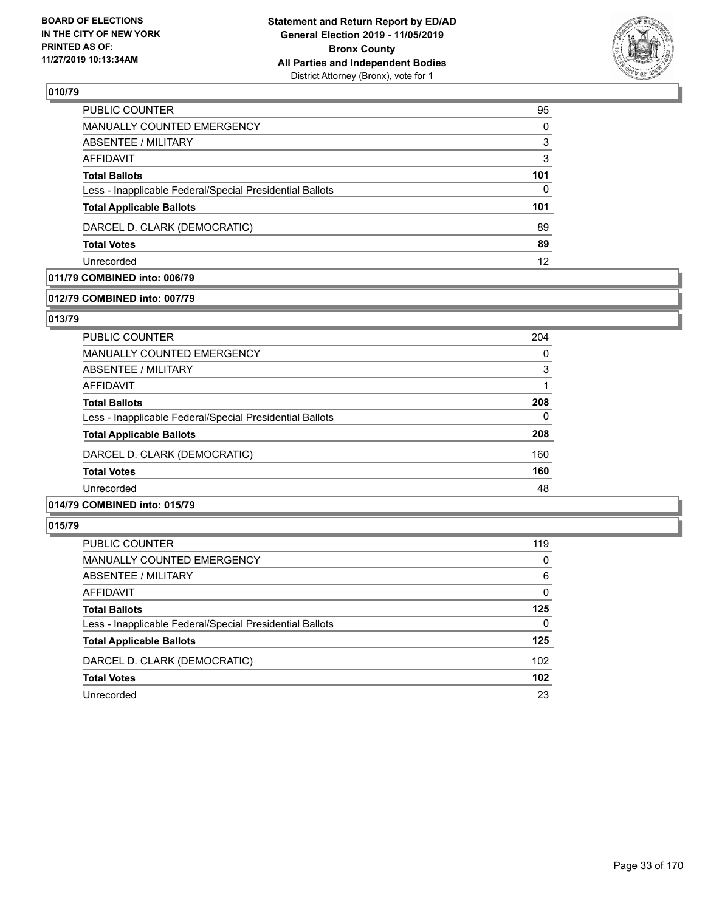## 010/79

| | |
|---|---|
| PUBLIC COUNTER | 95 |
| MANUALLY COUNTED EMERGENCY | 0 |
| ABSENTEE / MILITARY | 3 |
| AFFIDAVIT | 3 |
| **Total Ballots** | **101** |
| Less - Inapplicable Federal/Special Presidential Ballots | 0 |
| **Total Applicable Ballots** | **101** |
| DARCEL D. CLARK (DEMOCRATIC) | 89 |
| **Total Votes** | **89** |
| Unrecorded | 12 |

## 011/79 COMBINED into: 006/79

## 012/79 COMBINED into: 007/79

## 013/79

| | |
|---|---|
| PUBLIC COUNTER | 204 |
| MANUALLY COUNTED EMERGENCY | 0 |
| ABSENTEE / MILITARY | 3 |
| AFFIDAVIT | 1 |
| **Total Ballots** | **208** |
| Less - Inapplicable Federal/Special Presidential Ballots | 0 |
| **Total Applicable Ballots** | **208** |
| DARCEL D. CLARK (DEMOCRATIC) | 160 |
| **Total Votes** | **160** |
| Unrecorded | 48 |

## 014/79 COMBINED into: 015/79

## 015/79

| | |
|---|---|
| PUBLIC COUNTER | 119 |
| MANUALLY COUNTED EMERGENCY | 0 |
| ABSENTEE / MILITARY | 6 |
| AFFIDAVIT | 0 |
| **Total Ballots** | **125** |
| Less - Inapplicable Federal/Special Presidential Ballots | 0 |
| **Total Applicable Ballots** | **125** |
| DARCEL D. CLARK (DEMOCRATIC) | 102 |
| **Total Votes** | **102** |
| Unrecorded | 23 |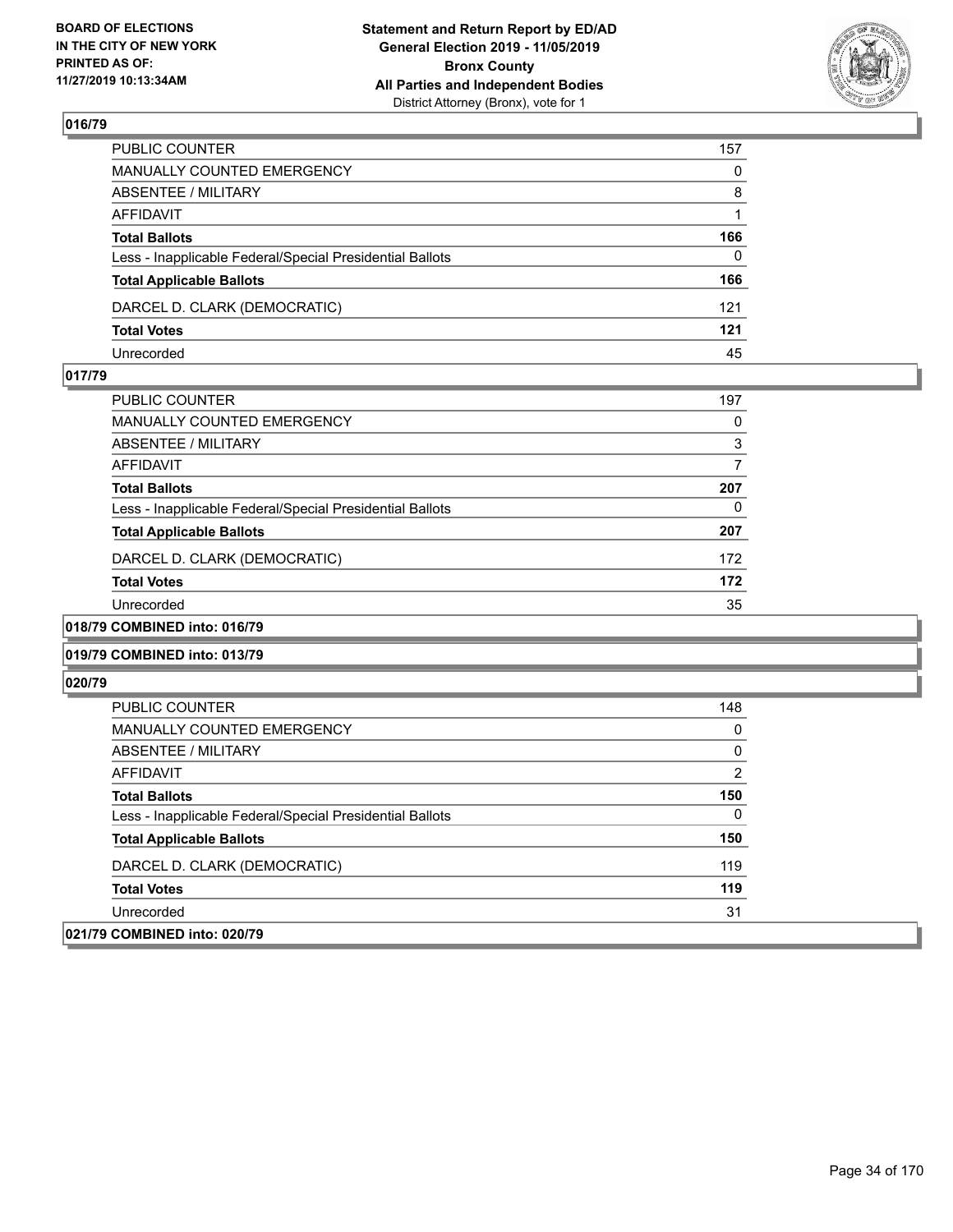## 016/79

| | |
|---|---|
| PUBLIC COUNTER | 157 |
| MANUALLY COUNTED EMERGENCY | 0 |
| ABSENTEE / MILITARY | 8 |
| AFFIDAVIT | 1 |
| **Total Ballots** | **166** |
| Less - Inapplicable Federal/Special Presidential Ballots | 0 |
| **Total Applicable Ballots** | **166** |
| DARCEL D. CLARK (DEMOCRATIC) | 121 |
| **Total Votes** | **121** |
| Unrecorded | 45 |

## 017/79

| | |
|---|---|
| PUBLIC COUNTER | 197 |
| MANUALLY COUNTED EMERGENCY | 0 |
| ABSENTEE / MILITARY | 3 |
| AFFIDAVIT | 7 |
| **Total Ballots** | **207** |
| Less - Inapplicable Federal/Special Presidential Ballots | 0 |
| **Total Applicable Ballots** | **207** |
| DARCEL D. CLARK (DEMOCRATIC) | 172 |
| **Total Votes** | **172** |
| Unrecorded | 35 |

## 018/79 COMBINED into: 016/79

## 019/79 COMBINED into: 013/79

## 020/79

| | |
|---|---|
| PUBLIC COUNTER | 148 |
| MANUALLY COUNTED EMERGENCY | 0 |
| ABSENTEE / MILITARY | 0 |
| AFFIDAVIT | 2 |
| **Total Ballots** | **150** |
| Less - Inapplicable Federal/Special Presidential Ballots | 0 |
| **Total Applicable Ballots** | **150** |
| DARCEL D. CLARK (DEMOCRATIC) | 119 |
| **Total Votes** | **119** |
| Unrecorded | 31 |

## 021/79 COMBINED into: 020/79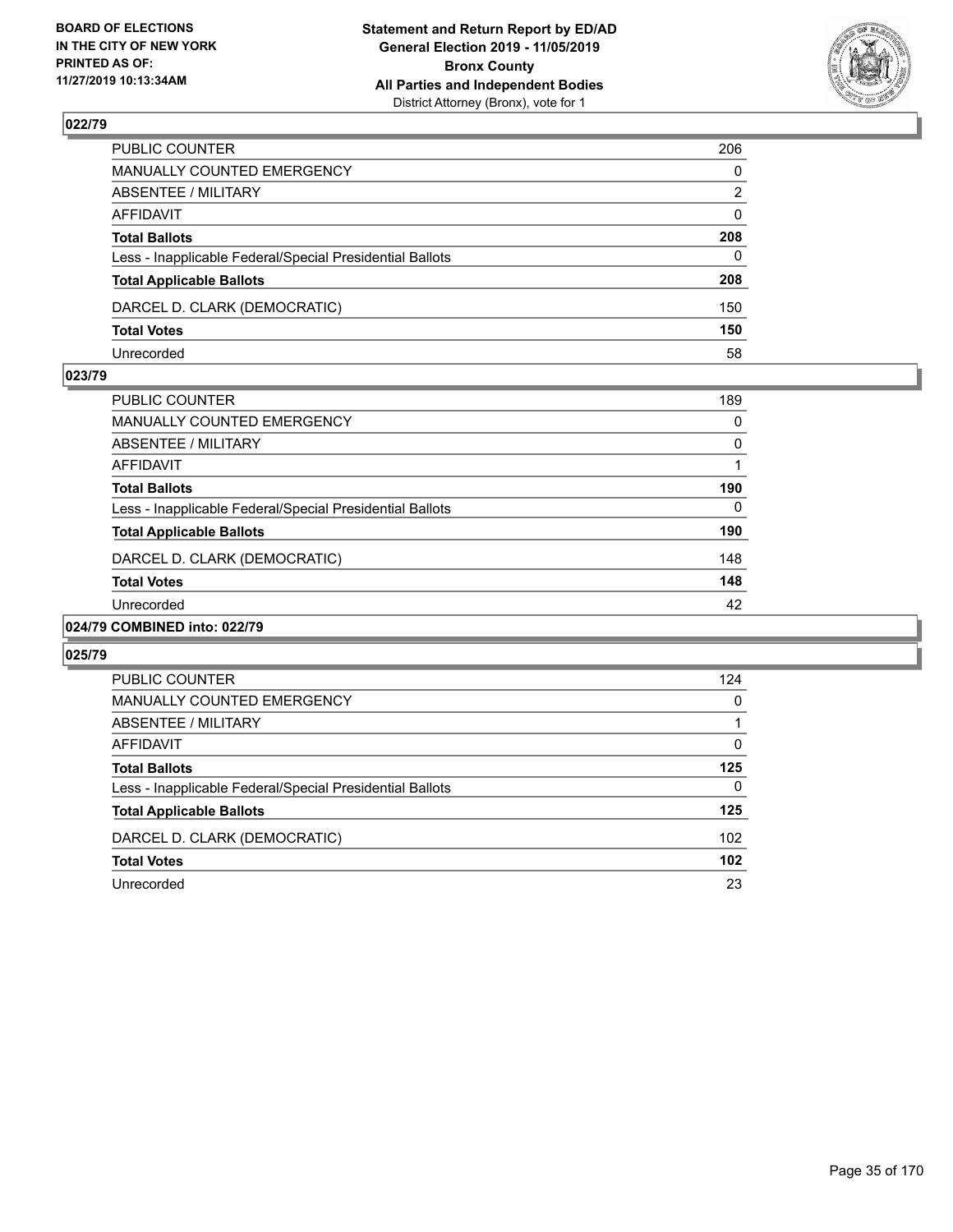## 022/79

| | |
|---|---|
| PUBLIC COUNTER | 206 |
| MANUALLY COUNTED EMERGENCY | 0 |
| ABSENTEE / MILITARY | 2 |
| AFFIDAVIT | 0 |
| **Total Ballots** | **208** |
| Less - Inapplicable Federal/Special Presidential Ballots | 0 |
| **Total Applicable Ballots** | **208** |
| DARCEL D. CLARK (DEMOCRATIC) | 150 |
| **Total Votes** | **150** |
| Unrecorded | 58 |

## 023/79

| | |
|---|---|
| PUBLIC COUNTER | 189 |
| MANUALLY COUNTED EMERGENCY | 0 |
| ABSENTEE / MILITARY | 0 |
| AFFIDAVIT | 1 |
| **Total Ballots** | **190** |
| Less - Inapplicable Federal/Special Presidential Ballots | 0 |
| **Total Applicable Ballots** | **190** |
| DARCEL D. CLARK (DEMOCRATIC) | 148 |
| **Total Votes** | **148** |
| Unrecorded | 42 |

## 024/79 COMBINED into: 022/79

## 025/79

| | |
|---|---|
| PUBLIC COUNTER | 124 |
| MANUALLY COUNTED EMERGENCY | 0 |
| ABSENTEE / MILITARY | 1 |
| AFFIDAVIT | 0 |
| **Total Ballots** | **125** |
| Less - Inapplicable Federal/Special Presidential Ballots | 0 |
| **Total Applicable Ballots** | **125** |
| DARCEL D. CLARK (DEMOCRATIC) | 102 |
| **Total Votes** | **102** |
| Unrecorded | 23 |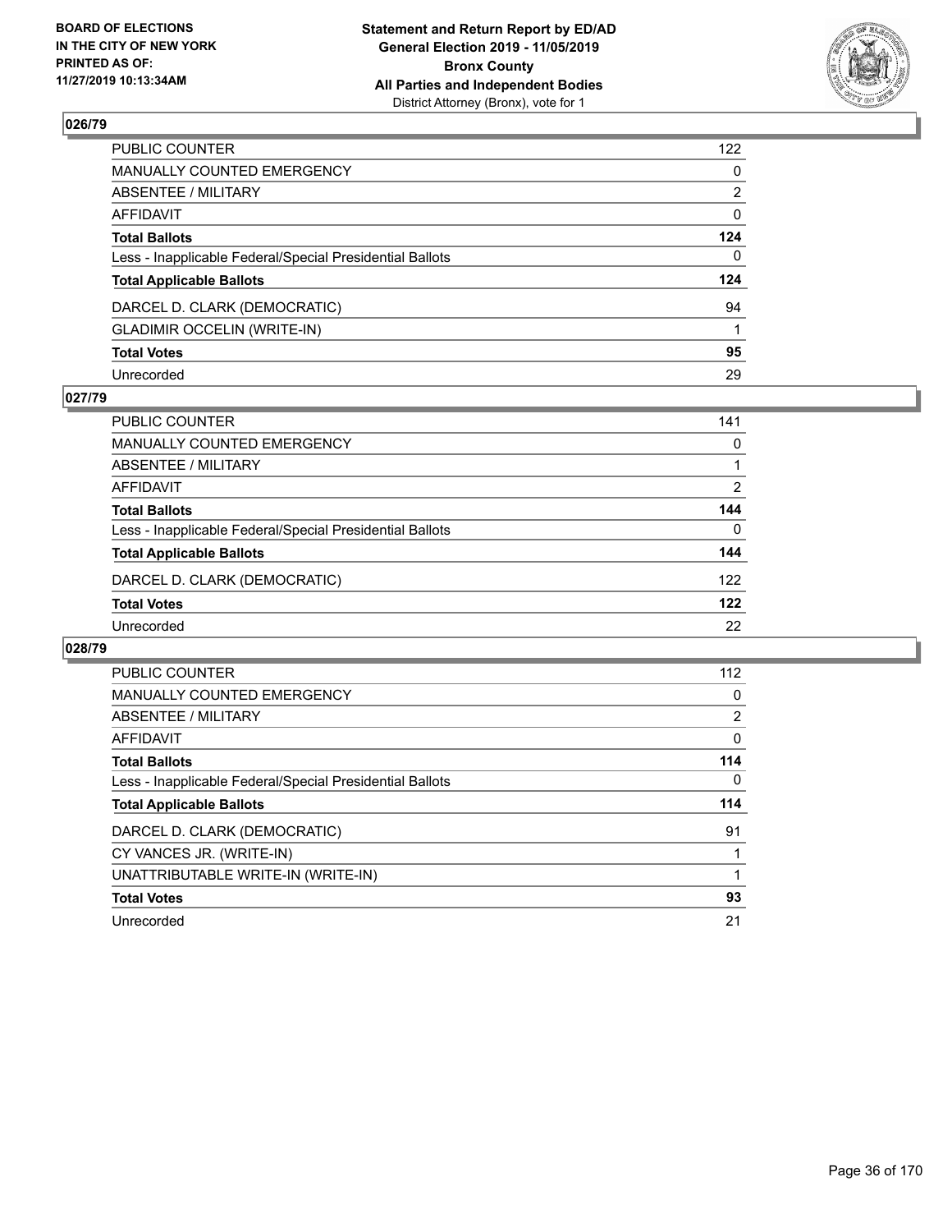**Statement and Return Report by ED/AD**
**General Election 2019 - 11/05/2019**
**Bronx County**
**All Parties and Independent Bodies**
District Attorney (Bronx), vote for 1

**BOARD OF ELECTIONS IN THE CITY OF NEW YORK PRINTED AS OF: 11/27/2019 10:13:34AM**

## 026/79

| | |
|---|---|
| PUBLIC COUNTER | 122 |
| MANUALLY COUNTED EMERGENCY | 0 |
| ABSENTEE / MILITARY | 2 |
| AFFIDAVIT | 0 |
| **Total Ballots** | **124** |
| Less - Inapplicable Federal/Special Presidential Ballots | 0 |
| **Total Applicable Ballots** | **124** |
| DARCEL D. CLARK (DEMOCRATIC) | 94 |
| GLADIMIR OCCELIN (WRITE-IN) | 1 |
| **Total Votes** | **95** |
| Unrecorded | 29 |

## 027/79

| | |
|---|---|
| PUBLIC COUNTER | 141 |
| MANUALLY COUNTED EMERGENCY | 0 |
| ABSENTEE / MILITARY | 1 |
| AFFIDAVIT | 2 |
| **Total Ballots** | **144** |
| Less - Inapplicable Federal/Special Presidential Ballots | 0 |
| **Total Applicable Ballots** | **144** |
| DARCEL D. CLARK (DEMOCRATIC) | 122 |
| **Total Votes** | **122** |
| Unrecorded | 22 |

## 028/79

| | |
|---|---|
| PUBLIC COUNTER | 112 |
| MANUALLY COUNTED EMERGENCY | 0 |
| ABSENTEE / MILITARY | 2 |
| AFFIDAVIT | 0 |
| **Total Ballots** | **114** |
| Less - Inapplicable Federal/Special Presidential Ballots | 0 |
| **Total Applicable Ballots** | **114** |
| DARCEL D. CLARK (DEMOCRATIC) | 91 |
| CY VANCES JR. (WRITE-IN) | 1 |
| UNATTRIBUTABLE WRITE-IN (WRITE-IN) | 1 |
| **Total Votes** | **93** |
| Unrecorded | 21 |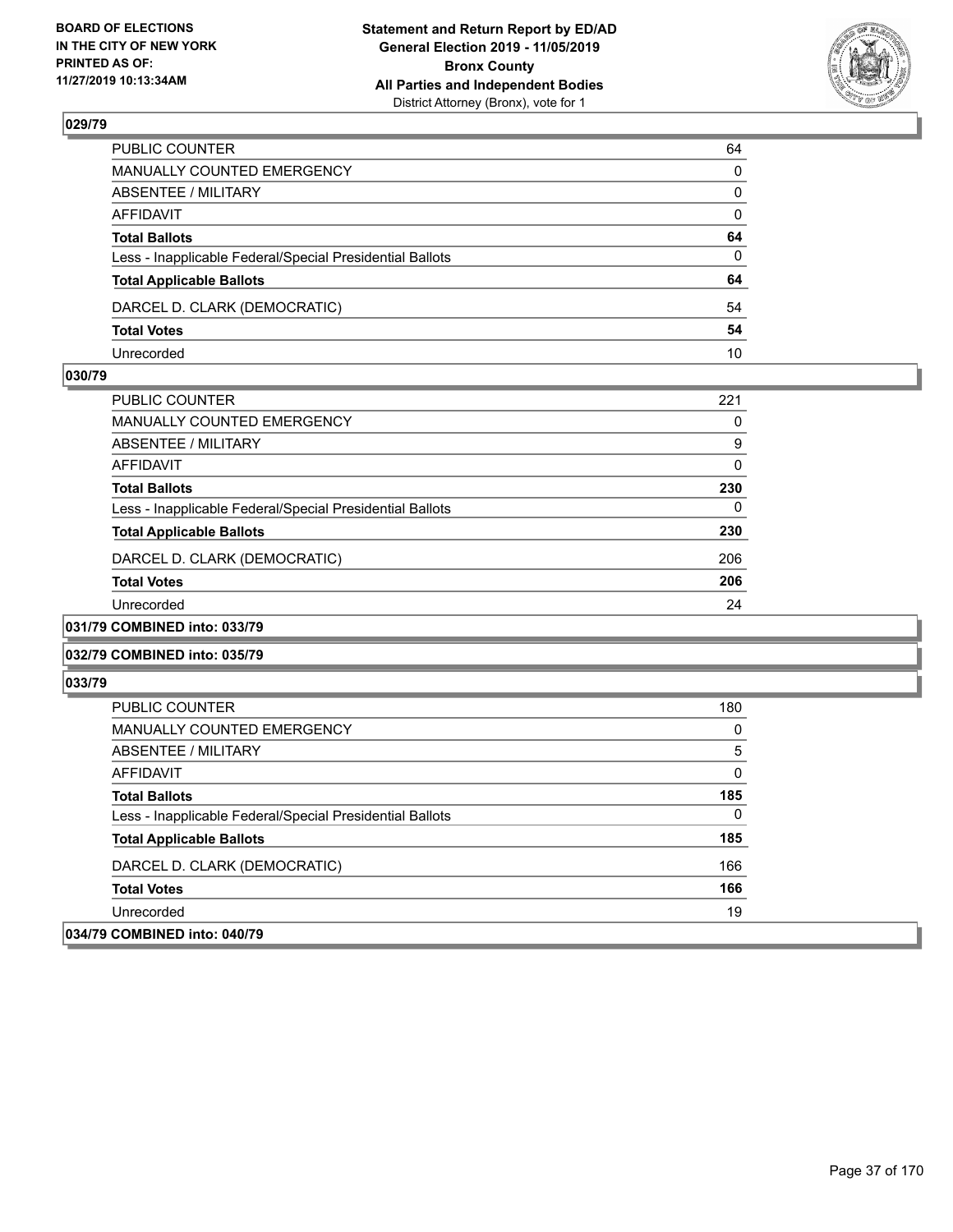**Statement and Return Report by ED/AD**
**General Election 2019 - 11/05/2019**
**Bronx County**
**All Parties and Independent Bodies**
District Attorney (Bronx), vote for 1

BOARD OF ELECTIONS
IN THE CITY OF NEW YORK
PRINTED AS OF:
11/27/2019 10:13:34AM

### 029/79

| | |
|---|---|
| PUBLIC COUNTER | 64 |
| MANUALLY COUNTED EMERGENCY | 0 |
| ABSENTEE / MILITARY | 0 |
| AFFIDAVIT | 0 |
| **Total Ballots** | **64** |
| Less - Inapplicable Federal/Special Presidential Ballots | 0 |
| **Total Applicable Ballots** | **64** |
| DARCEL D. CLARK (DEMOCRATIC) | 54 |
| **Total Votes** | **54** |
| Unrecorded | 10 |

### 030/79

| | |
|---|---|
| PUBLIC COUNTER | 221 |
| MANUALLY COUNTED EMERGENCY | 0 |
| ABSENTEE / MILITARY | 9 |
| AFFIDAVIT | 0 |
| **Total Ballots** | **230** |
| Less - Inapplicable Federal/Special Presidential Ballots | 0 |
| **Total Applicable Ballots** | **230** |
| DARCEL D. CLARK (DEMOCRATIC) | 206 |
| **Total Votes** | **206** |
| Unrecorded | 24 |

### 031/79 COMBINED into: 033/79

### 032/79 COMBINED into: 035/79

### 033/79

| | |
|---|---|
| PUBLIC COUNTER | 180 |
| MANUALLY COUNTED EMERGENCY | 0 |
| ABSENTEE / MILITARY | 5 |
| AFFIDAVIT | 0 |
| **Total Ballots** | **185** |
| Less - Inapplicable Federal/Special Presidential Ballots | 0 |
| **Total Applicable Ballots** | **185** |
| DARCEL D. CLARK (DEMOCRATIC) | 166 |
| **Total Votes** | **166** |
| Unrecorded | 19 |

### 034/79 COMBINED into: 040/79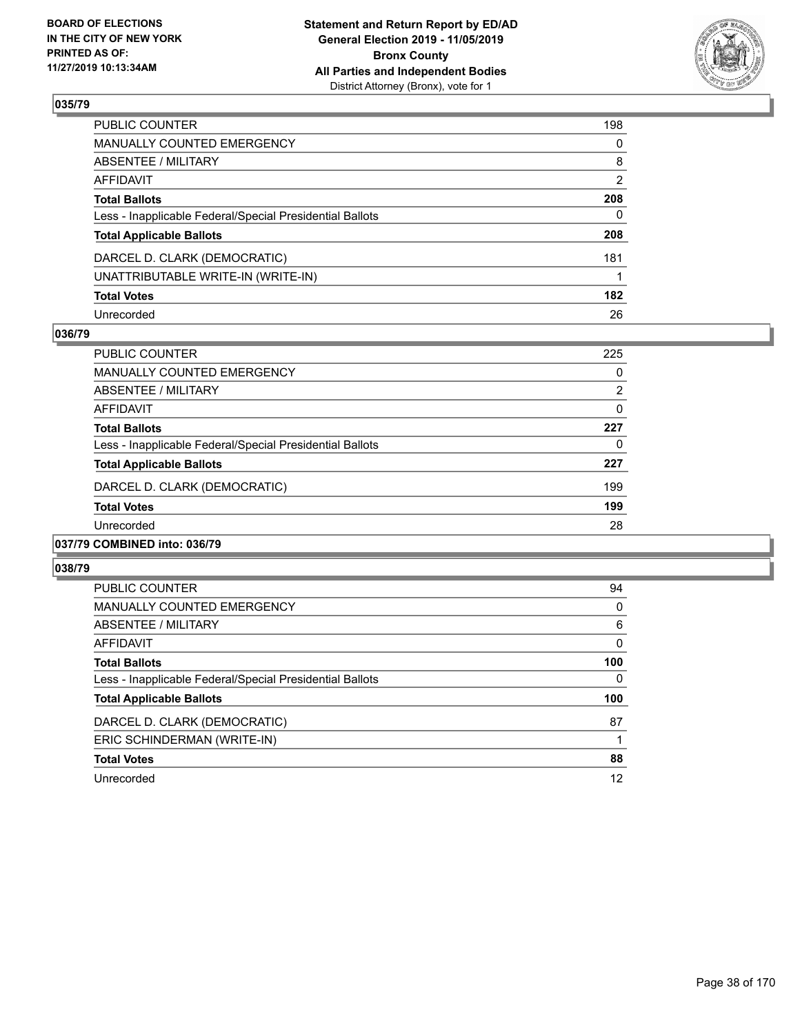**BOARD OF ELECTIONS IN THE CITY OF NEW YORK PRINTED AS OF: 11/27/2019 10:13:34AM**

**Statement and Return Report by ED/AD General Election 2019 - 11/05/2019 Bronx County All Parties and Independent Bodies**
District Attorney (Bronx), vote for 1

### 035/79

| | |
|---|---|
| PUBLIC COUNTER | 198 |
| MANUALLY COUNTED EMERGENCY | 0 |
| ABSENTEE / MILITARY | 8 |
| AFFIDAVIT | 2 |
| **Total Ballots** | **208** |
| Less - Inapplicable Federal/Special Presidential Ballots | 0 |
| **Total Applicable Ballots** | **208** |
| DARCEL D. CLARK (DEMOCRATIC) | 181 |
| UNATTRIBUTABLE WRITE-IN (WRITE-IN) | 1 |
| **Total Votes** | **182** |
| Unrecorded | 26 |

### 036/79

| | |
|---|---|
| PUBLIC COUNTER | 225 |
| MANUALLY COUNTED EMERGENCY | 0 |
| ABSENTEE / MILITARY | 2 |
| AFFIDAVIT | 0 |
| **Total Ballots** | **227** |
| Less - Inapplicable Federal/Special Presidential Ballots | 0 |
| **Total Applicable Ballots** | **227** |
| DARCEL D. CLARK (DEMOCRATIC) | 199 |
| **Total Votes** | **199** |
| Unrecorded | 28 |

### 037/79 COMBINED into: 036/79

### 038/79

| | |
|---|---|
| PUBLIC COUNTER | 94 |
| MANUALLY COUNTED EMERGENCY | 0 |
| ABSENTEE / MILITARY | 6 |
| AFFIDAVIT | 0 |
| **Total Ballots** | **100** |
| Less - Inapplicable Federal/Special Presidential Ballots | 0 |
| **Total Applicable Ballots** | **100** |
| DARCEL D. CLARK (DEMOCRATIC) | 87 |
| ERIC SCHINDERMAN (WRITE-IN) | 1 |
| **Total Votes** | **88** |
| Unrecorded | 12 |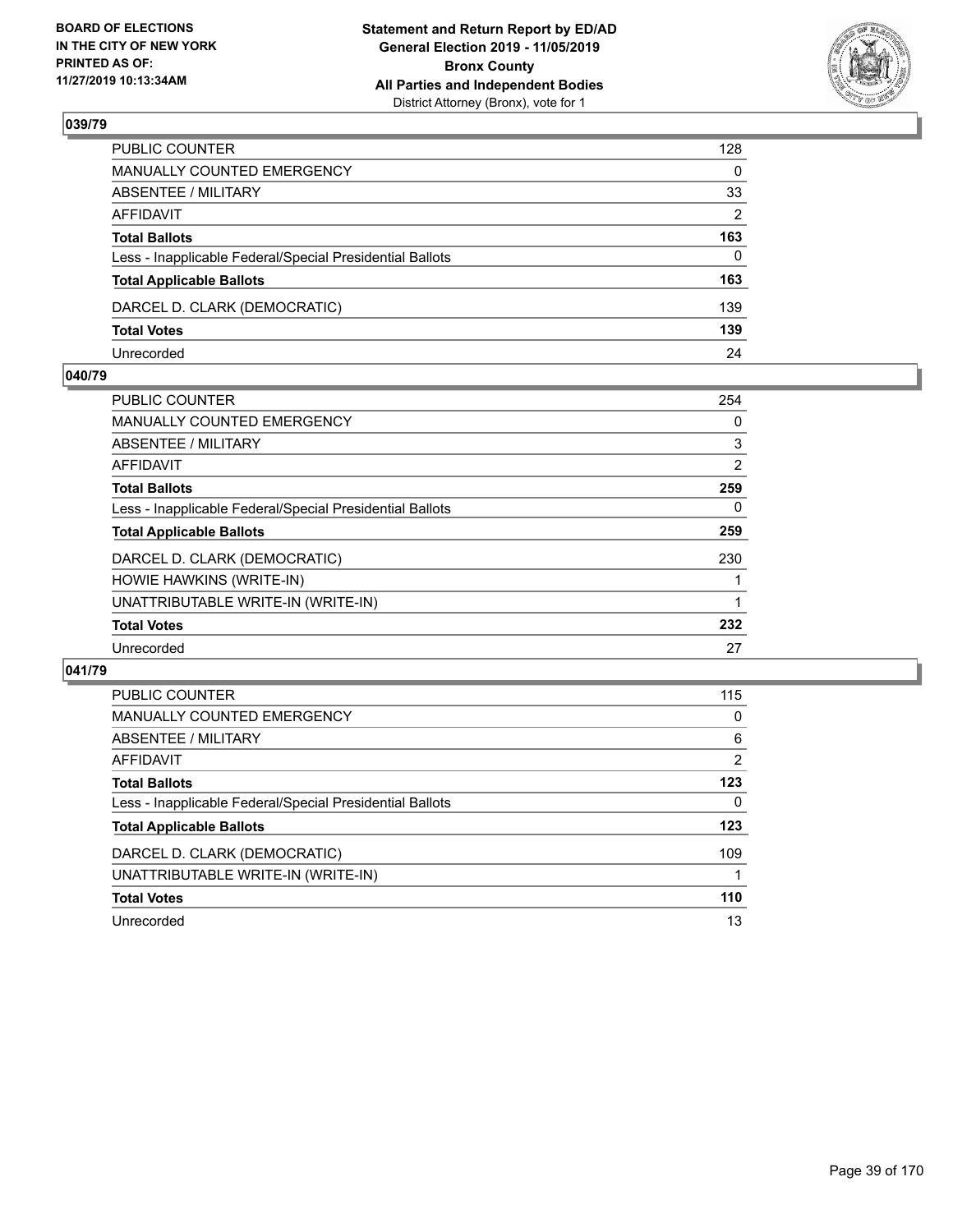**BOARD OF ELECTIONS IN THE CITY OF NEW YORK PRINTED AS OF: 11/27/2019 10:13:34AM**

**Statement and Return Report by ED/AD General Election 2019 - 11/05/2019 Bronx County All Parties and Independent Bodies**
District Attorney (Bronx), vote for 1

### 039/79

| | |
|---|---|
| PUBLIC COUNTER | 128 |
| MANUALLY COUNTED EMERGENCY | 0 |
| ABSENTEE / MILITARY | 33 |
| AFFIDAVIT | 2 |
| **Total Ballots** | **163** |
| Less - Inapplicable Federal/Special Presidential Ballots | 0 |
| **Total Applicable Ballots** | **163** |
| DARCEL D. CLARK (DEMOCRATIC) | 139 |
| **Total Votes** | **139** |
| Unrecorded | 24 |

### 040/79

| | |
|---|---|
| PUBLIC COUNTER | 254 |
| MANUALLY COUNTED EMERGENCY | 0 |
| ABSENTEE / MILITARY | 3 |
| AFFIDAVIT | 2 |
| **Total Ballots** | **259** |
| Less - Inapplicable Federal/Special Presidential Ballots | 0 |
| **Total Applicable Ballots** | **259** |
| DARCEL D. CLARK (DEMOCRATIC) | 230 |
| HOWIE HAWKINS (WRITE-IN) | 1 |
| UNATTRIBUTABLE WRITE-IN (WRITE-IN) | 1 |
| **Total Votes** | **232** |
| Unrecorded | 27 |

### 041/79

| | |
|---|---|
| PUBLIC COUNTER | 115 |
| MANUALLY COUNTED EMERGENCY | 0 |
| ABSENTEE / MILITARY | 6 |
| AFFIDAVIT | 2 |
| **Total Ballots** | **123** |
| Less - Inapplicable Federal/Special Presidential Ballots | 0 |
| **Total Applicable Ballots** | **123** |
| DARCEL D. CLARK (DEMOCRATIC) | 109 |
| UNATTRIBUTABLE WRITE-IN (WRITE-IN) | 1 |
| **Total Votes** | **110** |
| Unrecorded | 13 |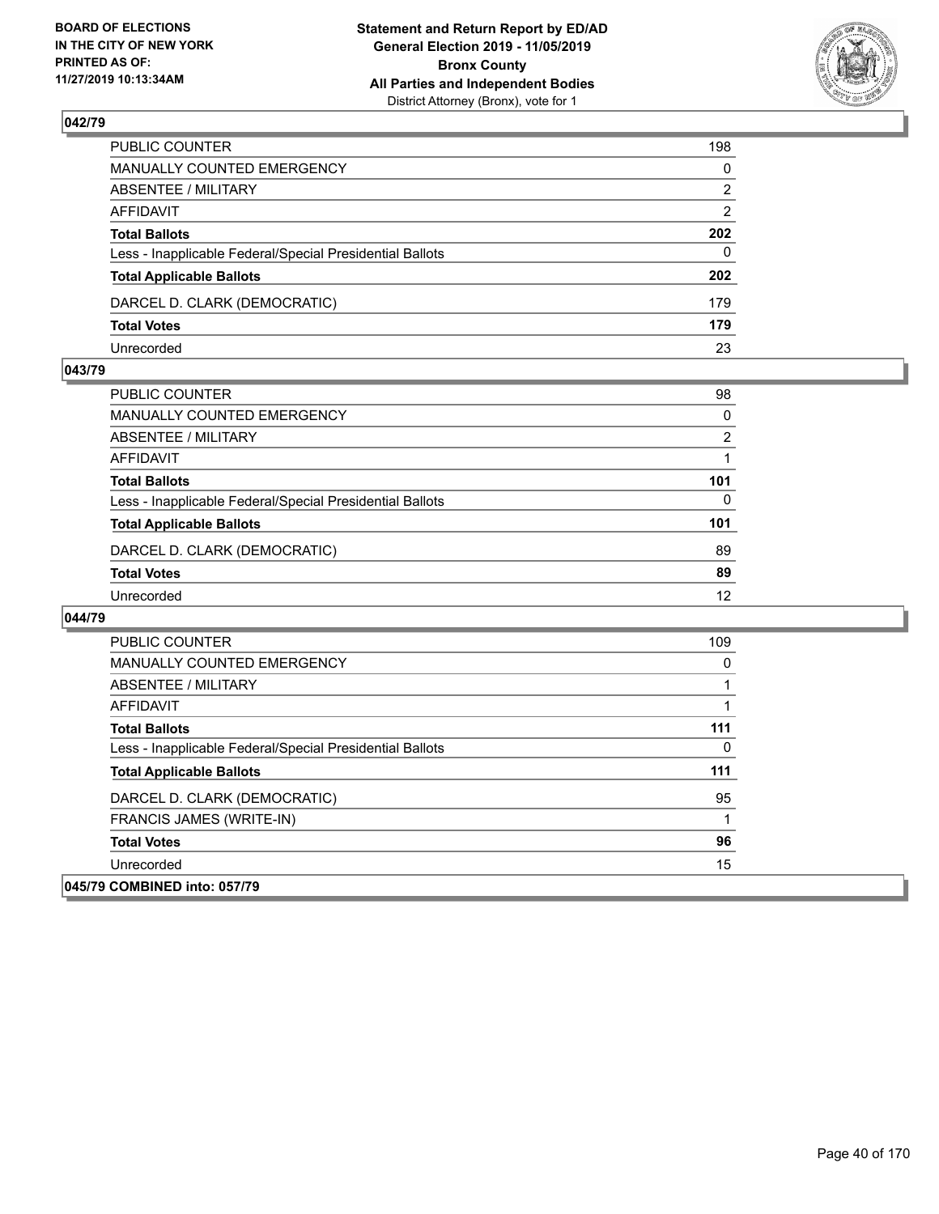**BOARD OF ELECTIONS IN THE CITY OF NEW YORK PRINTED AS OF: 11/27/2019 10:13:34AM**

**Statement and Return Report by ED/AD General Election 2019 - 11/05/2019 Bronx County All Parties and Independent Bodies**
District Attorney (Bronx), vote for 1

## 042/79

| | |
|---|---|
| PUBLIC COUNTER | 198 |
| MANUALLY COUNTED EMERGENCY | 0 |
| ABSENTEE / MILITARY | 2 |
| AFFIDAVIT | 2 |
| **Total Ballots** | **202** |
| Less - Inapplicable Federal/Special Presidential Ballots | 0 |
| **Total Applicable Ballots** | **202** |
| DARCEL D. CLARK (DEMOCRATIC) | 179 |
| **Total Votes** | **179** |
| Unrecorded | 23 |

## 043/79

| | |
|---|---|
| PUBLIC COUNTER | 98 |
| MANUALLY COUNTED EMERGENCY | 0 |
| ABSENTEE / MILITARY | 2 |
| AFFIDAVIT | 1 |
| **Total Ballots** | **101** |
| Less - Inapplicable Federal/Special Presidential Ballots | 0 |
| **Total Applicable Ballots** | **101** |
| DARCEL D. CLARK (DEMOCRATIC) | 89 |
| **Total Votes** | **89** |
| Unrecorded | 12 |

## 044/79

| | |
|---|---|
| PUBLIC COUNTER | 109 |
| MANUALLY COUNTED EMERGENCY | 0 |
| ABSENTEE / MILITARY | 1 |
| AFFIDAVIT | 1 |
| **Total Ballots** | **111** |
| Less - Inapplicable Federal/Special Presidential Ballots | 0 |
| **Total Applicable Ballots** | **111** |
| DARCEL D. CLARK (DEMOCRATIC) | 95 |
| FRANCIS JAMES (WRITE-IN) | 1 |
| **Total Votes** | **96** |
| Unrecorded | 15 |

## 045/79 COMBINED into: 057/79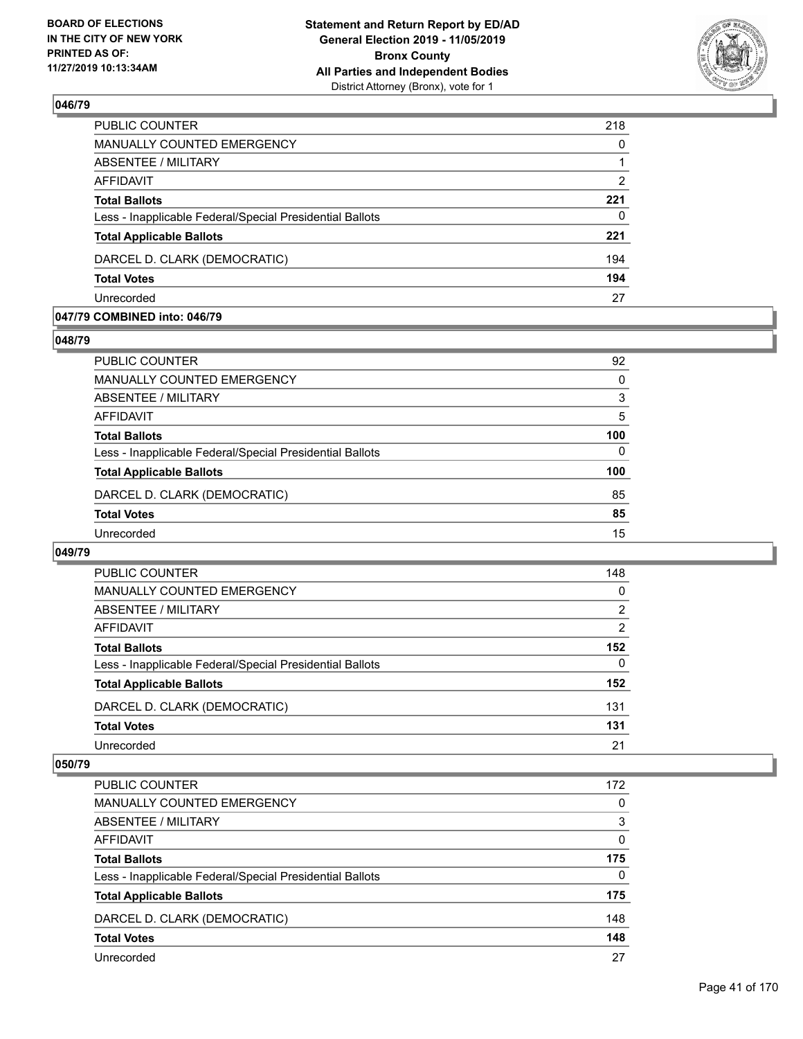**BOARD OF ELECTIONS IN THE CITY OF NEW YORK PRINTED AS OF: 11/27/2019 10:13:34AM**

**Statement and Return Report by ED/AD General Election 2019 - 11/05/2019 Bronx County All Parties and Independent Bodies**
District Attorney (Bronx), vote for 1

### 046/79

| | |
|---|---|
| PUBLIC COUNTER | 218 |
| MANUALLY COUNTED EMERGENCY | 0 |
| ABSENTEE / MILITARY | 1 |
| AFFIDAVIT | 2 |
| **Total Ballots** | **221** |
| Less - Inapplicable Federal/Special Presidential Ballots | 0 |
| **Total Applicable Ballots** | **221** |
| DARCEL D. CLARK (DEMOCRATIC) | 194 |
| **Total Votes** | **194** |
| Unrecorded | 27 |

### 047/79 COMBINED into: 046/79

### 048/79

| | |
|---|---|
| PUBLIC COUNTER | 92 |
| MANUALLY COUNTED EMERGENCY | 0 |
| ABSENTEE / MILITARY | 3 |
| AFFIDAVIT | 5 |
| **Total Ballots** | **100** |
| Less - Inapplicable Federal/Special Presidential Ballots | 0 |
| **Total Applicable Ballots** | **100** |
| DARCEL D. CLARK (DEMOCRATIC) | 85 |
| **Total Votes** | **85** |
| Unrecorded | 15 |

### 049/79

| | |
|---|---|
| PUBLIC COUNTER | 148 |
| MANUALLY COUNTED EMERGENCY | 0 |
| ABSENTEE / MILITARY | 2 |
| AFFIDAVIT | 2 |
| **Total Ballots** | **152** |
| Less - Inapplicable Federal/Special Presidential Ballots | 0 |
| **Total Applicable Ballots** | **152** |
| DARCEL D. CLARK (DEMOCRATIC) | 131 |
| **Total Votes** | **131** |
| Unrecorded | 21 |

### 050/79

| | |
|---|---|
| PUBLIC COUNTER | 172 |
| MANUALLY COUNTED EMERGENCY | 0 |
| ABSENTEE / MILITARY | 3 |
| AFFIDAVIT | 0 |
| **Total Ballots** | **175** |
| Less - Inapplicable Federal/Special Presidential Ballots | 0 |
| **Total Applicable Ballots** | **175** |
| DARCEL D. CLARK (DEMOCRATIC) | 148 |
| **Total Votes** | **148** |
| Unrecorded | 27 |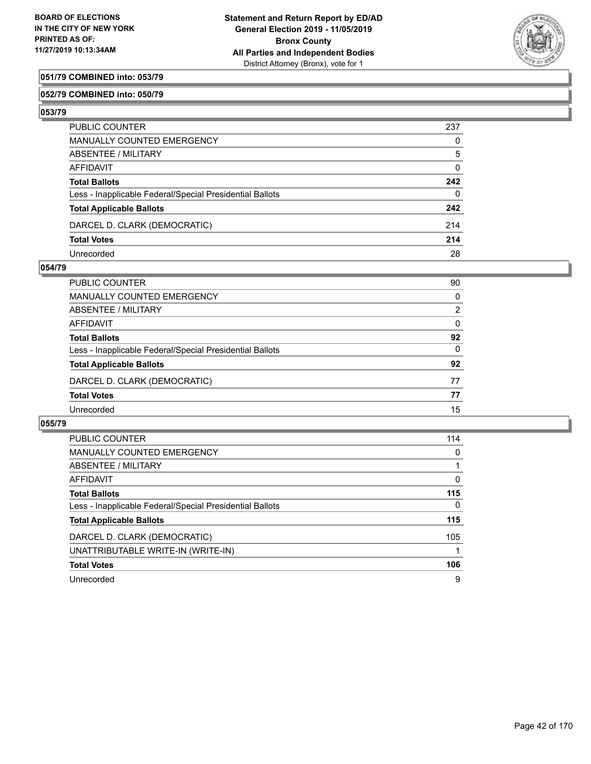**051/79 COMBINED into: 053/79**

**052/79 COMBINED into: 050/79**

**053/79**

| | |
|---|---|
| PUBLIC COUNTER | 237 |
| MANUALLY COUNTED EMERGENCY | 0 |
| ABSENTEE / MILITARY | 5 |
| AFFIDAVIT | 0 |
| **Total Ballots** | **242** |
| Less - Inapplicable Federal/Special Presidential Ballots | 0 |
| **Total Applicable Ballots** | **242** |
| DARCEL D. CLARK (DEMOCRATIC) | 214 |
| **Total Votes** | **214** |
| Unrecorded | 28 |

**054/79**

| | |
|---|---|
| PUBLIC COUNTER | 90 |
| MANUALLY COUNTED EMERGENCY | 0 |
| ABSENTEE / MILITARY | 2 |
| AFFIDAVIT | 0 |
| **Total Ballots** | **92** |
| Less - Inapplicable Federal/Special Presidential Ballots | 0 |
| **Total Applicable Ballots** | **92** |
| DARCEL D. CLARK (DEMOCRATIC) | 77 |
| **Total Votes** | **77** |
| Unrecorded | 15 |

**055/79**

| | |
|---|---|
| PUBLIC COUNTER | 114 |
| MANUALLY COUNTED EMERGENCY | 0 |
| ABSENTEE / MILITARY | 1 |
| AFFIDAVIT | 0 |
| **Total Ballots** | **115** |
| Less - Inapplicable Federal/Special Presidential Ballots | 0 |
| **Total Applicable Ballots** | **115** |
| DARCEL D. CLARK (DEMOCRATIC) | 105 |
| UNATTRIBUTABLE WRITE-IN (WRITE-IN) | 1 |
| **Total Votes** | **106** |
| Unrecorded | 9 |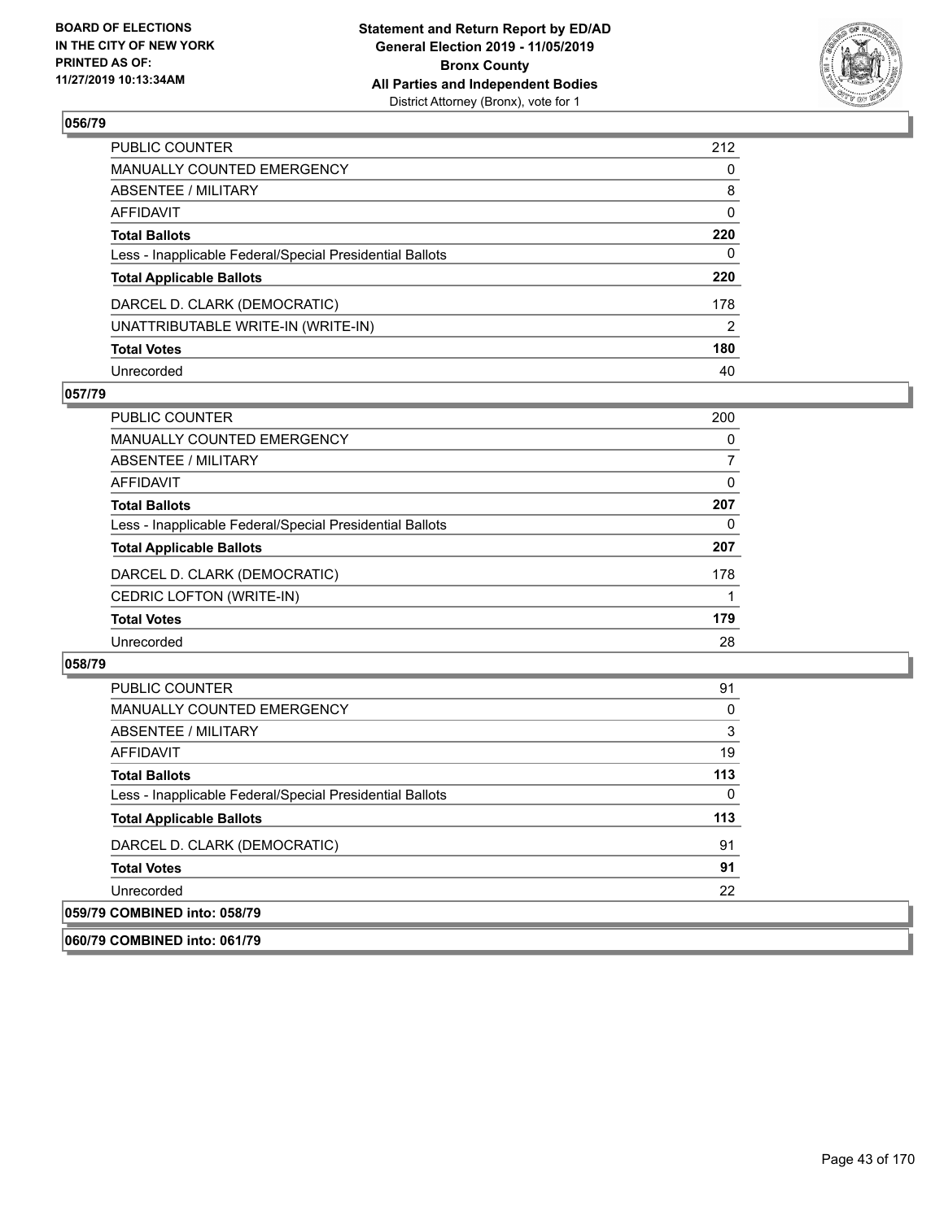## 056/79

| | |
|---|---|
| PUBLIC COUNTER | 212 |
| MANUALLY COUNTED EMERGENCY | 0 |
| ABSENTEE / MILITARY | 8 |
| AFFIDAVIT | 0 |
| **Total Ballots** | **220** |
| Less - Inapplicable Federal/Special Presidential Ballots | 0 |
| **Total Applicable Ballots** | **220** |
| DARCEL D. CLARK (DEMOCRATIC) | 178 |
| UNATTRIBUTABLE WRITE-IN (WRITE-IN) | 2 |
| **Total Votes** | **180** |
| Unrecorded | 40 |

## 057/79

| | |
|---|---|
| PUBLIC COUNTER | 200 |
| MANUALLY COUNTED EMERGENCY | 0 |
| ABSENTEE / MILITARY | 7 |
| AFFIDAVIT | 0 |
| **Total Ballots** | **207** |
| Less - Inapplicable Federal/Special Presidential Ballots | 0 |
| **Total Applicable Ballots** | **207** |
| DARCEL D. CLARK (DEMOCRATIC) | 178 |
| CEDRIC LOFTON (WRITE-IN) | 1 |
| **Total Votes** | **179** |
| Unrecorded | 28 |

## 058/79

| | |
|---|---|
| PUBLIC COUNTER | 91 |
| MANUALLY COUNTED EMERGENCY | 0 |
| ABSENTEE / MILITARY | 3 |
| AFFIDAVIT | 19 |
| **Total Ballots** | **113** |
| Less - Inapplicable Federal/Special Presidential Ballots | 0 |
| **Total Applicable Ballots** | **113** |
| DARCEL D. CLARK (DEMOCRATIC) | 91 |
| **Total Votes** | **91** |
| Unrecorded | 22 |

## 059/79 COMBINED into: 058/79

## 060/79 COMBINED into: 061/79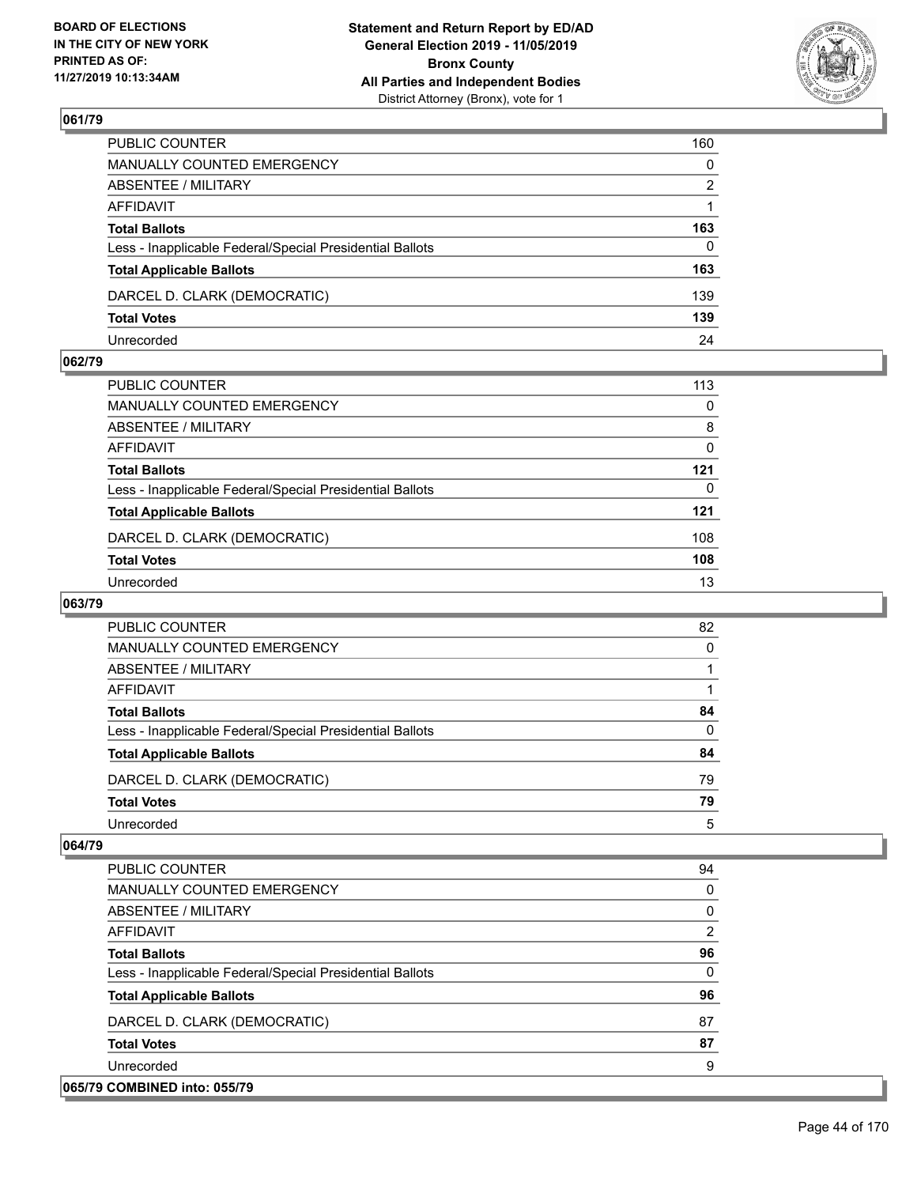## 061/79

| | |
|---|---|
| PUBLIC COUNTER | 160 |
| MANUALLY COUNTED EMERGENCY | 0 |
| ABSENTEE / MILITARY | 2 |
| AFFIDAVIT | 1 |
| **Total Ballots** | **163** |
| Less - Inapplicable Federal/Special Presidential Ballots | 0 |
| **Total Applicable Ballots** | **163** |
| DARCEL D. CLARK (DEMOCRATIC) | 139 |
| **Total Votes** | **139** |
| Unrecorded | 24 |

## 062/79

| | |
|---|---|
| PUBLIC COUNTER | 113 |
| MANUALLY COUNTED EMERGENCY | 0 |
| ABSENTEE / MILITARY | 8 |
| AFFIDAVIT | 0 |
| **Total Ballots** | **121** |
| Less - Inapplicable Federal/Special Presidential Ballots | 0 |
| **Total Applicable Ballots** | **121** |
| DARCEL D. CLARK (DEMOCRATIC) | 108 |
| **Total Votes** | **108** |
| Unrecorded | 13 |

## 063/79

| | |
|---|---|
| PUBLIC COUNTER | 82 |
| MANUALLY COUNTED EMERGENCY | 0 |
| ABSENTEE / MILITARY | 1 |
| AFFIDAVIT | 1 |
| **Total Ballots** | **84** |
| Less - Inapplicable Federal/Special Presidential Ballots | 0 |
| **Total Applicable Ballots** | **84** |
| DARCEL D. CLARK (DEMOCRATIC) | 79 |
| **Total Votes** | **79** |
| Unrecorded | 5 |

## 064/79

| | |
|---|---|
| PUBLIC COUNTER | 94 |
| MANUALLY COUNTED EMERGENCY | 0 |
| ABSENTEE / MILITARY | 0 |
| AFFIDAVIT | 2 |
| **Total Ballots** | **96** |
| Less - Inapplicable Federal/Special Presidential Ballots | 0 |
| **Total Applicable Ballots** | **96** |
| DARCEL D. CLARK (DEMOCRATIC) | 87 |
| **Total Votes** | **87** |
| Unrecorded | 9 |

## 065/79 COMBINED into: 055/79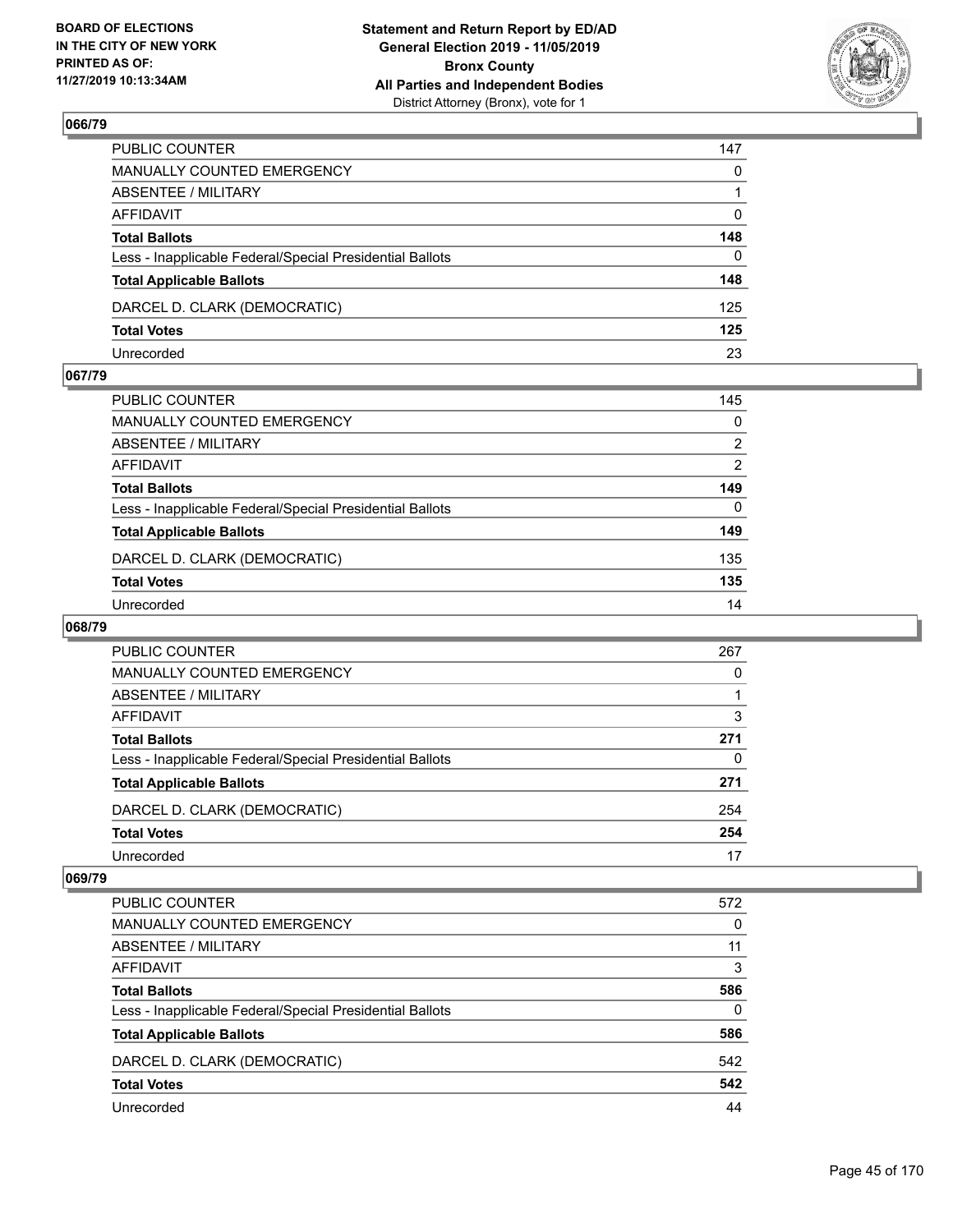## 066/79

| | |
|---|---|
| PUBLIC COUNTER | 147 |
| MANUALLY COUNTED EMERGENCY | 0 |
| ABSENTEE / MILITARY | 1 |
| AFFIDAVIT | 0 |
| **Total Ballots** | **148** |
| Less - Inapplicable Federal/Special Presidential Ballots | 0 |
| **Total Applicable Ballots** | **148** |
| DARCEL D. CLARK (DEMOCRATIC) | 125 |
| **Total Votes** | **125** |
| Unrecorded | 23 |

## 067/79

| | |
|---|---|
| PUBLIC COUNTER | 145 |
| MANUALLY COUNTED EMERGENCY | 0 |
| ABSENTEE / MILITARY | 2 |
| AFFIDAVIT | 2 |
| **Total Ballots** | **149** |
| Less - Inapplicable Federal/Special Presidential Ballots | 0 |
| **Total Applicable Ballots** | **149** |
| DARCEL D. CLARK (DEMOCRATIC) | 135 |
| **Total Votes** | **135** |
| Unrecorded | 14 |

## 068/79

| | |
|---|---|
| PUBLIC COUNTER | 267 |
| MANUALLY COUNTED EMERGENCY | 0 |
| ABSENTEE / MILITARY | 1 |
| AFFIDAVIT | 3 |
| **Total Ballots** | **271** |
| Less - Inapplicable Federal/Special Presidential Ballots | 0 |
| **Total Applicable Ballots** | **271** |
| DARCEL D. CLARK (DEMOCRATIC) | 254 |
| **Total Votes** | **254** |
| Unrecorded | 17 |

## 069/79

| | |
|---|---|
| PUBLIC COUNTER | 572 |
| MANUALLY COUNTED EMERGENCY | 0 |
| ABSENTEE / MILITARY | 11 |
| AFFIDAVIT | 3 |
| **Total Ballots** | **586** |
| Less - Inapplicable Federal/Special Presidential Ballots | 0 |
| **Total Applicable Ballots** | **586** |
| DARCEL D. CLARK (DEMOCRATIC) | 542 |
| **Total Votes** | **542** |
| Unrecorded | 44 |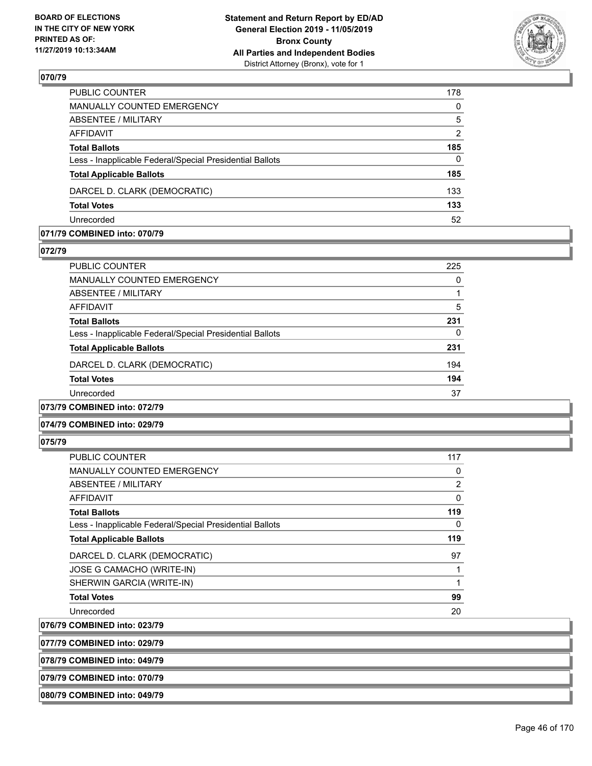**070/79**

| | |
|---|---|
| PUBLIC COUNTER | 178 |
| MANUALLY COUNTED EMERGENCY | 0 |
| ABSENTEE / MILITARY | 5 |
| AFFIDAVIT | 2 |
| **Total Ballots** | **185** |
| Less - Inapplicable Federal/Special Presidential Ballots | 0 |
| **Total Applicable Ballots** | **185** |
| DARCEL D. CLARK (DEMOCRATIC) | 133 |
| **Total Votes** | **133** |
| Unrecorded | 52 |

**071/79 COMBINED into: 070/79**

**072/79**

| | |
|---|---|
| PUBLIC COUNTER | 225 |
| MANUALLY COUNTED EMERGENCY | 0 |
| ABSENTEE / MILITARY | 1 |
| AFFIDAVIT | 5 |
| **Total Ballots** | **231** |
| Less - Inapplicable Federal/Special Presidential Ballots | 0 |
| **Total Applicable Ballots** | **231** |
| DARCEL D. CLARK (DEMOCRATIC) | 194 |
| **Total Votes** | **194** |
| Unrecorded | 37 |

**073/79 COMBINED into: 072/79**

**074/79 COMBINED into: 029/79**

**075/79**

| | |
|---|---|
| PUBLIC COUNTER | 117 |
| MANUALLY COUNTED EMERGENCY | 0 |
| ABSENTEE / MILITARY | 2 |
| AFFIDAVIT | 0 |
| **Total Ballots** | **119** |
| Less - Inapplicable Federal/Special Presidential Ballots | 0 |
| **Total Applicable Ballots** | **119** |
| DARCEL D. CLARK (DEMOCRATIC) | 97 |
| JOSE G CAMACHO (WRITE-IN) | 1 |
| SHERWIN GARCIA (WRITE-IN) | 1 |
| **Total Votes** | **99** |
| Unrecorded | 20 |

**076/79 COMBINED into: 023/79**

**077/79 COMBINED into: 029/79**

**078/79 COMBINED into: 049/79**

**079/79 COMBINED into: 070/79**

**080/79 COMBINED into: 049/79**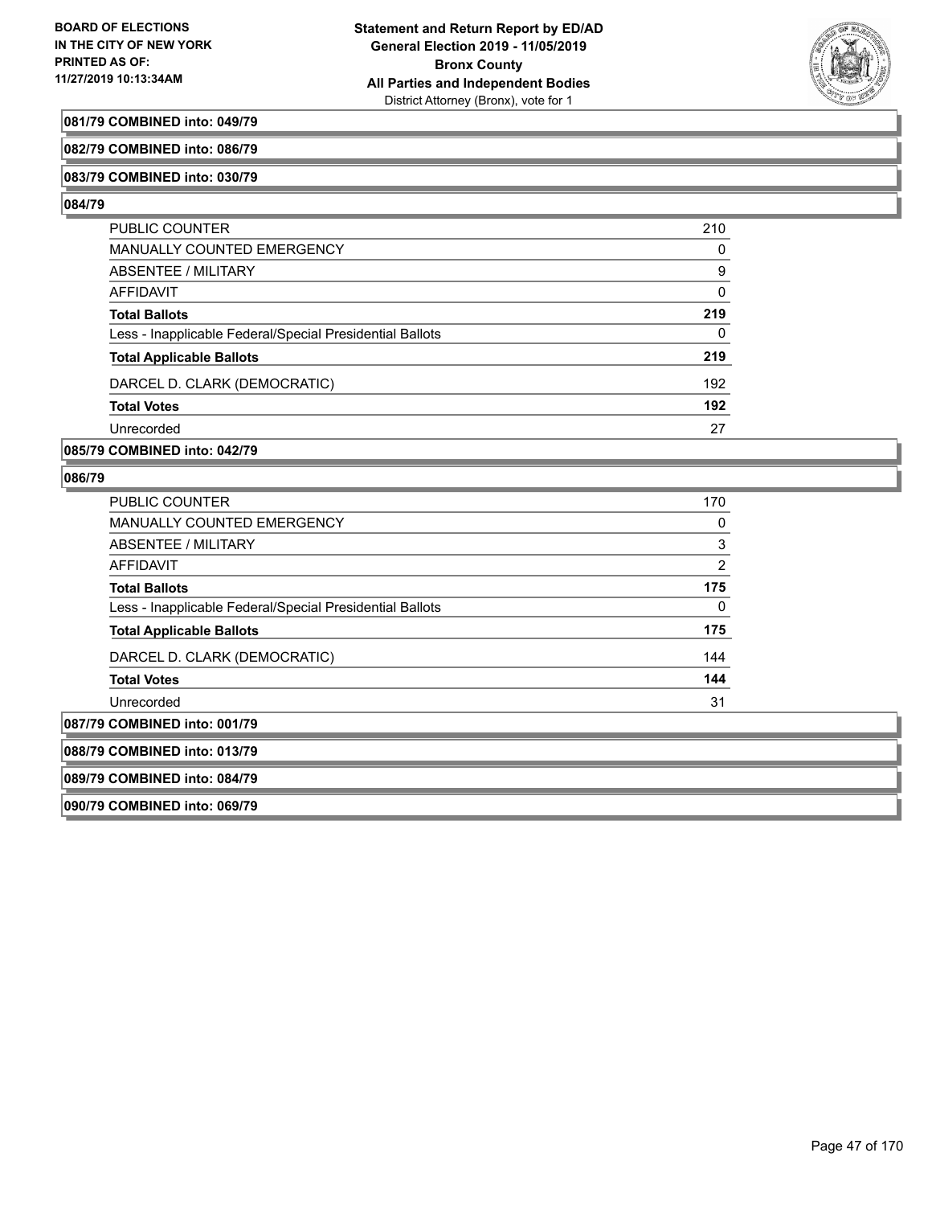**081/79 COMBINED into: 049/79**

**082/79 COMBINED into: 086/79**

**083/79 COMBINED into: 030/79**

**084/79**

| | |
|---|---|
| PUBLIC COUNTER | 210 |
| MANUALLY COUNTED EMERGENCY | 0 |
| ABSENTEE / MILITARY | 9 |
| AFFIDAVIT | 0 |
| **Total Ballots** | **219** |
| Less - Inapplicable Federal/Special Presidential Ballots | 0 |
| **Total Applicable Ballots** | **219** |
| DARCEL D. CLARK (DEMOCRATIC) | 192 |
| **Total Votes** | **192** |
| Unrecorded | 27 |

**085/79 COMBINED into: 042/79**

**086/79**

| | |
|---|---|
| PUBLIC COUNTER | 170 |
| MANUALLY COUNTED EMERGENCY | 0 |
| ABSENTEE / MILITARY | 3 |
| AFFIDAVIT | 2 |
| **Total Ballots** | **175** |
| Less - Inapplicable Federal/Special Presidential Ballots | 0 |
| **Total Applicable Ballots** | **175** |
| DARCEL D. CLARK (DEMOCRATIC) | 144 |
| **Total Votes** | **144** |
| Unrecorded | 31 |

**087/79 COMBINED into: 001/79**

**088/79 COMBINED into: 013/79**

**089/79 COMBINED into: 084/79**

**090/79 COMBINED into: 069/79**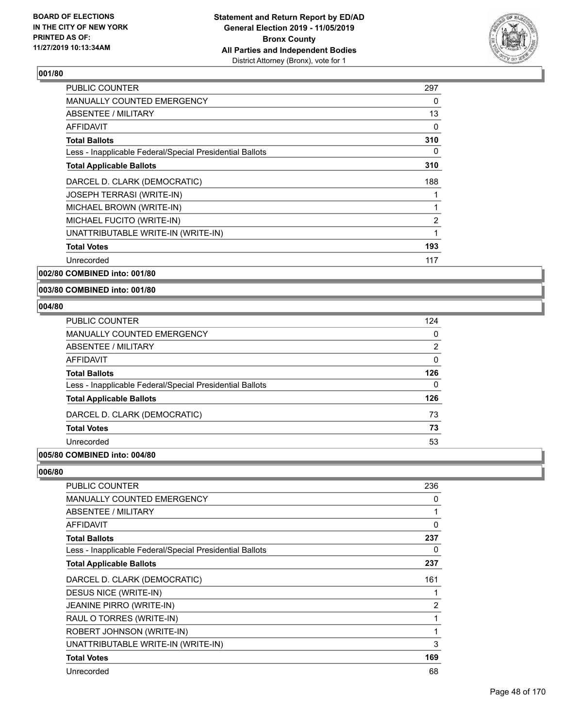**BOARD OF ELECTIONS IN THE CITY OF NEW YORK PRINTED AS OF: 11/27/2019 10:13:34AM**

**Statement and Return Report by ED/AD General Election 2019 - 11/05/2019 Bronx County All Parties and Independent Bodies** District Attorney (Bronx), vote for 1

### 001/80

| | |
|---|---|
| PUBLIC COUNTER | 297 |
| MANUALLY COUNTED EMERGENCY | 0 |
| ABSENTEE / MILITARY | 13 |
| AFFIDAVIT | 0 |
| **Total Ballots** | **310** |
| Less - Inapplicable Federal/Special Presidential Ballots | 0 |
| **Total Applicable Ballots** | **310** |
| DARCEL D. CLARK (DEMOCRATIC) | 188 |
| JOSEPH TERRASI (WRITE-IN) | 1 |
| MICHAEL BROWN (WRITE-IN) | 1 |
| MICHAEL FUCITO (WRITE-IN) | 2 |
| UNATTRIBUTABLE WRITE-IN (WRITE-IN) | 1 |
| **Total Votes** | **193** |
| Unrecorded | 117 |

### 002/80 COMBINED into: 001/80

### 003/80 COMBINED into: 001/80

### 004/80

| | |
|---|---|
| PUBLIC COUNTER | 124 |
| MANUALLY COUNTED EMERGENCY | 0 |
| ABSENTEE / MILITARY | 2 |
| AFFIDAVIT | 0 |
| **Total Ballots** | **126** |
| Less - Inapplicable Federal/Special Presidential Ballots | 0 |
| **Total Applicable Ballots** | **126** |
| DARCEL D. CLARK (DEMOCRATIC) | 73 |
| **Total Votes** | **73** |
| Unrecorded | 53 |

### 005/80 COMBINED into: 004/80

### 006/80

| | |
|---|---|
| PUBLIC COUNTER | 236 |
| MANUALLY COUNTED EMERGENCY | 0 |
| ABSENTEE / MILITARY | 1 |
| AFFIDAVIT | 0 |
| **Total Ballots** | **237** |
| Less - Inapplicable Federal/Special Presidential Ballots | 0 |
| **Total Applicable Ballots** | **237** |
| DARCEL D. CLARK (DEMOCRATIC) | 161 |
| DESUS NICE (WRITE-IN) | 1 |
| JEANINE PIRRO (WRITE-IN) | 2 |
| RAUL O TORRES (WRITE-IN) | 1 |
| ROBERT JOHNSON (WRITE-IN) | 1 |
| UNATTRIBUTABLE WRITE-IN (WRITE-IN) | 3 |
| **Total Votes** | **169** |
| Unrecorded | 68 |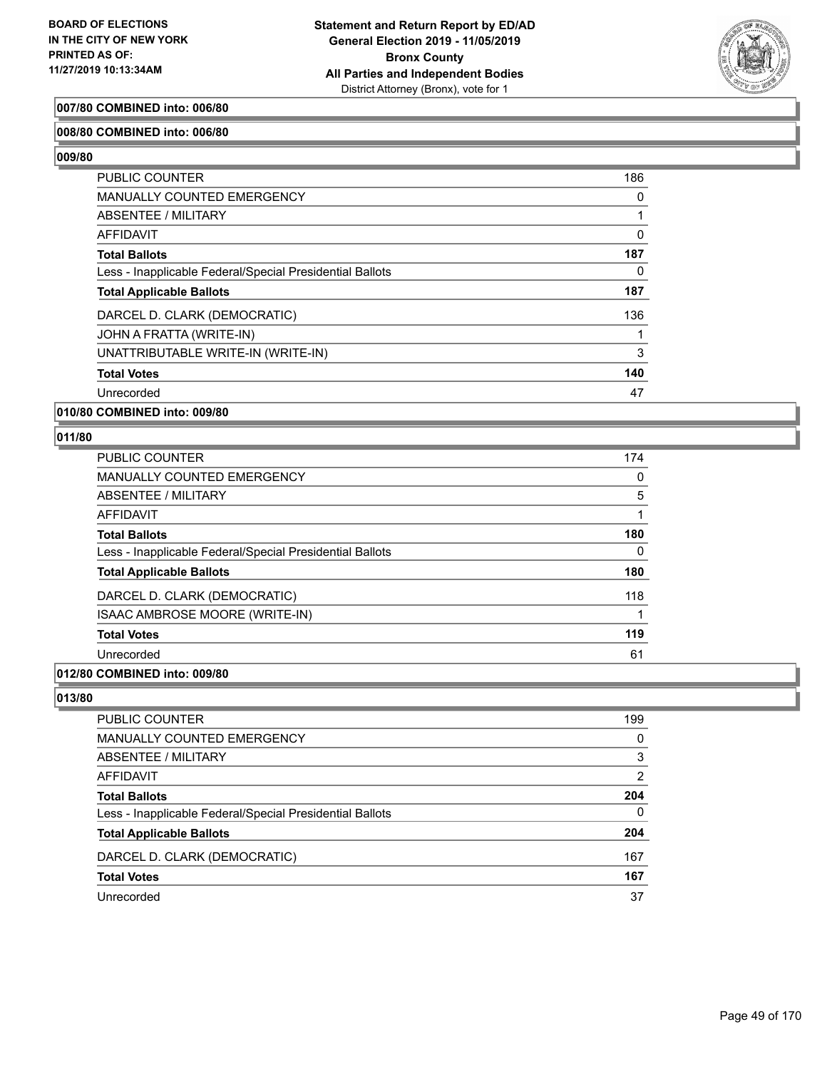**007/80 COMBINED into: 006/80**

**008/80 COMBINED into: 006/80**

**009/80**

| | |
|---|---|
| PUBLIC COUNTER | 186 |
| MANUALLY COUNTED EMERGENCY | 0 |
| ABSENTEE / MILITARY | 1 |
| AFFIDAVIT | 0 |
| **Total Ballots** | **187** |
| Less - Inapplicable Federal/Special Presidential Ballots | 0 |
| **Total Applicable Ballots** | **187** |
| DARCEL D. CLARK (DEMOCRATIC) | 136 |
| JOHN A FRATTA (WRITE-IN) | 1 |
| UNATTRIBUTABLE WRITE-IN (WRITE-IN) | 3 |
| **Total Votes** | **140** |
| Unrecorded | 47 |

**010/80 COMBINED into: 009/80**

**011/80**

| | |
|---|---|
| PUBLIC COUNTER | 174 |
| MANUALLY COUNTED EMERGENCY | 0 |
| ABSENTEE / MILITARY | 5 |
| AFFIDAVIT | 1 |
| **Total Ballots** | **180** |
| Less - Inapplicable Federal/Special Presidential Ballots | 0 |
| **Total Applicable Ballots** | **180** |
| DARCEL D. CLARK (DEMOCRATIC) | 118 |
| ISAAC AMBROSE MOORE (WRITE-IN) | 1 |
| **Total Votes** | **119** |
| Unrecorded | 61 |

**012/80 COMBINED into: 009/80**

**013/80**

| | |
|---|---|
| PUBLIC COUNTER | 199 |
| MANUALLY COUNTED EMERGENCY | 0 |
| ABSENTEE / MILITARY | 3 |
| AFFIDAVIT | 2 |
| **Total Ballots** | **204** |
| Less - Inapplicable Federal/Special Presidential Ballots | 0 |
| **Total Applicable Ballots** | **204** |
| DARCEL D. CLARK (DEMOCRATIC) | 167 |
| **Total Votes** | **167** |
| Unrecorded | 37 |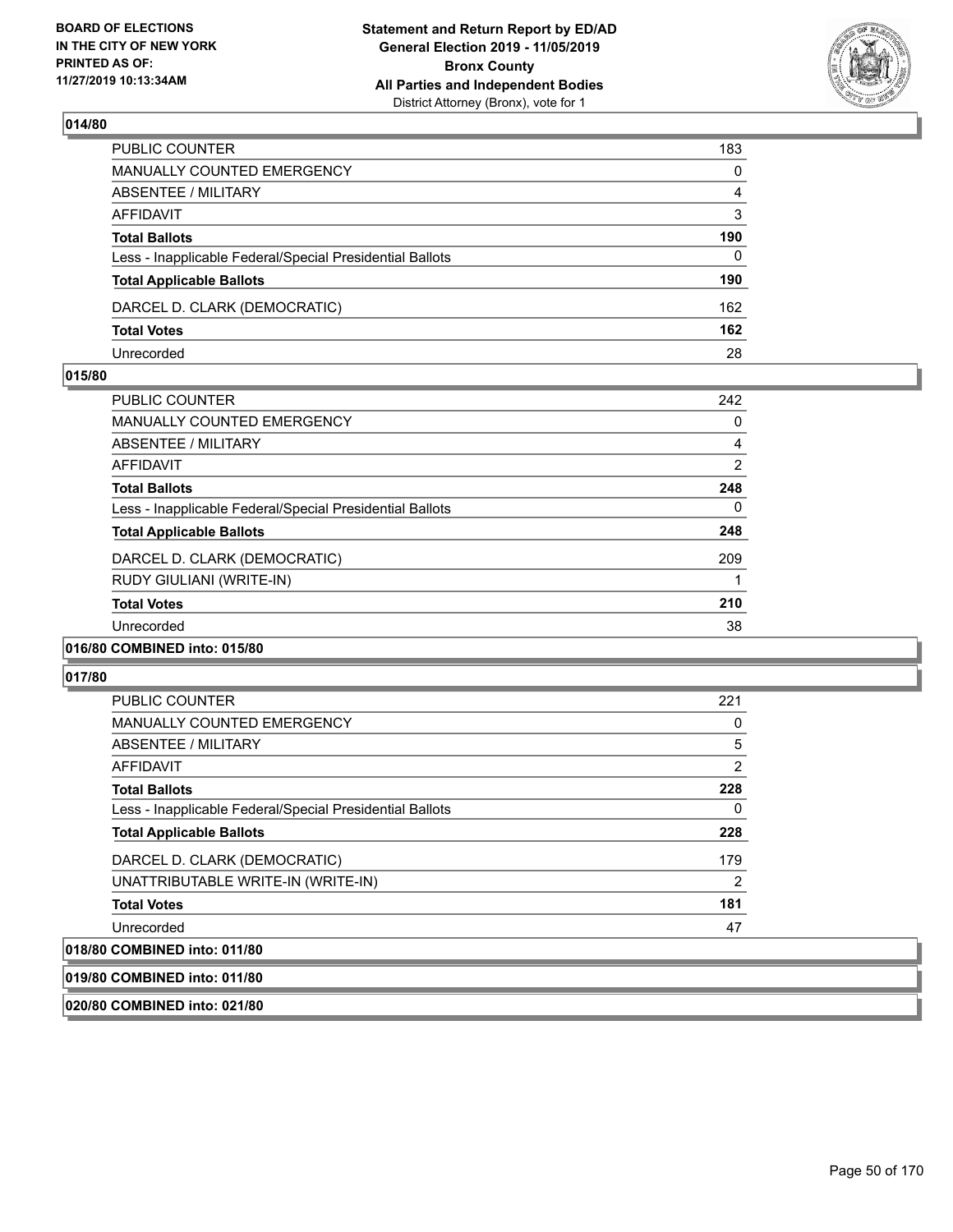BOARD OF ELECTIONS
IN THE CITY OF NEW YORK
PRINTED AS OF:
11/27/2019 10:13:34AM

**Statement and Return Report by ED/AD**
**General Election 2019 - 11/05/2019**
**Bronx County**
**All Parties and Independent Bodies**
District Attorney (Bronx), vote for 1

### 014/80

| | |
|---|---|
| PUBLIC COUNTER | 183 |
| MANUALLY COUNTED EMERGENCY | 0 |
| ABSENTEE / MILITARY | 4 |
| AFFIDAVIT | 3 |
| **Total Ballots** | **190** |
| Less - Inapplicable Federal/Special Presidential Ballots | 0 |
| **Total Applicable Ballots** | **190** |
| DARCEL D. CLARK (DEMOCRATIC) | 162 |
| **Total Votes** | **162** |
| Unrecorded | 28 |

### 015/80

| | |
|---|---|
| PUBLIC COUNTER | 242 |
| MANUALLY COUNTED EMERGENCY | 0 |
| ABSENTEE / MILITARY | 4 |
| AFFIDAVIT | 2 |
| **Total Ballots** | **248** |
| Less - Inapplicable Federal/Special Presidential Ballots | 0 |
| **Total Applicable Ballots** | **248** |
| DARCEL D. CLARK (DEMOCRATIC) | 209 |
| RUDY GIULIANI (WRITE-IN) | 1 |
| **Total Votes** | **210** |
| Unrecorded | 38 |

### 016/80 COMBINED into: 015/80

### 017/80

| | |
|---|---|
| PUBLIC COUNTER | 221 |
| MANUALLY COUNTED EMERGENCY | 0 |
| ABSENTEE / MILITARY | 5 |
| AFFIDAVIT | 2 |
| **Total Ballots** | **228** |
| Less - Inapplicable Federal/Special Presidential Ballots | 0 |
| **Total Applicable Ballots** | **228** |
| DARCEL D. CLARK (DEMOCRATIC) | 179 |
| UNATTRIBUTABLE WRITE-IN (WRITE-IN) | 2 |
| **Total Votes** | **181** |
| Unrecorded | 47 |

### 018/80 COMBINED into: 011/80

### 019/80 COMBINED into: 011/80

### 020/80 COMBINED into: 021/80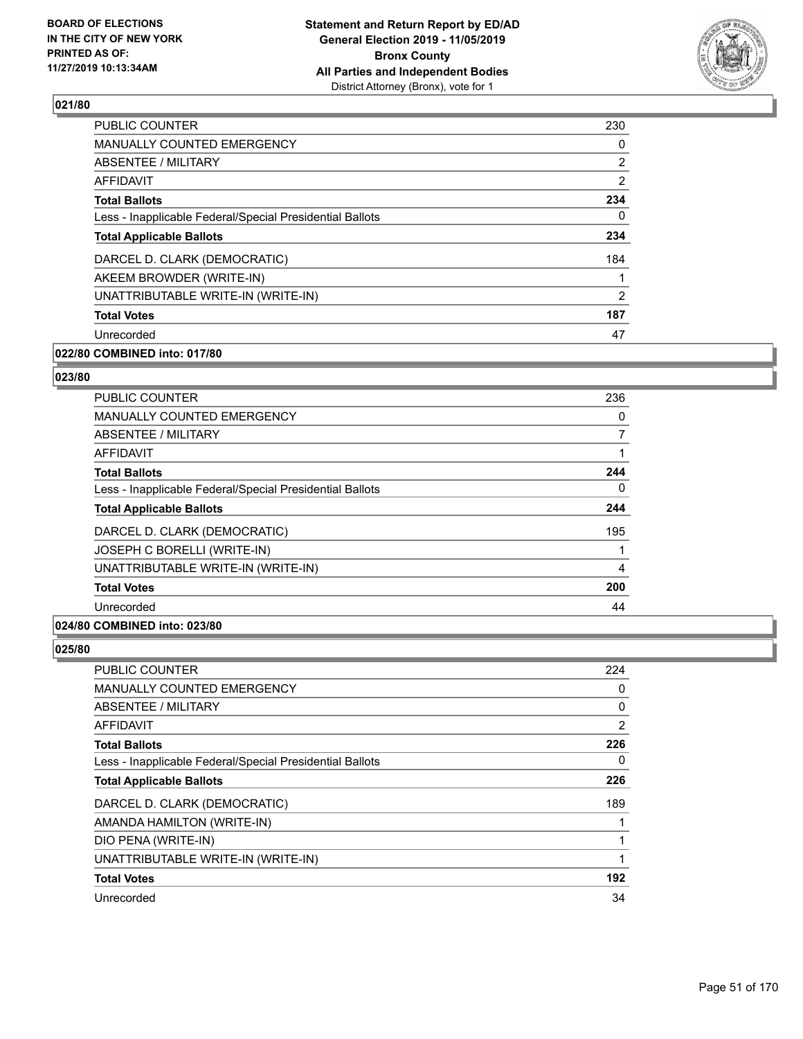### 021/80

| | |
|---|---|
| PUBLIC COUNTER | 230 |
| MANUALLY COUNTED EMERGENCY | 0 |
| ABSENTEE / MILITARY | 2 |
| AFFIDAVIT | 2 |
| **Total Ballots** | **234** |
| Less - Inapplicable Federal/Special Presidential Ballots | 0 |
| **Total Applicable Ballots** | **234** |
| DARCEL D. CLARK (DEMOCRATIC) | 184 |
| AKEEM BROWDER (WRITE-IN) | 1 |
| UNATTRIBUTABLE WRITE-IN (WRITE-IN) | 2 |
| **Total Votes** | **187** |
| Unrecorded | 47 |

### 022/80 COMBINED into: 017/80

### 023/80

| | |
|---|---|
| PUBLIC COUNTER | 236 |
| MANUALLY COUNTED EMERGENCY | 0 |
| ABSENTEE / MILITARY | 7 |
| AFFIDAVIT | 1 |
| **Total Ballots** | **244** |
| Less - Inapplicable Federal/Special Presidential Ballots | 0 |
| **Total Applicable Ballots** | **244** |
| DARCEL D. CLARK (DEMOCRATIC) | 195 |
| JOSEPH C BORELLI (WRITE-IN) | 1 |
| UNATTRIBUTABLE WRITE-IN (WRITE-IN) | 4 |
| **Total Votes** | **200** |
| Unrecorded | 44 |

### 024/80 COMBINED into: 023/80

### 025/80

| | |
|---|---|
| PUBLIC COUNTER | 224 |
| MANUALLY COUNTED EMERGENCY | 0 |
| ABSENTEE / MILITARY | 0 |
| AFFIDAVIT | 2 |
| **Total Ballots** | **226** |
| Less - Inapplicable Federal/Special Presidential Ballots | 0 |
| **Total Applicable Ballots** | **226** |
| DARCEL D. CLARK (DEMOCRATIC) | 189 |
| AMANDA HAMILTON (WRITE-IN) | 1 |
| DIO PENA (WRITE-IN) | 1 |
| UNATTRIBUTABLE WRITE-IN (WRITE-IN) | 1 |
| **Total Votes** | **192** |
| Unrecorded | 34 |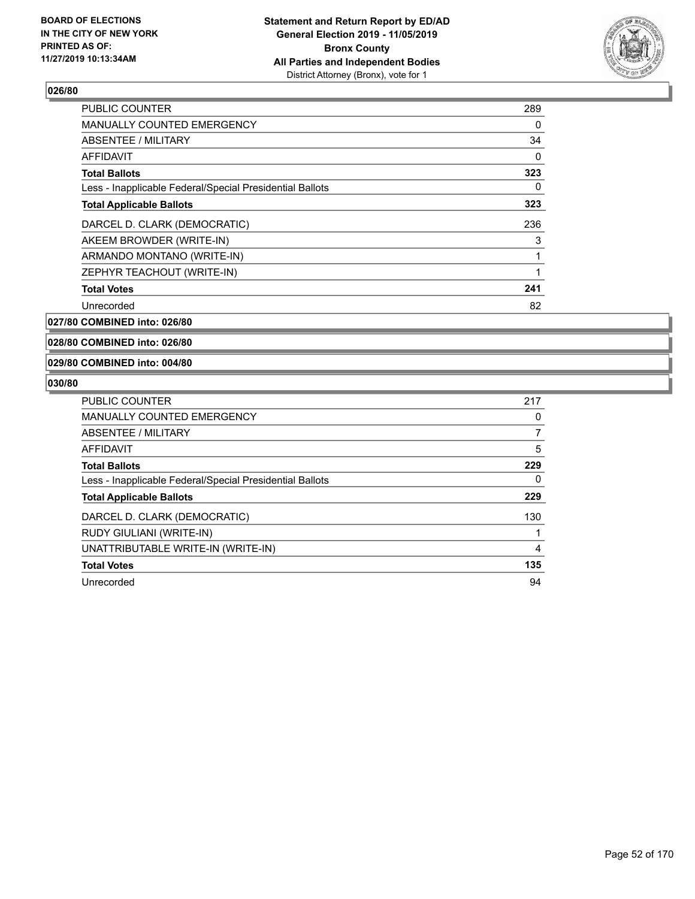### 026/80

| | |
|---|---|
| PUBLIC COUNTER | 289 |
| MANUALLY COUNTED EMERGENCY | 0 |
| ABSENTEE / MILITARY | 34 |
| AFFIDAVIT | 0 |
| **Total Ballots** | **323** |
| Less - Inapplicable Federal/Special Presidential Ballots | 0 |
| **Total Applicable Ballots** | **323** |
| DARCEL D. CLARK (DEMOCRATIC) | 236 |
| AKEEM BROWDER (WRITE-IN) | 3 |
| ARMANDO MONTANO (WRITE-IN) | 1 |
| ZEPHYR TEACHOUT (WRITE-IN) | 1 |
| **Total Votes** | **241** |
| Unrecorded | 82 |

### 027/80 COMBINED into: 026/80

### 028/80 COMBINED into: 026/80

### 029/80 COMBINED into: 004/80

### 030/80

| | |
|---|---|
| PUBLIC COUNTER | 217 |
| MANUALLY COUNTED EMERGENCY | 0 |
| ABSENTEE / MILITARY | 7 |
| AFFIDAVIT | 5 |
| **Total Ballots** | **229** |
| Less - Inapplicable Federal/Special Presidential Ballots | 0 |
| **Total Applicable Ballots** | **229** |
| DARCEL D. CLARK (DEMOCRATIC) | 130 |
| RUDY GIULIANI (WRITE-IN) | 1 |
| UNATTRIBUTABLE WRITE-IN (WRITE-IN) | 4 |
| **Total Votes** | **135** |
| Unrecorded | 94 |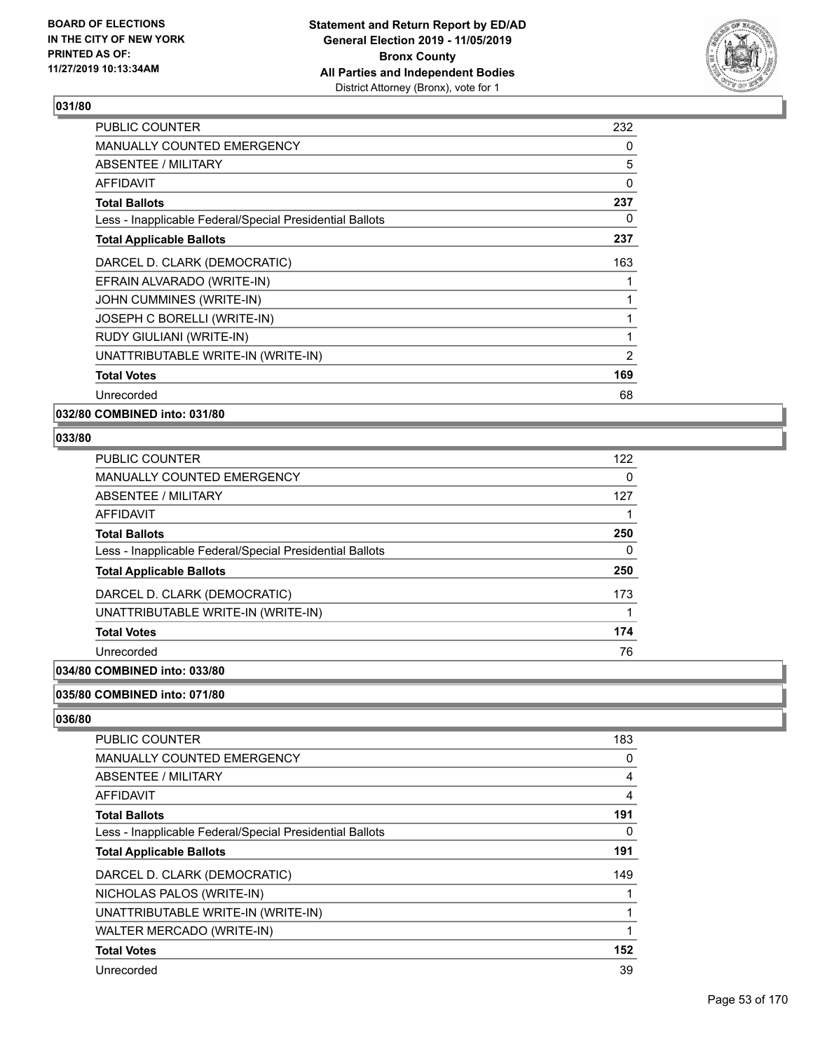### 031/80

| | |
|---|---|
| PUBLIC COUNTER | 232 |
| MANUALLY COUNTED EMERGENCY | 0 |
| ABSENTEE / MILITARY | 5 |
| AFFIDAVIT | 0 |
| **Total Ballots** | **237** |
| Less - Inapplicable Federal/Special Presidential Ballots | 0 |
| **Total Applicable Ballots** | **237** |
| DARCEL D. CLARK (DEMOCRATIC) | 163 |
| EFRAIN ALVARADO (WRITE-IN) | 1 |
| JOHN CUMMINES (WRITE-IN) | 1 |
| JOSEPH C BORELLI (WRITE-IN) | 1 |
| RUDY GIULIANI (WRITE-IN) | 1 |
| UNATTRIBUTABLE WRITE-IN (WRITE-IN) | 2 |
| **Total Votes** | **169** |
| Unrecorded | 68 |

### 032/80 COMBINED into: 031/80

### 033/80

| | |
|---|---|
| PUBLIC COUNTER | 122 |
| MANUALLY COUNTED EMERGENCY | 0 |
| ABSENTEE / MILITARY | 127 |
| AFFIDAVIT | 1 |
| **Total Ballots** | **250** |
| Less - Inapplicable Federal/Special Presidential Ballots | 0 |
| **Total Applicable Ballots** | **250** |
| DARCEL D. CLARK (DEMOCRATIC) | 173 |
| UNATTRIBUTABLE WRITE-IN (WRITE-IN) | 1 |
| **Total Votes** | **174** |
| Unrecorded | 76 |

### 034/80 COMBINED into: 033/80

### 035/80 COMBINED into: 071/80

### 036/80

| | |
|---|---|
| PUBLIC COUNTER | 183 |
| MANUALLY COUNTED EMERGENCY | 0 |
| ABSENTEE / MILITARY | 4 |
| AFFIDAVIT | 4 |
| **Total Ballots** | **191** |
| Less - Inapplicable Federal/Special Presidential Ballots | 0 |
| **Total Applicable Ballots** | **191** |
| DARCEL D. CLARK (DEMOCRATIC) | 149 |
| NICHOLAS PALOS (WRITE-IN) | 1 |
| UNATTRIBUTABLE WRITE-IN (WRITE-IN) | 1 |
| WALTER MERCADO (WRITE-IN) | 1 |
| **Total Votes** | **152** |
| Unrecorded | 39 |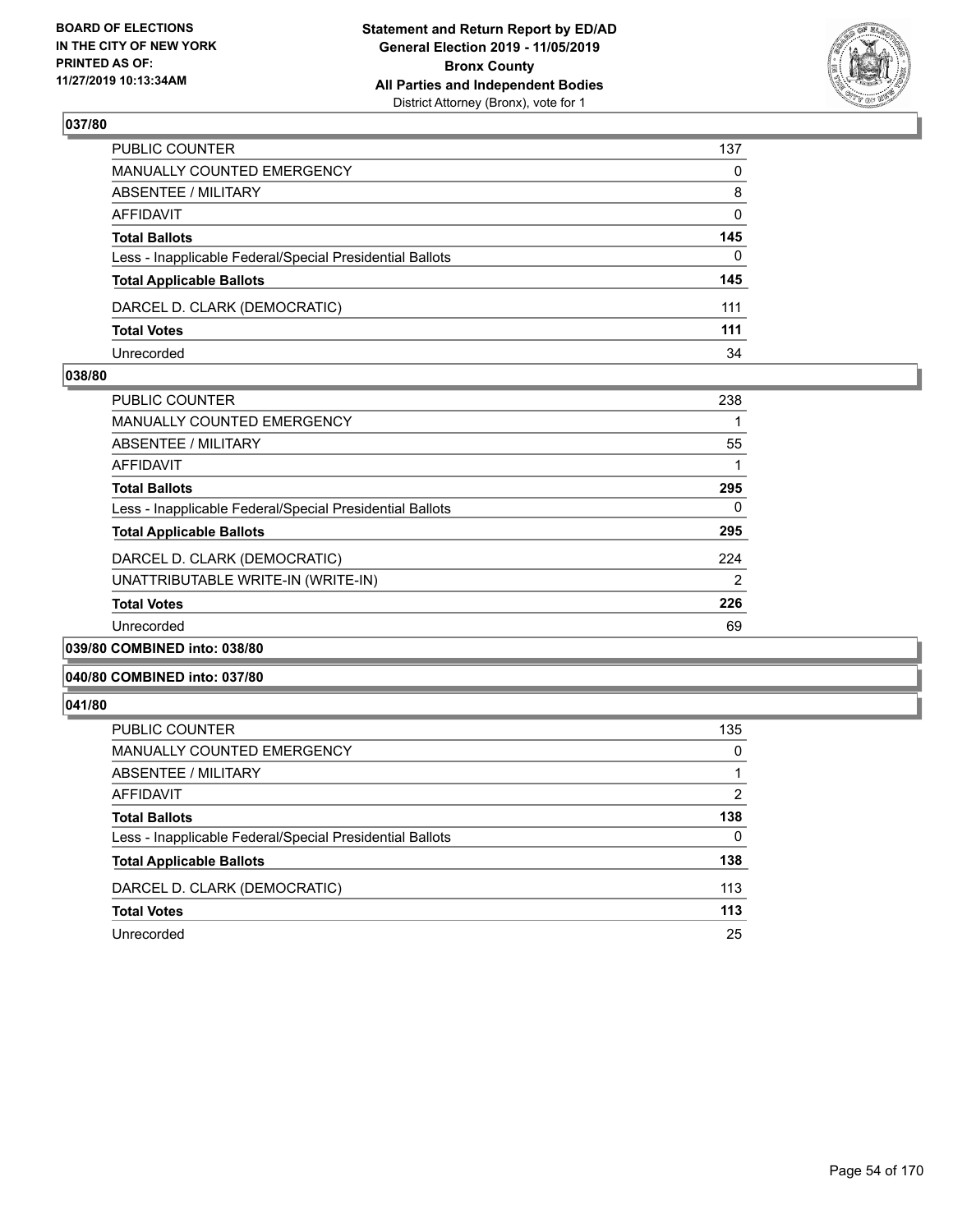### 037/80

| | |
|---|---|
| PUBLIC COUNTER | 137 |
| MANUALLY COUNTED EMERGENCY | 0 |
| ABSENTEE / MILITARY | 8 |
| AFFIDAVIT | 0 |
| **Total Ballots** | **145** |
| Less - Inapplicable Federal/Special Presidential Ballots | 0 |
| **Total Applicable Ballots** | **145** |
| DARCEL D. CLARK (DEMOCRATIC) | 111 |
| **Total Votes** | **111** |
| Unrecorded | 34 |

### 038/80

| | |
|---|---|
| PUBLIC COUNTER | 238 |
| MANUALLY COUNTED EMERGENCY | 1 |
| ABSENTEE / MILITARY | 55 |
| AFFIDAVIT | 1 |
| **Total Ballots** | **295** |
| Less - Inapplicable Federal/Special Presidential Ballots | 0 |
| **Total Applicable Ballots** | **295** |
| DARCEL D. CLARK (DEMOCRATIC) | 224 |
| UNATTRIBUTABLE WRITE-IN (WRITE-IN) | 2 |
| **Total Votes** | **226** |
| Unrecorded | 69 |

### 039/80 COMBINED into: 038/80

### 040/80 COMBINED into: 037/80

### 041/80

| | |
|---|---|
| PUBLIC COUNTER | 135 |
| MANUALLY COUNTED EMERGENCY | 0 |
| ABSENTEE / MILITARY | 1 |
| AFFIDAVIT | 2 |
| **Total Ballots** | **138** |
| Less - Inapplicable Federal/Special Presidential Ballots | 0 |
| **Total Applicable Ballots** | **138** |
| DARCEL D. CLARK (DEMOCRATIC) | 113 |
| **Total Votes** | **113** |
| Unrecorded | 25 |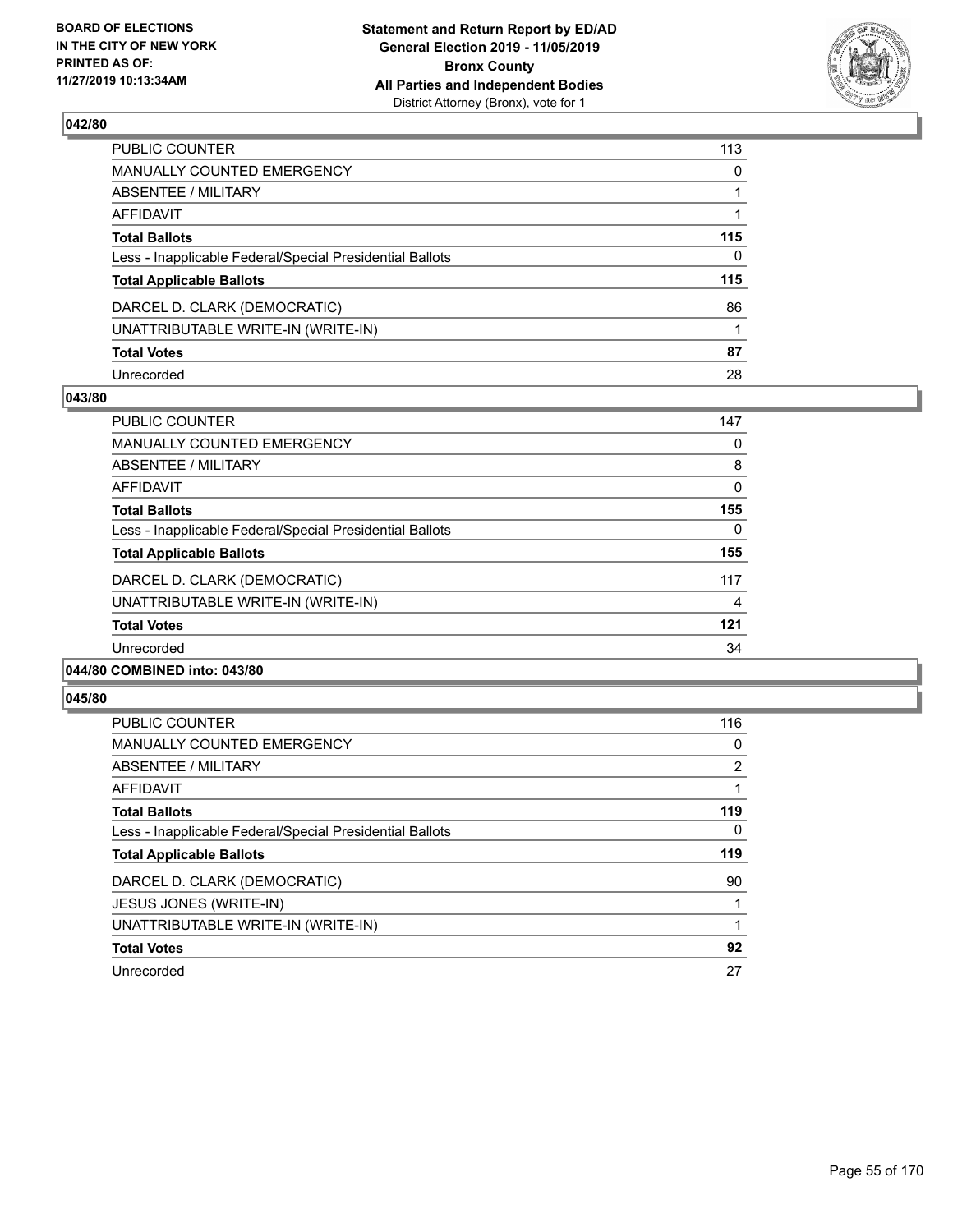### 042/80

| | |
|---|---|
| PUBLIC COUNTER | 113 |
| MANUALLY COUNTED EMERGENCY | 0 |
| ABSENTEE / MILITARY | 1 |
| AFFIDAVIT | 1 |
| **Total Ballots** | **115** |
| Less - Inapplicable Federal/Special Presidential Ballots | 0 |
| **Total Applicable Ballots** | **115** |
| DARCEL D. CLARK (DEMOCRATIC) | 86 |
| UNATTRIBUTABLE WRITE-IN (WRITE-IN) | 1 |
| **Total Votes** | **87** |
| Unrecorded | 28 |

### 043/80

| | |
|---|---|
| PUBLIC COUNTER | 147 |
| MANUALLY COUNTED EMERGENCY | 0 |
| ABSENTEE / MILITARY | 8 |
| AFFIDAVIT | 0 |
| **Total Ballots** | **155** |
| Less - Inapplicable Federal/Special Presidential Ballots | 0 |
| **Total Applicable Ballots** | **155** |
| DARCEL D. CLARK (DEMOCRATIC) | 117 |
| UNATTRIBUTABLE WRITE-IN (WRITE-IN) | 4 |
| **Total Votes** | **121** |
| Unrecorded | 34 |

### 044/80 COMBINED into: 043/80

### 045/80

| | |
|---|---|
| PUBLIC COUNTER | 116 |
| MANUALLY COUNTED EMERGENCY | 0 |
| ABSENTEE / MILITARY | 2 |
| AFFIDAVIT | 1 |
| **Total Ballots** | **119** |
| Less - Inapplicable Federal/Special Presidential Ballots | 0 |
| **Total Applicable Ballots** | **119** |
| DARCEL D. CLARK (DEMOCRATIC) | 90 |
| JESUS JONES (WRITE-IN) | 1 |
| UNATTRIBUTABLE WRITE-IN (WRITE-IN) | 1 |
| **Total Votes** | **92** |
| Unrecorded | 27 |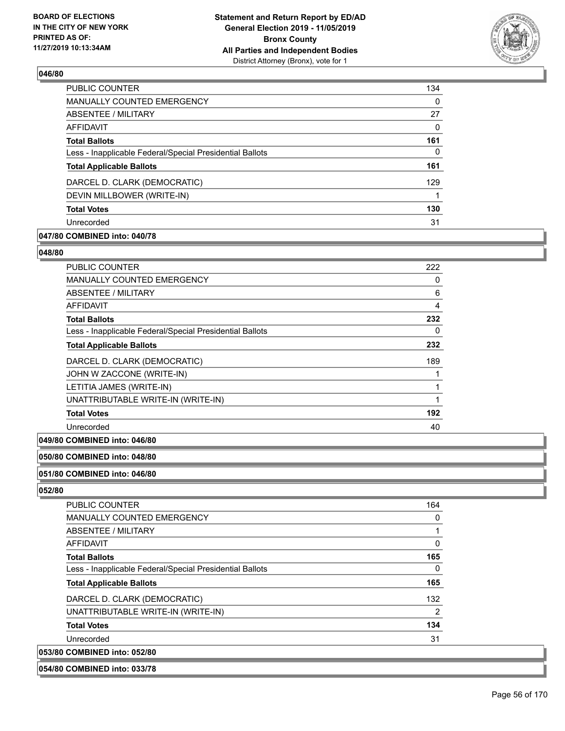### 046/80

| | |
|---|---|
| PUBLIC COUNTER | 134 |
| MANUALLY COUNTED EMERGENCY | 0 |
| ABSENTEE / MILITARY | 27 |
| AFFIDAVIT | 0 |
| **Total Ballots** | **161** |
| Less - Inapplicable Federal/Special Presidential Ballots | 0 |
| **Total Applicable Ballots** | **161** |
| DARCEL D. CLARK (DEMOCRATIC) | 129 |
| DEVIN MILLBOWER (WRITE-IN) | 1 |
| **Total Votes** | **130** |
| Unrecorded | 31 |

### 047/80 COMBINED into: 040/78

### 048/80

| | |
|---|---|
| PUBLIC COUNTER | 222 |
| MANUALLY COUNTED EMERGENCY | 0 |
| ABSENTEE / MILITARY | 6 |
| AFFIDAVIT | 4 |
| **Total Ballots** | **232** |
| Less - Inapplicable Federal/Special Presidential Ballots | 0 |
| **Total Applicable Ballots** | **232** |
| DARCEL D. CLARK (DEMOCRATIC) | 189 |
| JOHN W ZACCONE (WRITE-IN) | 1 |
| LETITIA JAMES (WRITE-IN) | 1 |
| UNATTRIBUTABLE WRITE-IN (WRITE-IN) | 1 |
| **Total Votes** | **192** |
| Unrecorded | 40 |

### 049/80 COMBINED into: 046/80

### 050/80 COMBINED into: 048/80

### 051/80 COMBINED into: 046/80

### 052/80

| | |
|---|---|
| PUBLIC COUNTER | 164 |
| MANUALLY COUNTED EMERGENCY | 0 |
| ABSENTEE / MILITARY | 1 |
| AFFIDAVIT | 0 |
| **Total Ballots** | **165** |
| Less - Inapplicable Federal/Special Presidential Ballots | 0 |
| **Total Applicable Ballots** | **165** |
| DARCEL D. CLARK (DEMOCRATIC) | 132 |
| UNATTRIBUTABLE WRITE-IN (WRITE-IN) | 2 |
| **Total Votes** | **134** |
| Unrecorded | 31 |

### 053/80 COMBINED into: 052/80

### 054/80 COMBINED into: 033/78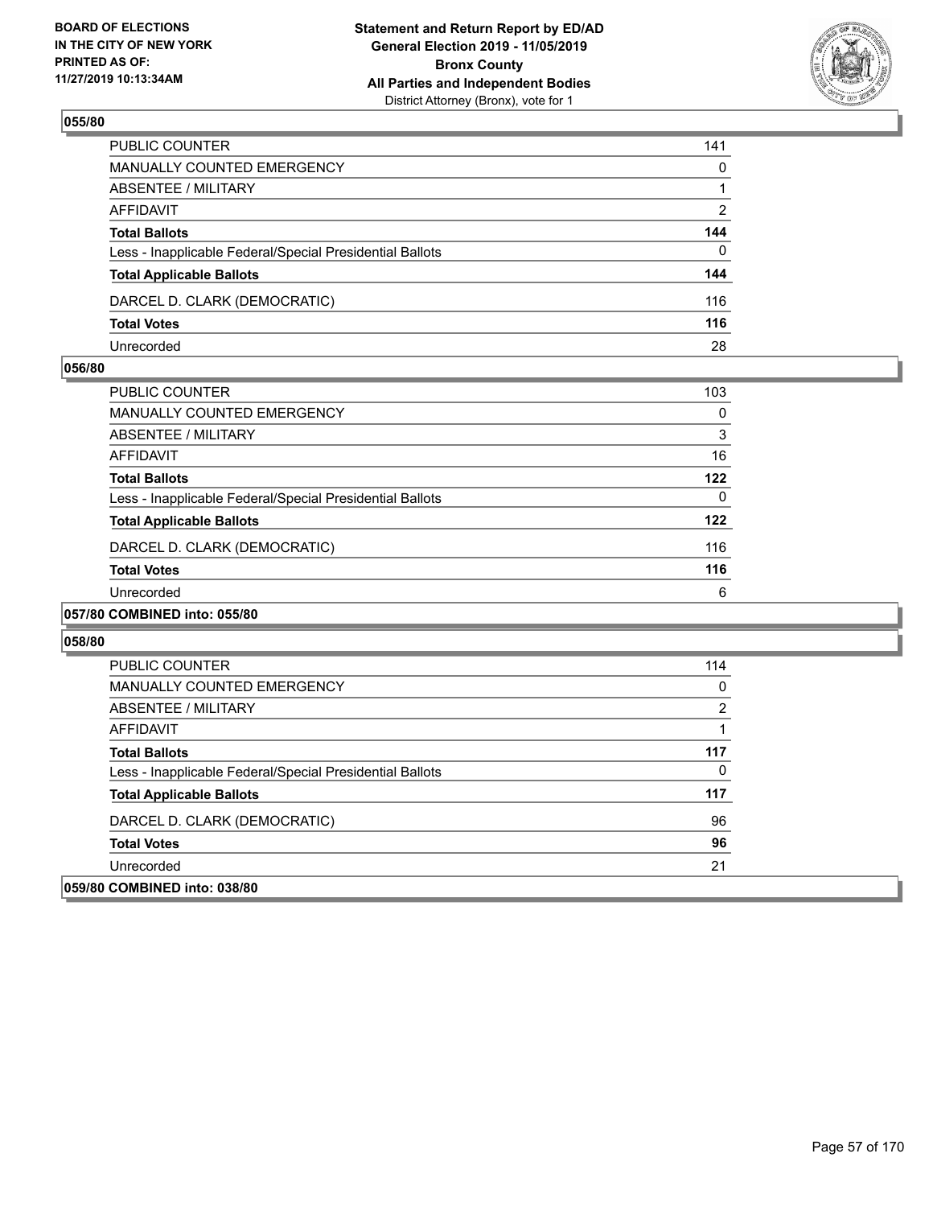**BOARD OF ELECTIONS IN THE CITY OF NEW YORK PRINTED AS OF: 11/27/2019 10:13:34AM**

**Statement and Return Report by ED/AD General Election 2019 - 11/05/2019 Bronx County All Parties and Independent Bodies**
District Attorney (Bronx), vote for 1

### 055/80

| | |
|---|---|
| PUBLIC COUNTER | 141 |
| MANUALLY COUNTED EMERGENCY | 0 |
| ABSENTEE / MILITARY | 1 |
| AFFIDAVIT | 2 |
| **Total Ballots** | **144** |
| Less - Inapplicable Federal/Special Presidential Ballots | 0 |
| **Total Applicable Ballots** | **144** |
| DARCEL D. CLARK (DEMOCRATIC) | 116 |
| **Total Votes** | **116** |
| Unrecorded | 28 |

### 056/80

| | |
|---|---|
| PUBLIC COUNTER | 103 |
| MANUALLY COUNTED EMERGENCY | 0 |
| ABSENTEE / MILITARY | 3 |
| AFFIDAVIT | 16 |
| **Total Ballots** | **122** |
| Less - Inapplicable Federal/Special Presidential Ballots | 0 |
| **Total Applicable Ballots** | **122** |
| DARCEL D. CLARK (DEMOCRATIC) | 116 |
| **Total Votes** | **116** |
| Unrecorded | 6 |

### 057/80 COMBINED into: 055/80

### 058/80

| | |
|---|---|
| PUBLIC COUNTER | 114 |
| MANUALLY COUNTED EMERGENCY | 0 |
| ABSENTEE / MILITARY | 2 |
| AFFIDAVIT | 1 |
| **Total Ballots** | **117** |
| Less - Inapplicable Federal/Special Presidential Ballots | 0 |
| **Total Applicable Ballots** | **117** |
| DARCEL D. CLARK (DEMOCRATIC) | 96 |
| **Total Votes** | **96** |
| Unrecorded | 21 |

### 059/80 COMBINED into: 038/80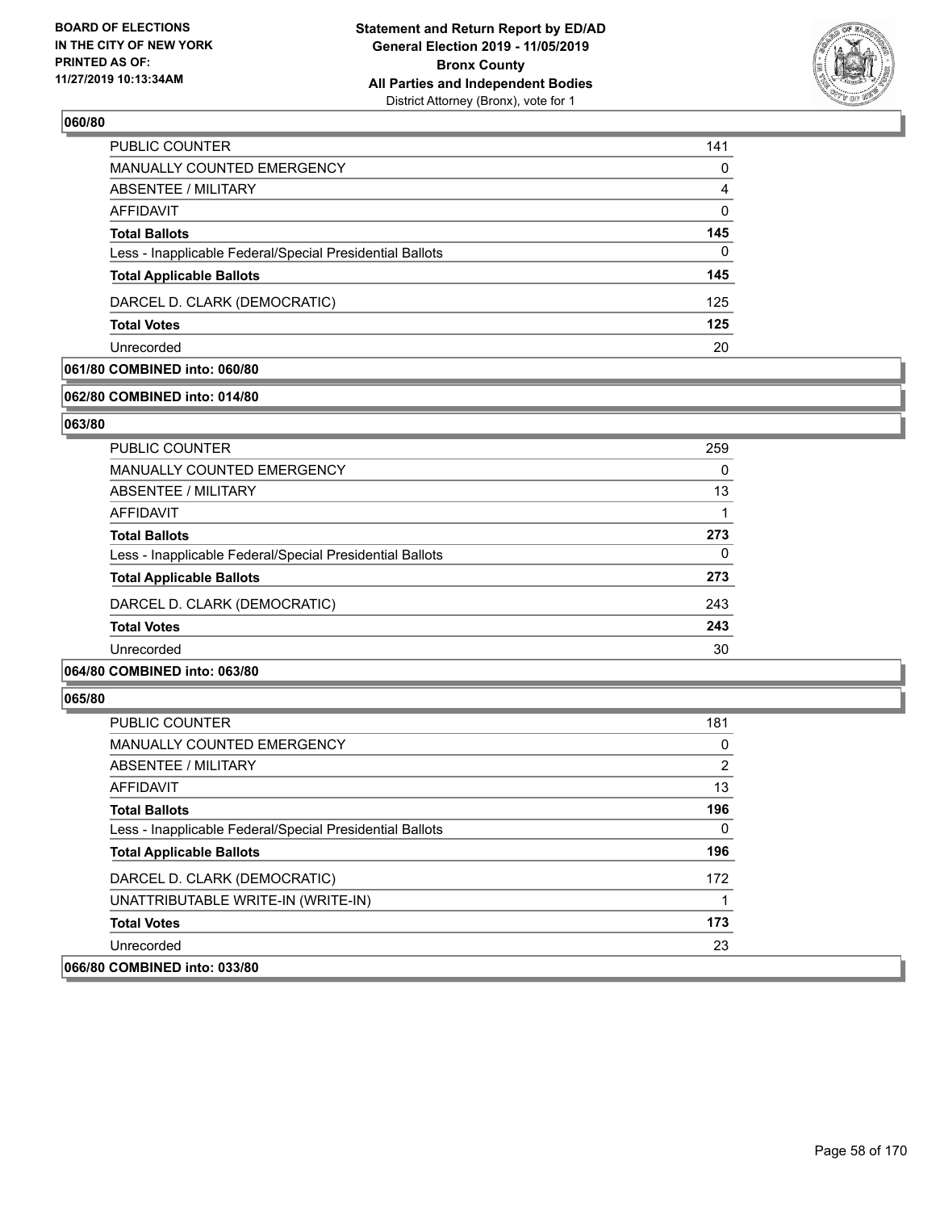## 060/80

| | |
|---|---|
| PUBLIC COUNTER | 141 |
| MANUALLY COUNTED EMERGENCY | 0 |
| ABSENTEE / MILITARY | 4 |
| AFFIDAVIT | 0 |
| **Total Ballots** | **145** |
| Less - Inapplicable Federal/Special Presidential Ballots | 0 |
| **Total Applicable Ballots** | **145** |
| DARCEL D. CLARK (DEMOCRATIC) | 125 |
| **Total Votes** | **125** |
| Unrecorded | 20 |

## 061/80 COMBINED into: 060/80

## 062/80 COMBINED into: 014/80

## 063/80

| | |
|---|---|
| PUBLIC COUNTER | 259 |
| MANUALLY COUNTED EMERGENCY | 0 |
| ABSENTEE / MILITARY | 13 |
| AFFIDAVIT | 1 |
| **Total Ballots** | **273** |
| Less - Inapplicable Federal/Special Presidential Ballots | 0 |
| **Total Applicable Ballots** | **273** |
| DARCEL D. CLARK (DEMOCRATIC) | 243 |
| **Total Votes** | **243** |
| Unrecorded | 30 |

## 064/80 COMBINED into: 063/80

## 065/80

| | |
|---|---|
| PUBLIC COUNTER | 181 |
| MANUALLY COUNTED EMERGENCY | 0 |
| ABSENTEE / MILITARY | 2 |
| AFFIDAVIT | 13 |
| **Total Ballots** | **196** |
| Less - Inapplicable Federal/Special Presidential Ballots | 0 |
| **Total Applicable Ballots** | **196** |
| DARCEL D. CLARK (DEMOCRATIC) | 172 |
| UNATTRIBUTABLE WRITE-IN (WRITE-IN) | 1 |
| **Total Votes** | **173** |
| Unrecorded | 23 |

## 066/80 COMBINED into: 033/80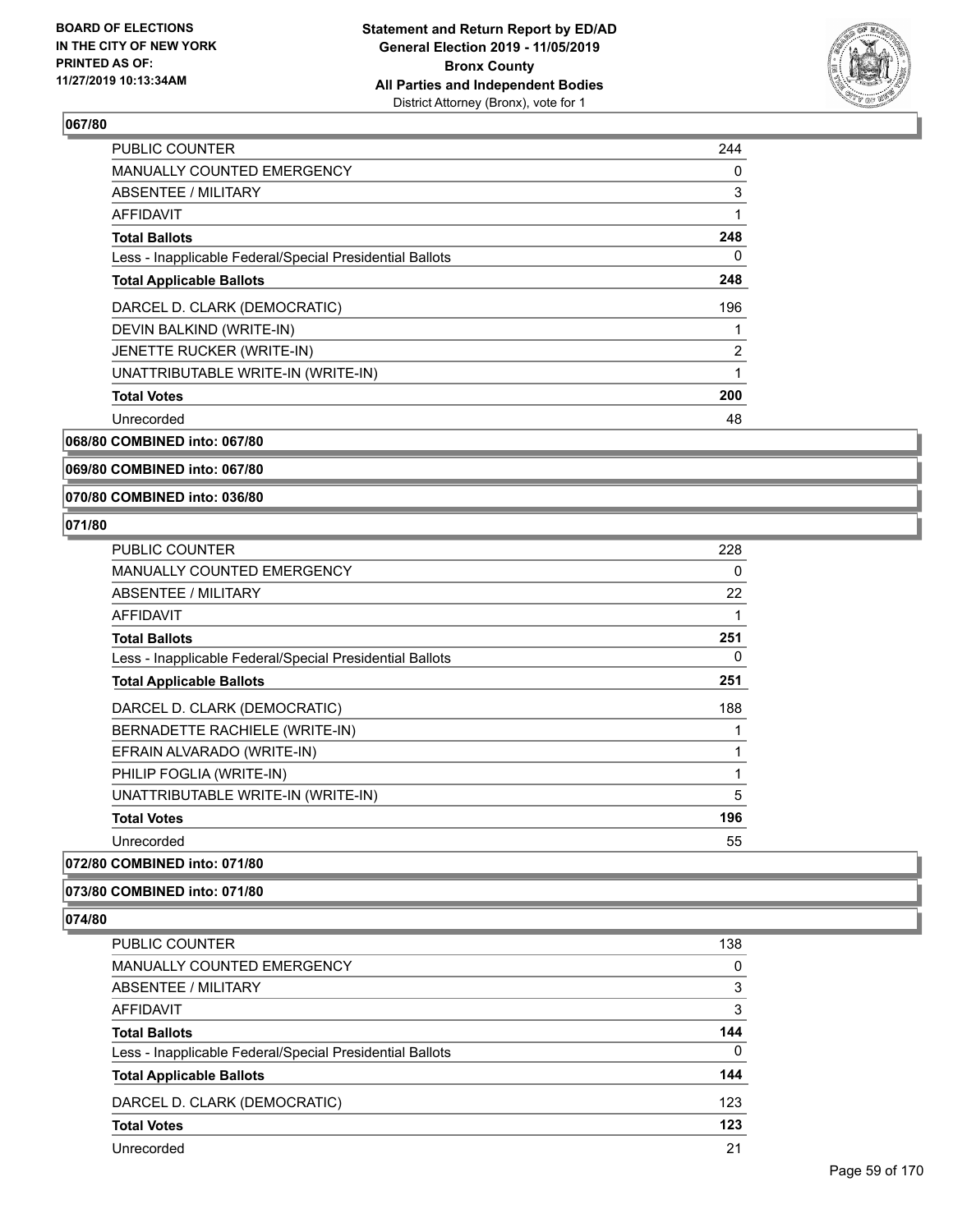**Statement and Return Report by ED/AD**
**General Election 2019 - 11/05/2019**
**Bronx County**
**All Parties and Independent Bodies**
District Attorney (Bronx), vote for 1

BOARD OF ELECTIONS IN THE CITY OF NEW YORK PRINTED AS OF: 11/27/2019 10:13:34AM

### 067/80

| | |
|---|---|
| PUBLIC COUNTER | 244 |
| MANUALLY COUNTED EMERGENCY | 0 |
| ABSENTEE / MILITARY | 3 |
| AFFIDAVIT | 1 |
| **Total Ballots** | **248** |
| Less - Inapplicable Federal/Special Presidential Ballots | 0 |
| **Total Applicable Ballots** | **248** |
| DARCEL D. CLARK (DEMOCRATIC) | 196 |
| DEVIN BALKIND (WRITE-IN) | 1 |
| JENETTE RUCKER (WRITE-IN) | 2 |
| UNATTRIBUTABLE WRITE-IN (WRITE-IN) | 1 |
| **Total Votes** | **200** |
| Unrecorded | 48 |

**068/80 COMBINED into: 067/80**

**069/80 COMBINED into: 067/80**

**070/80 COMBINED into: 036/80**

### 071/80

| | |
|---|---|
| PUBLIC COUNTER | 228 |
| MANUALLY COUNTED EMERGENCY | 0 |
| ABSENTEE / MILITARY | 22 |
| AFFIDAVIT | 1 |
| **Total Ballots** | **251** |
| Less - Inapplicable Federal/Special Presidential Ballots | 0 |
| **Total Applicable Ballots** | **251** |
| DARCEL D. CLARK (DEMOCRATIC) | 188 |
| BERNADETTE RACHIELE (WRITE-IN) | 1 |
| EFRAIN ALVARADO (WRITE-IN) | 1 |
| PHILIP FOGLIA (WRITE-IN) | 1 |
| UNATTRIBUTABLE WRITE-IN (WRITE-IN) | 5 |
| **Total Votes** | **196** |
| Unrecorded | 55 |

**072/80 COMBINED into: 071/80**

**073/80 COMBINED into: 071/80**

### 074/80

| | |
|---|---|
| PUBLIC COUNTER | 138 |
| MANUALLY COUNTED EMERGENCY | 0 |
| ABSENTEE / MILITARY | 3 |
| AFFIDAVIT | 3 |
| **Total Ballots** | **144** |
| Less - Inapplicable Federal/Special Presidential Ballots | 0 |
| **Total Applicable Ballots** | **144** |
| DARCEL D. CLARK (DEMOCRATIC) | 123 |
| **Total Votes** | **123** |
| Unrecorded | 21 |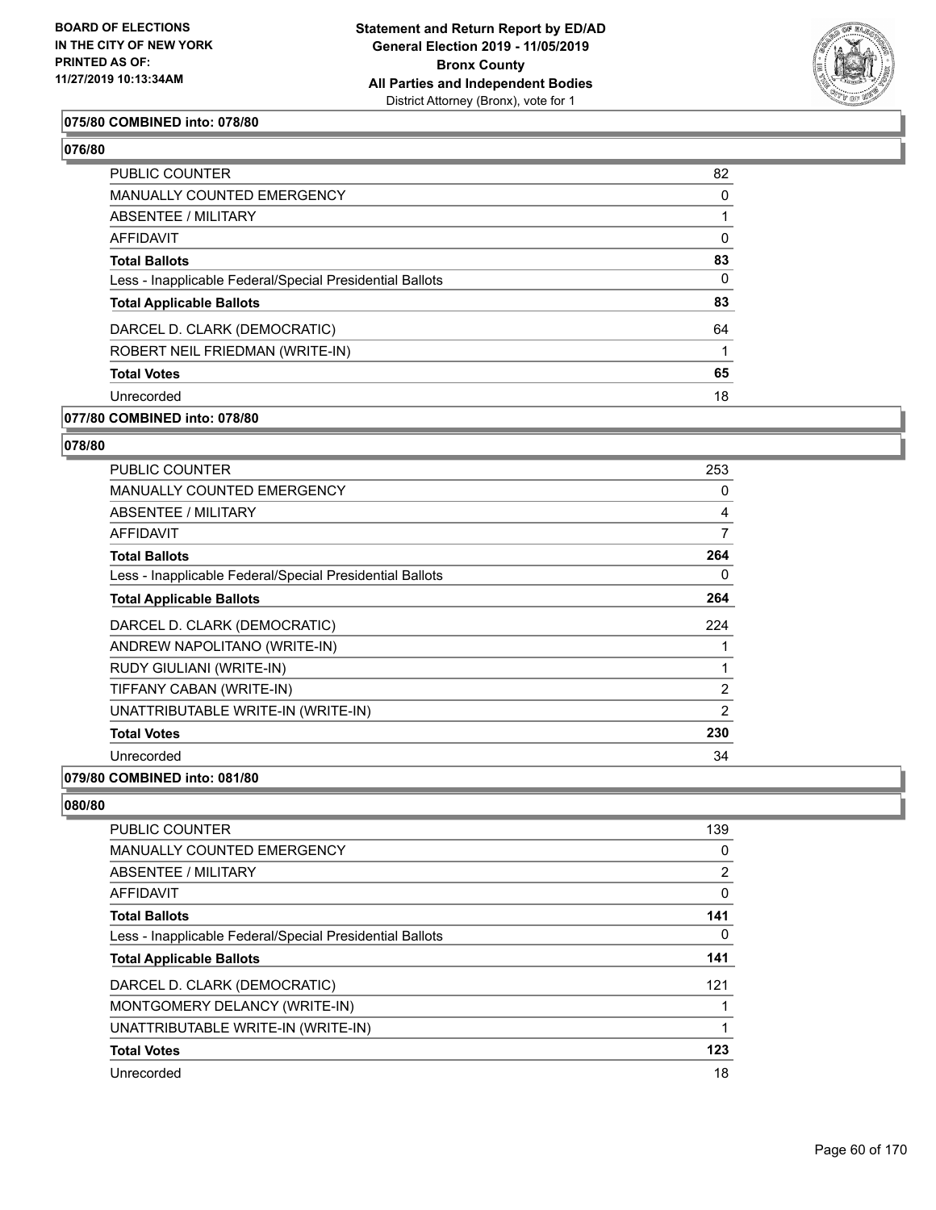### 075/80 COMBINED into: 078/80

### 076/80

| | |
|---|---|
| PUBLIC COUNTER | 82 |
| MANUALLY COUNTED EMERGENCY | 0 |
| ABSENTEE / MILITARY | 1 |
| AFFIDAVIT | 0 |
| **Total Ballots** | **83** |
| Less - Inapplicable Federal/Special Presidential Ballots | 0 |
| **Total Applicable Ballots** | **83** |
| DARCEL D. CLARK (DEMOCRATIC) | 64 |
| ROBERT NEIL FRIEDMAN (WRITE-IN) | 1 |
| **Total Votes** | **65** |
| Unrecorded | 18 |

### 077/80 COMBINED into: 078/80

### 078/80

| | |
|---|---|
| PUBLIC COUNTER | 253 |
| MANUALLY COUNTED EMERGENCY | 0 |
| ABSENTEE / MILITARY | 4 |
| AFFIDAVIT | 7 |
| **Total Ballots** | **264** |
| Less - Inapplicable Federal/Special Presidential Ballots | 0 |
| **Total Applicable Ballots** | **264** |
| DARCEL D. CLARK (DEMOCRATIC) | 224 |
| ANDREW NAPOLITANO (WRITE-IN) | 1 |
| RUDY GIULIANI (WRITE-IN) | 1 |
| TIFFANY CABAN (WRITE-IN) | 2 |
| UNATTRIBUTABLE WRITE-IN (WRITE-IN) | 2 |
| **Total Votes** | **230** |
| Unrecorded | 34 |

### 079/80 COMBINED into: 081/80

### 080/80

| | |
|---|---|
| PUBLIC COUNTER | 139 |
| MANUALLY COUNTED EMERGENCY | 0 |
| ABSENTEE / MILITARY | 2 |
| AFFIDAVIT | 0 |
| **Total Ballots** | **141** |
| Less - Inapplicable Federal/Special Presidential Ballots | 0 |
| **Total Applicable Ballots** | **141** |
| DARCEL D. CLARK (DEMOCRATIC) | 121 |
| MONTGOMERY DELANCY (WRITE-IN) | 1 |
| UNATTRIBUTABLE WRITE-IN (WRITE-IN) | 1 |
| **Total Votes** | **123** |
| Unrecorded | 18 |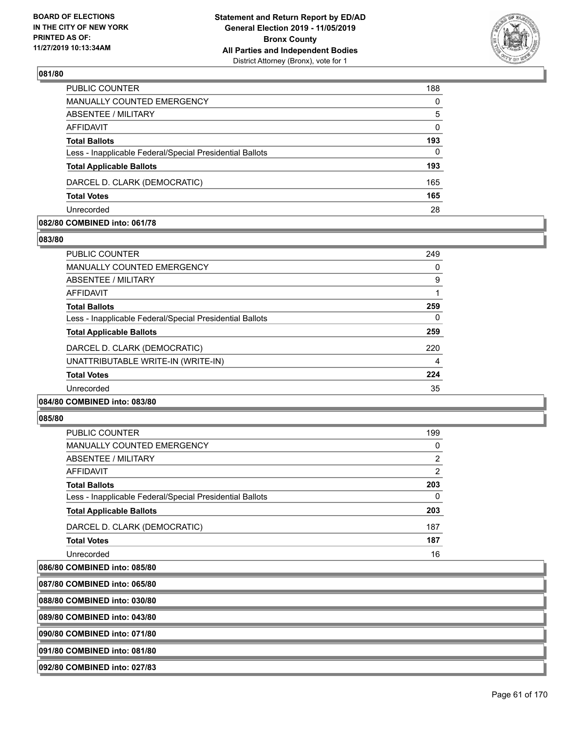## 081/80

| | |
|---|---|
| PUBLIC COUNTER | 188 |
| MANUALLY COUNTED EMERGENCY | 0 |
| ABSENTEE / MILITARY | 5 |
| AFFIDAVIT | 0 |
| **Total Ballots** | **193** |
| Less - Inapplicable Federal/Special Presidential Ballots | 0 |
| **Total Applicable Ballots** | **193** |
| DARCEL D. CLARK (DEMOCRATIC) | 165 |
| **Total Votes** | **165** |
| Unrecorded | 28 |

## 082/80 COMBINED into: 061/78

## 083/80

| | |
|---|---|
| PUBLIC COUNTER | 249 |
| MANUALLY COUNTED EMERGENCY | 0 |
| ABSENTEE / MILITARY | 9 |
| AFFIDAVIT | 1 |
| **Total Ballots** | **259** |
| Less - Inapplicable Federal/Special Presidential Ballots | 0 |
| **Total Applicable Ballots** | **259** |
| DARCEL D. CLARK (DEMOCRATIC) | 220 |
| UNATTRIBUTABLE WRITE-IN (WRITE-IN) | 4 |
| **Total Votes** | **224** |
| Unrecorded | 35 |

## 084/80 COMBINED into: 083/80

## 085/80

| | |
|---|---|
| PUBLIC COUNTER | 199 |
| MANUALLY COUNTED EMERGENCY | 0 |
| ABSENTEE / MILITARY | 2 |
| AFFIDAVIT | 2 |
| **Total Ballots** | **203** |
| Less - Inapplicable Federal/Special Presidential Ballots | 0 |
| **Total Applicable Ballots** | **203** |
| DARCEL D. CLARK (DEMOCRATIC) | 187 |
| **Total Votes** | **187** |
| Unrecorded | 16 |

## 086/80 COMBINED into: 085/80

## 087/80 COMBINED into: 065/80

## 088/80 COMBINED into: 030/80

## 089/80 COMBINED into: 043/80

## 090/80 COMBINED into: 071/80

## 091/80 COMBINED into: 081/80

## 092/80 COMBINED into: 027/83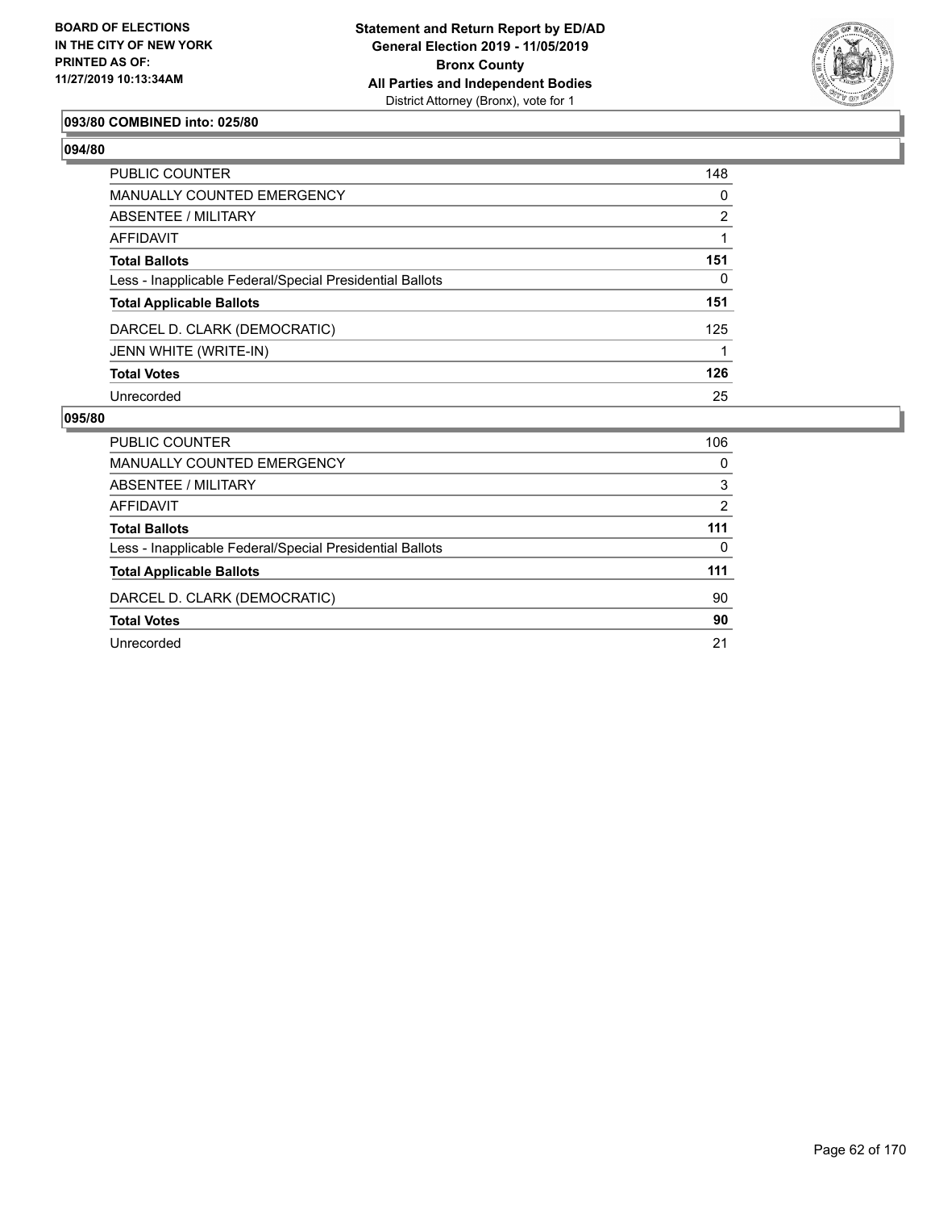### 093/80 COMBINED into: 025/80

### 094/80

| | |
|---|---|
| PUBLIC COUNTER | 148 |
| MANUALLY COUNTED EMERGENCY | 0 |
| ABSENTEE / MILITARY | 2 |
| AFFIDAVIT | 1 |
| **Total Ballots** | **151** |
| Less - Inapplicable Federal/Special Presidential Ballots | 0 |
| **Total Applicable Ballots** | **151** |
| DARCEL D. CLARK (DEMOCRATIC) | 125 |
| JENN WHITE (WRITE-IN) | 1 |
| **Total Votes** | **126** |
| Unrecorded | 25 |

### 095/80

| | |
|---|---|
| PUBLIC COUNTER | 106 |
| MANUALLY COUNTED EMERGENCY | 0 |
| ABSENTEE / MILITARY | 3 |
| AFFIDAVIT | 2 |
| **Total Ballots** | **111** |
| Less - Inapplicable Federal/Special Presidential Ballots | 0 |
| **Total Applicable Ballots** | **111** |
| DARCEL D. CLARK (DEMOCRATIC) | 90 |
| **Total Votes** | **90** |
| Unrecorded | 21 |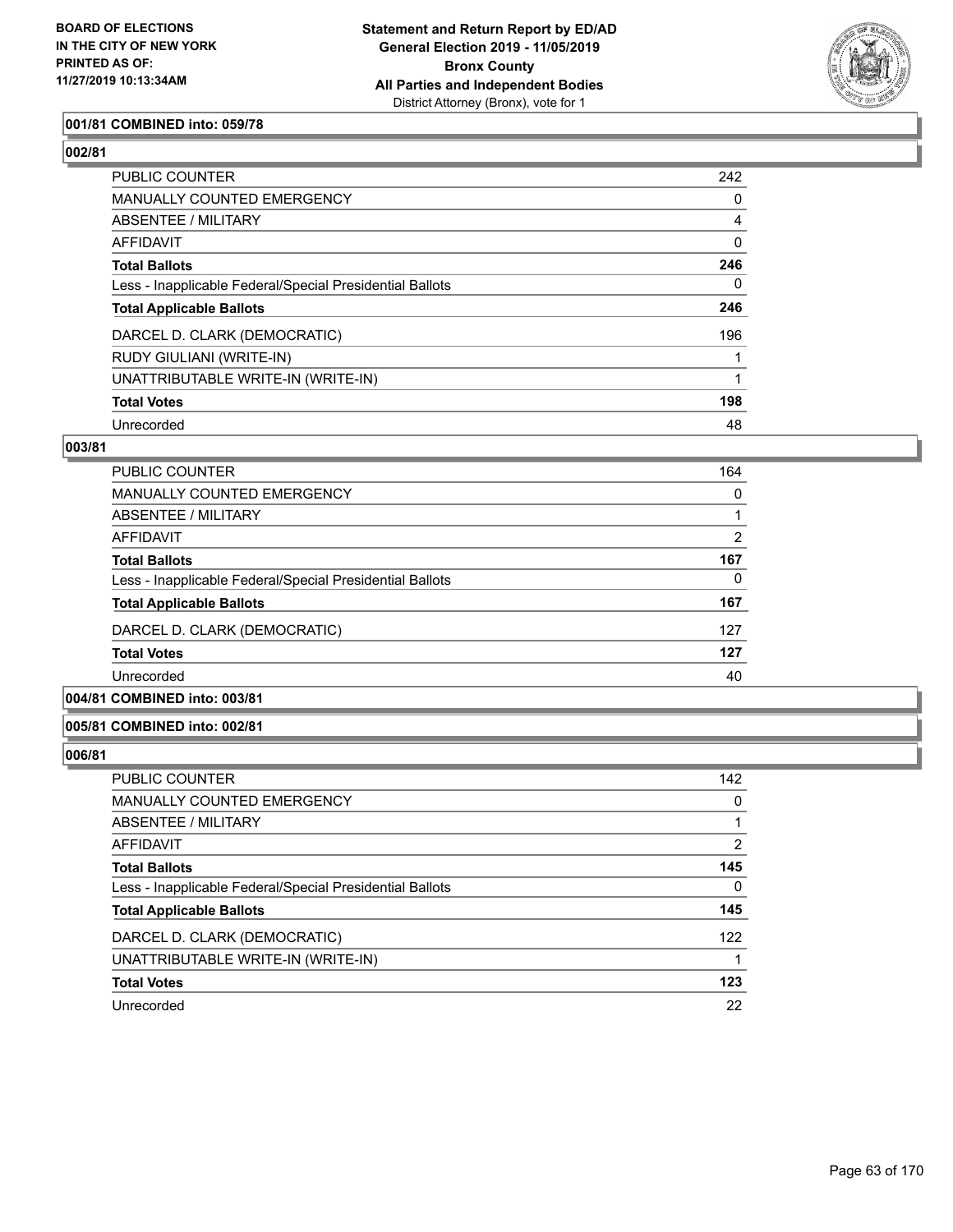BOARD OF ELECTIONS
IN THE CITY OF NEW YORK
PRINTED AS OF:
11/27/2019 10:13:34AM

**Statement and Return Report by ED/AD**
**General Election 2019 - 11/05/2019**
**Bronx County**
**All Parties and Independent Bodies**
District Attorney (Bronx), vote for 1

### 001/81 COMBINED into: 059/78

### 002/81

| | |
|---|---|
| PUBLIC COUNTER | 242 |
| MANUALLY COUNTED EMERGENCY | 0 |
| ABSENTEE / MILITARY | 4 |
| AFFIDAVIT | 0 |
| **Total Ballots** | **246** |
| Less - Inapplicable Federal/Special Presidential Ballots | 0 |
| **Total Applicable Ballots** | **246** |
| DARCEL D. CLARK (DEMOCRATIC) | 196 |
| RUDY GIULIANI (WRITE-IN) | 1 |
| UNATTRIBUTABLE WRITE-IN (WRITE-IN) | 1 |
| **Total Votes** | **198** |
| Unrecorded | 48 |

### 003/81

| | |
|---|---|
| PUBLIC COUNTER | 164 |
| MANUALLY COUNTED EMERGENCY | 0 |
| ABSENTEE / MILITARY | 1 |
| AFFIDAVIT | 2 |
| **Total Ballots** | **167** |
| Less - Inapplicable Federal/Special Presidential Ballots | 0 |
| **Total Applicable Ballots** | **167** |
| DARCEL D. CLARK (DEMOCRATIC) | 127 |
| **Total Votes** | **127** |
| Unrecorded | 40 |

### 004/81 COMBINED into: 003/81

### 005/81 COMBINED into: 002/81

### 006/81

| | |
|---|---|
| PUBLIC COUNTER | 142 |
| MANUALLY COUNTED EMERGENCY | 0 |
| ABSENTEE / MILITARY | 1 |
| AFFIDAVIT | 2 |
| **Total Ballots** | **145** |
| Less - Inapplicable Federal/Special Presidential Ballots | 0 |
| **Total Applicable Ballots** | **145** |
| DARCEL D. CLARK (DEMOCRATIC) | 122 |
| UNATTRIBUTABLE WRITE-IN (WRITE-IN) | 1 |
| **Total Votes** | **123** |
| Unrecorded | 22 |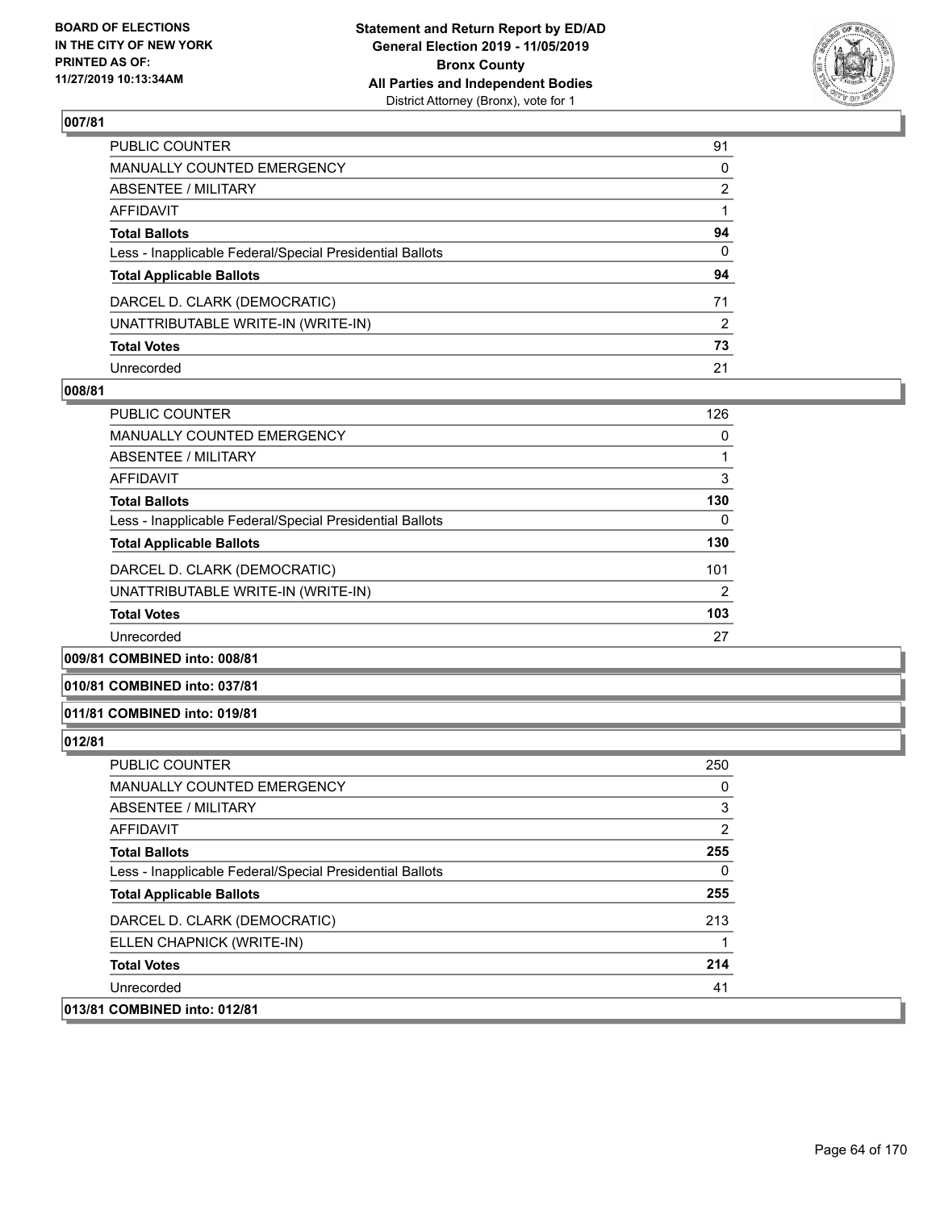**BOARD OF ELECTIONS IN THE CITY OF NEW YORK PRINTED AS OF: 11/27/2019 10:13:34AM**

**Statement and Return Report by ED/AD**
**General Election 2019 - 11/05/2019**
**Bronx County**
**All Parties and Independent Bodies**
District Attorney (Bronx), vote for 1

### 007/81

| | |
|---|---|
| PUBLIC COUNTER | 91 |
| MANUALLY COUNTED EMERGENCY | 0 |
| ABSENTEE / MILITARY | 2 |
| AFFIDAVIT | 1 |
| **Total Ballots** | **94** |
| Less - Inapplicable Federal/Special Presidential Ballots | 0 |
| **Total Applicable Ballots** | **94** |
| DARCEL D. CLARK (DEMOCRATIC) | 71 |
| UNATTRIBUTABLE WRITE-IN (WRITE-IN) | 2 |
| **Total Votes** | **73** |
| Unrecorded | 21 |

### 008/81

| | |
|---|---|
| PUBLIC COUNTER | 126 |
| MANUALLY COUNTED EMERGENCY | 0 |
| ABSENTEE / MILITARY | 1 |
| AFFIDAVIT | 3 |
| **Total Ballots** | **130** |
| Less - Inapplicable Federal/Special Presidential Ballots | 0 |
| **Total Applicable Ballots** | **130** |
| DARCEL D. CLARK (DEMOCRATIC) | 101 |
| UNATTRIBUTABLE WRITE-IN (WRITE-IN) | 2 |
| **Total Votes** | **103** |
| Unrecorded | 27 |

### 009/81 COMBINED into: 008/81

### 010/81 COMBINED into: 037/81

### 011/81 COMBINED into: 019/81

### 012/81

| | |
|---|---|
| PUBLIC COUNTER | 250 |
| MANUALLY COUNTED EMERGENCY | 0 |
| ABSENTEE / MILITARY | 3 |
| AFFIDAVIT | 2 |
| **Total Ballots** | **255** |
| Less - Inapplicable Federal/Special Presidential Ballots | 0 |
| **Total Applicable Ballots** | **255** |
| DARCEL D. CLARK (DEMOCRATIC) | 213 |
| ELLEN CHAPNICK (WRITE-IN) | 1 |
| **Total Votes** | **214** |
| Unrecorded | 41 |

### 013/81 COMBINED into: 012/81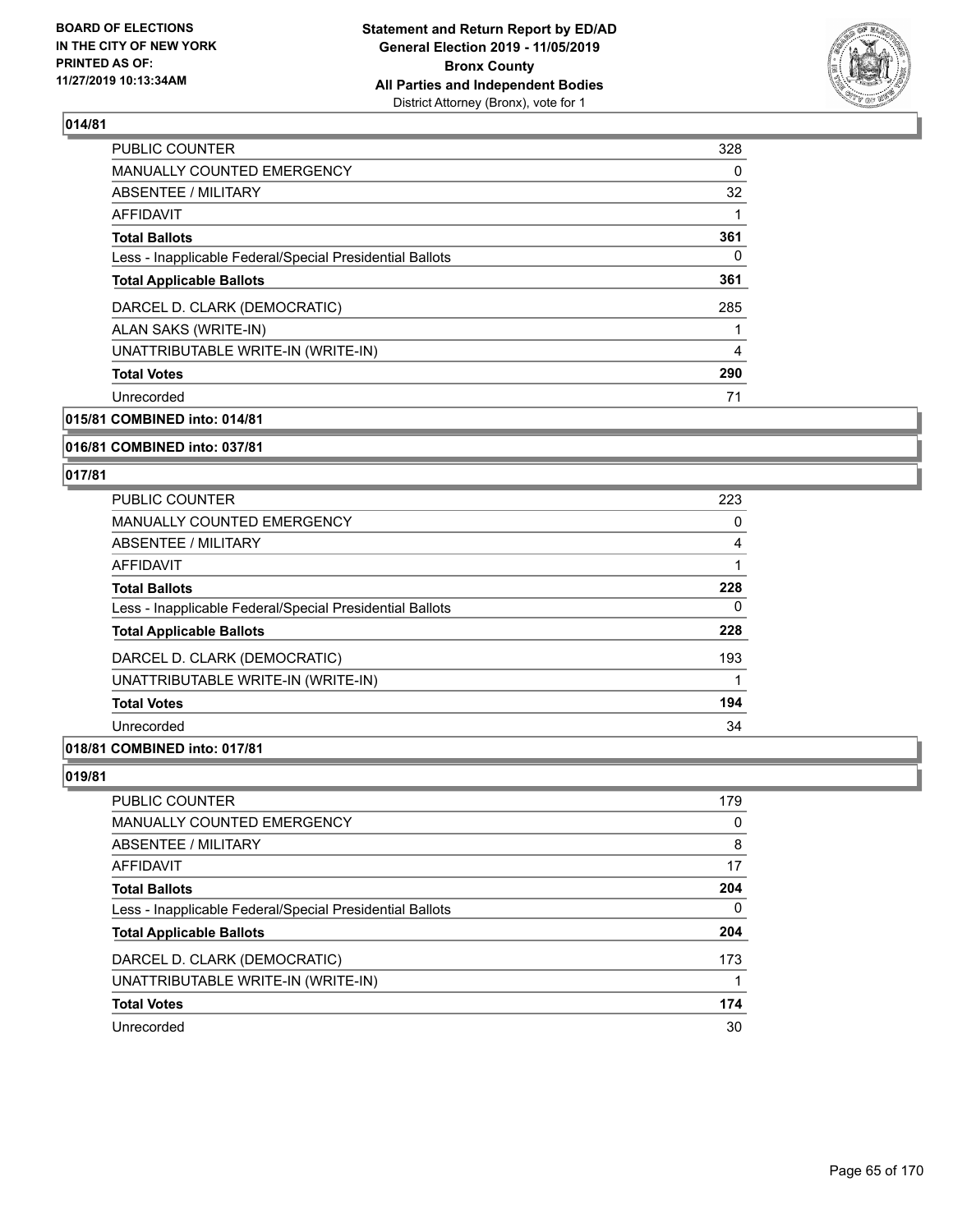## 014/81

| | |
|---|---|
| PUBLIC COUNTER | 328 |
| MANUALLY COUNTED EMERGENCY | 0 |
| ABSENTEE / MILITARY | 32 |
| AFFIDAVIT | 1 |
| **Total Ballots** | **361** |
| Less - Inapplicable Federal/Special Presidential Ballots | 0 |
| **Total Applicable Ballots** | **361** |
| DARCEL D. CLARK (DEMOCRATIC) | 285 |
| ALAN SAKS (WRITE-IN) | 1 |
| UNATTRIBUTABLE WRITE-IN (WRITE-IN) | 4 |
| **Total Votes** | **290** |
| Unrecorded | 71 |

## 015/81 COMBINED into: 014/81

## 016/81 COMBINED into: 037/81

## 017/81

| | |
|---|---|
| PUBLIC COUNTER | 223 |
| MANUALLY COUNTED EMERGENCY | 0 |
| ABSENTEE / MILITARY | 4 |
| AFFIDAVIT | 1 |
| **Total Ballots** | **228** |
| Less - Inapplicable Federal/Special Presidential Ballots | 0 |
| **Total Applicable Ballots** | **228** |
| DARCEL D. CLARK (DEMOCRATIC) | 193 |
| UNATTRIBUTABLE WRITE-IN (WRITE-IN) | 1 |
| **Total Votes** | **194** |
| Unrecorded | 34 |

## 018/81 COMBINED into: 017/81

## 019/81

| | |
|---|---|
| PUBLIC COUNTER | 179 |
| MANUALLY COUNTED EMERGENCY | 0 |
| ABSENTEE / MILITARY | 8 |
| AFFIDAVIT | 17 |
| **Total Ballots** | **204** |
| Less - Inapplicable Federal/Special Presidential Ballots | 0 |
| **Total Applicable Ballots** | **204** |
| DARCEL D. CLARK (DEMOCRATIC) | 173 |
| UNATTRIBUTABLE WRITE-IN (WRITE-IN) | 1 |
| **Total Votes** | **174** |
| Unrecorded | 30 |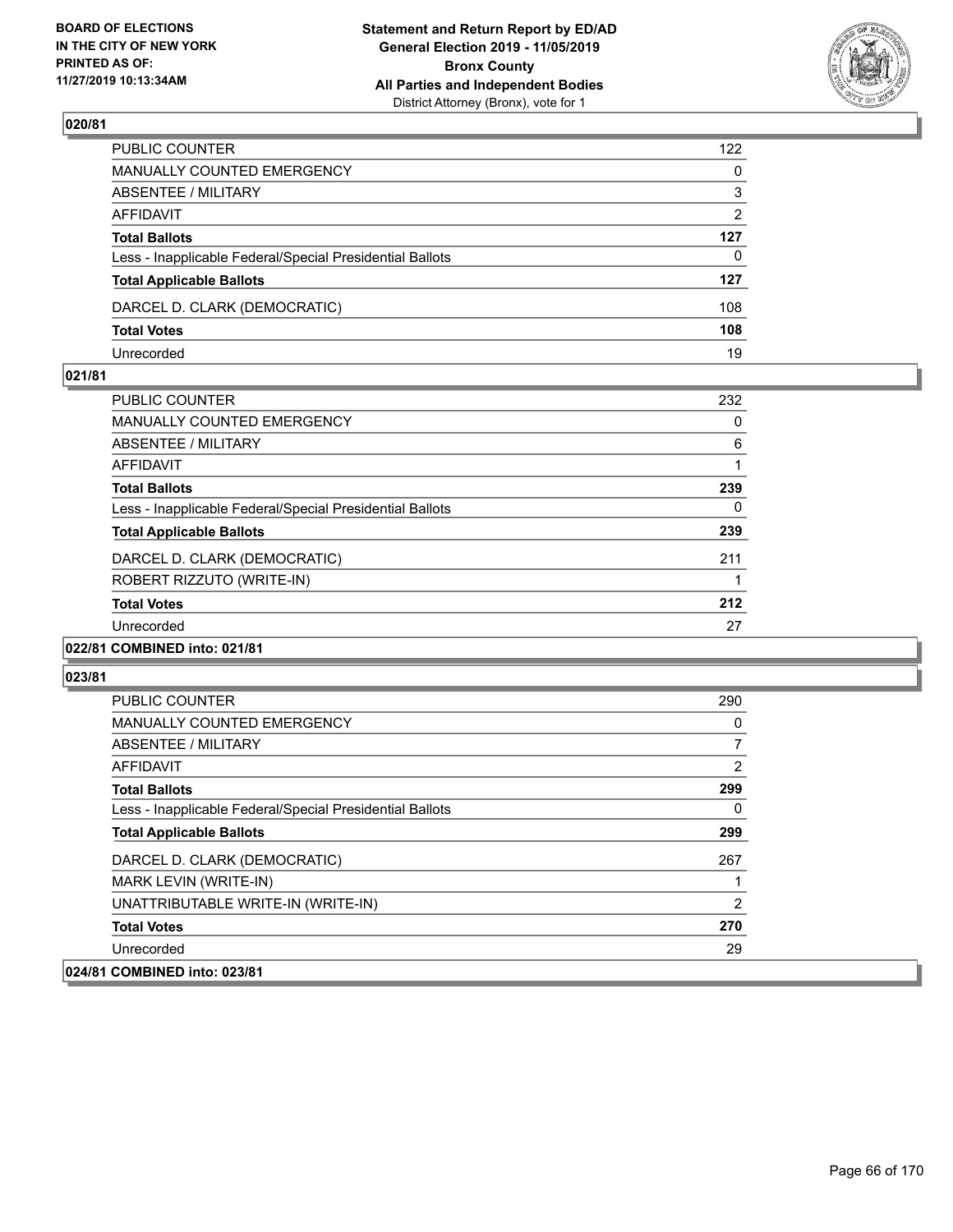**BOARD OF ELECTIONS IN THE CITY OF NEW YORK PRINTED AS OF: 11/27/2019 10:13:34AM**

**Statement and Return Report by ED/AD General Election 2019 - 11/05/2019 Bronx County All Parties and Independent Bodies**
District Attorney (Bronx), vote for 1

### 020/81

| | |
|---|---|
| PUBLIC COUNTER | 122 |
| MANUALLY COUNTED EMERGENCY | 0 |
| ABSENTEE / MILITARY | 3 |
| AFFIDAVIT | 2 |
| **Total Ballots** | **127** |
| Less - Inapplicable Federal/Special Presidential Ballots | 0 |
| **Total Applicable Ballots** | **127** |
| DARCEL D. CLARK (DEMOCRATIC) | 108 |
| **Total Votes** | **108** |
| Unrecorded | 19 |

### 021/81

| | |
|---|---|
| PUBLIC COUNTER | 232 |
| MANUALLY COUNTED EMERGENCY | 0 |
| ABSENTEE / MILITARY | 6 |
| AFFIDAVIT | 1 |
| **Total Ballots** | **239** |
| Less - Inapplicable Federal/Special Presidential Ballots | 0 |
| **Total Applicable Ballots** | **239** |
| DARCEL D. CLARK (DEMOCRATIC) | 211 |
| ROBERT RIZZUTO (WRITE-IN) | 1 |
| **Total Votes** | **212** |
| Unrecorded | 27 |

### 022/81 COMBINED into: 021/81

### 023/81

| | |
|---|---|
| PUBLIC COUNTER | 290 |
| MANUALLY COUNTED EMERGENCY | 0 |
| ABSENTEE / MILITARY | 7 |
| AFFIDAVIT | 2 |
| **Total Ballots** | **299** |
| Less - Inapplicable Federal/Special Presidential Ballots | 0 |
| **Total Applicable Ballots** | **299** |
| DARCEL D. CLARK (DEMOCRATIC) | 267 |
| MARK LEVIN (WRITE-IN) | 1 |
| UNATTRIBUTABLE WRITE-IN (WRITE-IN) | 2 |
| **Total Votes** | **270** |
| Unrecorded | 29 |

### 024/81 COMBINED into: 023/81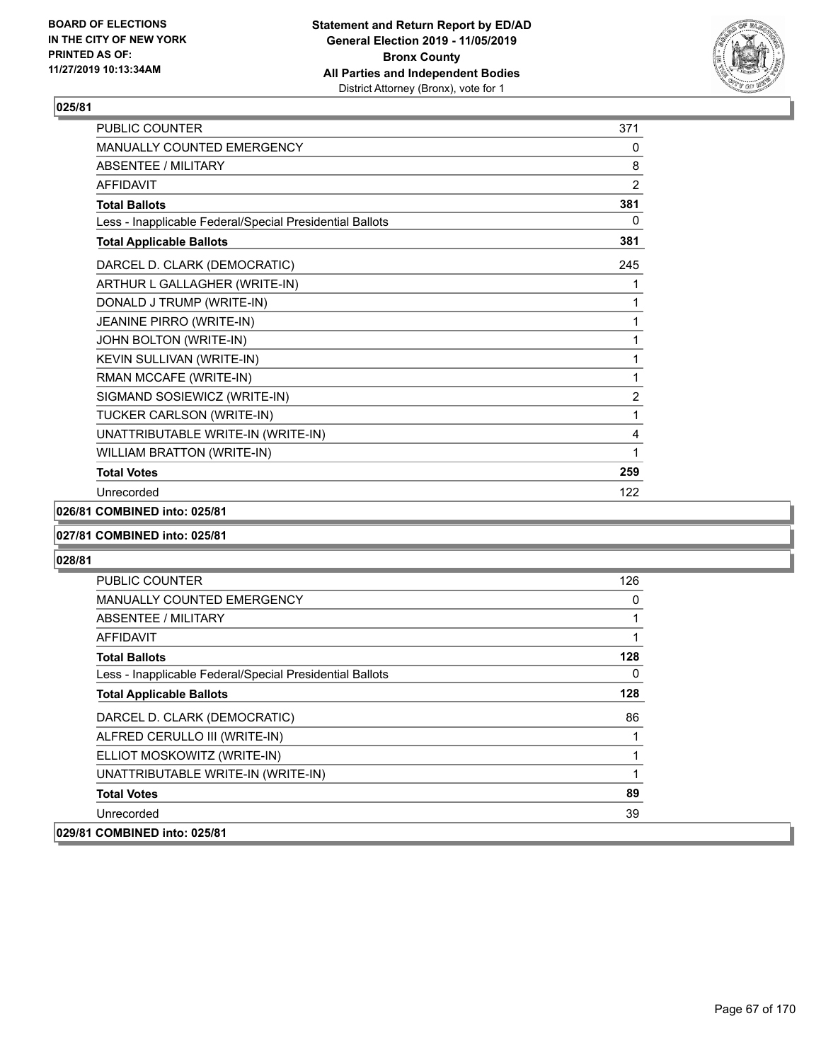**BOARD OF ELECTIONS IN THE CITY OF NEW YORK PRINTED AS OF: 11/27/2019 10:13:34AM**

**Statement and Return Report by ED/AD General Election 2019 - 11/05/2019 Bronx County All Parties and Independent Bodies**
District Attorney (Bronx), vote for 1

### 025/81

| | |
|---|---|
| PUBLIC COUNTER | 371 |
| MANUALLY COUNTED EMERGENCY | 0 |
| ABSENTEE / MILITARY | 8 |
| AFFIDAVIT | 2 |
| **Total Ballots** | **381** |
| Less - Inapplicable Federal/Special Presidential Ballots | 0 |
| **Total Applicable Ballots** | **381** |
| DARCEL D. CLARK (DEMOCRATIC) | 245 |
| ARTHUR L GALLAGHER (WRITE-IN) | 1 |
| DONALD J TRUMP (WRITE-IN) | 1 |
| JEANINE PIRRO (WRITE-IN) | 1 |
| JOHN BOLTON (WRITE-IN) | 1 |
| KEVIN SULLIVAN (WRITE-IN) | 1 |
| RMAN MCCAFE (WRITE-IN) | 1 |
| SIGMAND SOSIEWICZ (WRITE-IN) | 2 |
| TUCKER CARLSON (WRITE-IN) | 1 |
| UNATTRIBUTABLE WRITE-IN (WRITE-IN) | 4 |
| WILLIAM BRATTON (WRITE-IN) | 1 |
| **Total Votes** | **259** |
| Unrecorded | 122 |

**026/81 COMBINED into: 025/81**

**027/81 COMBINED into: 025/81**

### 028/81

| | |
|---|---|
| PUBLIC COUNTER | 126 |
| MANUALLY COUNTED EMERGENCY | 0 |
| ABSENTEE / MILITARY | 1 |
| AFFIDAVIT | 1 |
| **Total Ballots** | **128** |
| Less - Inapplicable Federal/Special Presidential Ballots | 0 |
| **Total Applicable Ballots** | **128** |
| DARCEL D. CLARK (DEMOCRATIC) | 86 |
| ALFRED CERULLO III (WRITE-IN) | 1 |
| ELLIOT MOSKOWITZ (WRITE-IN) | 1 |
| UNATTRIBUTABLE WRITE-IN (WRITE-IN) | 1 |
| **Total Votes** | **89** |
| Unrecorded | 39 |

**029/81 COMBINED into: 025/81**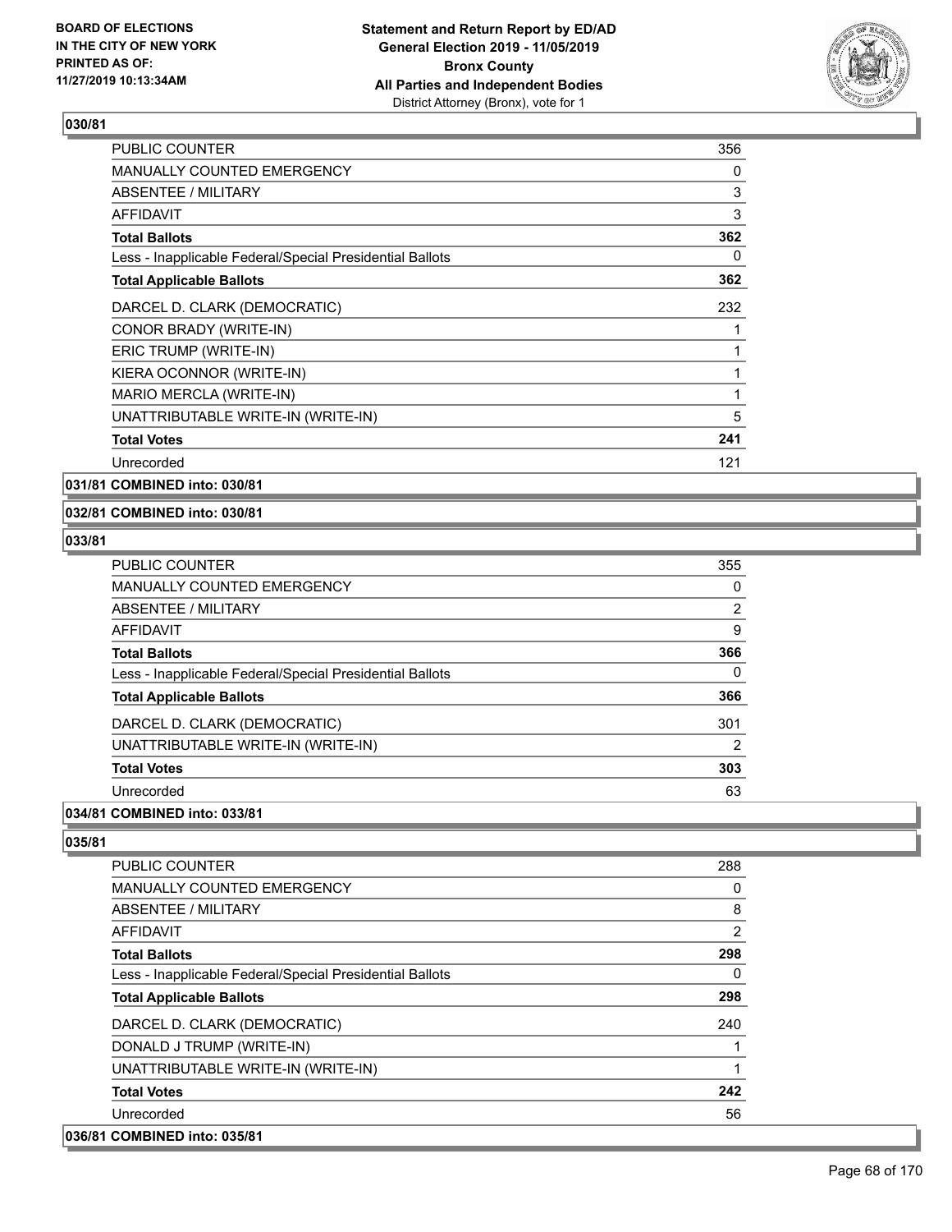## 030/81

| | |
|---|---|
| PUBLIC COUNTER | 356 |
| MANUALLY COUNTED EMERGENCY | 0 |
| ABSENTEE / MILITARY | 3 |
| AFFIDAVIT | 3 |
| **Total Ballots** | **362** |
| Less - Inapplicable Federal/Special Presidential Ballots | 0 |
| **Total Applicable Ballots** | **362** |
| DARCEL D. CLARK (DEMOCRATIC) | 232 |
| CONOR BRADY (WRITE-IN) | 1 |
| ERIC TRUMP (WRITE-IN) | 1 |
| KIERA OCONNOR (WRITE-IN) | 1 |
| MARIO MERCLA (WRITE-IN) | 1 |
| UNATTRIBUTABLE WRITE-IN (WRITE-IN) | 5 |
| **Total Votes** | **241** |
| Unrecorded | 121 |

## 031/81 COMBINED into: 030/81

## 032/81 COMBINED into: 030/81

## 033/81

| | |
|---|---|
| PUBLIC COUNTER | 355 |
| MANUALLY COUNTED EMERGENCY | 0 |
| ABSENTEE / MILITARY | 2 |
| AFFIDAVIT | 9 |
| **Total Ballots** | **366** |
| Less - Inapplicable Federal/Special Presidential Ballots | 0 |
| **Total Applicable Ballots** | **366** |
| DARCEL D. CLARK (DEMOCRATIC) | 301 |
| UNATTRIBUTABLE WRITE-IN (WRITE-IN) | 2 |
| **Total Votes** | **303** |
| Unrecorded | 63 |

## 034/81 COMBINED into: 033/81

## 035/81

| | |
|---|---|
| PUBLIC COUNTER | 288 |
| MANUALLY COUNTED EMERGENCY | 0 |
| ABSENTEE / MILITARY | 8 |
| AFFIDAVIT | 2 |
| **Total Ballots** | **298** |
| Less - Inapplicable Federal/Special Presidential Ballots | 0 |
| **Total Applicable Ballots** | **298** |
| DARCEL D. CLARK (DEMOCRATIC) | 240 |
| DONALD J TRUMP (WRITE-IN) | 1 |
| UNATTRIBUTABLE WRITE-IN (WRITE-IN) | 1 |
| **Total Votes** | **242** |
| Unrecorded | 56 |

## 036/81 COMBINED into: 035/81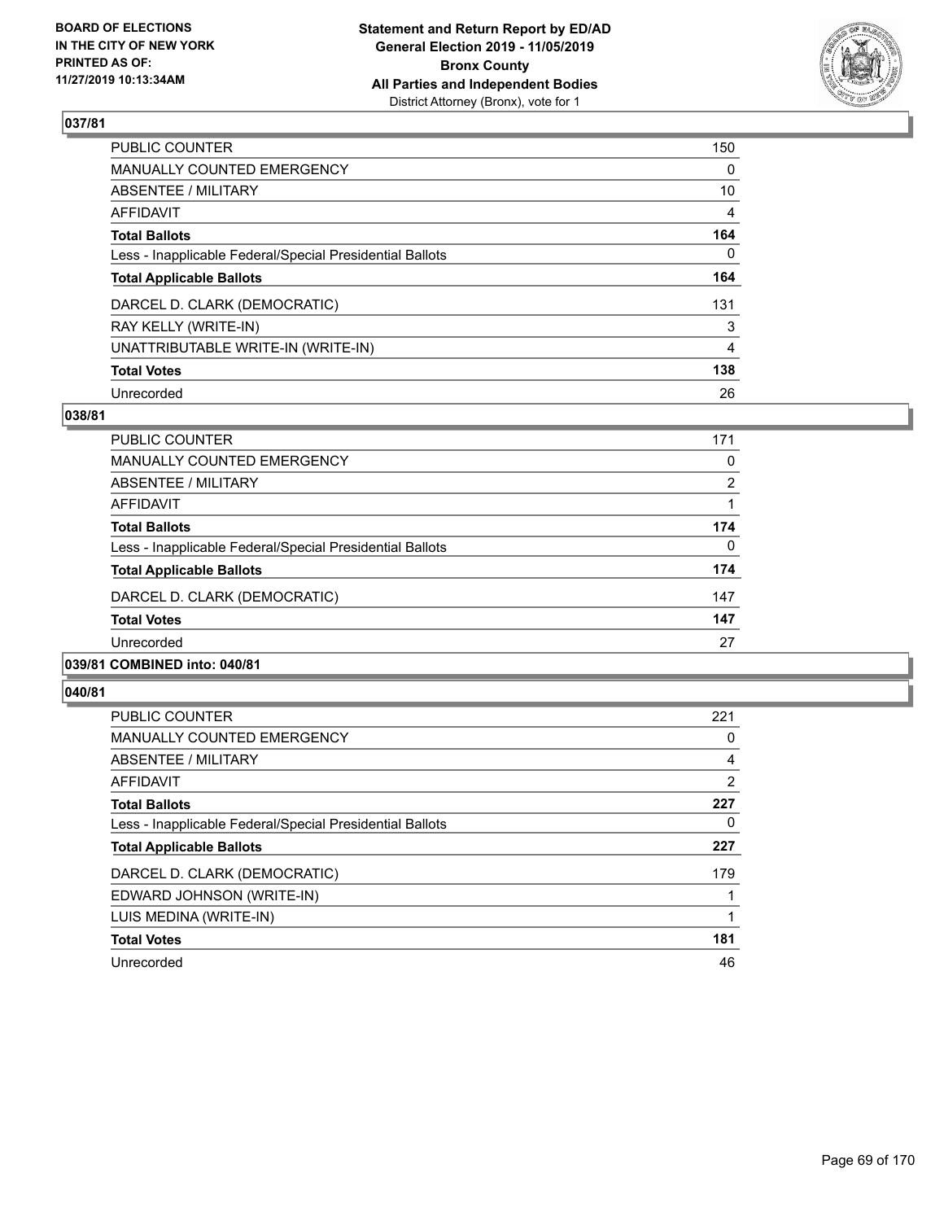## 037/81

| | |
|---|---|
| PUBLIC COUNTER | 150 |
| MANUALLY COUNTED EMERGENCY | 0 |
| ABSENTEE / MILITARY | 10 |
| AFFIDAVIT | 4 |
| **Total Ballots** | **164** |
| Less - Inapplicable Federal/Special Presidential Ballots | 0 |
| **Total Applicable Ballots** | **164** |
| DARCEL D. CLARK (DEMOCRATIC) | 131 |
| RAY KELLY (WRITE-IN) | 3 |
| UNATTRIBUTABLE WRITE-IN (WRITE-IN) | 4 |
| **Total Votes** | **138** |
| Unrecorded | 26 |

## 038/81

| | |
|---|---|
| PUBLIC COUNTER | 171 |
| MANUALLY COUNTED EMERGENCY | 0 |
| ABSENTEE / MILITARY | 2 |
| AFFIDAVIT | 1 |
| **Total Ballots** | **174** |
| Less - Inapplicable Federal/Special Presidential Ballots | 0 |
| **Total Applicable Ballots** | **174** |
| DARCEL D. CLARK (DEMOCRATIC) | 147 |
| **Total Votes** | **147** |
| Unrecorded | 27 |

## 039/81 COMBINED into: 040/81

## 040/81

| | |
|---|---|
| PUBLIC COUNTER | 221 |
| MANUALLY COUNTED EMERGENCY | 0 |
| ABSENTEE / MILITARY | 4 |
| AFFIDAVIT | 2 |
| **Total Ballots** | **227** |
| Less - Inapplicable Federal/Special Presidential Ballots | 0 |
| **Total Applicable Ballots** | **227** |
| DARCEL D. CLARK (DEMOCRATIC) | 179 |
| EDWARD JOHNSON (WRITE-IN) | 1 |
| LUIS MEDINA (WRITE-IN) | 1 |
| **Total Votes** | **181** |
| Unrecorded | 46 |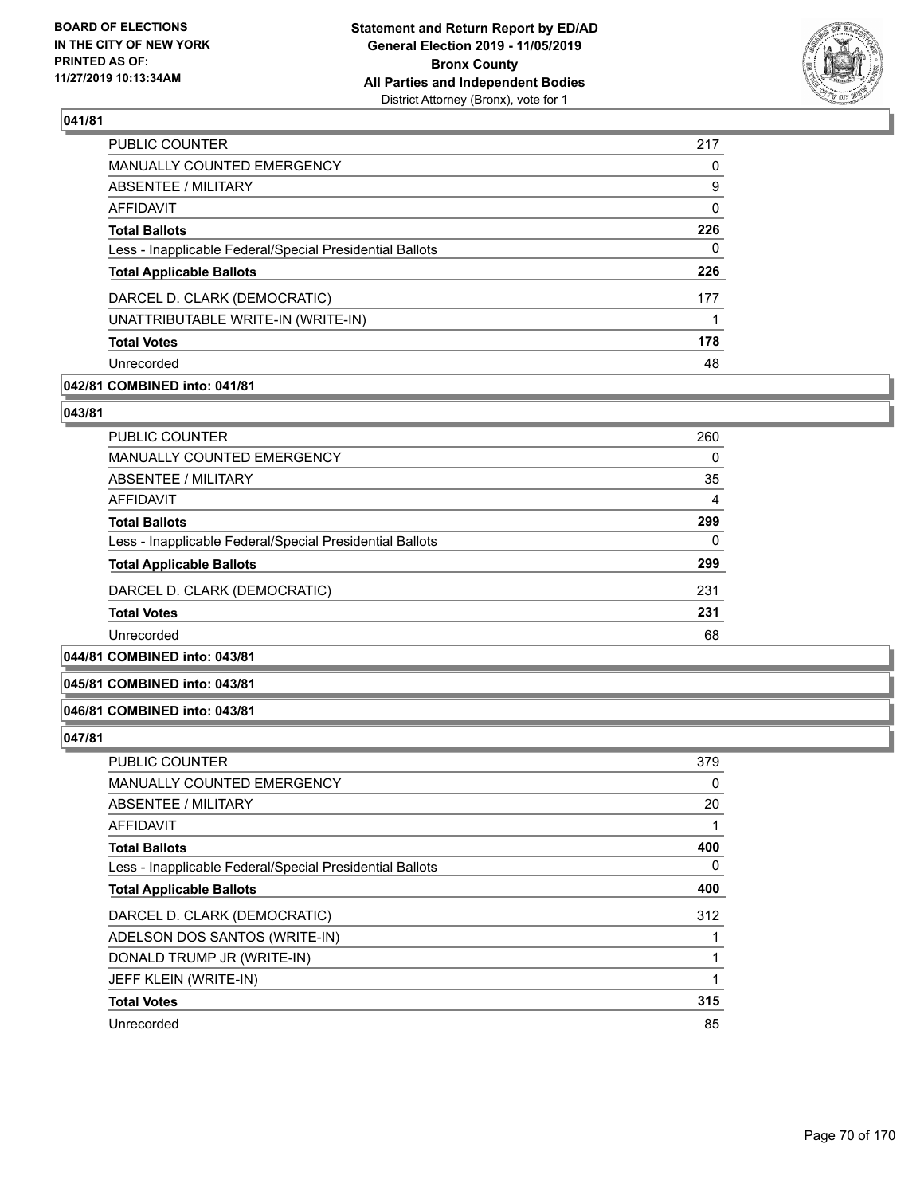## 041/81

| | |
|---|---|
| PUBLIC COUNTER | 217 |
| MANUALLY COUNTED EMERGENCY | 0 |
| ABSENTEE / MILITARY | 9 |
| AFFIDAVIT | 0 |
| **Total Ballots** | **226** |
| Less - Inapplicable Federal/Special Presidential Ballots | 0 |
| **Total Applicable Ballots** | **226** |
| DARCEL D. CLARK (DEMOCRATIC) | 177 |
| UNATTRIBUTABLE WRITE-IN (WRITE-IN) | 1 |
| **Total Votes** | **178** |
| Unrecorded | 48 |

## 042/81 COMBINED into: 041/81

## 043/81

| | |
|---|---|
| PUBLIC COUNTER | 260 |
| MANUALLY COUNTED EMERGENCY | 0 |
| ABSENTEE / MILITARY | 35 |
| AFFIDAVIT | 4 |
| **Total Ballots** | **299** |
| Less - Inapplicable Federal/Special Presidential Ballots | 0 |
| **Total Applicable Ballots** | **299** |
| DARCEL D. CLARK (DEMOCRATIC) | 231 |
| **Total Votes** | **231** |
| Unrecorded | 68 |

## 044/81 COMBINED into: 043/81

## 045/81 COMBINED into: 043/81

## 046/81 COMBINED into: 043/81

## 047/81

| | |
|---|---|
| PUBLIC COUNTER | 379 |
| MANUALLY COUNTED EMERGENCY | 0 |
| ABSENTEE / MILITARY | 20 |
| AFFIDAVIT | 1 |
| **Total Ballots** | **400** |
| Less - Inapplicable Federal/Special Presidential Ballots | 0 |
| **Total Applicable Ballots** | **400** |
| DARCEL D. CLARK (DEMOCRATIC) | 312 |
| ADELSON DOS SANTOS (WRITE-IN) | 1 |
| DONALD TRUMP JR (WRITE-IN) | 1 |
| JEFF KLEIN (WRITE-IN) | 1 |
| **Total Votes** | **315** |
| Unrecorded | 85 |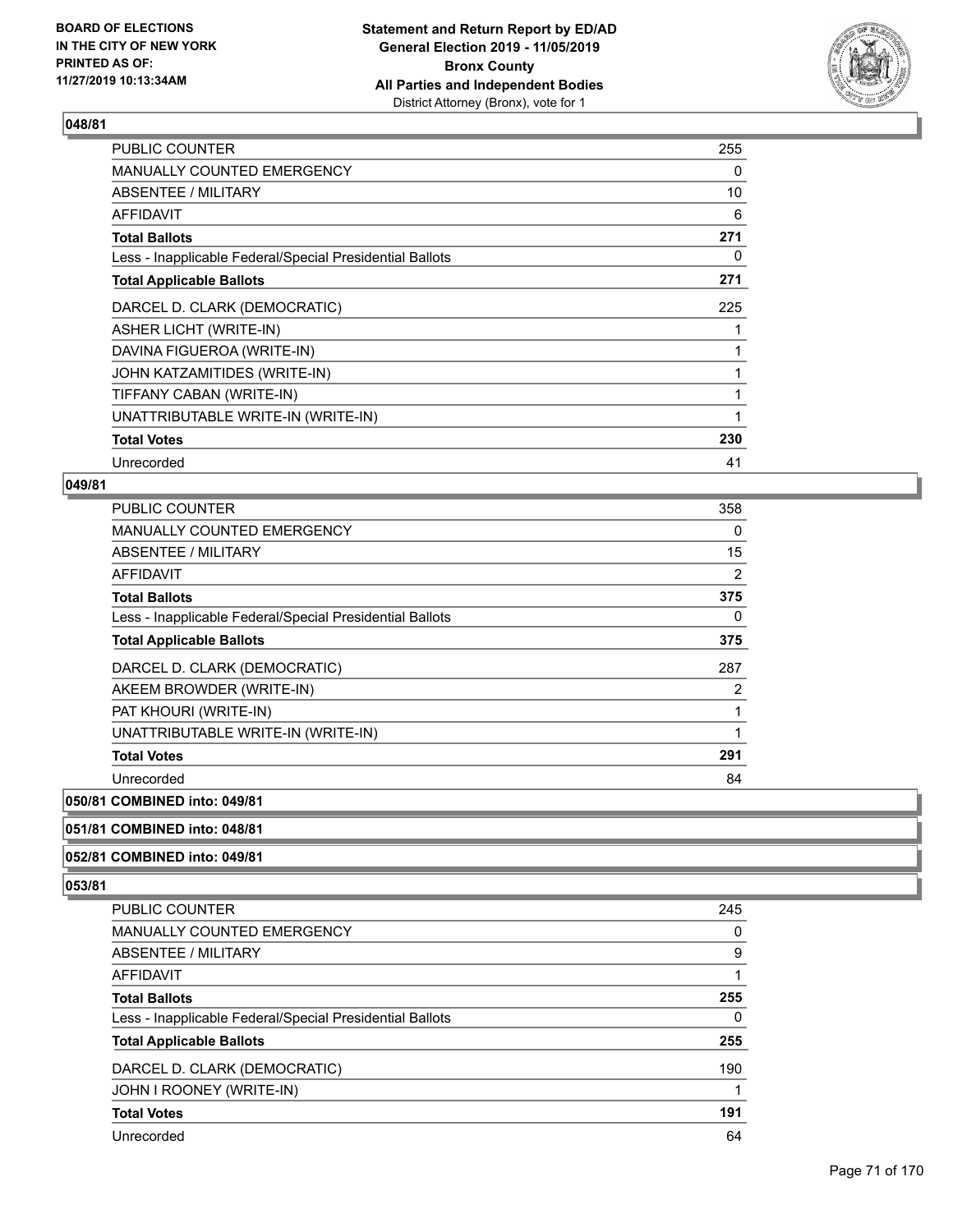## 048/81

| | |
|---|---|
| PUBLIC COUNTER | 255 |
| MANUALLY COUNTED EMERGENCY | 0 |
| ABSENTEE / MILITARY | 10 |
| AFFIDAVIT | 6 |
| **Total Ballots** | **271** |
| Less - Inapplicable Federal/Special Presidential Ballots | 0 |
| **Total Applicable Ballots** | **271** |
| DARCEL D. CLARK (DEMOCRATIC) | 225 |
| ASHER LICHT (WRITE-IN) | 1 |
| DAVINA FIGUEROA (WRITE-IN) | 1 |
| JOHN KATZAMITIDES (WRITE-IN) | 1 |
| TIFFANY CABAN (WRITE-IN) | 1 |
| UNATTRIBUTABLE WRITE-IN (WRITE-IN) | 1 |
| **Total Votes** | **230** |
| Unrecorded | 41 |

## 049/81

| | |
|---|---|
| PUBLIC COUNTER | 358 |
| MANUALLY COUNTED EMERGENCY | 0 |
| ABSENTEE / MILITARY | 15 |
| AFFIDAVIT | 2 |
| **Total Ballots** | **375** |
| Less - Inapplicable Federal/Special Presidential Ballots | 0 |
| **Total Applicable Ballots** | **375** |
| DARCEL D. CLARK (DEMOCRATIC) | 287 |
| AKEEM BROWDER (WRITE-IN) | 2 |
| PAT KHOURI (WRITE-IN) | 1 |
| UNATTRIBUTABLE WRITE-IN (WRITE-IN) | 1 |
| **Total Votes** | **291** |
| Unrecorded | 84 |

## 050/81 COMBINED into: 049/81

## 051/81 COMBINED into: 048/81

## 052/81 COMBINED into: 049/81

## 053/81

| | |
|---|---|
| PUBLIC COUNTER | 245 |
| MANUALLY COUNTED EMERGENCY | 0 |
| ABSENTEE / MILITARY | 9 |
| AFFIDAVIT | 1 |
| **Total Ballots** | **255** |
| Less - Inapplicable Federal/Special Presidential Ballots | 0 |
| **Total Applicable Ballots** | **255** |
| DARCEL D. CLARK (DEMOCRATIC) | 190 |
| JOHN I ROONEY (WRITE-IN) | 1 |
| **Total Votes** | **191** |
| Unrecorded | 64 |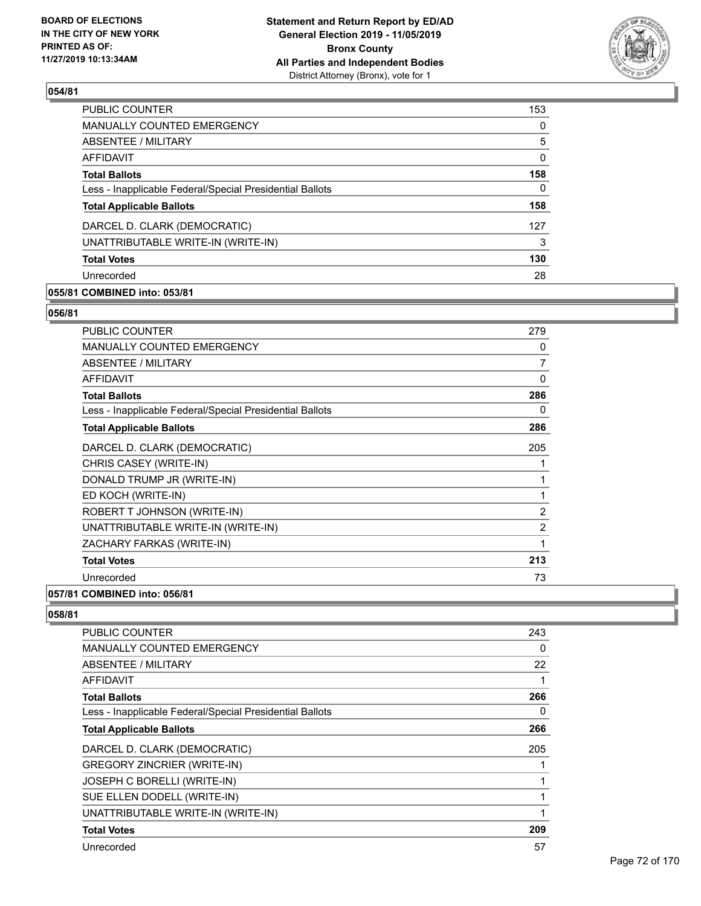## 054/81

| | |
|---|---|
| PUBLIC COUNTER | 153 |
| MANUALLY COUNTED EMERGENCY | 0 |
| ABSENTEE / MILITARY | 5 |
| AFFIDAVIT | 0 |
| **Total Ballots** | **158** |
| Less - Inapplicable Federal/Special Presidential Ballots | 0 |
| **Total Applicable Ballots** | **158** |
| DARCEL D. CLARK (DEMOCRATIC) | 127 |
| UNATTRIBUTABLE WRITE-IN (WRITE-IN) | 3 |
| **Total Votes** | **130** |
| Unrecorded | 28 |

## 055/81 COMBINED into: 053/81

## 056/81

| | |
|---|---|
| PUBLIC COUNTER | 279 |
| MANUALLY COUNTED EMERGENCY | 0 |
| ABSENTEE / MILITARY | 7 |
| AFFIDAVIT | 0 |
| **Total Ballots** | **286** |
| Less - Inapplicable Federal/Special Presidential Ballots | 0 |
| **Total Applicable Ballots** | **286** |
| DARCEL D. CLARK (DEMOCRATIC) | 205 |
| CHRIS CASEY (WRITE-IN) | 1 |
| DONALD TRUMP JR (WRITE-IN) | 1 |
| ED KOCH (WRITE-IN) | 1 |
| ROBERT T JOHNSON (WRITE-IN) | 2 |
| UNATTRIBUTABLE WRITE-IN (WRITE-IN) | 2 |
| ZACHARY FARKAS (WRITE-IN) | 1 |
| **Total Votes** | **213** |
| Unrecorded | 73 |

## 057/81 COMBINED into: 056/81

## 058/81

| | |
|---|---|
| PUBLIC COUNTER | 243 |
| MANUALLY COUNTED EMERGENCY | 0 |
| ABSENTEE / MILITARY | 22 |
| AFFIDAVIT | 1 |
| **Total Ballots** | **266** |
| Less - Inapplicable Federal/Special Presidential Ballots | 0 |
| **Total Applicable Ballots** | **266** |
| DARCEL D. CLARK (DEMOCRATIC) | 205 |
| GREGORY ZINCRIER (WRITE-IN) | 1 |
| JOSEPH C BORELLI (WRITE-IN) | 1 |
| SUE ELLEN DODELL (WRITE-IN) | 1 |
| UNATTRIBUTABLE WRITE-IN (WRITE-IN) | 1 |
| **Total Votes** | **209** |
| Unrecorded | 57 |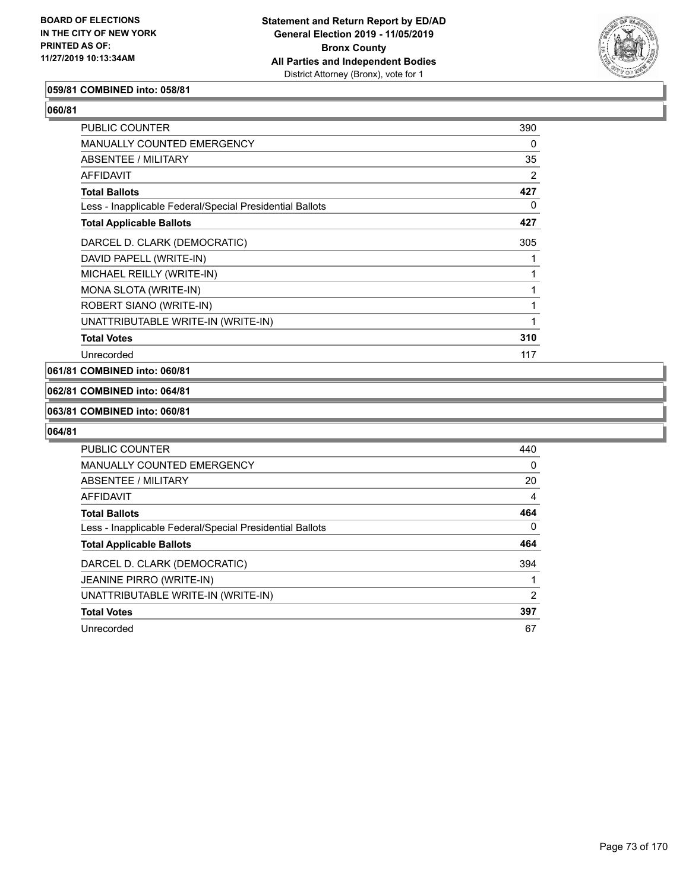BOARD OF ELECTIONS
IN THE CITY OF NEW YORK
PRINTED AS OF:
11/27/2019 10:13:34AM

**Statement and Return Report by ED/AD**
**General Election 2019 - 11/05/2019**
**Bronx County**
**All Parties and Independent Bodies**
District Attorney (Bronx), vote for 1

**059/81 COMBINED into: 058/81**

**060/81**

| | |
|---|---|
| PUBLIC COUNTER | 390 |
| MANUALLY COUNTED EMERGENCY | 0 |
| ABSENTEE / MILITARY | 35 |
| AFFIDAVIT | 2 |
| **Total Ballots** | **427** |
| Less - Inapplicable Federal/Special Presidential Ballots | 0 |
| **Total Applicable Ballots** | **427** |
| DARCEL D. CLARK (DEMOCRATIC) | 305 |
| DAVID PAPELL (WRITE-IN) | 1 |
| MICHAEL REILLY (WRITE-IN) | 1 |
| MONA SLOTA (WRITE-IN) | 1 |
| ROBERT SIANO (WRITE-IN) | 1 |
| UNATTRIBUTABLE WRITE-IN (WRITE-IN) | 1 |
| **Total Votes** | **310** |
| Unrecorded | 117 |

**061/81 COMBINED into: 060/81**

**062/81 COMBINED into: 064/81**

**063/81 COMBINED into: 060/81**

**064/81**

| | |
|---|---|
| PUBLIC COUNTER | 440 |
| MANUALLY COUNTED EMERGENCY | 0 |
| ABSENTEE / MILITARY | 20 |
| AFFIDAVIT | 4 |
| **Total Ballots** | **464** |
| Less - Inapplicable Federal/Special Presidential Ballots | 0 |
| **Total Applicable Ballots** | **464** |
| DARCEL D. CLARK (DEMOCRATIC) | 394 |
| JEANINE PIRRO (WRITE-IN) | 1 |
| UNATTRIBUTABLE WRITE-IN (WRITE-IN) | 2 |
| **Total Votes** | **397** |
| Unrecorded | 67 |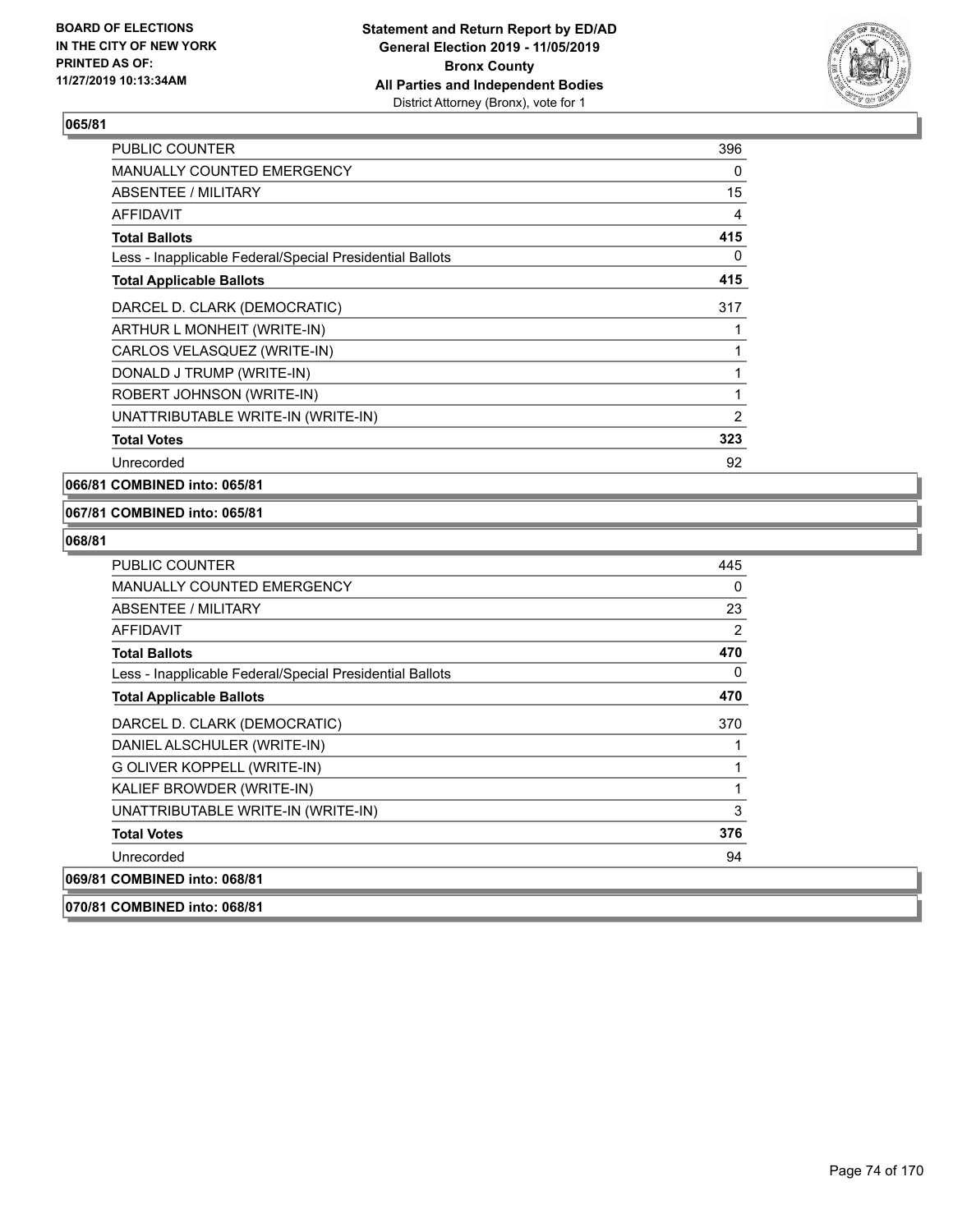**BOARD OF ELECTIONS IN THE CITY OF NEW YORK PRINTED AS OF: 11/27/2019 10:13:34AM**

**Statement and Return Report by ED/AD General Election 2019 - 11/05/2019 Bronx County All Parties and Independent Bodies**
District Attorney (Bronx), vote for 1

### 065/81

| | |
|---|---|
| PUBLIC COUNTER | 396 |
| MANUALLY COUNTED EMERGENCY | 0 |
| ABSENTEE / MILITARY | 15 |
| AFFIDAVIT | 4 |
| **Total Ballots** | **415** |
| Less - Inapplicable Federal/Special Presidential Ballots | 0 |
| **Total Applicable Ballots** | **415** |
| DARCEL D. CLARK (DEMOCRATIC) | 317 |
| ARTHUR L MONHEIT (WRITE-IN) | 1 |
| CARLOS VELASQUEZ (WRITE-IN) | 1 |
| DONALD J TRUMP (WRITE-IN) | 1 |
| ROBERT JOHNSON (WRITE-IN) | 1 |
| UNATTRIBUTABLE WRITE-IN (WRITE-IN) | 2 |
| **Total Votes** | **323** |
| Unrecorded | 92 |

### 066/81 COMBINED into: 065/81

### 067/81 COMBINED into: 065/81

### 068/81

| | |
|---|---|
| PUBLIC COUNTER | 445 |
| MANUALLY COUNTED EMERGENCY | 0 |
| ABSENTEE / MILITARY | 23 |
| AFFIDAVIT | 2 |
| **Total Ballots** | **470** |
| Less - Inapplicable Federal/Special Presidential Ballots | 0 |
| **Total Applicable Ballots** | **470** |
| DARCEL D. CLARK (DEMOCRATIC) | 370 |
| DANIEL ALSCHULER (WRITE-IN) | 1 |
| G OLIVER KOPPELL (WRITE-IN) | 1 |
| KALIEF BROWDER (WRITE-IN) | 1 |
| UNATTRIBUTABLE WRITE-IN (WRITE-IN) | 3 |
| **Total Votes** | **376** |
| Unrecorded | 94 |

### 069/81 COMBINED into: 068/81

### 070/81 COMBINED into: 068/81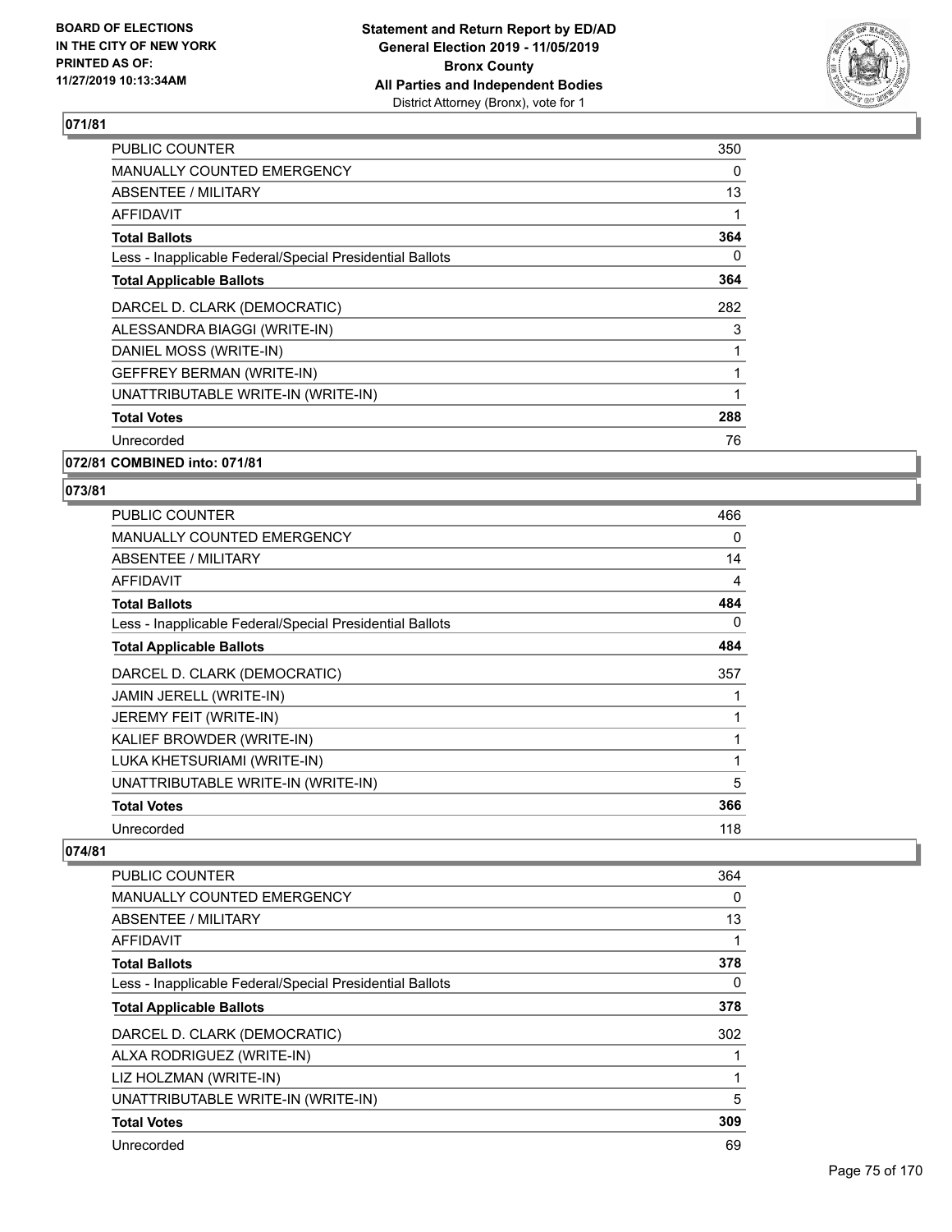**BOARD OF ELECTIONS IN THE CITY OF NEW YORK PRINTED AS OF: 11/27/2019 10:13:34AM**

**Statement and Return Report by ED/AD General Election 2019 - 11/05/2019 Bronx County All Parties and Independent Bodies**
District Attorney (Bronx), vote for 1

## 071/81

| | |
|---|---|
| PUBLIC COUNTER | 350 |
| MANUALLY COUNTED EMERGENCY | 0 |
| ABSENTEE / MILITARY | 13 |
| AFFIDAVIT | 1 |
| **Total Ballots** | **364** |
| Less - Inapplicable Federal/Special Presidential Ballots | 0 |
| **Total Applicable Ballots** | **364** |
| DARCEL D. CLARK (DEMOCRATIC) | 282 |
| ALESSANDRA BIAGGI (WRITE-IN) | 3 |
| DANIEL MOSS (WRITE-IN) | 1 |
| GEFFREY BERMAN (WRITE-IN) | 1 |
| UNATTRIBUTABLE WRITE-IN (WRITE-IN) | 1 |
| **Total Votes** | **288** |
| Unrecorded | 76 |

## 072/81 COMBINED into: 071/81

## 073/81

| | |
|---|---|
| PUBLIC COUNTER | 466 |
| MANUALLY COUNTED EMERGENCY | 0 |
| ABSENTEE / MILITARY | 14 |
| AFFIDAVIT | 4 |
| **Total Ballots** | **484** |
| Less - Inapplicable Federal/Special Presidential Ballots | 0 |
| **Total Applicable Ballots** | **484** |
| DARCEL D. CLARK (DEMOCRATIC) | 357 |
| JAMIN JERELL (WRITE-IN) | 1 |
| JEREMY FEIT (WRITE-IN) | 1 |
| KALIEF BROWDER (WRITE-IN) | 1 |
| LUKA KHETSURIAMI (WRITE-IN) | 1 |
| UNATTRIBUTABLE WRITE-IN (WRITE-IN) | 5 |
| **Total Votes** | **366** |
| Unrecorded | 118 |

## 074/81

| | |
|---|---|
| PUBLIC COUNTER | 364 |
| MANUALLY COUNTED EMERGENCY | 0 |
| ABSENTEE / MILITARY | 13 |
| AFFIDAVIT | 1 |
| **Total Ballots** | **378** |
| Less - Inapplicable Federal/Special Presidential Ballots | 0 |
| **Total Applicable Ballots** | **378** |
| DARCEL D. CLARK (DEMOCRATIC) | 302 |
| ALXA RODRIGUEZ (WRITE-IN) | 1 |
| LIZ HOLZMAN (WRITE-IN) | 1 |
| UNATTRIBUTABLE WRITE-IN (WRITE-IN) | 5 |
| **Total Votes** | **309** |
| Unrecorded | 69 |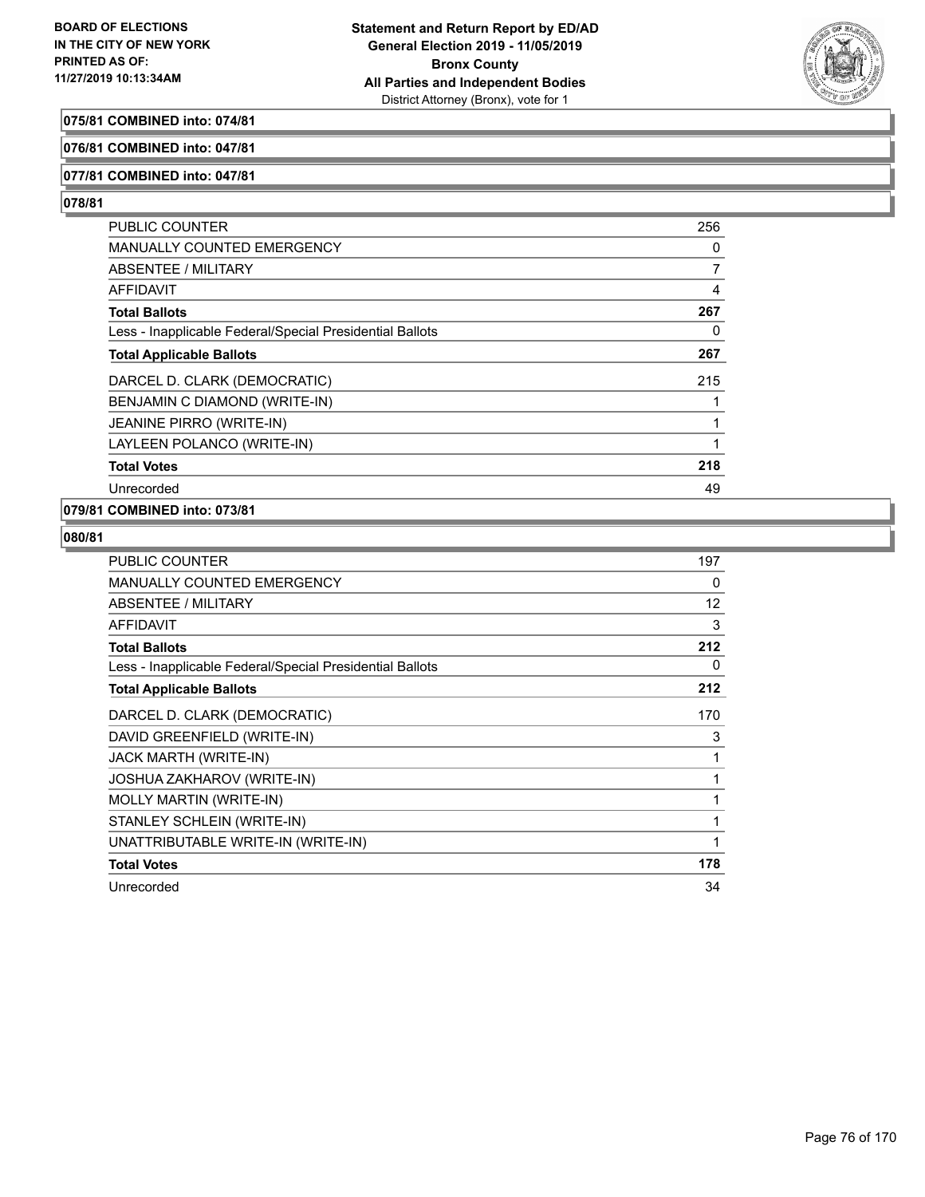**BOARD OF ELECTIONS IN THE CITY OF NEW YORK PRINTED AS OF: 11/27/2019 10:13:34AM**

**Statement and Return Report by ED/AD General Election 2019 - 11/05/2019 Bronx County All Parties and Independent Bodies**
District Attorney (Bronx), vote for 1

**075/81 COMBINED into: 074/81**

**076/81 COMBINED into: 047/81**

**077/81 COMBINED into: 047/81**

**078/81**

| | |
|---|---|
| PUBLIC COUNTER | 256 |
| MANUALLY COUNTED EMERGENCY | 0 |
| ABSENTEE / MILITARY | 7 |
| AFFIDAVIT | 4 |
| **Total Ballots** | **267** |
| Less - Inapplicable Federal/Special Presidential Ballots | 0 |
| **Total Applicable Ballots** | **267** |
| DARCEL D. CLARK (DEMOCRATIC) | 215 |
| BENJAMIN C DIAMOND (WRITE-IN) | 1 |
| JEANINE PIRRO (WRITE-IN) | 1 |
| LAYLEEN POLANCO (WRITE-IN) | 1 |
| **Total Votes** | **218** |
| Unrecorded | 49 |

**079/81 COMBINED into: 073/81**

**080/81**

| | |
|---|---|
| PUBLIC COUNTER | 197 |
| MANUALLY COUNTED EMERGENCY | 0 |
| ABSENTEE / MILITARY | 12 |
| AFFIDAVIT | 3 |
| **Total Ballots** | **212** |
| Less - Inapplicable Federal/Special Presidential Ballots | 0 |
| **Total Applicable Ballots** | **212** |
| DARCEL D. CLARK (DEMOCRATIC) | 170 |
| DAVID GREENFIELD (WRITE-IN) | 3 |
| JACK MARTH (WRITE-IN) | 1 |
| JOSHUA ZAKHAROV (WRITE-IN) | 1 |
| MOLLY MARTIN (WRITE-IN) | 1 |
| STANLEY SCHLEIN (WRITE-IN) | 1 |
| UNATTRIBUTABLE WRITE-IN (WRITE-IN) | 1 |
| **Total Votes** | **178** |
| Unrecorded | 34 |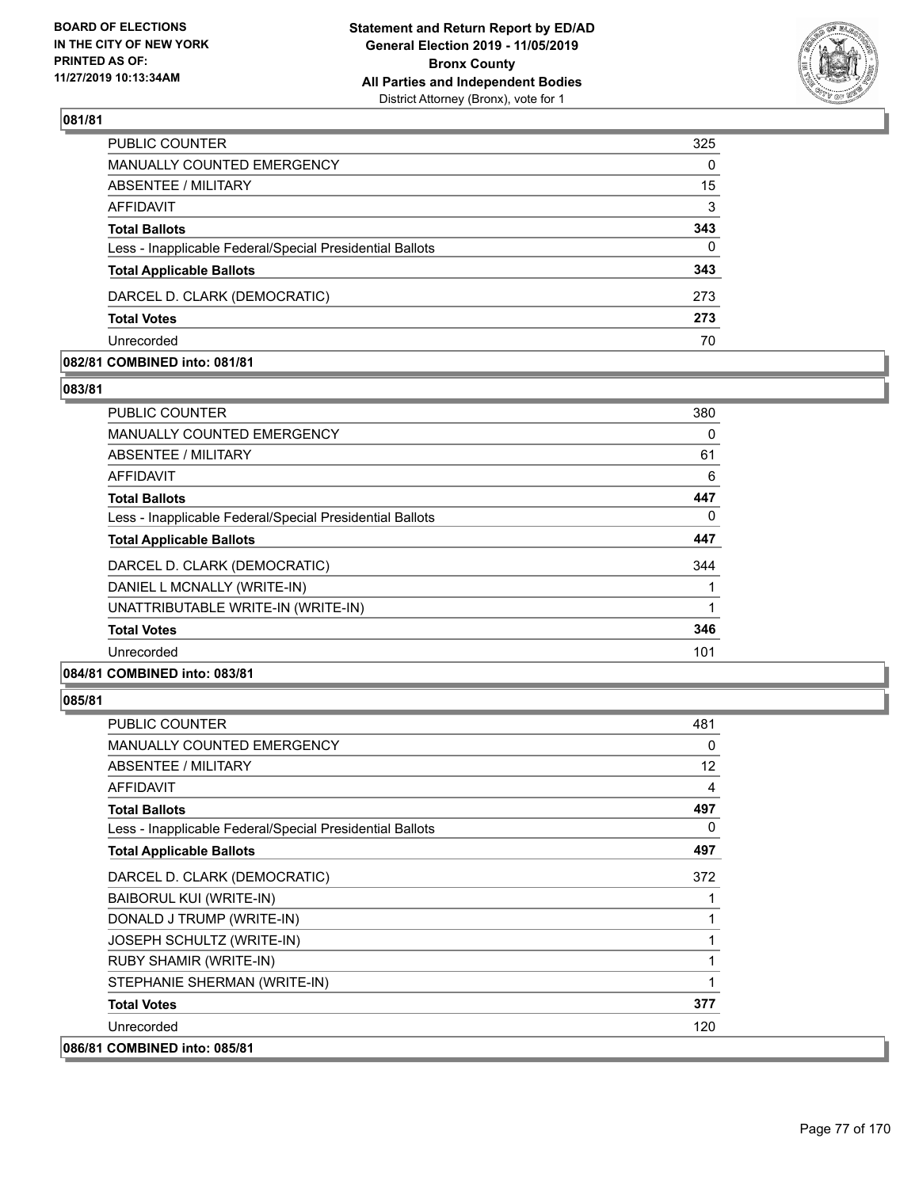## 081/81

| | |
|---|---|
| PUBLIC COUNTER | 325 |
| MANUALLY COUNTED EMERGENCY | 0 |
| ABSENTEE / MILITARY | 15 |
| AFFIDAVIT | 3 |
| **Total Ballots** | **343** |
| Less - Inapplicable Federal/Special Presidential Ballots | 0 |
| **Total Applicable Ballots** | **343** |
| DARCEL D. CLARK (DEMOCRATIC) | 273 |
| **Total Votes** | **273** |
| Unrecorded | 70 |

**082/81 COMBINED into: 081/81**

## 083/81

| | |
|---|---|
| PUBLIC COUNTER | 380 |
| MANUALLY COUNTED EMERGENCY | 0 |
| ABSENTEE / MILITARY | 61 |
| AFFIDAVIT | 6 |
| **Total Ballots** | **447** |
| Less - Inapplicable Federal/Special Presidential Ballots | 0 |
| **Total Applicable Ballots** | **447** |
| DARCEL D. CLARK (DEMOCRATIC) | 344 |
| DANIEL L MCNALLY (WRITE-IN) | 1 |
| UNATTRIBUTABLE WRITE-IN (WRITE-IN) | 1 |
| **Total Votes** | **346** |
| Unrecorded | 101 |

**084/81 COMBINED into: 083/81**

## 085/81

| | |
|---|---|
| PUBLIC COUNTER | 481 |
| MANUALLY COUNTED EMERGENCY | 0 |
| ABSENTEE / MILITARY | 12 |
| AFFIDAVIT | 4 |
| **Total Ballots** | **497** |
| Less - Inapplicable Federal/Special Presidential Ballots | 0 |
| **Total Applicable Ballots** | **497** |
| DARCEL D. CLARK (DEMOCRATIC) | 372 |
| BAIBORUL KUI (WRITE-IN) | 1 |
| DONALD J TRUMP (WRITE-IN) | 1 |
| JOSEPH SCHULTZ (WRITE-IN) | 1 |
| RUBY SHAMIR (WRITE-IN) | 1 |
| STEPHANIE SHERMAN (WRITE-IN) | 1 |
| **Total Votes** | **377** |
| Unrecorded | 120 |

**086/81 COMBINED into: 085/81**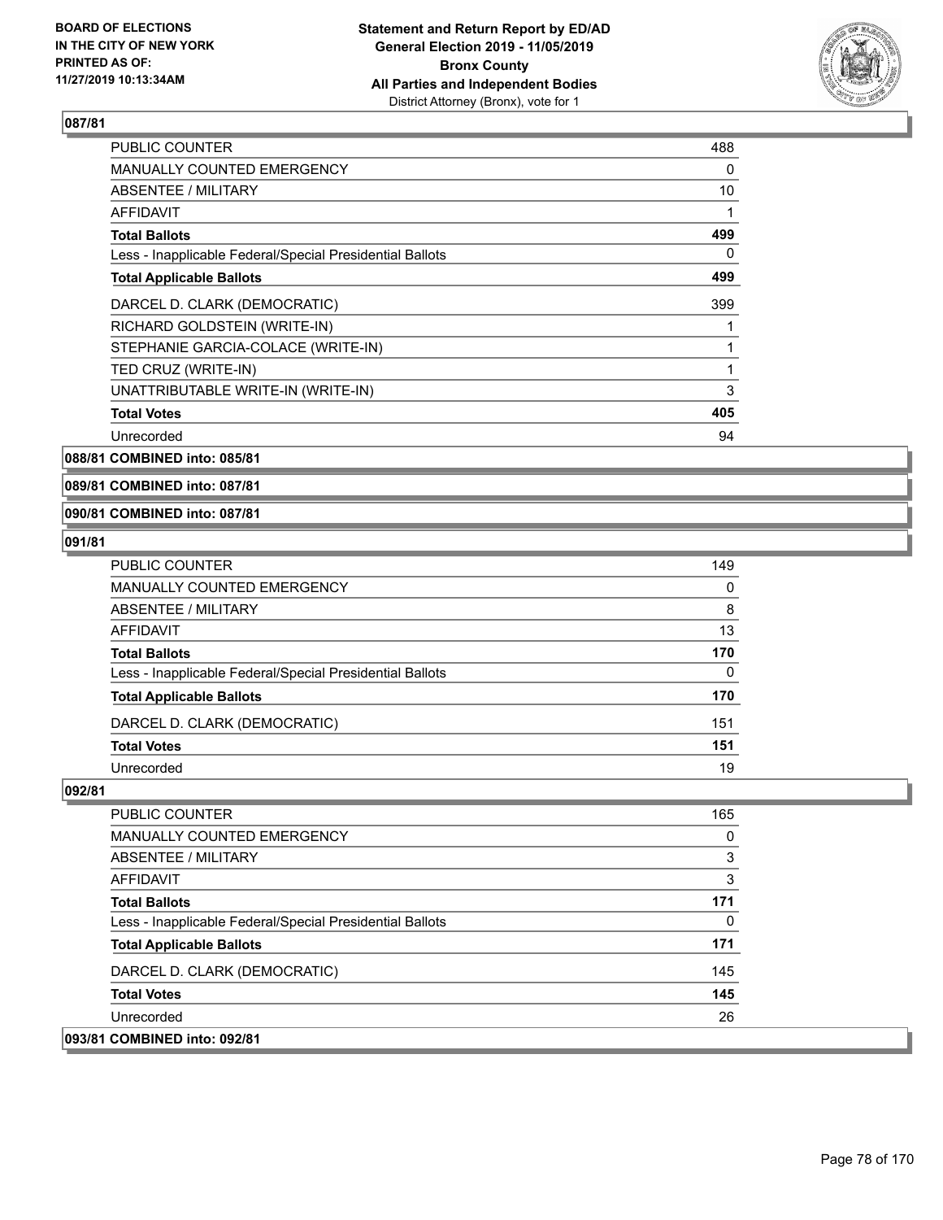## 087/81

| | |
|---|---|
| PUBLIC COUNTER | 488 |
| MANUALLY COUNTED EMERGENCY | 0 |
| ABSENTEE / MILITARY | 10 |
| AFFIDAVIT | 1 |
| **Total Ballots** | **499** |
| Less - Inapplicable Federal/Special Presidential Ballots | 0 |
| **Total Applicable Ballots** | **499** |
| DARCEL D. CLARK (DEMOCRATIC) | 399 |
| RICHARD GOLDSTEIN (WRITE-IN) | 1 |
| STEPHANIE GARCIA-COLACE (WRITE-IN) | 1 |
| TED CRUZ (WRITE-IN) | 1 |
| UNATTRIBUTABLE WRITE-IN (WRITE-IN) | 3 |
| **Total Votes** | **405** |
| Unrecorded | 94 |

## 088/81 COMBINED into: 085/81

## 089/81 COMBINED into: 087/81

## 090/81 COMBINED into: 087/81

## 091/81

| | |
|---|---|
| PUBLIC COUNTER | 149 |
| MANUALLY COUNTED EMERGENCY | 0 |
| ABSENTEE / MILITARY | 8 |
| AFFIDAVIT | 13 |
| **Total Ballots** | **170** |
| Less - Inapplicable Federal/Special Presidential Ballots | 0 |
| **Total Applicable Ballots** | **170** |
| DARCEL D. CLARK (DEMOCRATIC) | 151 |
| **Total Votes** | **151** |
| Unrecorded | 19 |

## 092/81

| | |
|---|---|
| PUBLIC COUNTER | 165 |
| MANUALLY COUNTED EMERGENCY | 0 |
| ABSENTEE / MILITARY | 3 |
| AFFIDAVIT | 3 |
| **Total Ballots** | **171** |
| Less - Inapplicable Federal/Special Presidential Ballots | 0 |
| **Total Applicable Ballots** | **171** |
| DARCEL D. CLARK (DEMOCRATIC) | 145 |
| **Total Votes** | **145** |
| Unrecorded | 26 |

## 093/81 COMBINED into: 092/81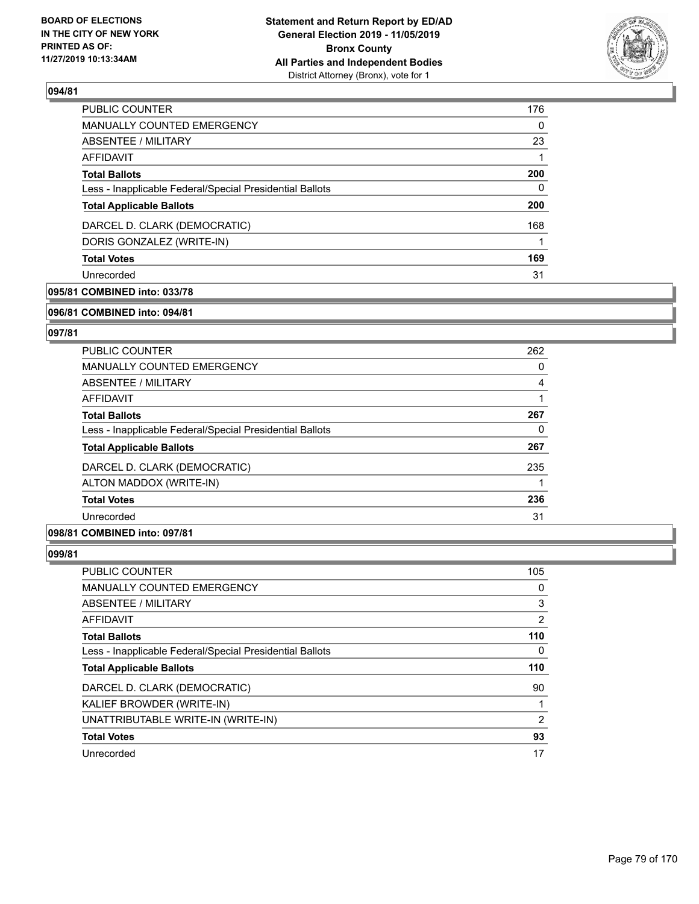**Statement and Return Report by ED/AD**
**General Election 2019 - 11/05/2019**
**Bronx County**
**All Parties and Independent Bodies**
District Attorney (Bronx), vote for 1

BOARD OF ELECTIONS
IN THE CITY OF NEW YORK
PRINTED AS OF:
11/27/2019 10:13:34AM

**094/81**

| | |
|---|---|
| PUBLIC COUNTER | 176 |
| MANUALLY COUNTED EMERGENCY | 0 |
| ABSENTEE / MILITARY | 23 |
| AFFIDAVIT | 1 |
| **Total Ballots** | **200** |
| Less - Inapplicable Federal/Special Presidential Ballots | 0 |
| **Total Applicable Ballots** | **200** |
| DARCEL D. CLARK (DEMOCRATIC) | 168 |
| DORIS GONZALEZ (WRITE-IN) | 1 |
| **Total Votes** | **169** |
| Unrecorded | 31 |

**095/81 COMBINED into: 033/78**

**096/81 COMBINED into: 094/81**

**097/81**

| | |
|---|---|
| PUBLIC COUNTER | 262 |
| MANUALLY COUNTED EMERGENCY | 0 |
| ABSENTEE / MILITARY | 4 |
| AFFIDAVIT | 1 |
| **Total Ballots** | **267** |
| Less - Inapplicable Federal/Special Presidential Ballots | 0 |
| **Total Applicable Ballots** | **267** |
| DARCEL D. CLARK (DEMOCRATIC) | 235 |
| ALTON MADDOX (WRITE-IN) | 1 |
| **Total Votes** | **236** |
| Unrecorded | 31 |

**098/81 COMBINED into: 097/81**

**099/81**

| | |
|---|---|
| PUBLIC COUNTER | 105 |
| MANUALLY COUNTED EMERGENCY | 0 |
| ABSENTEE / MILITARY | 3 |
| AFFIDAVIT | 2 |
| **Total Ballots** | **110** |
| Less - Inapplicable Federal/Special Presidential Ballots | 0 |
| **Total Applicable Ballots** | **110** |
| DARCEL D. CLARK (DEMOCRATIC) | 90 |
| KALIEF BROWDER (WRITE-IN) | 1 |
| UNATTRIBUTABLE WRITE-IN (WRITE-IN) | 2 |
| **Total Votes** | **93** |
| Unrecorded | 17 |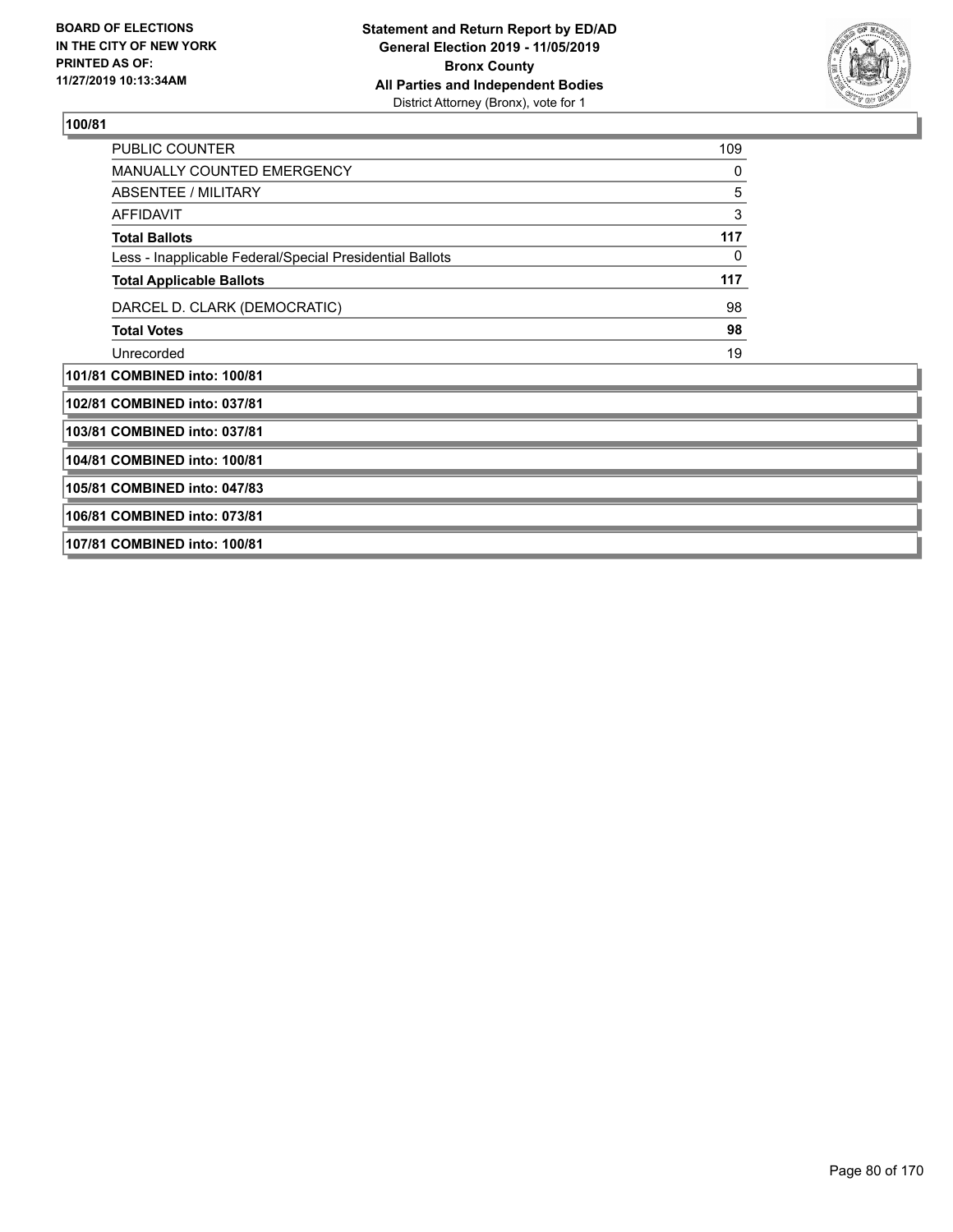**100/81**

| | |
|---|---|
| PUBLIC COUNTER | 109 |
| MANUALLY COUNTED EMERGENCY | 0 |
| ABSENTEE / MILITARY | 5 |
| AFFIDAVIT | 3 |
| **Total Ballots** | **117** |
| Less - Inapplicable Federal/Special Presidential Ballots | 0 |
| **Total Applicable Ballots** | **117** |
| DARCEL D. CLARK (DEMOCRATIC) | 98 |
| **Total Votes** | **98** |
| Unrecorded | 19 |

**101/81 COMBINED into: 100/81**

**102/81 COMBINED into: 037/81**

**103/81 COMBINED into: 037/81**

**104/81 COMBINED into: 100/81**

**105/81 COMBINED into: 047/83**

**106/81 COMBINED into: 073/81**

**107/81 COMBINED into: 100/81**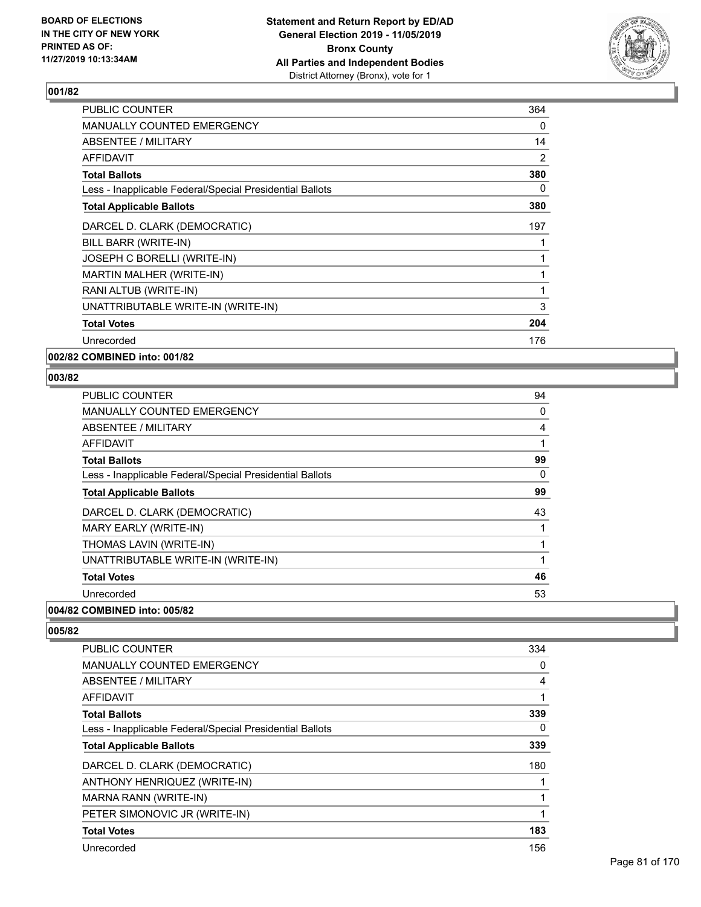**BOARD OF ELECTIONS IN THE CITY OF NEW YORK PRINTED AS OF: 11/27/2019 10:13:34AM**

**Statement and Return Report by ED/AD General Election 2019 - 11/05/2019 Bronx County All Parties and Independent Bodies**
District Attorney (Bronx), vote for 1

### 001/82

| | |
|---|---|
| PUBLIC COUNTER | 364 |
| MANUALLY COUNTED EMERGENCY | 0 |
| ABSENTEE / MILITARY | 14 |
| AFFIDAVIT | 2 |
| **Total Ballots** | **380** |
| Less - Inapplicable Federal/Special Presidential Ballots | 0 |
| **Total Applicable Ballots** | **380** |
| DARCEL D. CLARK (DEMOCRATIC) | 197 |
| BILL BARR (WRITE-IN) | 1 |
| JOSEPH C BORELLI (WRITE-IN) | 1 |
| MARTIN MALHER (WRITE-IN) | 1 |
| RANI ALTUB (WRITE-IN) | 1 |
| UNATTRIBUTABLE WRITE-IN (WRITE-IN) | 3 |
| **Total Votes** | **204** |
| Unrecorded | 176 |

### 002/82 COMBINED into: 001/82

### 003/82

| | |
|---|---|
| PUBLIC COUNTER | 94 |
| MANUALLY COUNTED EMERGENCY | 0 |
| ABSENTEE / MILITARY | 4 |
| AFFIDAVIT | 1 |
| **Total Ballots** | **99** |
| Less - Inapplicable Federal/Special Presidential Ballots | 0 |
| **Total Applicable Ballots** | **99** |
| DARCEL D. CLARK (DEMOCRATIC) | 43 |
| MARY EARLY (WRITE-IN) | 1 |
| THOMAS LAVIN (WRITE-IN) | 1 |
| UNATTRIBUTABLE WRITE-IN (WRITE-IN) | 1 |
| **Total Votes** | **46** |
| Unrecorded | 53 |

### 004/82 COMBINED into: 005/82

### 005/82

| | |
|---|---|
| PUBLIC COUNTER | 334 |
| MANUALLY COUNTED EMERGENCY | 0 |
| ABSENTEE / MILITARY | 4 |
| AFFIDAVIT | 1 |
| **Total Ballots** | **339** |
| Less - Inapplicable Federal/Special Presidential Ballots | 0 |
| **Total Applicable Ballots** | **339** |
| DARCEL D. CLARK (DEMOCRATIC) | 180 |
| ANTHONY HENRIQUEZ (WRITE-IN) | 1 |
| MARNA RANN (WRITE-IN) | 1 |
| PETER SIMONOVIC JR (WRITE-IN) | 1 |
| **Total Votes** | **183** |
| Unrecorded | 156 |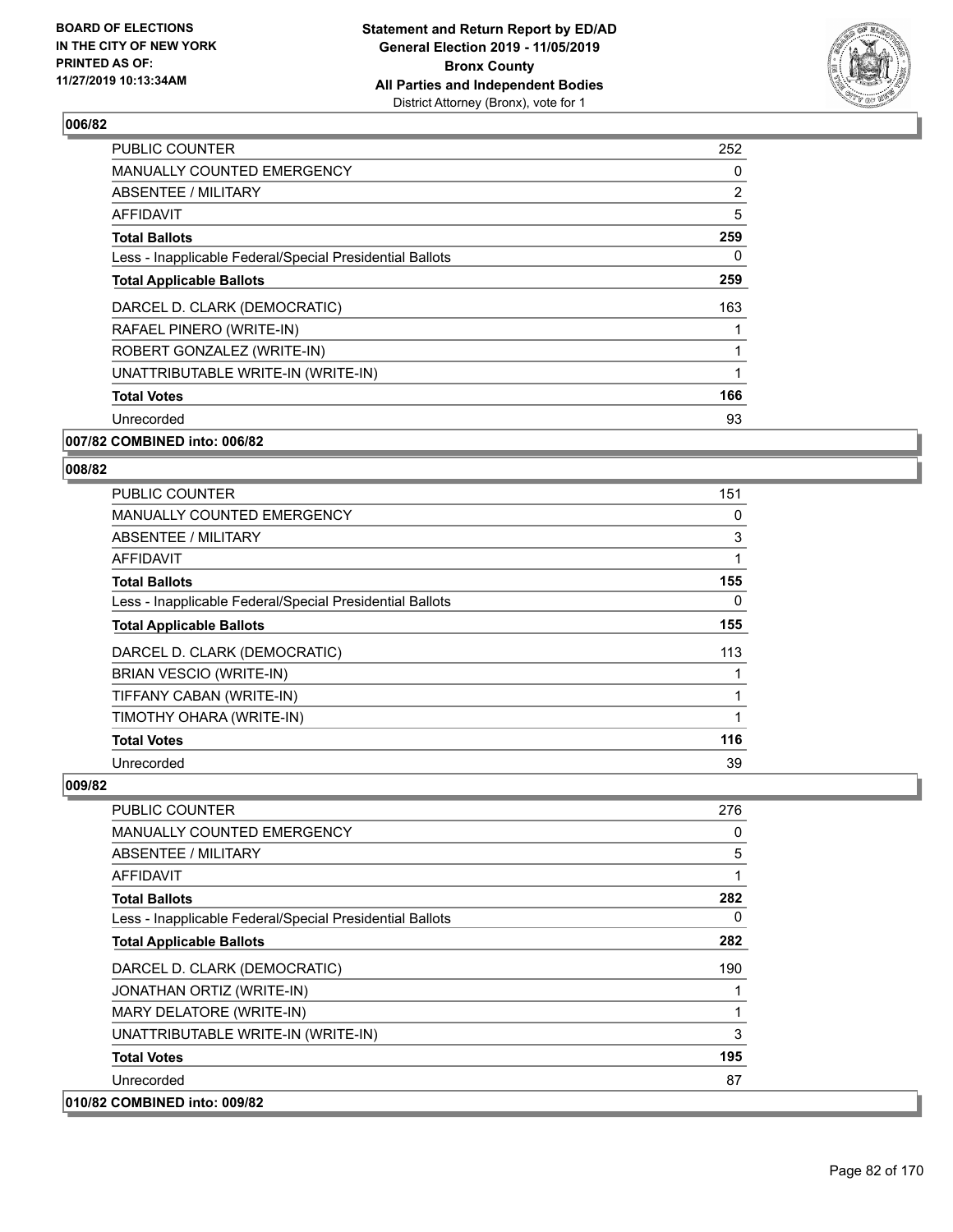## 006/82

| | |
|---|---|
| PUBLIC COUNTER | 252 |
| MANUALLY COUNTED EMERGENCY | 0 |
| ABSENTEE / MILITARY | 2 |
| AFFIDAVIT | 5 |
| **Total Ballots** | **259** |
| Less - Inapplicable Federal/Special Presidential Ballots | 0 |
| **Total Applicable Ballots** | **259** |
| DARCEL D. CLARK (DEMOCRATIC) | 163 |
| RAFAEL PINERO (WRITE-IN) | 1 |
| ROBERT GONZALEZ (WRITE-IN) | 1 |
| UNATTRIBUTABLE WRITE-IN (WRITE-IN) | 1 |
| **Total Votes** | **166** |
| Unrecorded | 93 |

**007/82 COMBINED into: 006/82**

## 008/82

| | |
|---|---|
| PUBLIC COUNTER | 151 |
| MANUALLY COUNTED EMERGENCY | 0 |
| ABSENTEE / MILITARY | 3 |
| AFFIDAVIT | 1 |
| **Total Ballots** | **155** |
| Less - Inapplicable Federal/Special Presidential Ballots | 0 |
| **Total Applicable Ballots** | **155** |
| DARCEL D. CLARK (DEMOCRATIC) | 113 |
| BRIAN VESCIO (WRITE-IN) | 1 |
| TIFFANY CABAN (WRITE-IN) | 1 |
| TIMOTHY OHARA (WRITE-IN) | 1 |
| **Total Votes** | **116** |
| Unrecorded | 39 |

## 009/82

| | |
|---|---|
| PUBLIC COUNTER | 276 |
| MANUALLY COUNTED EMERGENCY | 0 |
| ABSENTEE / MILITARY | 5 |
| AFFIDAVIT | 1 |
| **Total Ballots** | **282** |
| Less - Inapplicable Federal/Special Presidential Ballots | 0 |
| **Total Applicable Ballots** | **282** |
| DARCEL D. CLARK (DEMOCRATIC) | 190 |
| JONATHAN ORTIZ (WRITE-IN) | 1 |
| MARY DELATORE (WRITE-IN) | 1 |
| UNATTRIBUTABLE WRITE-IN (WRITE-IN) | 3 |
| **Total Votes** | **195** |
| Unrecorded | 87 |

**010/82 COMBINED into: 009/82**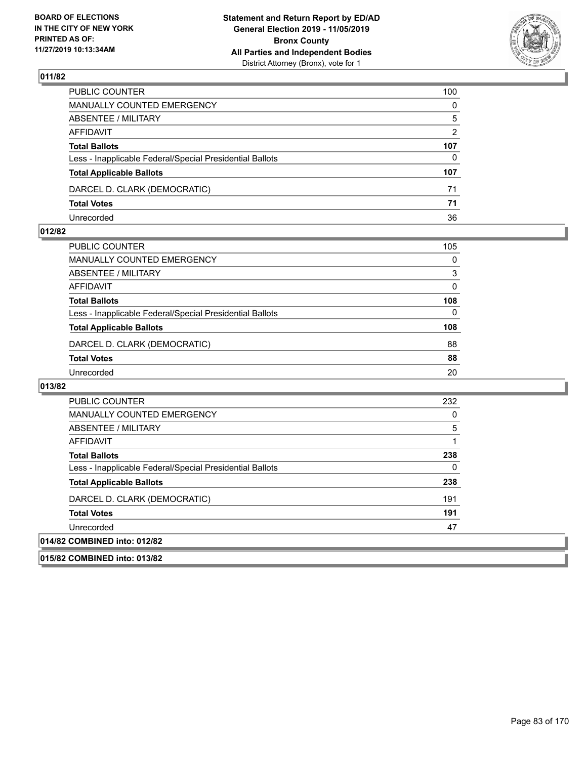## 011/82

| | |
|---|---|
| PUBLIC COUNTER | 100 |
| MANUALLY COUNTED EMERGENCY | 0 |
| ABSENTEE / MILITARY | 5 |
| AFFIDAVIT | 2 |
| **Total Ballots** | **107** |
| Less - Inapplicable Federal/Special Presidential Ballots | 0 |
| **Total Applicable Ballots** | **107** |
| DARCEL D. CLARK (DEMOCRATIC) | 71 |
| **Total Votes** | **71** |
| Unrecorded | 36 |

## 012/82

| | |
|---|---|
| PUBLIC COUNTER | 105 |
| MANUALLY COUNTED EMERGENCY | 0 |
| ABSENTEE / MILITARY | 3 |
| AFFIDAVIT | 0 |
| **Total Ballots** | **108** |
| Less - Inapplicable Federal/Special Presidential Ballots | 0 |
| **Total Applicable Ballots** | **108** |
| DARCEL D. CLARK (DEMOCRATIC) | 88 |
| **Total Votes** | **88** |
| Unrecorded | 20 |

## 013/82

| | |
|---|---|
| PUBLIC COUNTER | 232 |
| MANUALLY COUNTED EMERGENCY | 0 |
| ABSENTEE / MILITARY | 5 |
| AFFIDAVIT | 1 |
| **Total Ballots** | **238** |
| Less - Inapplicable Federal/Special Presidential Ballots | 0 |
| **Total Applicable Ballots** | **238** |
| DARCEL D. CLARK (DEMOCRATIC) | 191 |
| **Total Votes** | **191** |
| Unrecorded | 47 |

## 014/82 COMBINED into: 012/82

## 015/82 COMBINED into: 013/82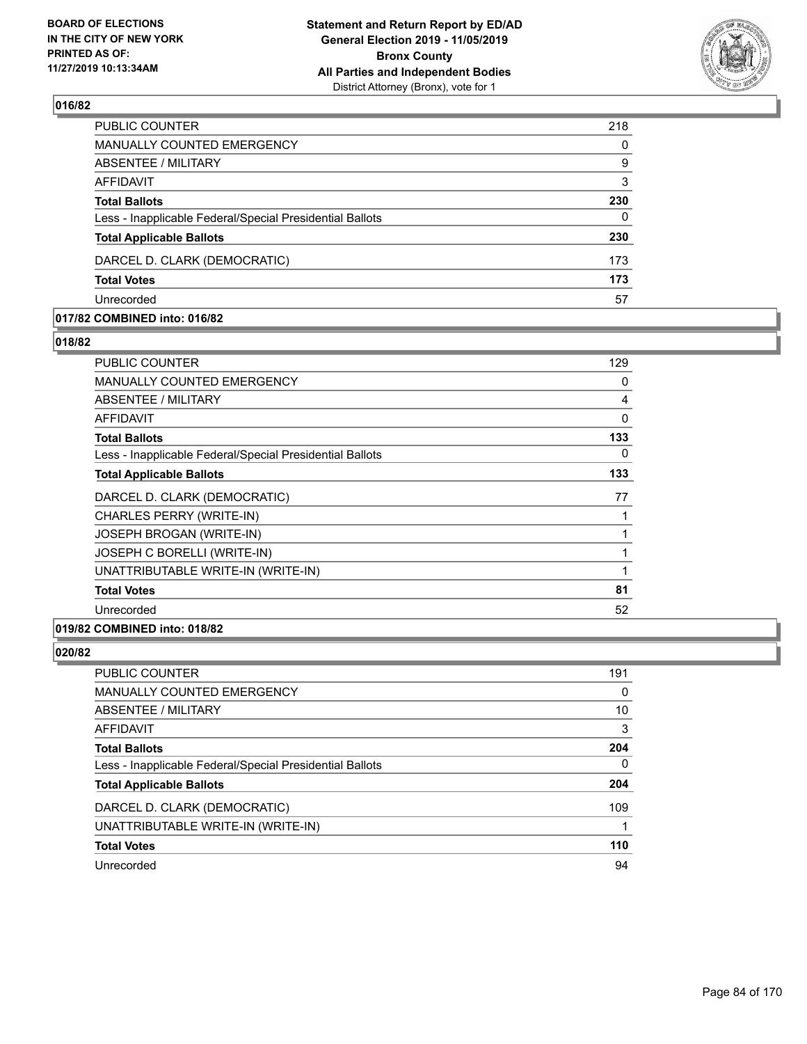## 016/82

| | |
|---|---|
| PUBLIC COUNTER | 218 |
| MANUALLY COUNTED EMERGENCY | 0 |
| ABSENTEE / MILITARY | 9 |
| AFFIDAVIT | 3 |
| **Total Ballots** | **230** |
| Less - Inapplicable Federal/Special Presidential Ballots | 0 |
| **Total Applicable Ballots** | **230** |
| DARCEL D. CLARK (DEMOCRATIC) | 173 |
| **Total Votes** | **173** |
| Unrecorded | 57 |

## 017/82 COMBINED into: 016/82

## 018/82

| | |
|---|---|
| PUBLIC COUNTER | 129 |
| MANUALLY COUNTED EMERGENCY | 0 |
| ABSENTEE / MILITARY | 4 |
| AFFIDAVIT | 0 |
| **Total Ballots** | **133** |
| Less - Inapplicable Federal/Special Presidential Ballots | 0 |
| **Total Applicable Ballots** | **133** |
| DARCEL D. CLARK (DEMOCRATIC) | 77 |
| CHARLES PERRY (WRITE-IN) | 1 |
| JOSEPH BROGAN (WRITE-IN) | 1 |
| JOSEPH C BORELLI (WRITE-IN) | 1 |
| UNATTRIBUTABLE WRITE-IN (WRITE-IN) | 1 |
| **Total Votes** | **81** |
| Unrecorded | 52 |

## 019/82 COMBINED into: 018/82

## 020/82

| | |
|---|---|
| PUBLIC COUNTER | 191 |
| MANUALLY COUNTED EMERGENCY | 0 |
| ABSENTEE / MILITARY | 10 |
| AFFIDAVIT | 3 |
| **Total Ballots** | **204** |
| Less - Inapplicable Federal/Special Presidential Ballots | 0 |
| **Total Applicable Ballots** | **204** |
| DARCEL D. CLARK (DEMOCRATIC) | 109 |
| UNATTRIBUTABLE WRITE-IN (WRITE-IN) | 1 |
| **Total Votes** | **110** |
| Unrecorded | 94 |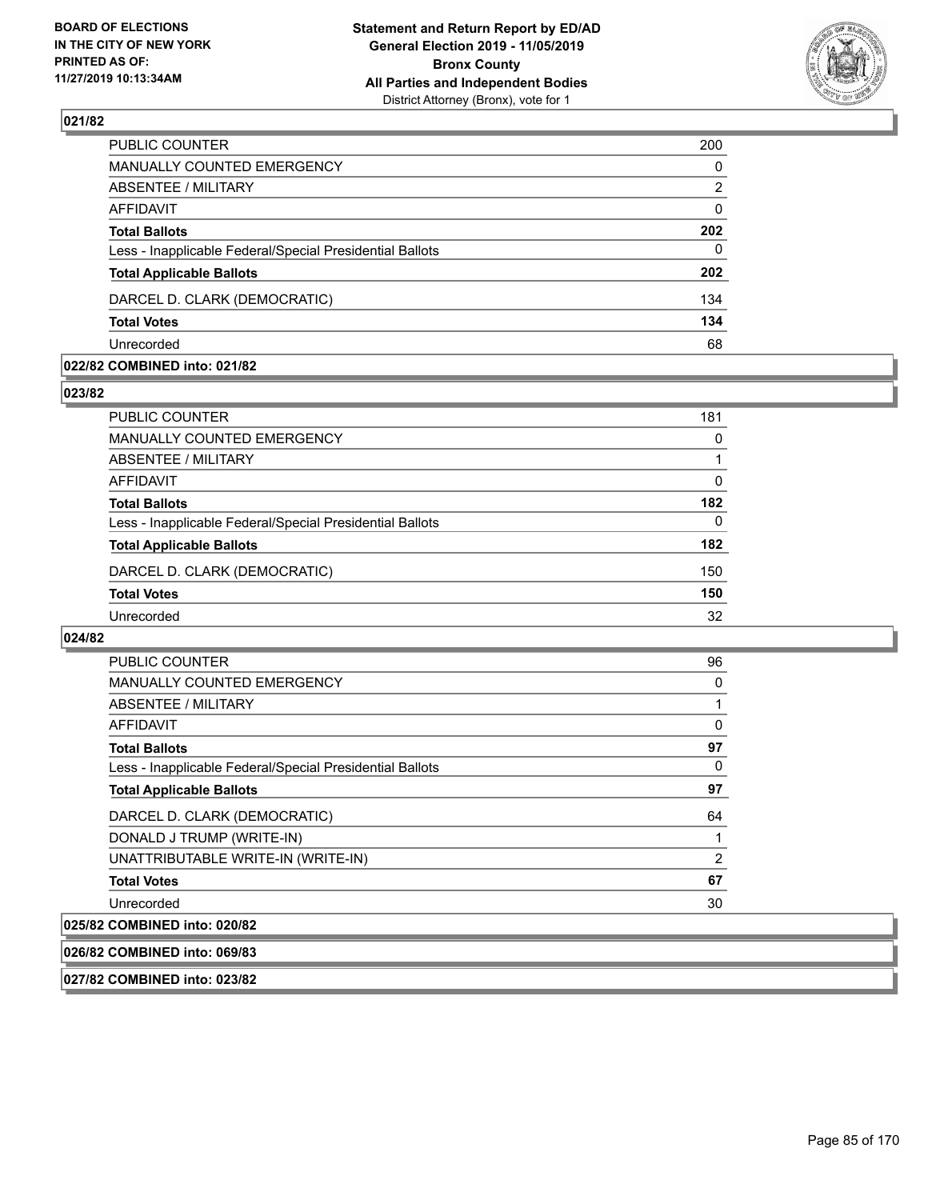**BOARD OF ELECTIONS IN THE CITY OF NEW YORK PRINTED AS OF: 11/27/2019 10:13:34AM**

**Statement and Return Report by ED/AD General Election 2019 - 11/05/2019 Bronx County All Parties and Independent Bodies**
District Attorney (Bronx), vote for 1

## 021/82

| | |
|---|---|
| PUBLIC COUNTER | 200 |
| MANUALLY COUNTED EMERGENCY | 0 |
| ABSENTEE / MILITARY | 2 |
| AFFIDAVIT | 0 |
| **Total Ballots** | **202** |
| Less - Inapplicable Federal/Special Presidential Ballots | 0 |
| **Total Applicable Ballots** | **202** |
| DARCEL D. CLARK (DEMOCRATIC) | 134 |
| **Total Votes** | **134** |
| Unrecorded | 68 |

## 022/82 COMBINED into: 021/82

## 023/82

| | |
|---|---|
| PUBLIC COUNTER | 181 |
| MANUALLY COUNTED EMERGENCY | 0 |
| ABSENTEE / MILITARY | 1 |
| AFFIDAVIT | 0 |
| **Total Ballots** | **182** |
| Less - Inapplicable Federal/Special Presidential Ballots | 0 |
| **Total Applicable Ballots** | **182** |
| DARCEL D. CLARK (DEMOCRATIC) | 150 |
| **Total Votes** | **150** |
| Unrecorded | 32 |

## 024/82

| | |
|---|---|
| PUBLIC COUNTER | 96 |
| MANUALLY COUNTED EMERGENCY | 0 |
| ABSENTEE / MILITARY | 1 |
| AFFIDAVIT | 0 |
| **Total Ballots** | **97** |
| Less - Inapplicable Federal/Special Presidential Ballots | 0 |
| **Total Applicable Ballots** | **97** |
| DARCEL D. CLARK (DEMOCRATIC) | 64 |
| DONALD J TRUMP (WRITE-IN) | 1 |
| UNATTRIBUTABLE WRITE-IN (WRITE-IN) | 2 |
| **Total Votes** | **67** |
| Unrecorded | 30 |

## 025/82 COMBINED into: 020/82

## 026/82 COMBINED into: 069/83

## 027/82 COMBINED into: 023/82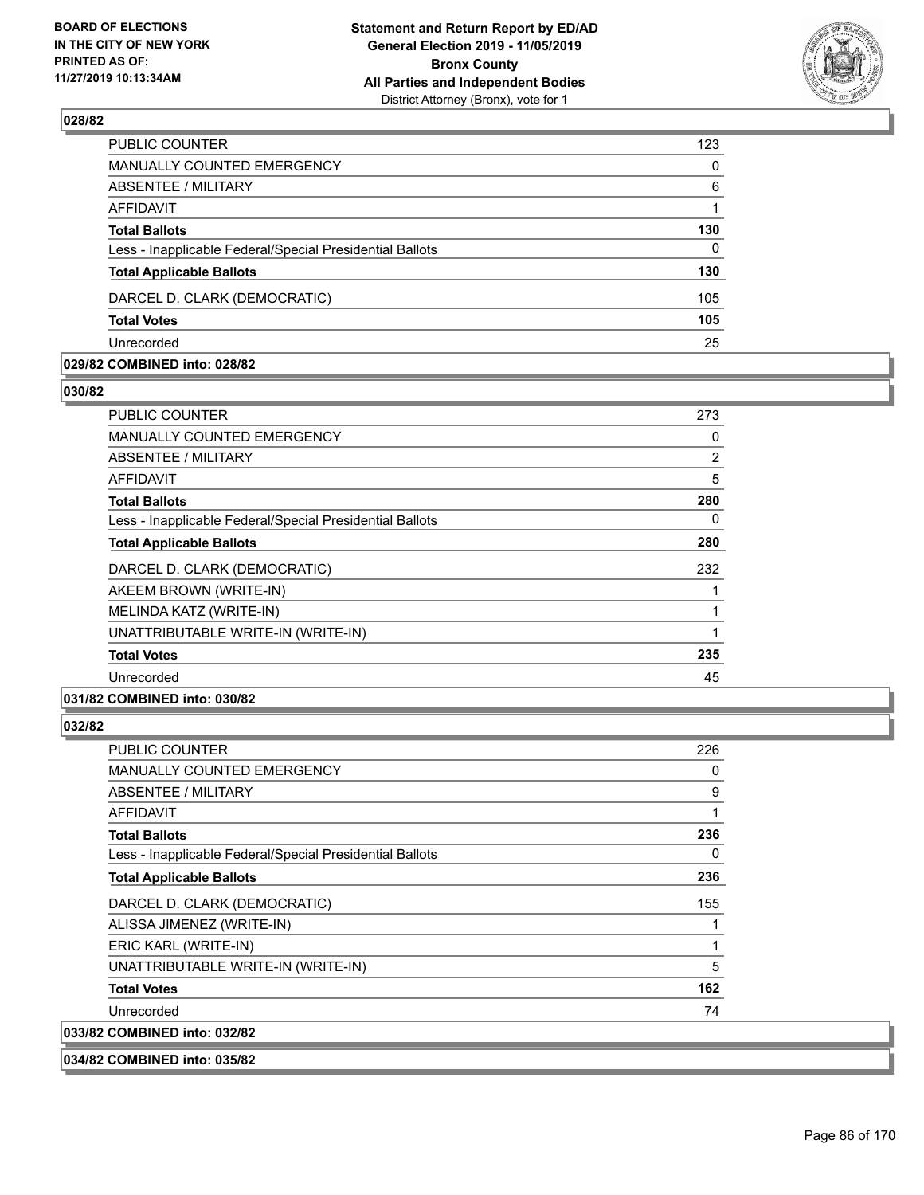## 028/82

| | |
|---|---|
| PUBLIC COUNTER | 123 |
| MANUALLY COUNTED EMERGENCY | 0 |
| ABSENTEE / MILITARY | 6 |
| AFFIDAVIT | 1 |
| **Total Ballots** | **130** |
| Less - Inapplicable Federal/Special Presidential Ballots | 0 |
| **Total Applicable Ballots** | **130** |
| DARCEL D. CLARK (DEMOCRATIC) | 105 |
| **Total Votes** | **105** |
| Unrecorded | 25 |

**029/82 COMBINED into: 028/82**

## 030/82

| | |
|---|---|
| PUBLIC COUNTER | 273 |
| MANUALLY COUNTED EMERGENCY | 0 |
| ABSENTEE / MILITARY | 2 |
| AFFIDAVIT | 5 |
| **Total Ballots** | **280** |
| Less - Inapplicable Federal/Special Presidential Ballots | 0 |
| **Total Applicable Ballots** | **280** |
| DARCEL D. CLARK (DEMOCRATIC) | 232 |
| AKEEM BROWN (WRITE-IN) | 1 |
| MELINDA KATZ (WRITE-IN) | 1 |
| UNATTRIBUTABLE WRITE-IN (WRITE-IN) | 1 |
| **Total Votes** | **235** |
| Unrecorded | 45 |

**031/82 COMBINED into: 030/82**

## 032/82

| | |
|---|---|
| PUBLIC COUNTER | 226 |
| MANUALLY COUNTED EMERGENCY | 0 |
| ABSENTEE / MILITARY | 9 |
| AFFIDAVIT | 1 |
| **Total Ballots** | **236** |
| Less - Inapplicable Federal/Special Presidential Ballots | 0 |
| **Total Applicable Ballots** | **236** |
| DARCEL D. CLARK (DEMOCRATIC) | 155 |
| ALISSA JIMENEZ (WRITE-IN) | 1 |
| ERIC KARL (WRITE-IN) | 1 |
| UNATTRIBUTABLE WRITE-IN (WRITE-IN) | 5 |
| **Total Votes** | **162** |
| Unrecorded | 74 |

**033/82 COMBINED into: 032/82**

**034/82 COMBINED into: 035/82**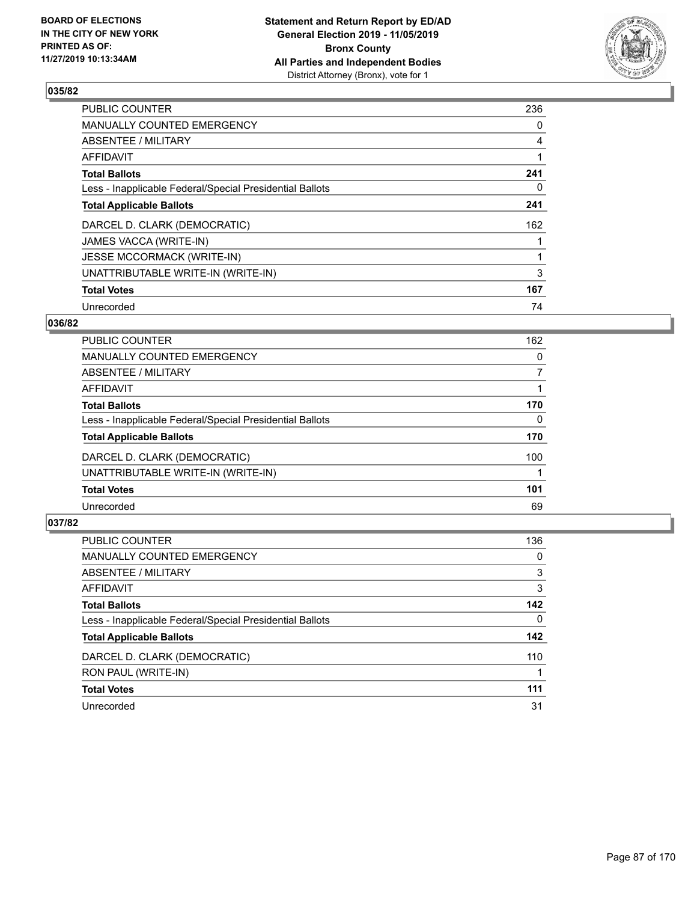## 035/82

| | |
|---|---|
| PUBLIC COUNTER | 236 |
| MANUALLY COUNTED EMERGENCY | 0 |
| ABSENTEE / MILITARY | 4 |
| AFFIDAVIT | 1 |
| **Total Ballots** | **241** |
| Less - Inapplicable Federal/Special Presidential Ballots | 0 |
| **Total Applicable Ballots** | **241** |
| DARCEL D. CLARK (DEMOCRATIC) | 162 |
| JAMES VACCA (WRITE-IN) | 1 |
| JESSE MCCORMACK (WRITE-IN) | 1 |
| UNATTRIBUTABLE WRITE-IN (WRITE-IN) | 3 |
| **Total Votes** | **167** |
| Unrecorded | 74 |

## 036/82

| | |
|---|---|
| PUBLIC COUNTER | 162 |
| MANUALLY COUNTED EMERGENCY | 0 |
| ABSENTEE / MILITARY | 7 |
| AFFIDAVIT | 1 |
| **Total Ballots** | **170** |
| Less - Inapplicable Federal/Special Presidential Ballots | 0 |
| **Total Applicable Ballots** | **170** |
| DARCEL D. CLARK (DEMOCRATIC) | 100 |
| UNATTRIBUTABLE WRITE-IN (WRITE-IN) | 1 |
| **Total Votes** | **101** |
| Unrecorded | 69 |

## 037/82

| | |
|---|---|
| PUBLIC COUNTER | 136 |
| MANUALLY COUNTED EMERGENCY | 0 |
| ABSENTEE / MILITARY | 3 |
| AFFIDAVIT | 3 |
| **Total Ballots** | **142** |
| Less - Inapplicable Federal/Special Presidential Ballots | 0 |
| **Total Applicable Ballots** | **142** |
| DARCEL D. CLARK (DEMOCRATIC) | 110 |
| RON PAUL (WRITE-IN) | 1 |
| **Total Votes** | **111** |
| Unrecorded | 31 |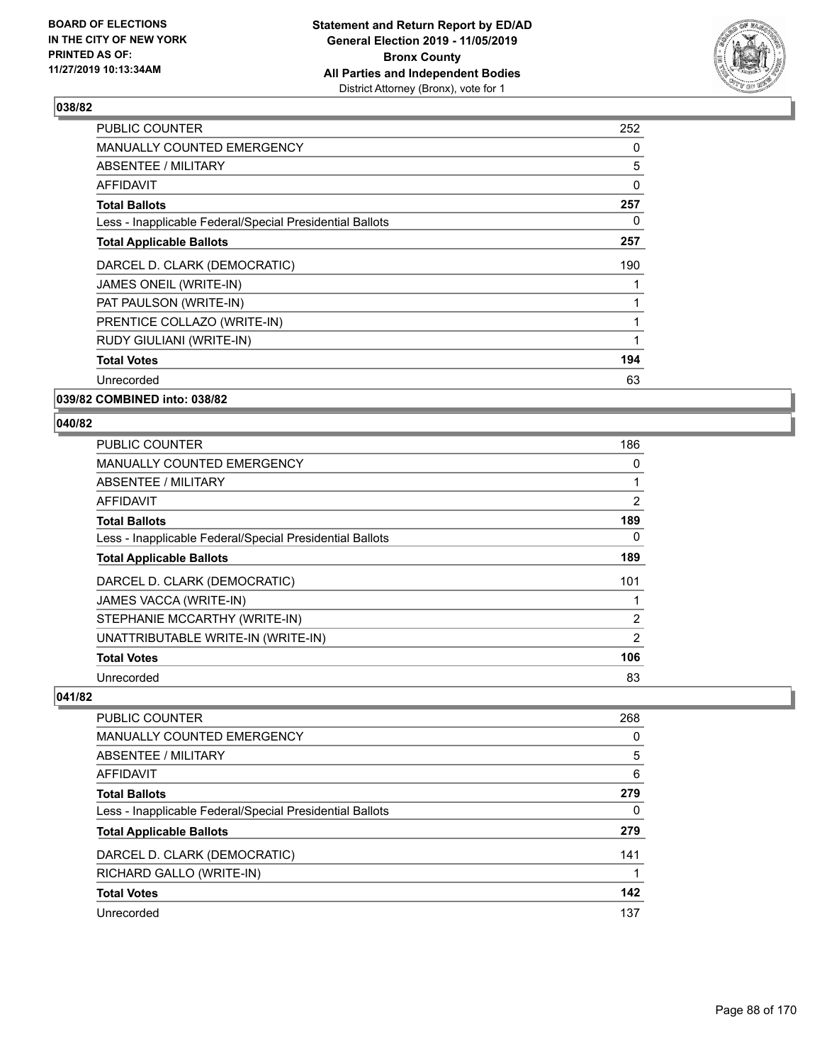## 038/82

| | |
|---|---|
| PUBLIC COUNTER | 252 |
| MANUALLY COUNTED EMERGENCY | 0 |
| ABSENTEE / MILITARY | 5 |
| AFFIDAVIT | 0 |
| **Total Ballots** | **257** |
| Less - Inapplicable Federal/Special Presidential Ballots | 0 |
| **Total Applicable Ballots** | **257** |
| DARCEL D. CLARK (DEMOCRATIC) | 190 |
| JAMES ONEIL (WRITE-IN) | 1 |
| PAT PAULSON (WRITE-IN) | 1 |
| PRENTICE COLLAZO (WRITE-IN) | 1 |
| RUDY GIULIANI (WRITE-IN) | 1 |
| **Total Votes** | **194** |
| Unrecorded | 63 |

## 039/82 COMBINED into: 038/82

## 040/82

| | |
|---|---|
| PUBLIC COUNTER | 186 |
| MANUALLY COUNTED EMERGENCY | 0 |
| ABSENTEE / MILITARY | 1 |
| AFFIDAVIT | 2 |
| **Total Ballots** | **189** |
| Less - Inapplicable Federal/Special Presidential Ballots | 0 |
| **Total Applicable Ballots** | **189** |
| DARCEL D. CLARK (DEMOCRATIC) | 101 |
| JAMES VACCA (WRITE-IN) | 1 |
| STEPHANIE MCCARTHY (WRITE-IN) | 2 |
| UNATTRIBUTABLE WRITE-IN (WRITE-IN) | 2 |
| **Total Votes** | **106** |
| Unrecorded | 83 |

## 041/82

| | |
|---|---|
| PUBLIC COUNTER | 268 |
| MANUALLY COUNTED EMERGENCY | 0 |
| ABSENTEE / MILITARY | 5 |
| AFFIDAVIT | 6 |
| **Total Ballots** | **279** |
| Less - Inapplicable Federal/Special Presidential Ballots | 0 |
| **Total Applicable Ballots** | **279** |
| DARCEL D. CLARK (DEMOCRATIC) | 141 |
| RICHARD GALLO (WRITE-IN) | 1 |
| **Total Votes** | **142** |
| Unrecorded | 137 |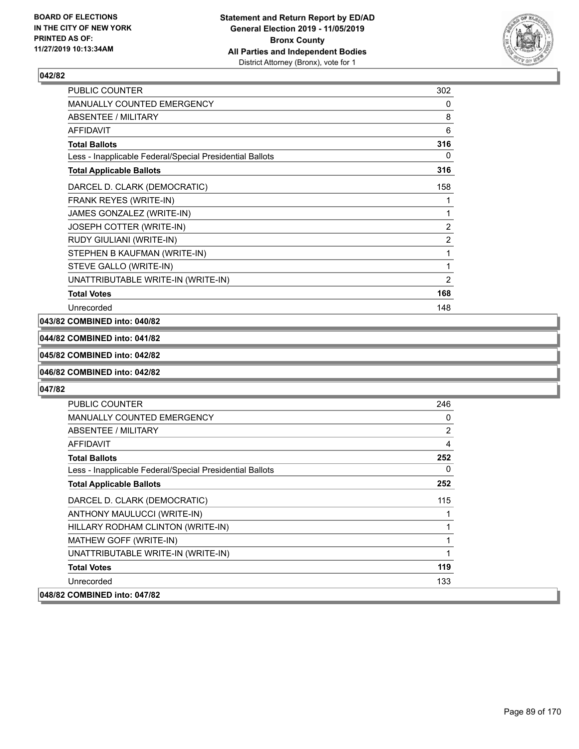### 042/82

| | |
|---|---|
| PUBLIC COUNTER | 302 |
| MANUALLY COUNTED EMERGENCY | 0 |
| ABSENTEE / MILITARY | 8 |
| AFFIDAVIT | 6 |
| **Total Ballots** | **316** |
| Less - Inapplicable Federal/Special Presidential Ballots | 0 |
| **Total Applicable Ballots** | **316** |
| DARCEL D. CLARK (DEMOCRATIC) | 158 |
| FRANK REYES (WRITE-IN) | 1 |
| JAMES GONZALEZ (WRITE-IN) | 1 |
| JOSEPH COTTER (WRITE-IN) | 2 |
| RUDY GIULIANI (WRITE-IN) | 2 |
| STEPHEN B KAUFMAN (WRITE-IN) | 1 |
| STEVE GALLO (WRITE-IN) | 1 |
| UNATTRIBUTABLE WRITE-IN (WRITE-IN) | 2 |
| **Total Votes** | **168** |
| Unrecorded | 148 |

**043/82 COMBINED into: 040/82**

**044/82 COMBINED into: 041/82**

**045/82 COMBINED into: 042/82**

**046/82 COMBINED into: 042/82**

### 047/82

| | |
|---|---|
| PUBLIC COUNTER | 246 |
| MANUALLY COUNTED EMERGENCY | 0 |
| ABSENTEE / MILITARY | 2 |
| AFFIDAVIT | 4 |
| **Total Ballots** | **252** |
| Less - Inapplicable Federal/Special Presidential Ballots | 0 |
| **Total Applicable Ballots** | **252** |
| DARCEL D. CLARK (DEMOCRATIC) | 115 |
| ANTHONY MAULUCCI (WRITE-IN) | 1 |
| HILLARY RODHAM CLINTON (WRITE-IN) | 1 |
| MATHEW GOFF (WRITE-IN) | 1 |
| UNATTRIBUTABLE WRITE-IN (WRITE-IN) | 1 |
| **Total Votes** | **119** |
| Unrecorded | 133 |

**048/82 COMBINED into: 047/82**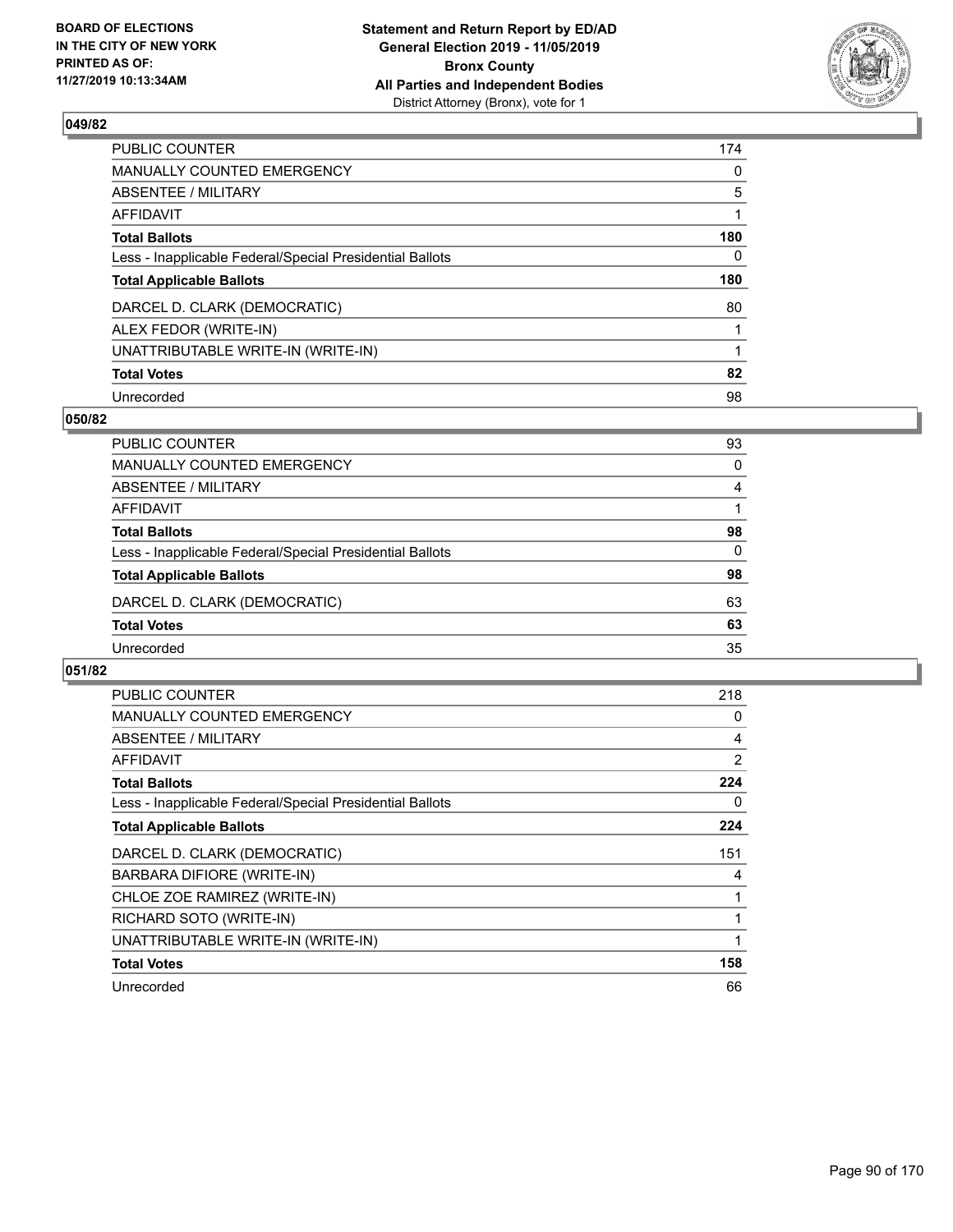### 049/82

| | |
|---|---|
| PUBLIC COUNTER | 174 |
| MANUALLY COUNTED EMERGENCY | 0 |
| ABSENTEE / MILITARY | 5 |
| AFFIDAVIT | 1 |
| **Total Ballots** | **180** |
| Less - Inapplicable Federal/Special Presidential Ballots | 0 |
| **Total Applicable Ballots** | **180** |
| DARCEL D. CLARK (DEMOCRATIC) | 80 |
| ALEX FEDOR (WRITE-IN) | 1 |
| UNATTRIBUTABLE WRITE-IN (WRITE-IN) | 1 |
| **Total Votes** | **82** |
| Unrecorded | 98 |

### 050/82

| | |
|---|---|
| PUBLIC COUNTER | 93 |
| MANUALLY COUNTED EMERGENCY | 0 |
| ABSENTEE / MILITARY | 4 |
| AFFIDAVIT | 1 |
| **Total Ballots** | **98** |
| Less - Inapplicable Federal/Special Presidential Ballots | 0 |
| **Total Applicable Ballots** | **98** |
| DARCEL D. CLARK (DEMOCRATIC) | 63 |
| **Total Votes** | **63** |
| Unrecorded | 35 |

### 051/82

| | |
|---|---|
| PUBLIC COUNTER | 218 |
| MANUALLY COUNTED EMERGENCY | 0 |
| ABSENTEE / MILITARY | 4 |
| AFFIDAVIT | 2 |
| **Total Ballots** | **224** |
| Less - Inapplicable Federal/Special Presidential Ballots | 0 |
| **Total Applicable Ballots** | **224** |
| DARCEL D. CLARK (DEMOCRATIC) | 151 |
| BARBARA DIFIORE (WRITE-IN) | 4 |
| CHLOE ZOE RAMIREZ (WRITE-IN) | 1 |
| RICHARD SOTO (WRITE-IN) | 1 |
| UNATTRIBUTABLE WRITE-IN (WRITE-IN) | 1 |
| **Total Votes** | **158** |
| Unrecorded | 66 |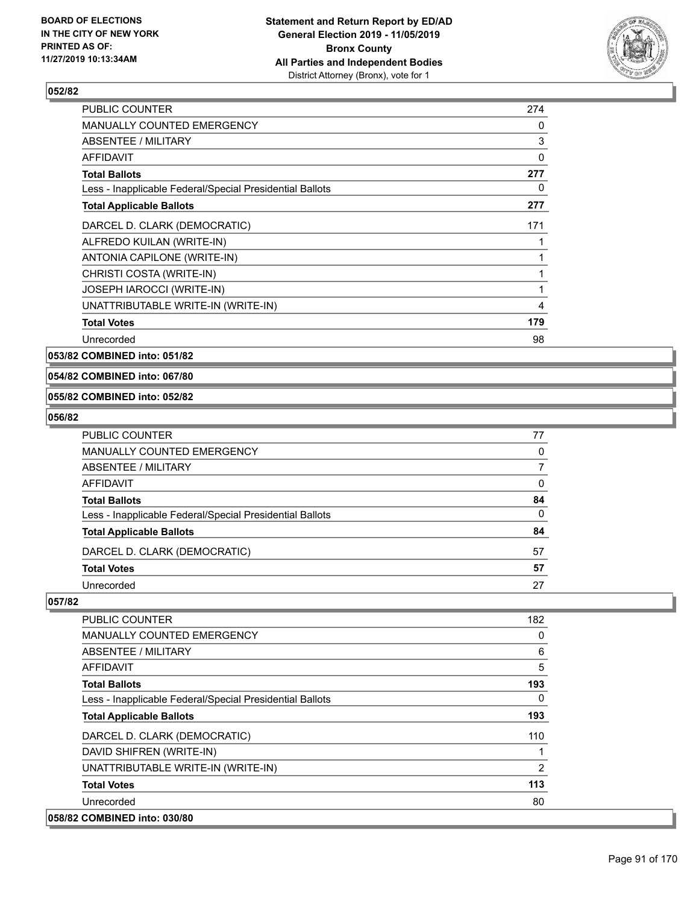## 052/82

| | |
|---|---|
| PUBLIC COUNTER | 274 |
| MANUALLY COUNTED EMERGENCY | 0 |
| ABSENTEE / MILITARY | 3 |
| AFFIDAVIT | 0 |
| **Total Ballots** | **277** |
| Less - Inapplicable Federal/Special Presidential Ballots | 0 |
| **Total Applicable Ballots** | **277** |
| DARCEL D. CLARK (DEMOCRATIC) | 171 |
| ALFREDO KUILAN (WRITE-IN) | 1 |
| ANTONIA CAPILONE (WRITE-IN) | 1 |
| CHRISTI COSTA (WRITE-IN) | 1 |
| JOSEPH IAROCCI (WRITE-IN) | 1 |
| UNATTRIBUTABLE WRITE-IN (WRITE-IN) | 4 |
| **Total Votes** | **179** |
| Unrecorded | 98 |

## 053/82 COMBINED into: 051/82

## 054/82 COMBINED into: 067/80

## 055/82 COMBINED into: 052/82

## 056/82

| | |
|---|---|
| PUBLIC COUNTER | 77 |
| MANUALLY COUNTED EMERGENCY | 0 |
| ABSENTEE / MILITARY | 7 |
| AFFIDAVIT | 0 |
| **Total Ballots** | **84** |
| Less - Inapplicable Federal/Special Presidential Ballots | 0 |
| **Total Applicable Ballots** | **84** |
| DARCEL D. CLARK (DEMOCRATIC) | 57 |
| **Total Votes** | **57** |
| Unrecorded | 27 |

## 057/82

| | |
|---|---|
| PUBLIC COUNTER | 182 |
| MANUALLY COUNTED EMERGENCY | 0 |
| ABSENTEE / MILITARY | 6 |
| AFFIDAVIT | 5 |
| **Total Ballots** | **193** |
| Less - Inapplicable Federal/Special Presidential Ballots | 0 |
| **Total Applicable Ballots** | **193** |
| DARCEL D. CLARK (DEMOCRATIC) | 110 |
| DAVID SHIFREN (WRITE-IN) | 1 |
| UNATTRIBUTABLE WRITE-IN (WRITE-IN) | 2 |
| **Total Votes** | **113** |
| Unrecorded | 80 |

## 058/82 COMBINED into: 030/80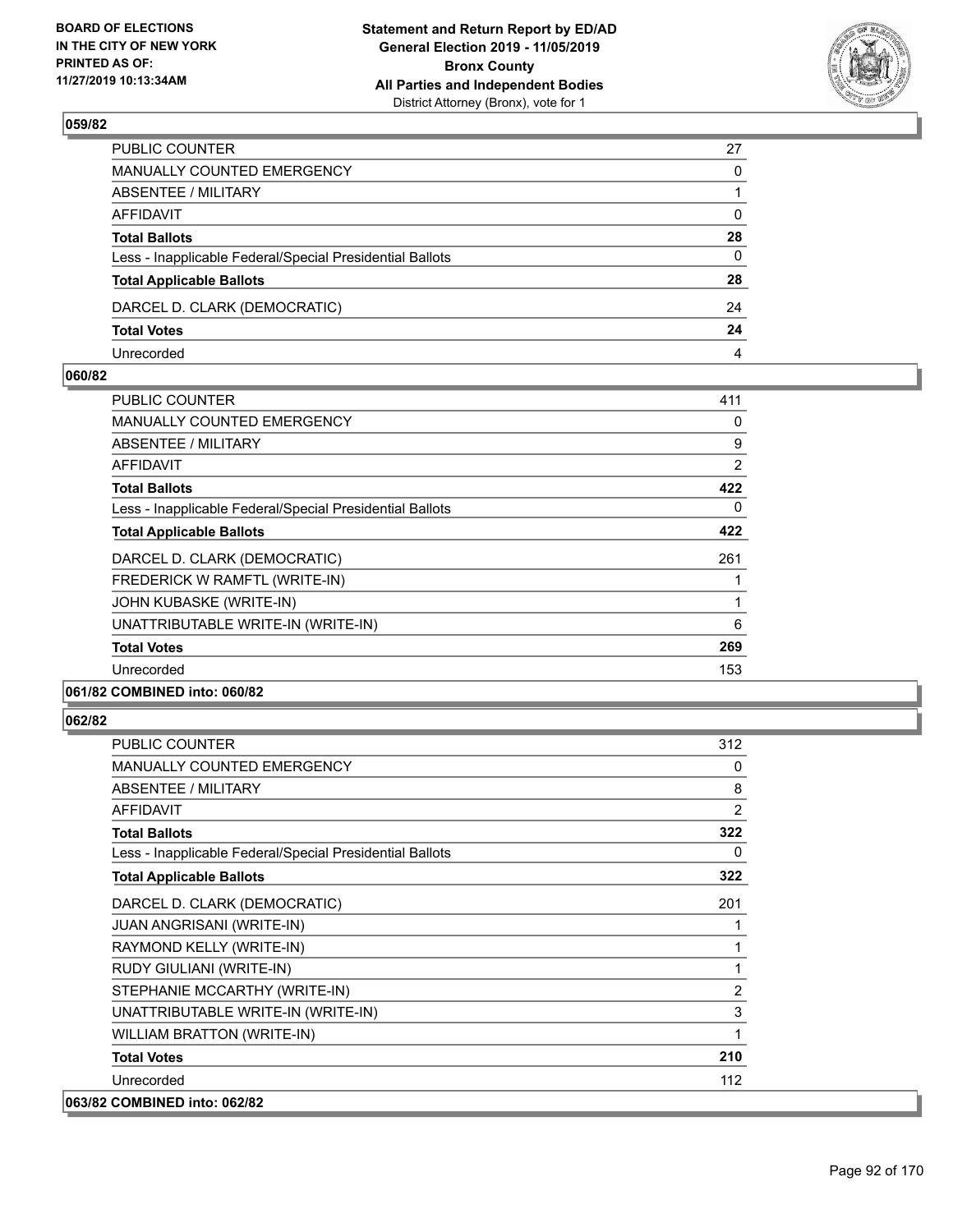### 059/82

| | |
|---|---|
| PUBLIC COUNTER | 27 |
| MANUALLY COUNTED EMERGENCY | 0 |
| ABSENTEE / MILITARY | 1 |
| AFFIDAVIT | 0 |
| **Total Ballots** | **28** |
| Less - Inapplicable Federal/Special Presidential Ballots | 0 |
| **Total Applicable Ballots** | **28** |
| DARCEL D. CLARK (DEMOCRATIC) | 24 |
| **Total Votes** | **24** |
| Unrecorded | 4 |

### 060/82

| | |
|---|---|
| PUBLIC COUNTER | 411 |
| MANUALLY COUNTED EMERGENCY | 0 |
| ABSENTEE / MILITARY | 9 |
| AFFIDAVIT | 2 |
| **Total Ballots** | **422** |
| Less - Inapplicable Federal/Special Presidential Ballots | 0 |
| **Total Applicable Ballots** | **422** |
| DARCEL D. CLARK (DEMOCRATIC) | 261 |
| FREDERICK W RAMFTL (WRITE-IN) | 1 |
| JOHN KUBASKE (WRITE-IN) | 1 |
| UNATTRIBUTABLE WRITE-IN (WRITE-IN) | 6 |
| **Total Votes** | **269** |
| Unrecorded | 153 |

### 061/82 COMBINED into: 060/82

### 062/82

| | |
|---|---|
| PUBLIC COUNTER | 312 |
| MANUALLY COUNTED EMERGENCY | 0 |
| ABSENTEE / MILITARY | 8 |
| AFFIDAVIT | 2 |
| **Total Ballots** | **322** |
| Less - Inapplicable Federal/Special Presidential Ballots | 0 |
| **Total Applicable Ballots** | **322** |
| DARCEL D. CLARK (DEMOCRATIC) | 201 |
| JUAN ANGRISANI (WRITE-IN) | 1 |
| RAYMOND KELLY (WRITE-IN) | 1 |
| RUDY GIULIANI (WRITE-IN) | 1 |
| STEPHANIE MCCARTHY (WRITE-IN) | 2 |
| UNATTRIBUTABLE WRITE-IN (WRITE-IN) | 3 |
| WILLIAM BRATTON (WRITE-IN) | 1 |
| **Total Votes** | **210** |
| Unrecorded | 112 |

### 063/82 COMBINED into: 062/82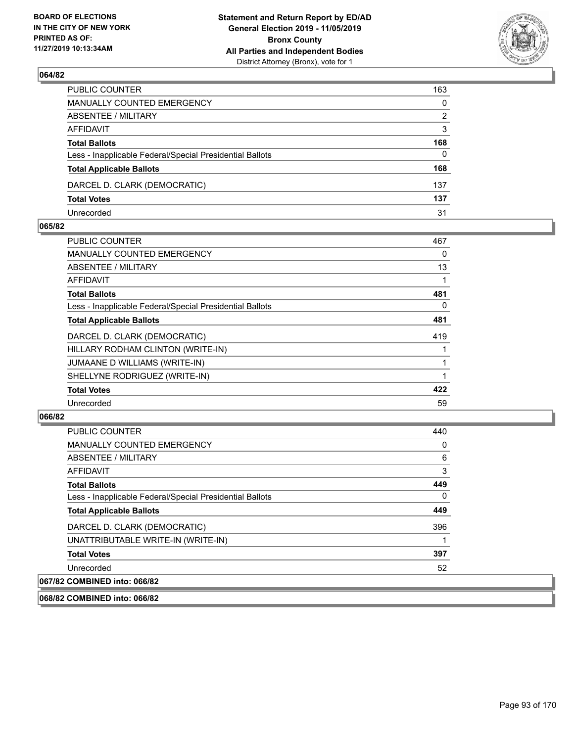**064/82**

| | |
|---|---|
| PUBLIC COUNTER | 163 |
| MANUALLY COUNTED EMERGENCY | 0 |
| ABSENTEE / MILITARY | 2 |
| AFFIDAVIT | 3 |
| **Total Ballots** | **168** |
| Less - Inapplicable Federal/Special Presidential Ballots | 0 |
| **Total Applicable Ballots** | **168** |
| DARCEL D. CLARK (DEMOCRATIC) | 137 |
| **Total Votes** | **137** |
| Unrecorded | 31 |

**065/82**

| | |
|---|---|
| PUBLIC COUNTER | 467 |
| MANUALLY COUNTED EMERGENCY | 0 |
| ABSENTEE / MILITARY | 13 |
| AFFIDAVIT | 1 |
| **Total Ballots** | **481** |
| Less - Inapplicable Federal/Special Presidential Ballots | 0 |
| **Total Applicable Ballots** | **481** |
| DARCEL D. CLARK (DEMOCRATIC) | 419 |
| HILLARY RODHAM CLINTON (WRITE-IN) | 1 |
| JUMAANE D WILLIAMS (WRITE-IN) | 1 |
| SHELLYNE RODRIGUEZ (WRITE-IN) | 1 |
| **Total Votes** | **422** |
| Unrecorded | 59 |

**066/82**

| | |
|---|---|
| PUBLIC COUNTER | 440 |
| MANUALLY COUNTED EMERGENCY | 0 |
| ABSENTEE / MILITARY | 6 |
| AFFIDAVIT | 3 |
| **Total Ballots** | **449** |
| Less - Inapplicable Federal/Special Presidential Ballots | 0 |
| **Total Applicable Ballots** | **449** |
| DARCEL D. CLARK (DEMOCRATIC) | 396 |
| UNATTRIBUTABLE WRITE-IN (WRITE-IN) | 1 |
| **Total Votes** | **397** |
| Unrecorded | 52 |

**067/82 COMBINED into: 066/82**

**068/82 COMBINED into: 066/82**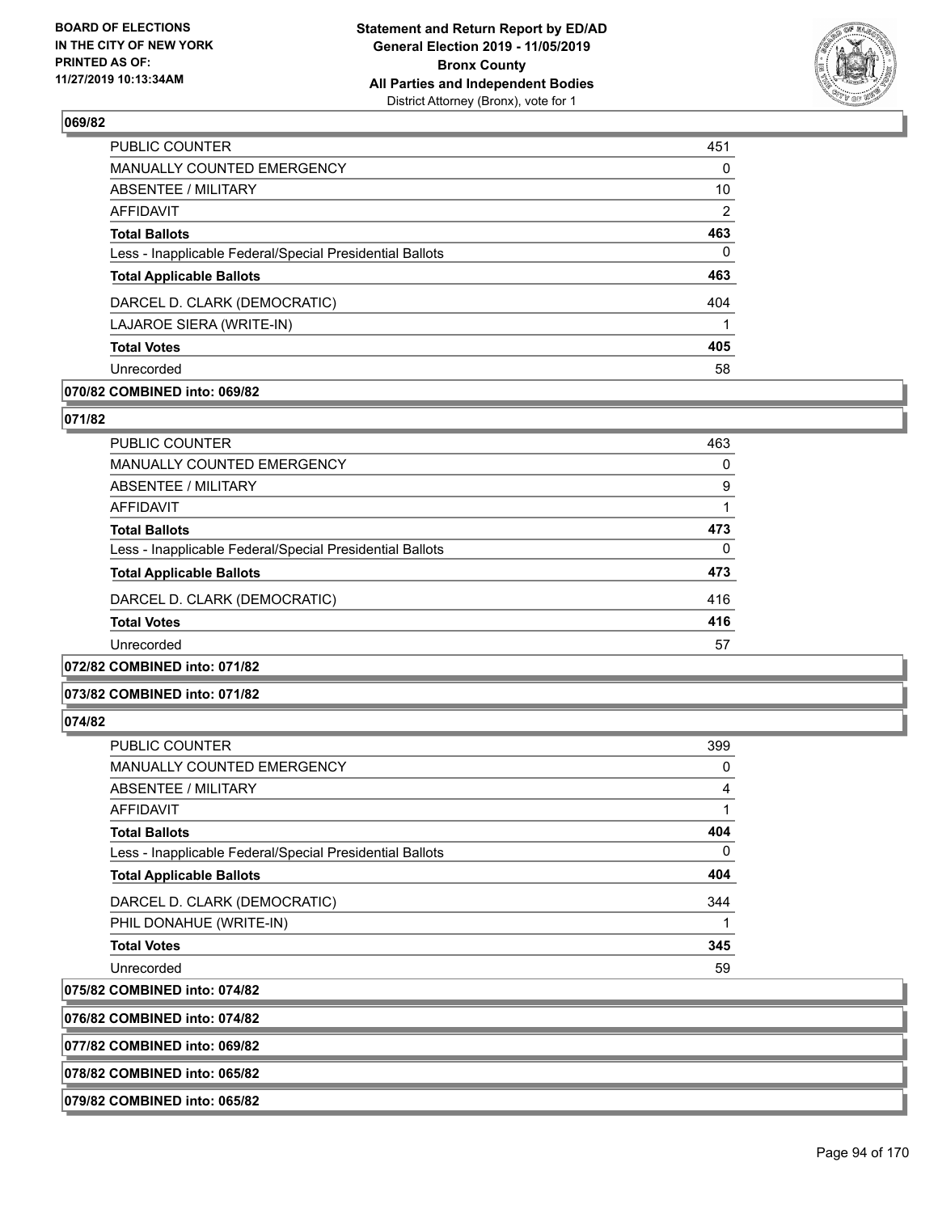**069/82**

| | |
|---|---|
| PUBLIC COUNTER | 451 |
| MANUALLY COUNTED EMERGENCY | 0 |
| ABSENTEE / MILITARY | 10 |
| AFFIDAVIT | 2 |
| **Total Ballots** | **463** |
| Less - Inapplicable Federal/Special Presidential Ballots | 0 |
| **Total Applicable Ballots** | **463** |
| DARCEL D. CLARK (DEMOCRATIC) | 404 |
| LAJAROE SIERA (WRITE-IN) | 1 |
| **Total Votes** | **405** |
| Unrecorded | 58 |

**070/82 COMBINED into: 069/82**

**071/82**

| | |
|---|---|
| PUBLIC COUNTER | 463 |
| MANUALLY COUNTED EMERGENCY | 0 |
| ABSENTEE / MILITARY | 9 |
| AFFIDAVIT | 1 |
| **Total Ballots** | **473** |
| Less - Inapplicable Federal/Special Presidential Ballots | 0 |
| **Total Applicable Ballots** | **473** |
| DARCEL D. CLARK (DEMOCRATIC) | 416 |
| **Total Votes** | **416** |
| Unrecorded | 57 |

**072/82 COMBINED into: 071/82**

**073/82 COMBINED into: 071/82**

**074/82**

| | |
|---|---|
| PUBLIC COUNTER | 399 |
| MANUALLY COUNTED EMERGENCY | 0 |
| ABSENTEE / MILITARY | 4 |
| AFFIDAVIT | 1 |
| **Total Ballots** | **404** |
| Less - Inapplicable Federal/Special Presidential Ballots | 0 |
| **Total Applicable Ballots** | **404** |
| DARCEL D. CLARK (DEMOCRATIC) | 344 |
| PHIL DONAHUE (WRITE-IN) | 1 |
| **Total Votes** | **345** |
| Unrecorded | 59 |

**075/82 COMBINED into: 074/82**

**076/82 COMBINED into: 074/82**

**077/82 COMBINED into: 069/82**

**078/82 COMBINED into: 065/82**

**079/82 COMBINED into: 065/82**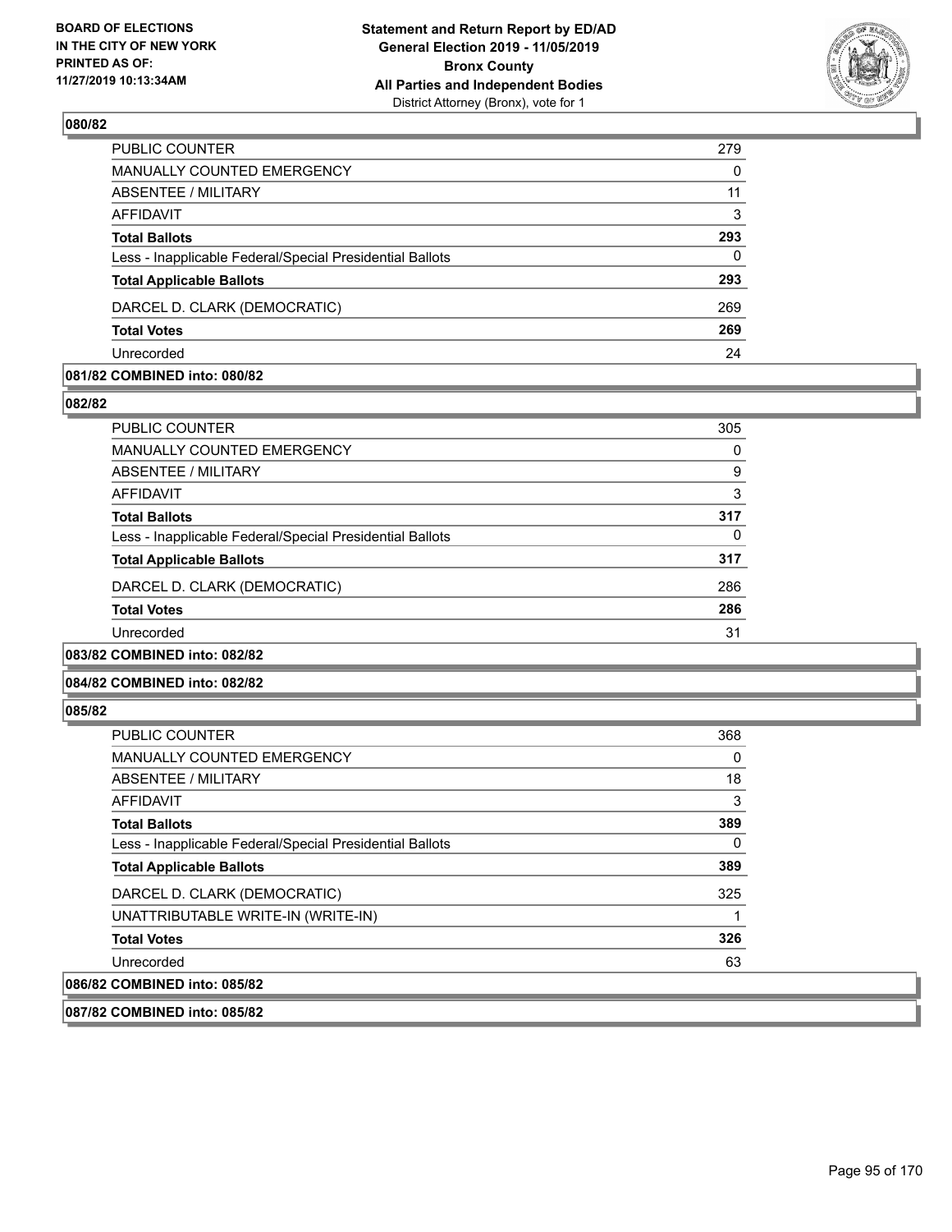**BOARD OF ELECTIONS IN THE CITY OF NEW YORK PRINTED AS OF: 11/27/2019 10:13:34AM**

**Statement and Return Report by ED/AD General Election 2019 - 11/05/2019 Bronx County All Parties and Independent Bodies**
District Attorney (Bronx), vote for 1

### 080/82

| | |
|---|---|
| PUBLIC COUNTER | 279 |
| MANUALLY COUNTED EMERGENCY | 0 |
| ABSENTEE / MILITARY | 11 |
| AFFIDAVIT | 3 |
| **Total Ballots** | **293** |
| Less - Inapplicable Federal/Special Presidential Ballots | 0 |
| **Total Applicable Ballots** | **293** |
| DARCEL D. CLARK (DEMOCRATIC) | 269 |
| **Total Votes** | **269** |
| Unrecorded | 24 |

### 081/82 COMBINED into: 080/82

### 082/82

| | |
|---|---|
| PUBLIC COUNTER | 305 |
| MANUALLY COUNTED EMERGENCY | 0 |
| ABSENTEE / MILITARY | 9 |
| AFFIDAVIT | 3 |
| **Total Ballots** | **317** |
| Less - Inapplicable Federal/Special Presidential Ballots | 0 |
| **Total Applicable Ballots** | **317** |
| DARCEL D. CLARK (DEMOCRATIC) | 286 |
| **Total Votes** | **286** |
| Unrecorded | 31 |

### 083/82 COMBINED into: 082/82

### 084/82 COMBINED into: 082/82

### 085/82

| | |
|---|---|
| PUBLIC COUNTER | 368 |
| MANUALLY COUNTED EMERGENCY | 0 |
| ABSENTEE / MILITARY | 18 |
| AFFIDAVIT | 3 |
| **Total Ballots** | **389** |
| Less - Inapplicable Federal/Special Presidential Ballots | 0 |
| **Total Applicable Ballots** | **389** |
| DARCEL D. CLARK (DEMOCRATIC) | 325 |
| UNATTRIBUTABLE WRITE-IN (WRITE-IN) | 1 |
| **Total Votes** | **326** |
| Unrecorded | 63 |

### 086/82 COMBINED into: 085/82

### 087/82 COMBINED into: 085/82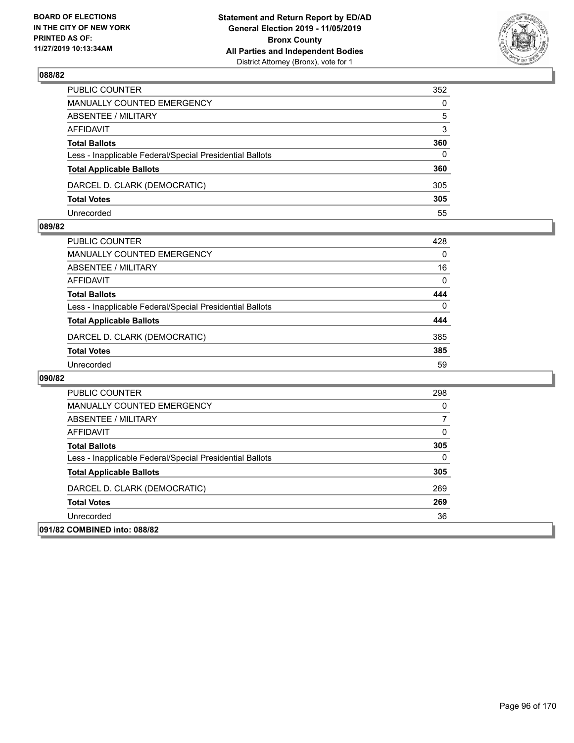## 088/82

| | |
|---|---|
| PUBLIC COUNTER | 352 |
| MANUALLY COUNTED EMERGENCY | 0 |
| ABSENTEE / MILITARY | 5 |
| AFFIDAVIT | 3 |
| **Total Ballots** | **360** |
| Less - Inapplicable Federal/Special Presidential Ballots | 0 |
| **Total Applicable Ballots** | **360** |
| DARCEL D. CLARK (DEMOCRATIC) | 305 |
| **Total Votes** | **305** |
| Unrecorded | 55 |

## 089/82

| | |
|---|---|
| PUBLIC COUNTER | 428 |
| MANUALLY COUNTED EMERGENCY | 0 |
| ABSENTEE / MILITARY | 16 |
| AFFIDAVIT | 0 |
| **Total Ballots** | **444** |
| Less - Inapplicable Federal/Special Presidential Ballots | 0 |
| **Total Applicable Ballots** | **444** |
| DARCEL D. CLARK (DEMOCRATIC) | 385 |
| **Total Votes** | **385** |
| Unrecorded | 59 |

## 090/82

| | |
|---|---|
| PUBLIC COUNTER | 298 |
| MANUALLY COUNTED EMERGENCY | 0 |
| ABSENTEE / MILITARY | 7 |
| AFFIDAVIT | 0 |
| **Total Ballots** | **305** |
| Less - Inapplicable Federal/Special Presidential Ballots | 0 |
| **Total Applicable Ballots** | **305** |
| DARCEL D. CLARK (DEMOCRATIC) | 269 |
| **Total Votes** | **269** |
| Unrecorded | 36 |

## 091/82 COMBINED into: 088/82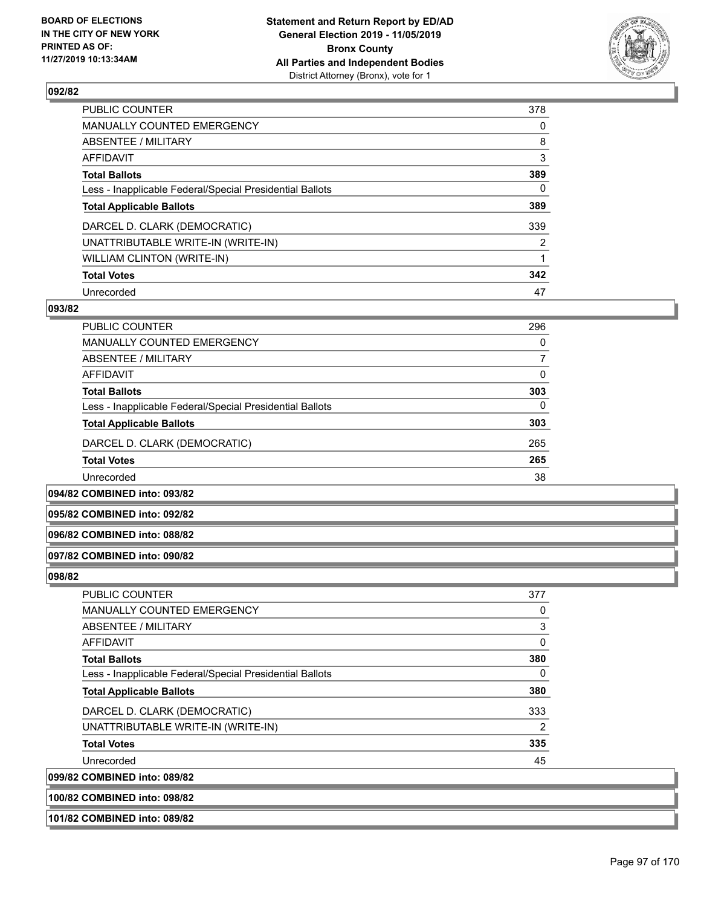**092/82**

| | |
|---|---|
| PUBLIC COUNTER | 378 |
| MANUALLY COUNTED EMERGENCY | 0 |
| ABSENTEE / MILITARY | 8 |
| AFFIDAVIT | 3 |
| **Total Ballots** | **389** |
| Less - Inapplicable Federal/Special Presidential Ballots | 0 |
| **Total Applicable Ballots** | **389** |
| DARCEL D. CLARK (DEMOCRATIC) | 339 |
| UNATTRIBUTABLE WRITE-IN (WRITE-IN) | 2 |
| WILLIAM CLINTON (WRITE-IN) | 1 |
| **Total Votes** | **342** |
| Unrecorded | 47 |

**093/82**

| | |
|---|---|
| PUBLIC COUNTER | 296 |
| MANUALLY COUNTED EMERGENCY | 0 |
| ABSENTEE / MILITARY | 7 |
| AFFIDAVIT | 0 |
| **Total Ballots** | **303** |
| Less - Inapplicable Federal/Special Presidential Ballots | 0 |
| **Total Applicable Ballots** | **303** |
| DARCEL D. CLARK (DEMOCRATIC) | 265 |
| **Total Votes** | **265** |
| Unrecorded | 38 |

**094/82 COMBINED into: 093/82**

**095/82 COMBINED into: 092/82**

**096/82 COMBINED into: 088/82**

**097/82 COMBINED into: 090/82**

**098/82**

| | |
|---|---|
| PUBLIC COUNTER | 377 |
| MANUALLY COUNTED EMERGENCY | 0 |
| ABSENTEE / MILITARY | 3 |
| AFFIDAVIT | 0 |
| **Total Ballots** | **380** |
| Less - Inapplicable Federal/Special Presidential Ballots | 0 |
| **Total Applicable Ballots** | **380** |
| DARCEL D. CLARK (DEMOCRATIC) | 333 |
| UNATTRIBUTABLE WRITE-IN (WRITE-IN) | 2 |
| **Total Votes** | **335** |
| Unrecorded | 45 |

**099/82 COMBINED into: 089/82**

**100/82 COMBINED into: 098/82**

**101/82 COMBINED into: 089/82**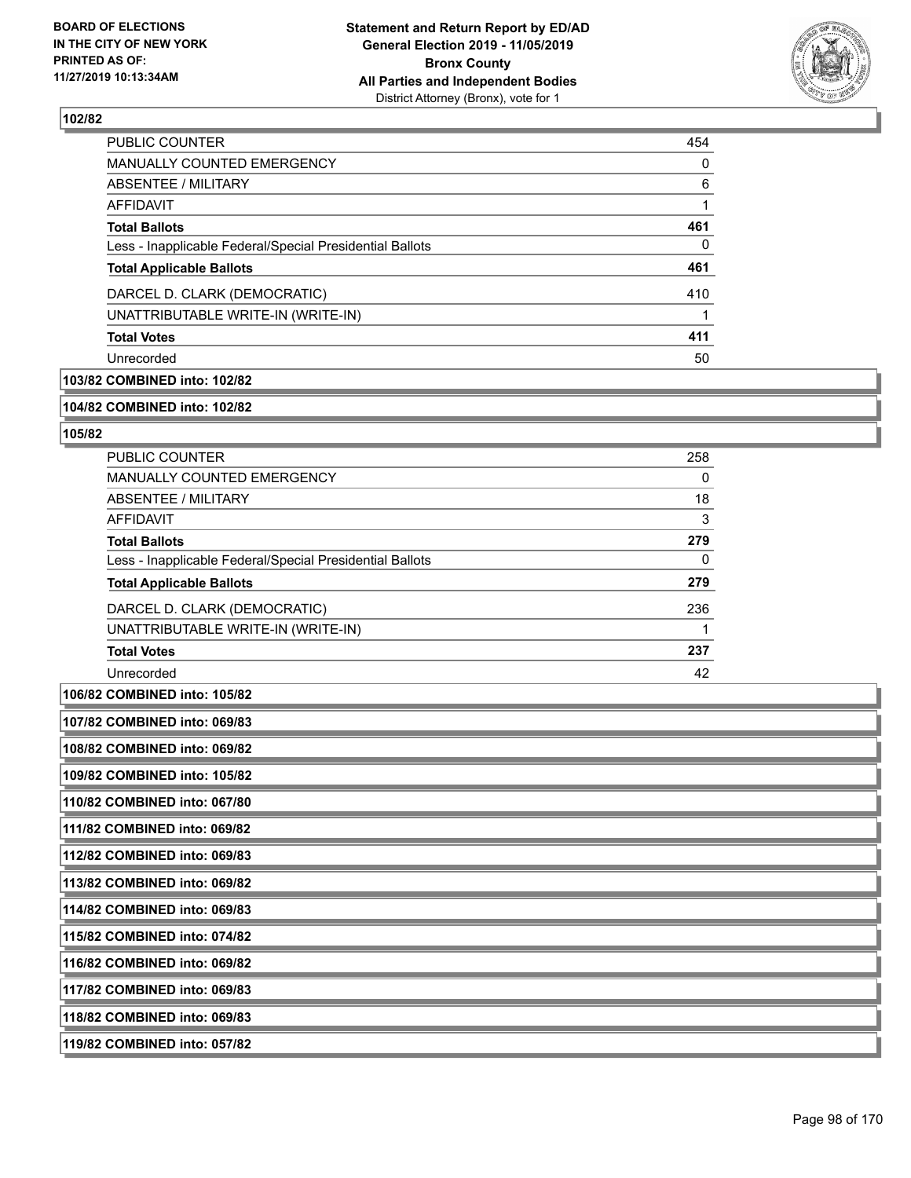**BOARD OF ELECTIONS IN THE CITY OF NEW YORK PRINTED AS OF: 11/27/2019 10:13:34AM**

**Statement and Return Report by ED/AD General Election 2019 - 11/05/2019 Bronx County All Parties and Independent Bodies**
District Attorney (Bronx), vote for 1

### 102/82

| | |
|---|---|
| PUBLIC COUNTER | 454 |
| MANUALLY COUNTED EMERGENCY | 0 |
| ABSENTEE / MILITARY | 6 |
| AFFIDAVIT | 1 |
| **Total Ballots** | **461** |
| Less - Inapplicable Federal/Special Presidential Ballots | 0 |
| **Total Applicable Ballots** | **461** |
| DARCEL D. CLARK (DEMOCRATIC) | 410 |
| UNATTRIBUTABLE WRITE-IN (WRITE-IN) | 1 |
| **Total Votes** | **411** |
| Unrecorded | 50 |

**103/82 COMBINED into: 102/82**

**104/82 COMBINED into: 102/82**

### 105/82

| | |
|---|---|
| PUBLIC COUNTER | 258 |
| MANUALLY COUNTED EMERGENCY | 0 |
| ABSENTEE / MILITARY | 18 |
| AFFIDAVIT | 3 |
| **Total Ballots** | **279** |
| Less - Inapplicable Federal/Special Presidential Ballots | 0 |
| **Total Applicable Ballots** | **279** |
| DARCEL D. CLARK (DEMOCRATIC) | 236 |
| UNATTRIBUTABLE WRITE-IN (WRITE-IN) | 1 |
| **Total Votes** | **237** |
| Unrecorded | 42 |

**106/82 COMBINED into: 105/82**

**107/82 COMBINED into: 069/83**

**108/82 COMBINED into: 069/82**

**109/82 COMBINED into: 105/82**

**110/82 COMBINED into: 067/80**

**111/82 COMBINED into: 069/82**

**112/82 COMBINED into: 069/83**

**113/82 COMBINED into: 069/82**

**114/82 COMBINED into: 069/83**

**115/82 COMBINED into: 074/82**

**116/82 COMBINED into: 069/82**

**117/82 COMBINED into: 069/83**

**118/82 COMBINED into: 069/83**

**119/82 COMBINED into: 057/82**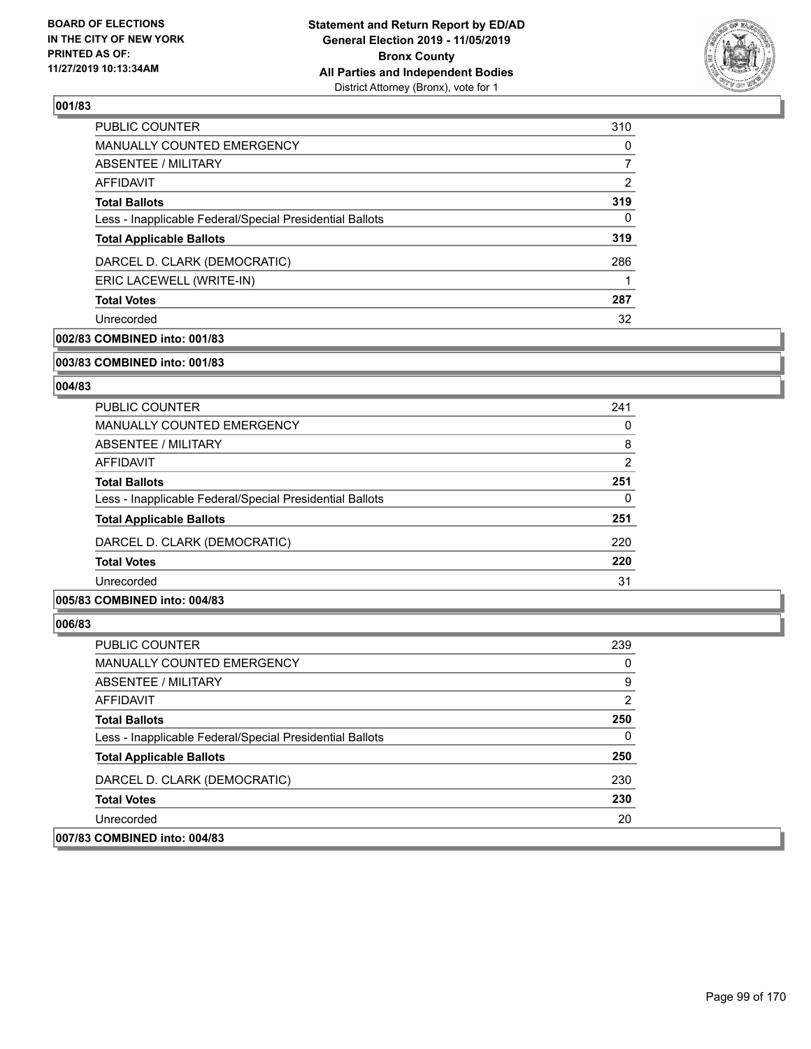**BOARD OF ELECTIONS IN THE CITY OF NEW YORK PRINTED AS OF: 11/27/2019 10:13:34AM**

**Statement and Return Report by ED/AD**
**General Election 2019 - 11/05/2019**
**Bronx County**
**All Parties and Independent Bodies**
District Attorney (Bronx), vote for 1

### 001/83

| | |
|---|---|
| PUBLIC COUNTER | 310 |
| MANUALLY COUNTED EMERGENCY | 0 |
| ABSENTEE / MILITARY | 7 |
| AFFIDAVIT | 2 |
| **Total Ballots** | **319** |
| Less - Inapplicable Federal/Special Presidential Ballots | 0 |
| **Total Applicable Ballots** | **319** |
| DARCEL D. CLARK (DEMOCRATIC) | 286 |
| ERIC LACEWELL (WRITE-IN) | 1 |
| **Total Votes** | **287** |
| Unrecorded | 32 |

**002/83 COMBINED into: 001/83**

**003/83 COMBINED into: 001/83**

### 004/83

| | |
|---|---|
| PUBLIC COUNTER | 241 |
| MANUALLY COUNTED EMERGENCY | 0 |
| ABSENTEE / MILITARY | 8 |
| AFFIDAVIT | 2 |
| **Total Ballots** | **251** |
| Less - Inapplicable Federal/Special Presidential Ballots | 0 |
| **Total Applicable Ballots** | **251** |
| DARCEL D. CLARK (DEMOCRATIC) | 220 |
| **Total Votes** | **220** |
| Unrecorded | 31 |

**005/83 COMBINED into: 004/83**

### 006/83

| | |
|---|---|
| PUBLIC COUNTER | 239 |
| MANUALLY COUNTED EMERGENCY | 0 |
| ABSENTEE / MILITARY | 9 |
| AFFIDAVIT | 2 |
| **Total Ballots** | **250** |
| Less - Inapplicable Federal/Special Presidential Ballots | 0 |
| **Total Applicable Ballots** | **250** |
| DARCEL D. CLARK (DEMOCRATIC) | 230 |
| **Total Votes** | **230** |
| Unrecorded | 20 |

**007/83 COMBINED into: 004/83**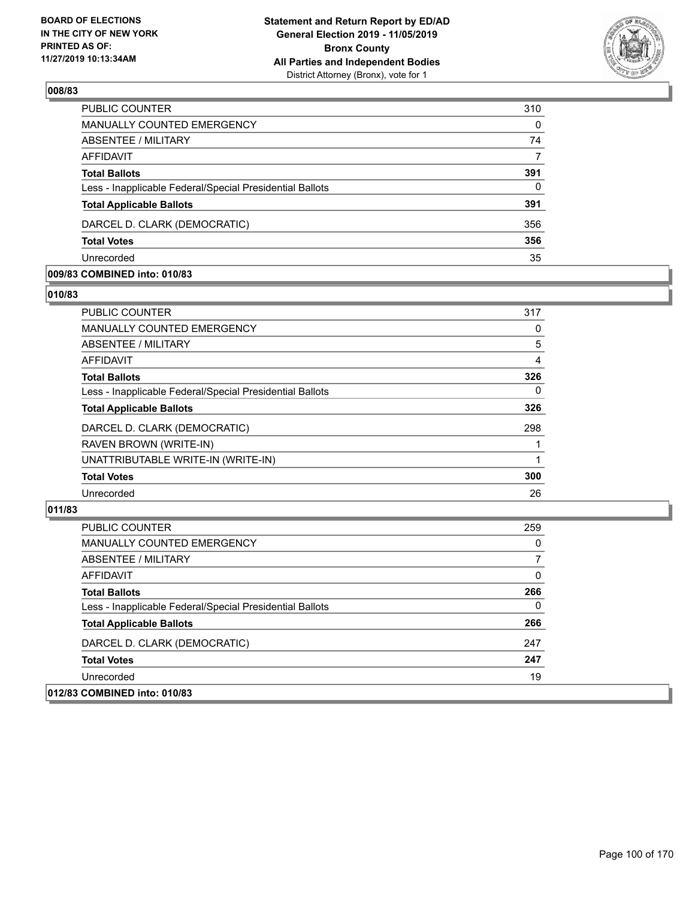**BOARD OF ELECTIONS IN THE CITY OF NEW YORK PRINTED AS OF: 11/27/2019 10:13:34AM**

**Statement and Return Report by ED/AD General Election 2019 - 11/05/2019 Bronx County All Parties and Independent Bodies**
District Attorney (Bronx), vote for 1

### 008/83

| | |
|---|---|
| PUBLIC COUNTER | 310 |
| MANUALLY COUNTED EMERGENCY | 0 |
| ABSENTEE / MILITARY | 74 |
| AFFIDAVIT | 7 |
| **Total Ballots** | **391** |
| Less - Inapplicable Federal/Special Presidential Ballots | 0 |
| **Total Applicable Ballots** | **391** |
| DARCEL D. CLARK (DEMOCRATIC) | 356 |
| **Total Votes** | **356** |
| Unrecorded | 35 |

### 009/83 COMBINED into: 010/83

### 010/83

| | |
|---|---|
| PUBLIC COUNTER | 317 |
| MANUALLY COUNTED EMERGENCY | 0 |
| ABSENTEE / MILITARY | 5 |
| AFFIDAVIT | 4 |
| **Total Ballots** | **326** |
| Less - Inapplicable Federal/Special Presidential Ballots | 0 |
| **Total Applicable Ballots** | **326** |
| DARCEL D. CLARK (DEMOCRATIC) | 298 |
| RAVEN BROWN (WRITE-IN) | 1 |
| UNATTRIBUTABLE WRITE-IN (WRITE-IN) | 1 |
| **Total Votes** | **300** |
| Unrecorded | 26 |

### 011/83

| | |
|---|---|
| PUBLIC COUNTER | 259 |
| MANUALLY COUNTED EMERGENCY | 0 |
| ABSENTEE / MILITARY | 7 |
| AFFIDAVIT | 0 |
| **Total Ballots** | **266** |
| Less - Inapplicable Federal/Special Presidential Ballots | 0 |
| **Total Applicable Ballots** | **266** |
| DARCEL D. CLARK (DEMOCRATIC) | 247 |
| **Total Votes** | **247** |
| Unrecorded | 19 |

### 012/83 COMBINED into: 010/83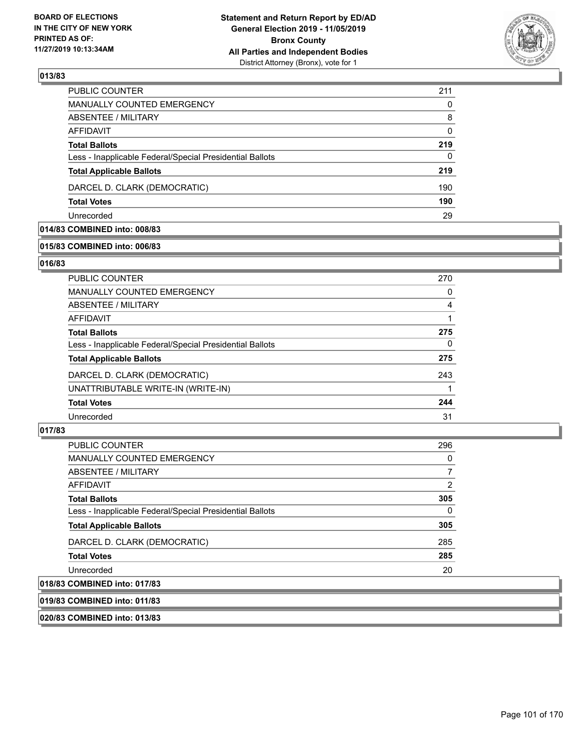**BOARD OF ELECTIONS IN THE CITY OF NEW YORK PRINTED AS OF: 11/27/2019 10:13:34AM**

**Statement and Return Report by ED/AD General Election 2019 - 11/05/2019 Bronx County All Parties and Independent Bodies**
District Attorney (Bronx), vote for 1

### 013/83

| | |
|---|---|
| PUBLIC COUNTER | 211 |
| MANUALLY COUNTED EMERGENCY | 0 |
| ABSENTEE / MILITARY | 8 |
| AFFIDAVIT | 0 |
| **Total Ballots** | **219** |
| Less - Inapplicable Federal/Special Presidential Ballots | 0 |
| **Total Applicable Ballots** | **219** |
| DARCEL D. CLARK (DEMOCRATIC) | 190 |
| **Total Votes** | **190** |
| Unrecorded | 29 |

### 014/83 COMBINED into: 008/83

### 015/83 COMBINED into: 006/83

### 016/83

| | |
|---|---|
| PUBLIC COUNTER | 270 |
| MANUALLY COUNTED EMERGENCY | 0 |
| ABSENTEE / MILITARY | 4 |
| AFFIDAVIT | 1 |
| **Total Ballots** | **275** |
| Less - Inapplicable Federal/Special Presidential Ballots | 0 |
| **Total Applicable Ballots** | **275** |
| DARCEL D. CLARK (DEMOCRATIC) | 243 |
| UNATTRIBUTABLE WRITE-IN (WRITE-IN) | 1 |
| **Total Votes** | **244** |
| Unrecorded | 31 |

### 017/83

| | |
|---|---|
| PUBLIC COUNTER | 296 |
| MANUALLY COUNTED EMERGENCY | 0 |
| ABSENTEE / MILITARY | 7 |
| AFFIDAVIT | 2 |
| **Total Ballots** | **305** |
| Less - Inapplicable Federal/Special Presidential Ballots | 0 |
| **Total Applicable Ballots** | **305** |
| DARCEL D. CLARK (DEMOCRATIC) | 285 |
| **Total Votes** | **285** |
| Unrecorded | 20 |

### 018/83 COMBINED into: 017/83

### 019/83 COMBINED into: 011/83

### 020/83 COMBINED into: 013/83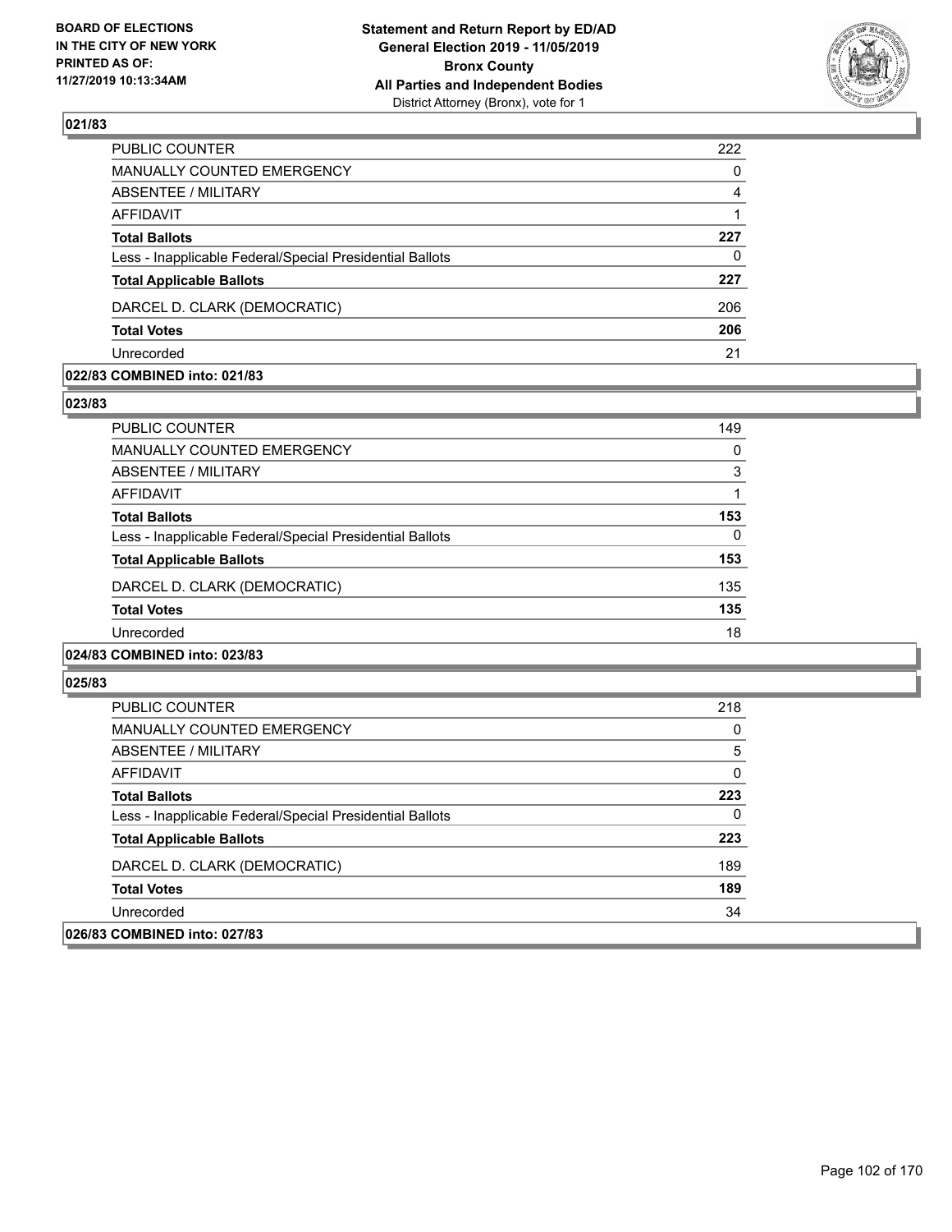BOARD OF ELECTIONS
IN THE CITY OF NEW YORK
PRINTED AS OF:
11/27/2019 10:13:34AM

**Statement and Return Report by ED/AD**
**General Election 2019 - 11/05/2019**
**Bronx County**
**All Parties and Independent Bodies**
District Attorney (Bronx), vote for 1

### 021/83

| | |
|---|---|
| PUBLIC COUNTER | 222 |
| MANUALLY COUNTED EMERGENCY | 0 |
| ABSENTEE / MILITARY | 4 |
| AFFIDAVIT | 1 |
| **Total Ballots** | **227** |
| Less - Inapplicable Federal/Special Presidential Ballots | 0 |
| **Total Applicable Ballots** | **227** |
| DARCEL D. CLARK (DEMOCRATIC) | 206 |
| **Total Votes** | **206** |
| Unrecorded | 21 |

### 022/83 COMBINED into: 021/83

### 023/83

| | |
|---|---|
| PUBLIC COUNTER | 149 |
| MANUALLY COUNTED EMERGENCY | 0 |
| ABSENTEE / MILITARY | 3 |
| AFFIDAVIT | 1 |
| **Total Ballots** | **153** |
| Less - Inapplicable Federal/Special Presidential Ballots | 0 |
| **Total Applicable Ballots** | **153** |
| DARCEL D. CLARK (DEMOCRATIC) | 135 |
| **Total Votes** | **135** |
| Unrecorded | 18 |

### 024/83 COMBINED into: 023/83

### 025/83

| | |
|---|---|
| PUBLIC COUNTER | 218 |
| MANUALLY COUNTED EMERGENCY | 0 |
| ABSENTEE / MILITARY | 5 |
| AFFIDAVIT | 0 |
| **Total Ballots** | **223** |
| Less - Inapplicable Federal/Special Presidential Ballots | 0 |
| **Total Applicable Ballots** | **223** |
| DARCEL D. CLARK (DEMOCRATIC) | 189 |
| **Total Votes** | **189** |
| Unrecorded | 34 |

### 026/83 COMBINED into: 027/83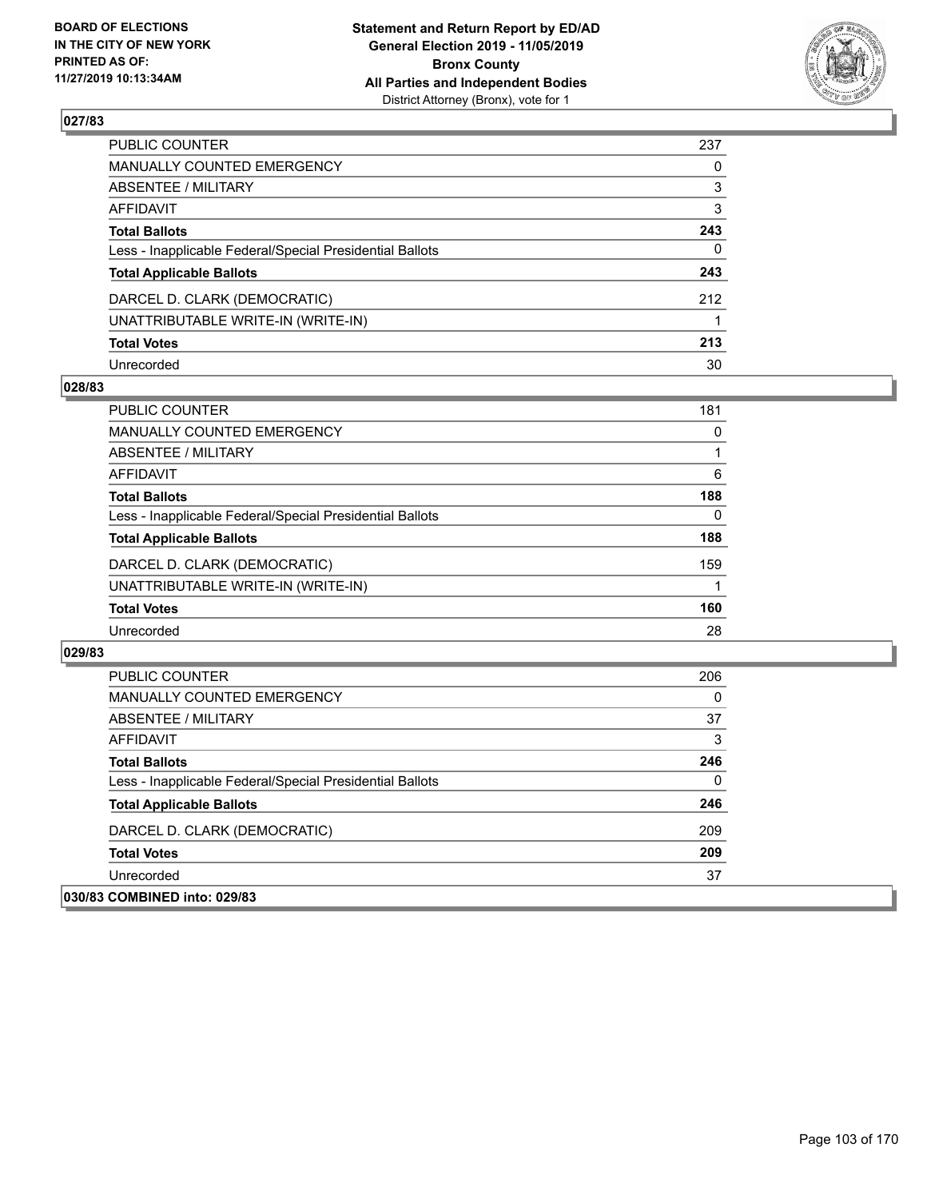### 027/83

| | |
|---|---|
| PUBLIC COUNTER | 237 |
| MANUALLY COUNTED EMERGENCY | 0 |
| ABSENTEE / MILITARY | 3 |
| AFFIDAVIT | 3 |
| **Total Ballots** | **243** |
| Less - Inapplicable Federal/Special Presidential Ballots | 0 |
| **Total Applicable Ballots** | **243** |
| DARCEL D. CLARK (DEMOCRATIC) | 212 |
| UNATTRIBUTABLE WRITE-IN (WRITE-IN) | 1 |
| **Total Votes** | **213** |
| Unrecorded | 30 |

### 028/83

| | |
|---|---|
| PUBLIC COUNTER | 181 |
| MANUALLY COUNTED EMERGENCY | 0 |
| ABSENTEE / MILITARY | 1 |
| AFFIDAVIT | 6 |
| **Total Ballots** | **188** |
| Less - Inapplicable Federal/Special Presidential Ballots | 0 |
| **Total Applicable Ballots** | **188** |
| DARCEL D. CLARK (DEMOCRATIC) | 159 |
| UNATTRIBUTABLE WRITE-IN (WRITE-IN) | 1 |
| **Total Votes** | **160** |
| Unrecorded | 28 |

### 029/83

| | |
|---|---|
| PUBLIC COUNTER | 206 |
| MANUALLY COUNTED EMERGENCY | 0 |
| ABSENTEE / MILITARY | 37 |
| AFFIDAVIT | 3 |
| **Total Ballots** | **246** |
| Less - Inapplicable Federal/Special Presidential Ballots | 0 |
| **Total Applicable Ballots** | **246** |
| DARCEL D. CLARK (DEMOCRATIC) | 209 |
| **Total Votes** | **209** |
| Unrecorded | 37 |

### 030/83 COMBINED into: 029/83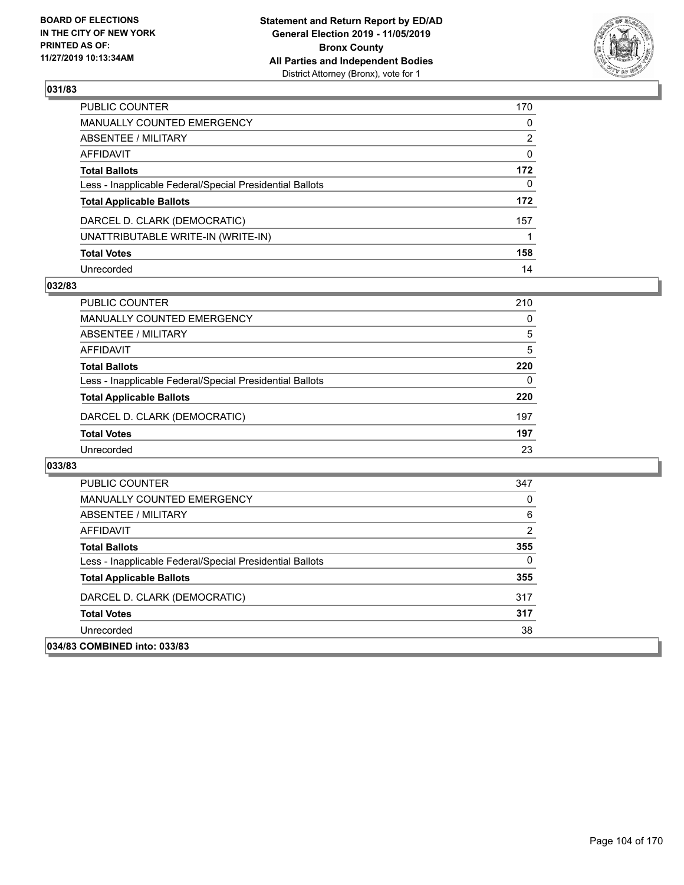**BOARD OF ELECTIONS IN THE CITY OF NEW YORK PRINTED AS OF: 11/27/2019 10:13:34AM**

**Statement and Return Report by ED/AD General Election 2019 - 11/05/2019 Bronx County All Parties and Independent Bodies**
District Attorney (Bronx), vote for 1

### 031/83

| | |
|---|---|
| PUBLIC COUNTER | 170 |
| MANUALLY COUNTED EMERGENCY | 0 |
| ABSENTEE / MILITARY | 2 |
| AFFIDAVIT | 0 |
| **Total Ballots** | **172** |
| Less - Inapplicable Federal/Special Presidential Ballots | 0 |
| **Total Applicable Ballots** | **172** |
| DARCEL D. CLARK (DEMOCRATIC) | 157 |
| UNATTRIBUTABLE WRITE-IN (WRITE-IN) | 1 |
| **Total Votes** | **158** |
| Unrecorded | 14 |

### 032/83

| | |
|---|---|
| PUBLIC COUNTER | 210 |
| MANUALLY COUNTED EMERGENCY | 0 |
| ABSENTEE / MILITARY | 5 |
| AFFIDAVIT | 5 |
| **Total Ballots** | **220** |
| Less - Inapplicable Federal/Special Presidential Ballots | 0 |
| **Total Applicable Ballots** | **220** |
| DARCEL D. CLARK (DEMOCRATIC) | 197 |
| **Total Votes** | **197** |
| Unrecorded | 23 |

### 033/83

| | |
|---|---|
| PUBLIC COUNTER | 347 |
| MANUALLY COUNTED EMERGENCY | 0 |
| ABSENTEE / MILITARY | 6 |
| AFFIDAVIT | 2 |
| **Total Ballots** | **355** |
| Less - Inapplicable Federal/Special Presidential Ballots | 0 |
| **Total Applicable Ballots** | **355** |
| DARCEL D. CLARK (DEMOCRATIC) | 317 |
| **Total Votes** | **317** |
| Unrecorded | 38 |

### 034/83 COMBINED into: 033/83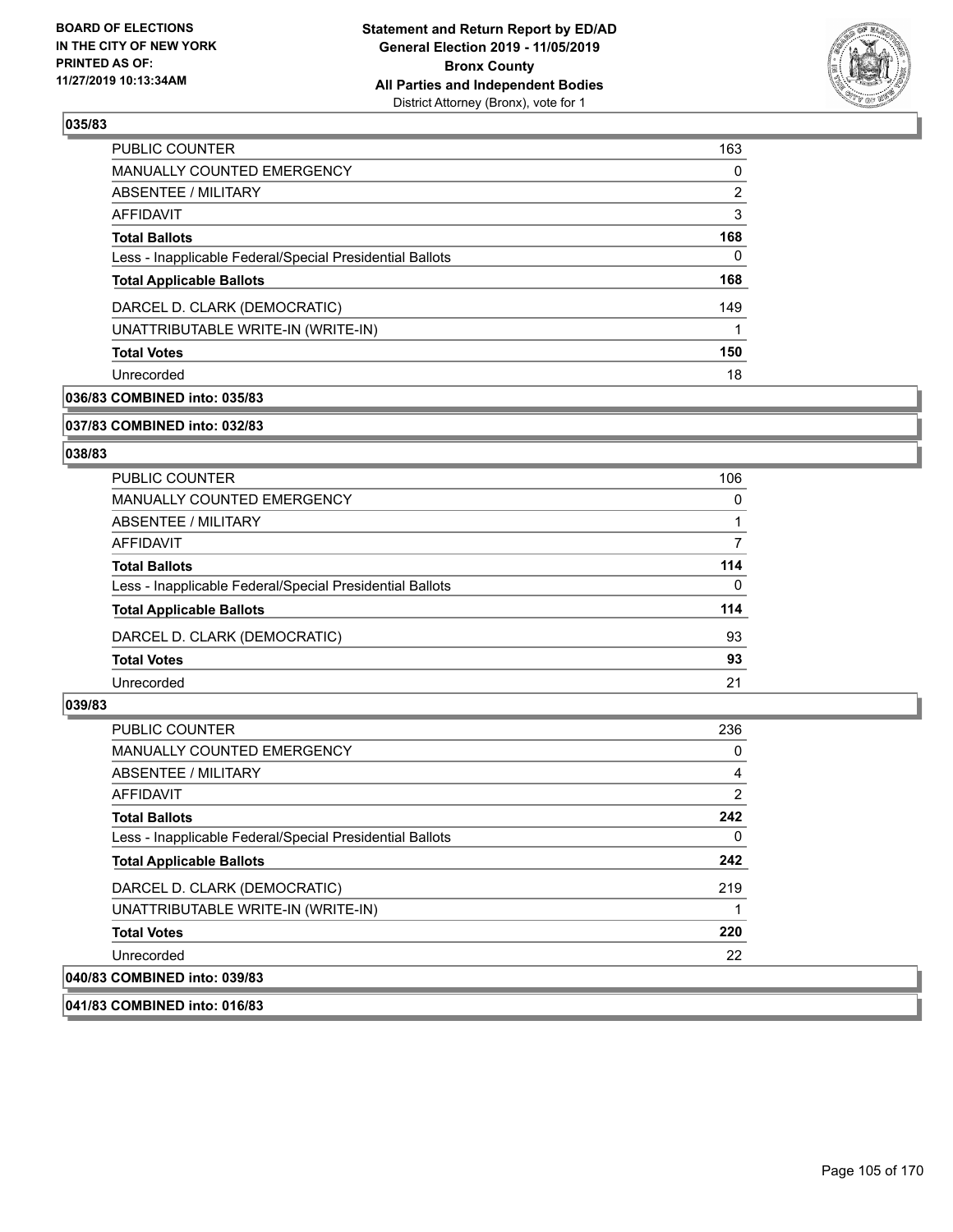## 035/83

| | |
|---|---|
| PUBLIC COUNTER | 163 |
| MANUALLY COUNTED EMERGENCY | 0 |
| ABSENTEE / MILITARY | 2 |
| AFFIDAVIT | 3 |
| **Total Ballots** | **168** |
| Less - Inapplicable Federal/Special Presidential Ballots | 0 |
| **Total Applicable Ballots** | **168** |
| DARCEL D. CLARK (DEMOCRATIC) | 149 |
| UNATTRIBUTABLE WRITE-IN (WRITE-IN) | 1 |
| **Total Votes** | **150** |
| Unrecorded | 18 |

**036/83 COMBINED into: 035/83**

**037/83 COMBINED into: 032/83**

## 038/83

| | |
|---|---|
| PUBLIC COUNTER | 106 |
| MANUALLY COUNTED EMERGENCY | 0 |
| ABSENTEE / MILITARY | 1 |
| AFFIDAVIT | 7 |
| **Total Ballots** | **114** |
| Less - Inapplicable Federal/Special Presidential Ballots | 0 |
| **Total Applicable Ballots** | **114** |
| DARCEL D. CLARK (DEMOCRATIC) | 93 |
| **Total Votes** | **93** |
| Unrecorded | 21 |

## 039/83

| | |
|---|---|
| PUBLIC COUNTER | 236 |
| MANUALLY COUNTED EMERGENCY | 0 |
| ABSENTEE / MILITARY | 4 |
| AFFIDAVIT | 2 |
| **Total Ballots** | **242** |
| Less - Inapplicable Federal/Special Presidential Ballots | 0 |
| **Total Applicable Ballots** | **242** |
| DARCEL D. CLARK (DEMOCRATIC) | 219 |
| UNATTRIBUTABLE WRITE-IN (WRITE-IN) | 1 |
| **Total Votes** | **220** |
| Unrecorded | 22 |

**040/83 COMBINED into: 039/83**

**041/83 COMBINED into: 016/83**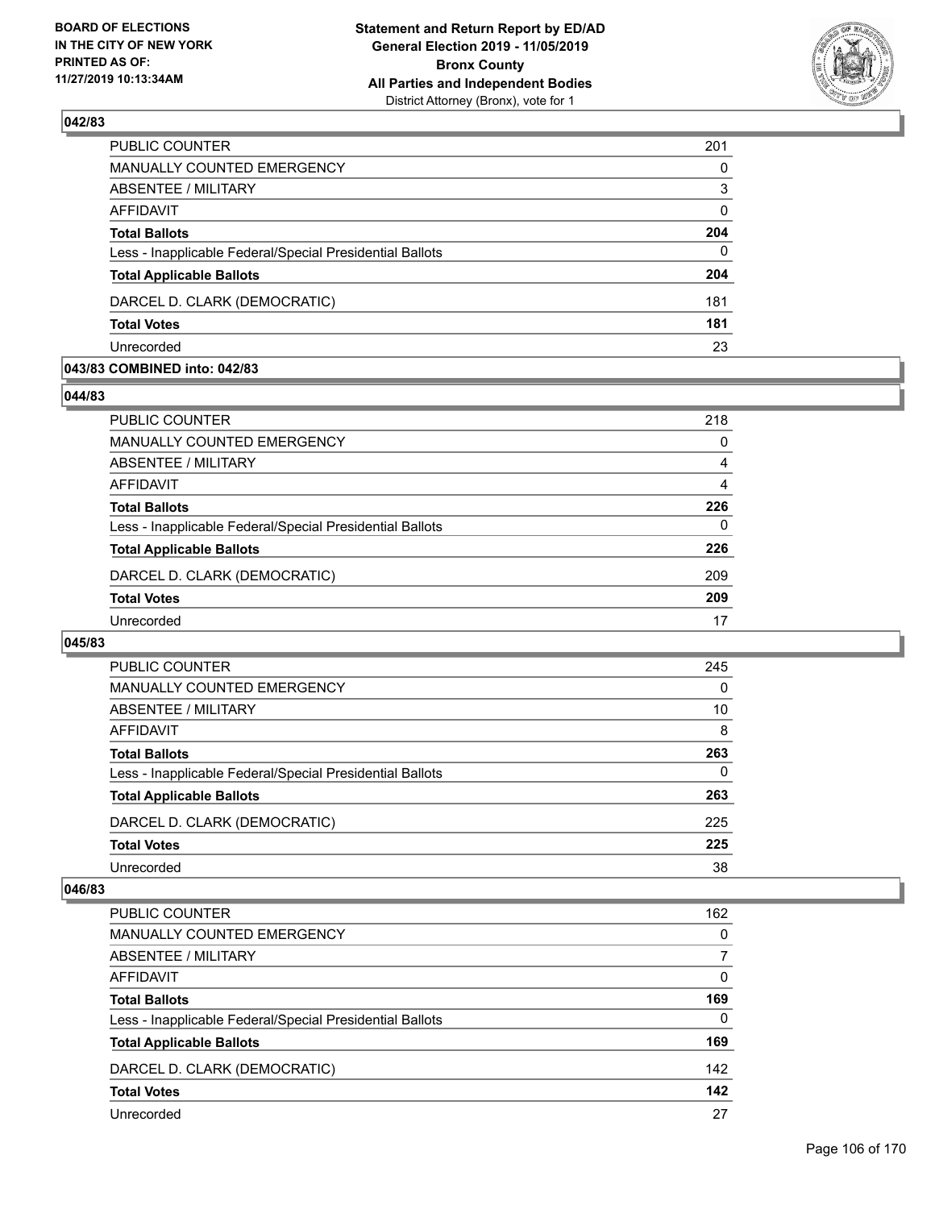## 042/83

| | |
|---|---|
| PUBLIC COUNTER | 201 |
| MANUALLY COUNTED EMERGENCY | 0 |
| ABSENTEE / MILITARY | 3 |
| AFFIDAVIT | 0 |
| **Total Ballots** | **204** |
| Less - Inapplicable Federal/Special Presidential Ballots | 0 |
| **Total Applicable Ballots** | **204** |
| DARCEL D. CLARK (DEMOCRATIC) | 181 |
| **Total Votes** | **181** |
| Unrecorded | 23 |

## 043/83 COMBINED into: 042/83

## 044/83

| | |
|---|---|
| PUBLIC COUNTER | 218 |
| MANUALLY COUNTED EMERGENCY | 0 |
| ABSENTEE / MILITARY | 4 |
| AFFIDAVIT | 4 |
| **Total Ballots** | **226** |
| Less - Inapplicable Federal/Special Presidential Ballots | 0 |
| **Total Applicable Ballots** | **226** |
| DARCEL D. CLARK (DEMOCRATIC) | 209 |
| **Total Votes** | **209** |
| Unrecorded | 17 |

## 045/83

| | |
|---|---|
| PUBLIC COUNTER | 245 |
| MANUALLY COUNTED EMERGENCY | 0 |
| ABSENTEE / MILITARY | 10 |
| AFFIDAVIT | 8 |
| **Total Ballots** | **263** |
| Less - Inapplicable Federal/Special Presidential Ballots | 0 |
| **Total Applicable Ballots** | **263** |
| DARCEL D. CLARK (DEMOCRATIC) | 225 |
| **Total Votes** | **225** |
| Unrecorded | 38 |

## 046/83

| | |
|---|---|
| PUBLIC COUNTER | 162 |
| MANUALLY COUNTED EMERGENCY | 0 |
| ABSENTEE / MILITARY | 7 |
| AFFIDAVIT | 0 |
| **Total Ballots** | **169** |
| Less - Inapplicable Federal/Special Presidential Ballots | 0 |
| **Total Applicable Ballots** | **169** |
| DARCEL D. CLARK (DEMOCRATIC) | 142 |
| **Total Votes** | **142** |
| Unrecorded | 27 |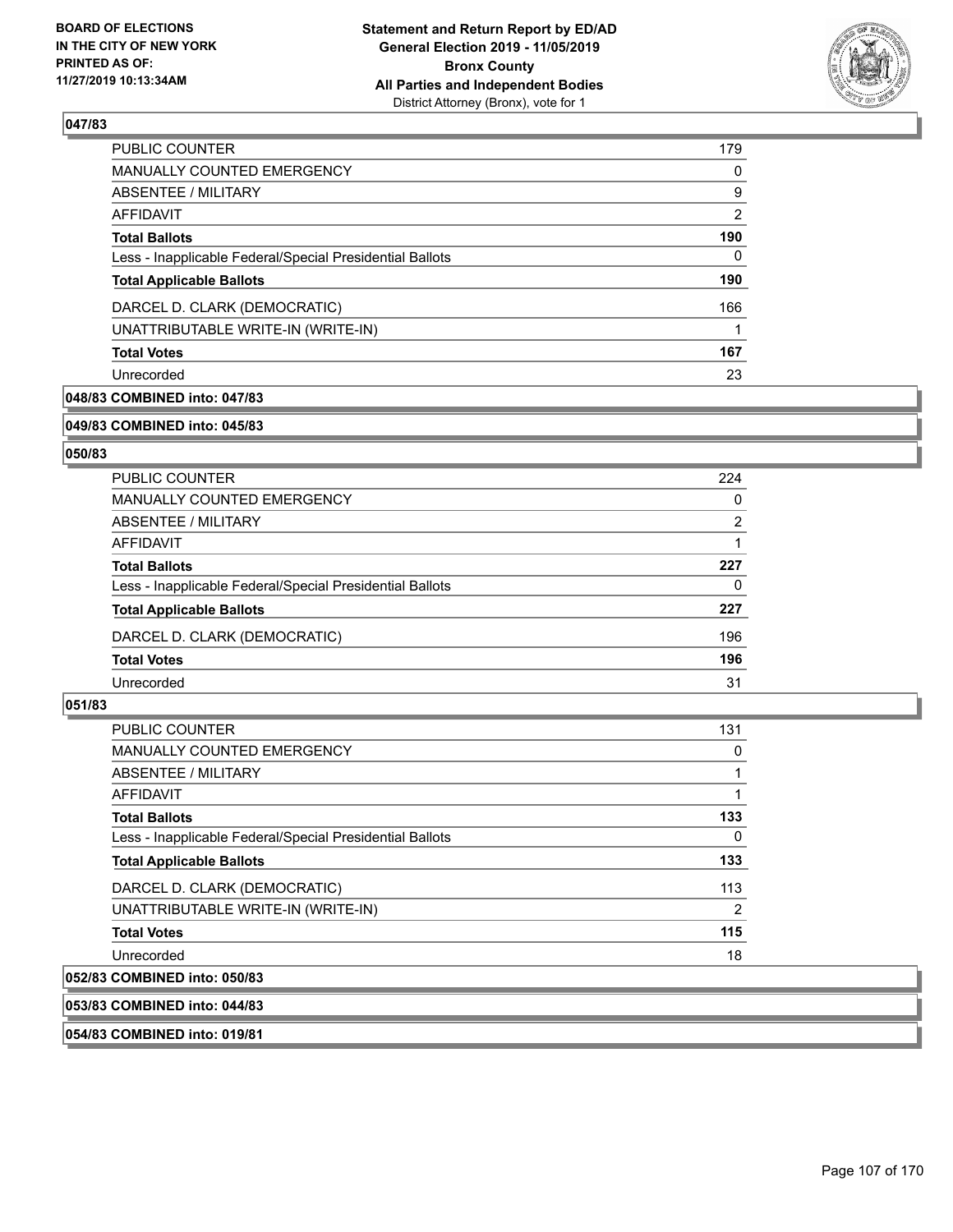### 047/83

| | |
|---|---|
| PUBLIC COUNTER | 179 |
| MANUALLY COUNTED EMERGENCY | 0 |
| ABSENTEE / MILITARY | 9 |
| AFFIDAVIT | 2 |
| **Total Ballots** | **190** |
| Less - Inapplicable Federal/Special Presidential Ballots | 0 |
| **Total Applicable Ballots** | **190** |
| DARCEL D. CLARK (DEMOCRATIC) | 166 |
| UNATTRIBUTABLE WRITE-IN (WRITE-IN) | 1 |
| **Total Votes** | **167** |
| Unrecorded | 23 |

**048/83 COMBINED into: 047/83**

**049/83 COMBINED into: 045/83**

### 050/83

| | |
|---|---|
| PUBLIC COUNTER | 224 |
| MANUALLY COUNTED EMERGENCY | 0 |
| ABSENTEE / MILITARY | 2 |
| AFFIDAVIT | 1 |
| **Total Ballots** | **227** |
| Less - Inapplicable Federal/Special Presidential Ballots | 0 |
| **Total Applicable Ballots** | **227** |
| DARCEL D. CLARK (DEMOCRATIC) | 196 |
| **Total Votes** | **196** |
| Unrecorded | 31 |

### 051/83

| | |
|---|---|
| PUBLIC COUNTER | 131 |
| MANUALLY COUNTED EMERGENCY | 0 |
| ABSENTEE / MILITARY | 1 |
| AFFIDAVIT | 1 |
| **Total Ballots** | **133** |
| Less - Inapplicable Federal/Special Presidential Ballots | 0 |
| **Total Applicable Ballots** | **133** |
| DARCEL D. CLARK (DEMOCRATIC) | 113 |
| UNATTRIBUTABLE WRITE-IN (WRITE-IN) | 2 |
| **Total Votes** | **115** |
| Unrecorded | 18 |

**052/83 COMBINED into: 050/83**

**053/83 COMBINED into: 044/83**

**054/83 COMBINED into: 019/81**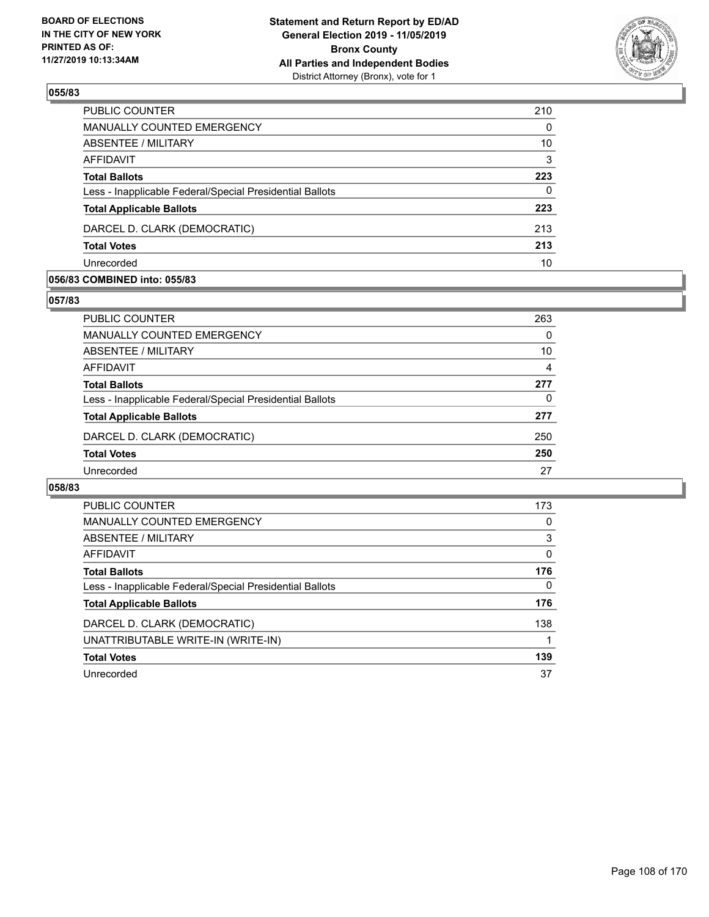BOARD OF ELECTIONS
IN THE CITY OF NEW YORK
PRINTED AS OF:
11/27/2019 10:13:34AM

**Statement and Return Report by ED/AD**
**General Election 2019 - 11/05/2019**
**Bronx County**
**All Parties and Independent Bodies**
District Attorney (Bronx), vote for 1

### 055/83

| | |
|---|---|
| PUBLIC COUNTER | 210 |
| MANUALLY COUNTED EMERGENCY | 0 |
| ABSENTEE / MILITARY | 10 |
| AFFIDAVIT | 3 |
| **Total Ballots** | **223** |
| Less - Inapplicable Federal/Special Presidential Ballots | 0 |
| **Total Applicable Ballots** | **223** |
| DARCEL D. CLARK (DEMOCRATIC) | 213 |
| **Total Votes** | **213** |
| Unrecorded | 10 |

### 056/83 COMBINED into: 055/83

### 057/83

| | |
|---|---|
| PUBLIC COUNTER | 263 |
| MANUALLY COUNTED EMERGENCY | 0 |
| ABSENTEE / MILITARY | 10 |
| AFFIDAVIT | 4 |
| **Total Ballots** | **277** |
| Less - Inapplicable Federal/Special Presidential Ballots | 0 |
| **Total Applicable Ballots** | **277** |
| DARCEL D. CLARK (DEMOCRATIC) | 250 |
| **Total Votes** | **250** |
| Unrecorded | 27 |

### 058/83

| | |
|---|---|
| PUBLIC COUNTER | 173 |
| MANUALLY COUNTED EMERGENCY | 0 |
| ABSENTEE / MILITARY | 3 |
| AFFIDAVIT | 0 |
| **Total Ballots** | **176** |
| Less - Inapplicable Federal/Special Presidential Ballots | 0 |
| **Total Applicable Ballots** | **176** |
| DARCEL D. CLARK (DEMOCRATIC) | 138 |
| UNATTRIBUTABLE WRITE-IN (WRITE-IN) | 1 |
| **Total Votes** | **139** |
| Unrecorded | 37 |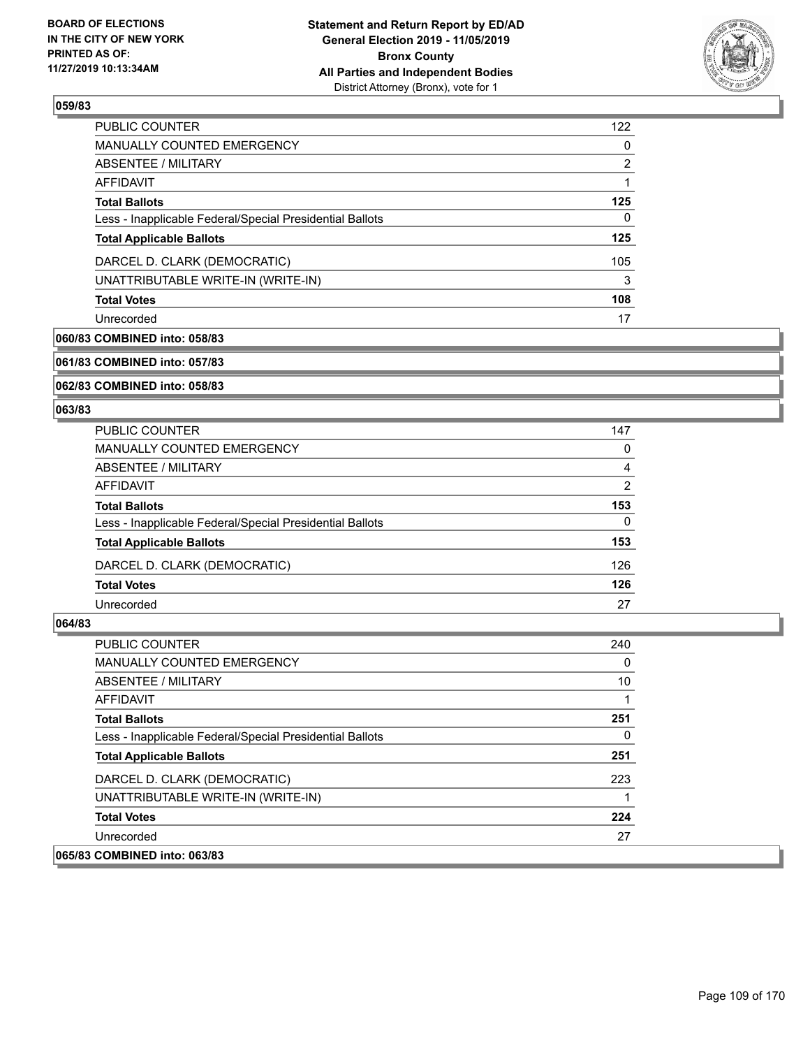### 059/83

| | |
|---|---|
| PUBLIC COUNTER | 122 |
| MANUALLY COUNTED EMERGENCY | 0 |
| ABSENTEE / MILITARY | 2 |
| AFFIDAVIT | 1 |
| **Total Ballots** | **125** |
| Less - Inapplicable Federal/Special Presidential Ballots | 0 |
| **Total Applicable Ballots** | **125** |
| DARCEL D. CLARK (DEMOCRATIC) | 105 |
| UNATTRIBUTABLE WRITE-IN (WRITE-IN) | 3 |
| **Total Votes** | **108** |
| Unrecorded | 17 |

### 060/83 COMBINED into: 058/83

### 061/83 COMBINED into: 057/83

### 062/83 COMBINED into: 058/83

### 063/83

| | |
|---|---|
| PUBLIC COUNTER | 147 |
| MANUALLY COUNTED EMERGENCY | 0 |
| ABSENTEE / MILITARY | 4 |
| AFFIDAVIT | 2 |
| **Total Ballots** | **153** |
| Less - Inapplicable Federal/Special Presidential Ballots | 0 |
| **Total Applicable Ballots** | **153** |
| DARCEL D. CLARK (DEMOCRATIC) | 126 |
| **Total Votes** | **126** |
| Unrecorded | 27 |

### 064/83

| | |
|---|---|
| PUBLIC COUNTER | 240 |
| MANUALLY COUNTED EMERGENCY | 0 |
| ABSENTEE / MILITARY | 10 |
| AFFIDAVIT | 1 |
| **Total Ballots** | **251** |
| Less - Inapplicable Federal/Special Presidential Ballots | 0 |
| **Total Applicable Ballots** | **251** |
| DARCEL D. CLARK (DEMOCRATIC) | 223 |
| UNATTRIBUTABLE WRITE-IN (WRITE-IN) | 1 |
| **Total Votes** | **224** |
| Unrecorded | 27 |

### 065/83 COMBINED into: 063/83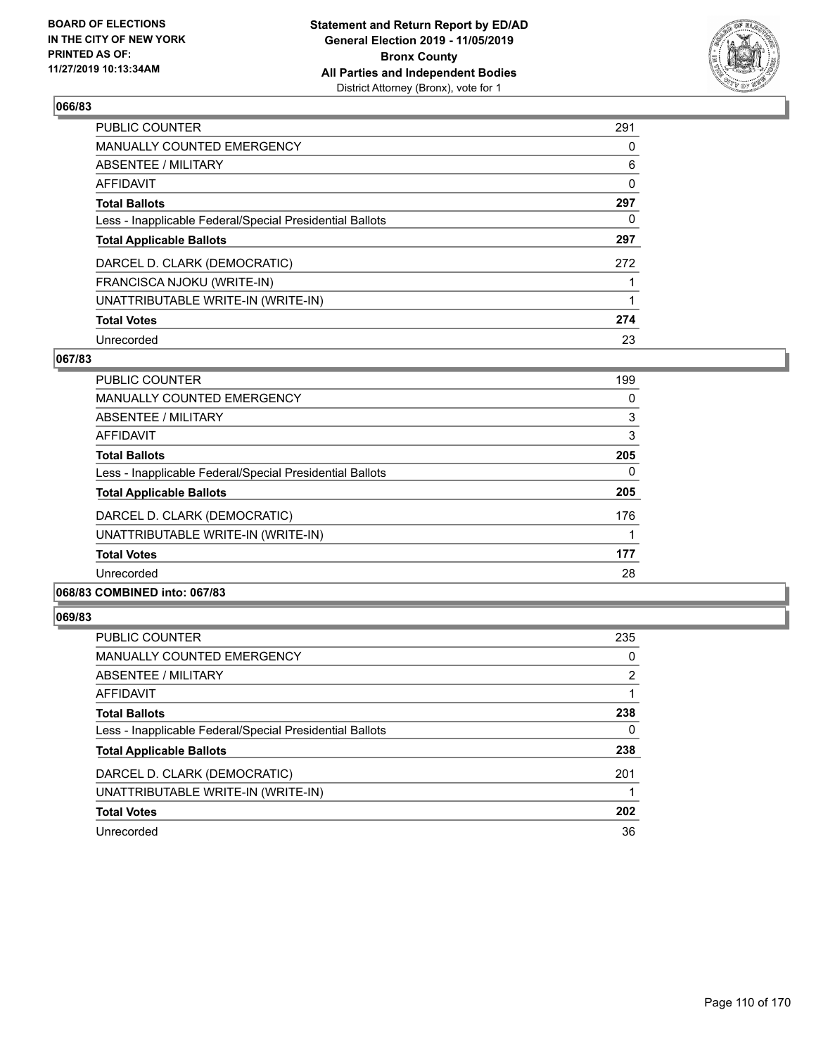**BOARD OF ELECTIONS IN THE CITY OF NEW YORK PRINTED AS OF: 11/27/2019 10:13:34AM**

**Statement and Return Report by ED/AD General Election 2019 - 11/05/2019 Bronx County All Parties and Independent Bodies** District Attorney (Bronx), vote for 1

## 066/83

| | |
|---|---|
| PUBLIC COUNTER | 291 |
| MANUALLY COUNTED EMERGENCY | 0 |
| ABSENTEE / MILITARY | 6 |
| AFFIDAVIT | 0 |
| **Total Ballots** | **297** |
| Less - Inapplicable Federal/Special Presidential Ballots | 0 |
| **Total Applicable Ballots** | **297** |
| DARCEL D. CLARK (DEMOCRATIC) | 272 |
| FRANCISCA NJOKU (WRITE-IN) | 1 |
| UNATTRIBUTABLE WRITE-IN (WRITE-IN) | 1 |
| **Total Votes** | **274** |
| Unrecorded | 23 |

## 067/83

| | |
|---|---|
| PUBLIC COUNTER | 199 |
| MANUALLY COUNTED EMERGENCY | 0 |
| ABSENTEE / MILITARY | 3 |
| AFFIDAVIT | 3 |
| **Total Ballots** | **205** |
| Less - Inapplicable Federal/Special Presidential Ballots | 0 |
| **Total Applicable Ballots** | **205** |
| DARCEL D. CLARK (DEMOCRATIC) | 176 |
| UNATTRIBUTABLE WRITE-IN (WRITE-IN) | 1 |
| **Total Votes** | **177** |
| Unrecorded | 28 |

## 068/83 COMBINED into: 067/83

## 069/83

| | |
|---|---|
| PUBLIC COUNTER | 235 |
| MANUALLY COUNTED EMERGENCY | 0 |
| ABSENTEE / MILITARY | 2 |
| AFFIDAVIT | 1 |
| **Total Ballots** | **238** |
| Less - Inapplicable Federal/Special Presidential Ballots | 0 |
| **Total Applicable Ballots** | **238** |
| DARCEL D. CLARK (DEMOCRATIC) | 201 |
| UNATTRIBUTABLE WRITE-IN (WRITE-IN) | 1 |
| **Total Votes** | **202** |
| Unrecorded | 36 |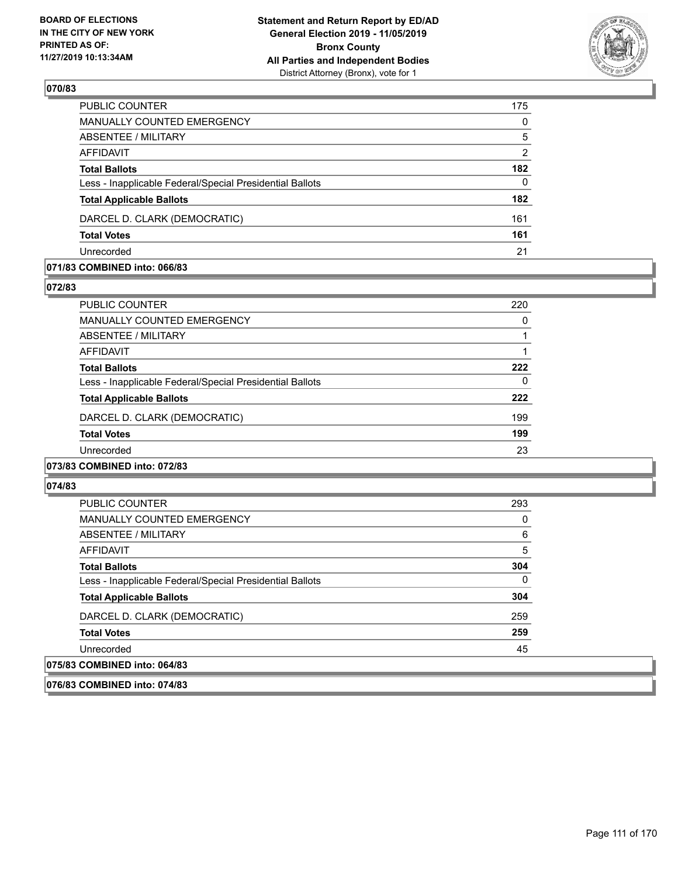**Statement and Return Report by ED/AD**
**General Election 2019 - 11/05/2019**
**Bronx County**
**All Parties and Independent Bodies**
District Attorney (Bronx), vote for 1

BOARD OF ELECTIONS IN THE CITY OF NEW YORK PRINTED AS OF: 11/27/2019 10:13:34AM

## 070/83

| | |
|---|---|
| PUBLIC COUNTER | 175 |
| MANUALLY COUNTED EMERGENCY | 0 |
| ABSENTEE / MILITARY | 5 |
| AFFIDAVIT | 2 |
| **Total Ballots** | **182** |
| Less - Inapplicable Federal/Special Presidential Ballots | 0 |
| **Total Applicable Ballots** | **182** |
| DARCEL D. CLARK (DEMOCRATIC) | 161 |
| **Total Votes** | **161** |
| Unrecorded | 21 |

## 071/83 COMBINED into: 066/83

## 072/83

| | |
|---|---|
| PUBLIC COUNTER | 220 |
| MANUALLY COUNTED EMERGENCY | 0 |
| ABSENTEE / MILITARY | 1 |
| AFFIDAVIT | 1 |
| **Total Ballots** | **222** |
| Less - Inapplicable Federal/Special Presidential Ballots | 0 |
| **Total Applicable Ballots** | **222** |
| DARCEL D. CLARK (DEMOCRATIC) | 199 |
| **Total Votes** | **199** |
| Unrecorded | 23 |

## 073/83 COMBINED into: 072/83

## 074/83

| | |
|---|---|
| PUBLIC COUNTER | 293 |
| MANUALLY COUNTED EMERGENCY | 0 |
| ABSENTEE / MILITARY | 6 |
| AFFIDAVIT | 5 |
| **Total Ballots** | **304** |
| Less - Inapplicable Federal/Special Presidential Ballots | 0 |
| **Total Applicable Ballots** | **304** |
| DARCEL D. CLARK (DEMOCRATIC) | 259 |
| **Total Votes** | **259** |
| Unrecorded | 45 |

## 075/83 COMBINED into: 064/83

## 076/83 COMBINED into: 074/83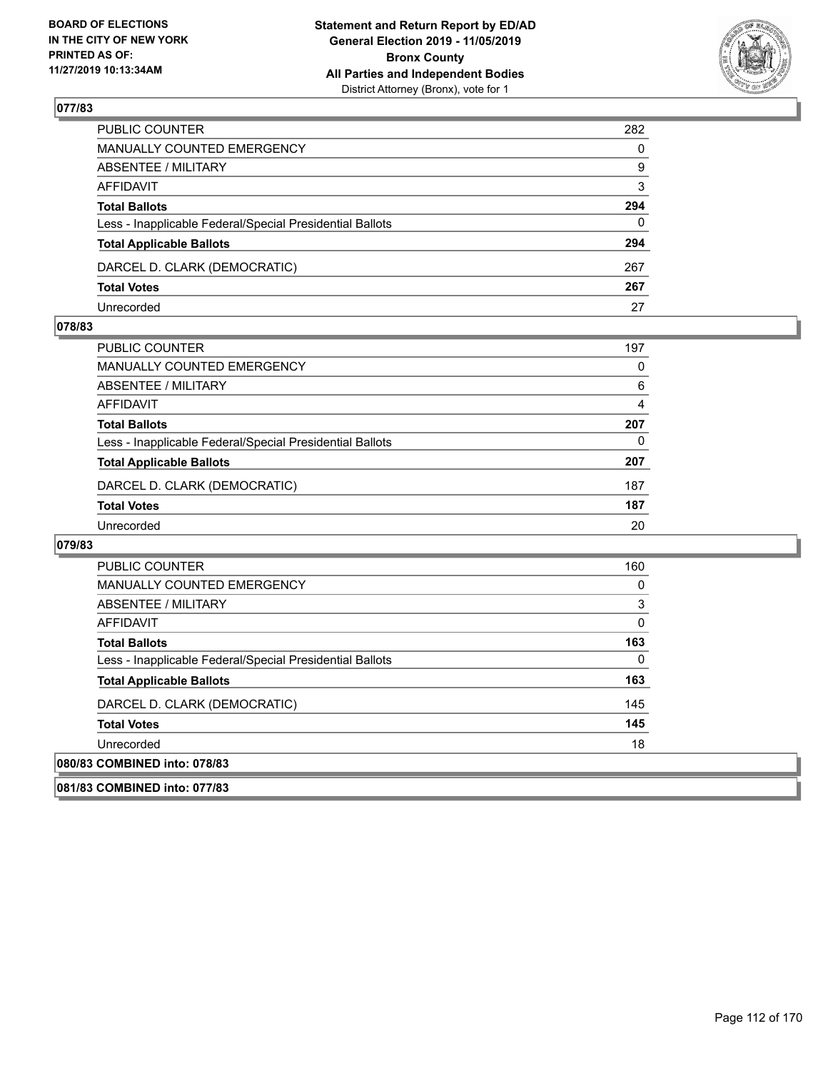## 077/83

| | |
|---|---|
| PUBLIC COUNTER | 282 |
| MANUALLY COUNTED EMERGENCY | 0 |
| ABSENTEE / MILITARY | 9 |
| AFFIDAVIT | 3 |
| **Total Ballots** | **294** |
| Less - Inapplicable Federal/Special Presidential Ballots | 0 |
| **Total Applicable Ballots** | **294** |
| DARCEL D. CLARK (DEMOCRATIC) | 267 |
| **Total Votes** | **267** |
| Unrecorded | 27 |

## 078/83

| | |
|---|---|
| PUBLIC COUNTER | 197 |
| MANUALLY COUNTED EMERGENCY | 0 |
| ABSENTEE / MILITARY | 6 |
| AFFIDAVIT | 4 |
| **Total Ballots** | **207** |
| Less - Inapplicable Federal/Special Presidential Ballots | 0 |
| **Total Applicable Ballots** | **207** |
| DARCEL D. CLARK (DEMOCRATIC) | 187 |
| **Total Votes** | **187** |
| Unrecorded | 20 |

## 079/83

| | |
|---|---|
| PUBLIC COUNTER | 160 |
| MANUALLY COUNTED EMERGENCY | 0 |
| ABSENTEE / MILITARY | 3 |
| AFFIDAVIT | 0 |
| **Total Ballots** | **163** |
| Less - Inapplicable Federal/Special Presidential Ballots | 0 |
| **Total Applicable Ballots** | **163** |
| DARCEL D. CLARK (DEMOCRATIC) | 145 |
| **Total Votes** | **145** |
| Unrecorded | 18 |

## 080/83 COMBINED into: 078/83

## 081/83 COMBINED into: 077/83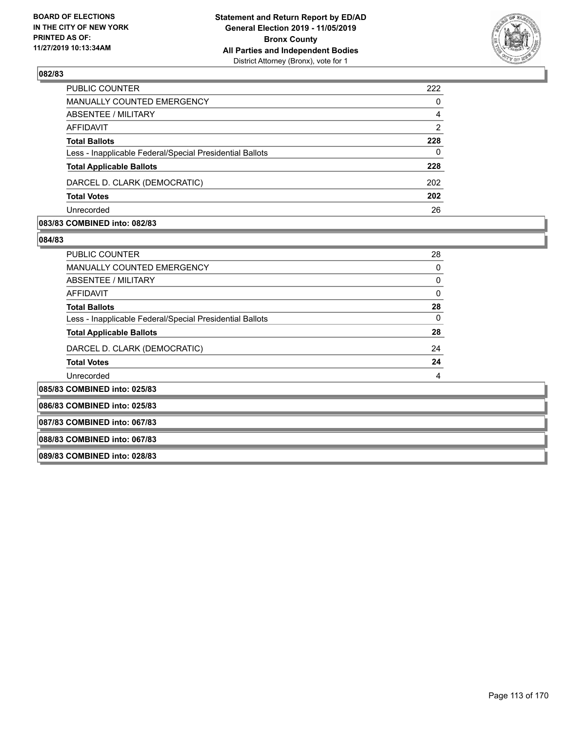**BOARD OF ELECTIONS IN THE CITY OF NEW YORK PRINTED AS OF: 11/27/2019 10:13:34AM**

**Statement and Return Report by ED/AD General Election 2019 - 11/05/2019 Bronx County All Parties and Independent Bodies** District Attorney (Bronx), vote for 1

### 082/83

| | |
|---|---|
| PUBLIC COUNTER | 222 |
| MANUALLY COUNTED EMERGENCY | 0 |
| ABSENTEE / MILITARY | 4 |
| AFFIDAVIT | 2 |
| **Total Ballots** | **228** |
| Less - Inapplicable Federal/Special Presidential Ballots | 0 |
| **Total Applicable Ballots** | **228** |
| DARCEL D. CLARK (DEMOCRATIC) | 202 |
| **Total Votes** | **202** |
| Unrecorded | 26 |

### 083/83 COMBINED into: 082/83

### 084/83

| | |
|---|---|
| PUBLIC COUNTER | 28 |
| MANUALLY COUNTED EMERGENCY | 0 |
| ABSENTEE / MILITARY | 0 |
| AFFIDAVIT | 0 |
| **Total Ballots** | **28** |
| Less - Inapplicable Federal/Special Presidential Ballots | 0 |
| **Total Applicable Ballots** | **28** |
| DARCEL D. CLARK (DEMOCRATIC) | 24 |
| **Total Votes** | **24** |
| Unrecorded | 4 |

### 085/83 COMBINED into: 025/83

### 086/83 COMBINED into: 025/83

### 087/83 COMBINED into: 067/83

### 088/83 COMBINED into: 067/83

### 089/83 COMBINED into: 028/83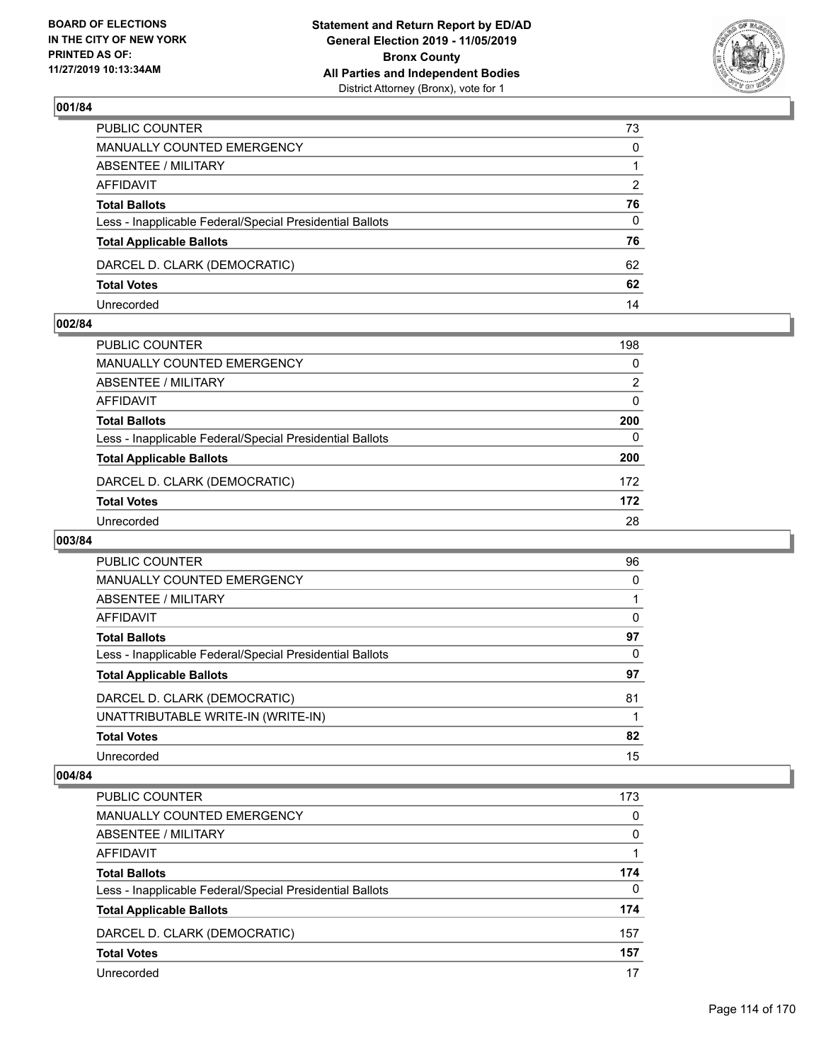BOARD OF ELECTIONS
IN THE CITY OF NEW YORK
PRINTED AS OF:
11/27/2019 10:13:34AM

**Statement and Return Report by ED/AD**
**General Election 2019 - 11/05/2019**
**Bronx County**
**All Parties and Independent Bodies**
District Attorney (Bronx), vote for 1

### 001/84

| | |
|---|---|
| PUBLIC COUNTER | 73 |
| MANUALLY COUNTED EMERGENCY | 0 |
| ABSENTEE / MILITARY | 1 |
| AFFIDAVIT | 2 |
| **Total Ballots** | **76** |
| Less - Inapplicable Federal/Special Presidential Ballots | 0 |
| **Total Applicable Ballots** | **76** |
| DARCEL D. CLARK (DEMOCRATIC) | 62 |
| **Total Votes** | **62** |
| Unrecorded | 14 |

### 002/84

| | |
|---|---|
| PUBLIC COUNTER | 198 |
| MANUALLY COUNTED EMERGENCY | 0 |
| ABSENTEE / MILITARY | 2 |
| AFFIDAVIT | 0 |
| **Total Ballots** | **200** |
| Less - Inapplicable Federal/Special Presidential Ballots | 0 |
| **Total Applicable Ballots** | **200** |
| DARCEL D. CLARK (DEMOCRATIC) | 172 |
| **Total Votes** | **172** |
| Unrecorded | 28 |

### 003/84

| | |
|---|---|
| PUBLIC COUNTER | 96 |
| MANUALLY COUNTED EMERGENCY | 0 |
| ABSENTEE / MILITARY | 1 |
| AFFIDAVIT | 0 |
| **Total Ballots** | **97** |
| Less - Inapplicable Federal/Special Presidential Ballots | 0 |
| **Total Applicable Ballots** | **97** |
| DARCEL D. CLARK (DEMOCRATIC) | 81 |
| UNATTRIBUTABLE WRITE-IN (WRITE-IN) | 1 |
| **Total Votes** | **82** |
| Unrecorded | 15 |

### 004/84

| | |
|---|---|
| PUBLIC COUNTER | 173 |
| MANUALLY COUNTED EMERGENCY | 0 |
| ABSENTEE / MILITARY | 0 |
| AFFIDAVIT | 1 |
| **Total Ballots** | **174** |
| Less - Inapplicable Federal/Special Presidential Ballots | 0 |
| **Total Applicable Ballots** | **174** |
| DARCEL D. CLARK (DEMOCRATIC) | 157 |
| **Total Votes** | **157** |
| Unrecorded | 17 |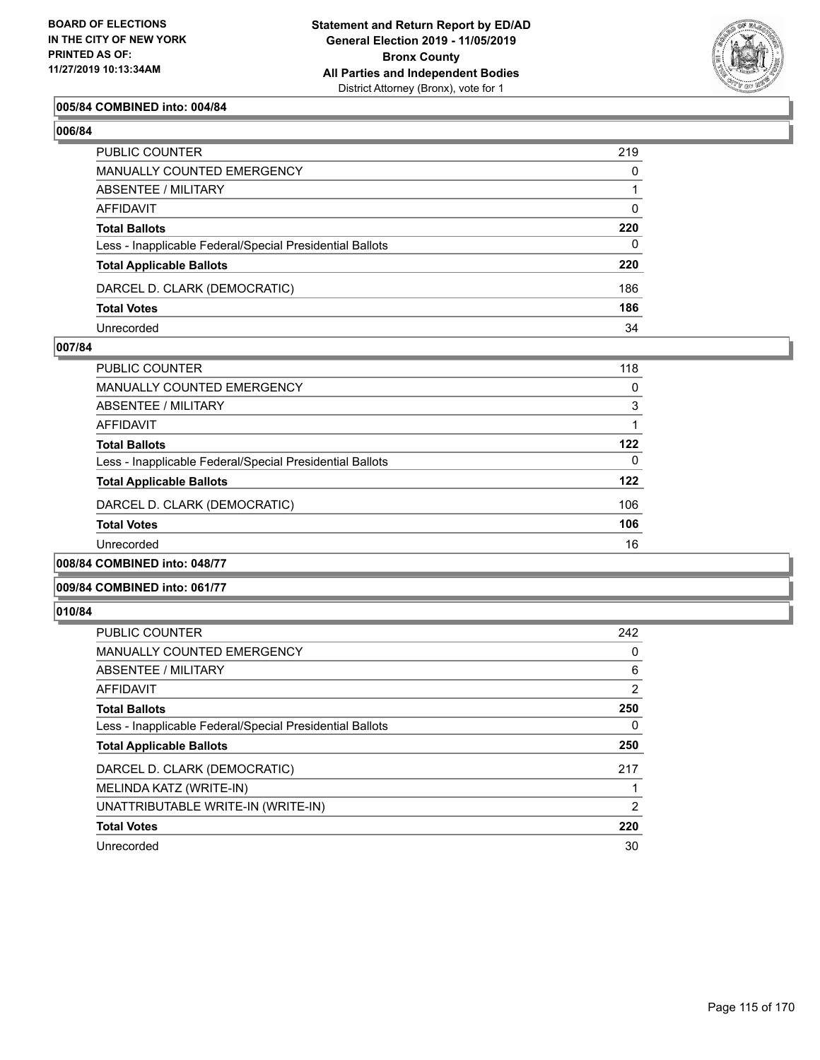**BOARD OF ELECTIONS IN THE CITY OF NEW YORK PRINTED AS OF: 11/27/2019 10:13:34AM**

**Statement and Return Report by ED/AD General Election 2019 - 11/05/2019 Bronx County All Parties and Independent Bodies**
District Attorney (Bronx), vote for 1

### 005/84 COMBINED into: 004/84

### 006/84

| | |
|---|---|
| PUBLIC COUNTER | 219 |
| MANUALLY COUNTED EMERGENCY | 0 |
| ABSENTEE / MILITARY | 1 |
| AFFIDAVIT | 0 |
| **Total Ballots** | **220** |
| Less - Inapplicable Federal/Special Presidential Ballots | 0 |
| **Total Applicable Ballots** | **220** |
| DARCEL D. CLARK (DEMOCRATIC) | 186 |
| **Total Votes** | **186** |
| Unrecorded | 34 |

### 007/84

| | |
|---|---|
| PUBLIC COUNTER | 118 |
| MANUALLY COUNTED EMERGENCY | 0 |
| ABSENTEE / MILITARY | 3 |
| AFFIDAVIT | 1 |
| **Total Ballots** | **122** |
| Less - Inapplicable Federal/Special Presidential Ballots | 0 |
| **Total Applicable Ballots** | **122** |
| DARCEL D. CLARK (DEMOCRATIC) | 106 |
| **Total Votes** | **106** |
| Unrecorded | 16 |

### 008/84 COMBINED into: 048/77

### 009/84 COMBINED into: 061/77

### 010/84

| | |
|---|---|
| PUBLIC COUNTER | 242 |
| MANUALLY COUNTED EMERGENCY | 0 |
| ABSENTEE / MILITARY | 6 |
| AFFIDAVIT | 2 |
| **Total Ballots** | **250** |
| Less - Inapplicable Federal/Special Presidential Ballots | 0 |
| **Total Applicable Ballots** | **250** |
| DARCEL D. CLARK (DEMOCRATIC) | 217 |
| MELINDA KATZ (WRITE-IN) | 1 |
| UNATTRIBUTABLE WRITE-IN (WRITE-IN) | 2 |
| **Total Votes** | **220** |
| Unrecorded | 30 |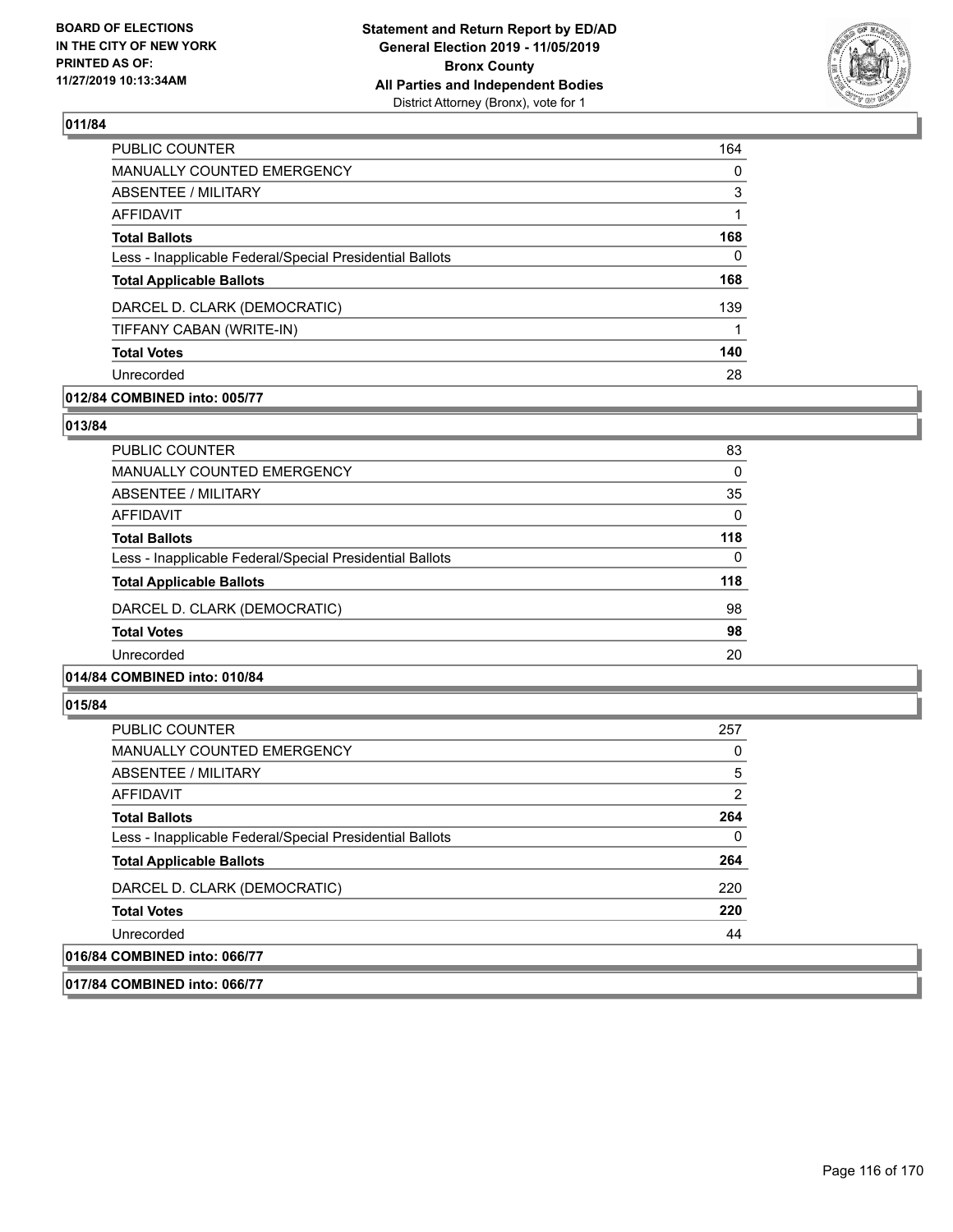## 011/84

| | |
|---|---|
| PUBLIC COUNTER | 164 |
| MANUALLY COUNTED EMERGENCY | 0 |
| ABSENTEE / MILITARY | 3 |
| AFFIDAVIT | 1 |
| **Total Ballots** | **168** |
| Less - Inapplicable Federal/Special Presidential Ballots | 0 |
| **Total Applicable Ballots** | **168** |
| DARCEL D. CLARK (DEMOCRATIC) | 139 |
| TIFFANY CABAN (WRITE-IN) | 1 |
| **Total Votes** | **140** |
| Unrecorded | 28 |

## 012/84 COMBINED into: 005/77

## 013/84

| | |
|---|---|
| PUBLIC COUNTER | 83 |
| MANUALLY COUNTED EMERGENCY | 0 |
| ABSENTEE / MILITARY | 35 |
| AFFIDAVIT | 0 |
| **Total Ballots** | **118** |
| Less - Inapplicable Federal/Special Presidential Ballots | 0 |
| **Total Applicable Ballots** | **118** |
| DARCEL D. CLARK (DEMOCRATIC) | 98 |
| **Total Votes** | **98** |
| Unrecorded | 20 |

## 014/84 COMBINED into: 010/84

## 015/84

| | |
|---|---|
| PUBLIC COUNTER | 257 |
| MANUALLY COUNTED EMERGENCY | 0 |
| ABSENTEE / MILITARY | 5 |
| AFFIDAVIT | 2 |
| **Total Ballots** | **264** |
| Less - Inapplicable Federal/Special Presidential Ballots | 0 |
| **Total Applicable Ballots** | **264** |
| DARCEL D. CLARK (DEMOCRATIC) | 220 |
| **Total Votes** | **220** |
| Unrecorded | 44 |

## 016/84 COMBINED into: 066/77

## 017/84 COMBINED into: 066/77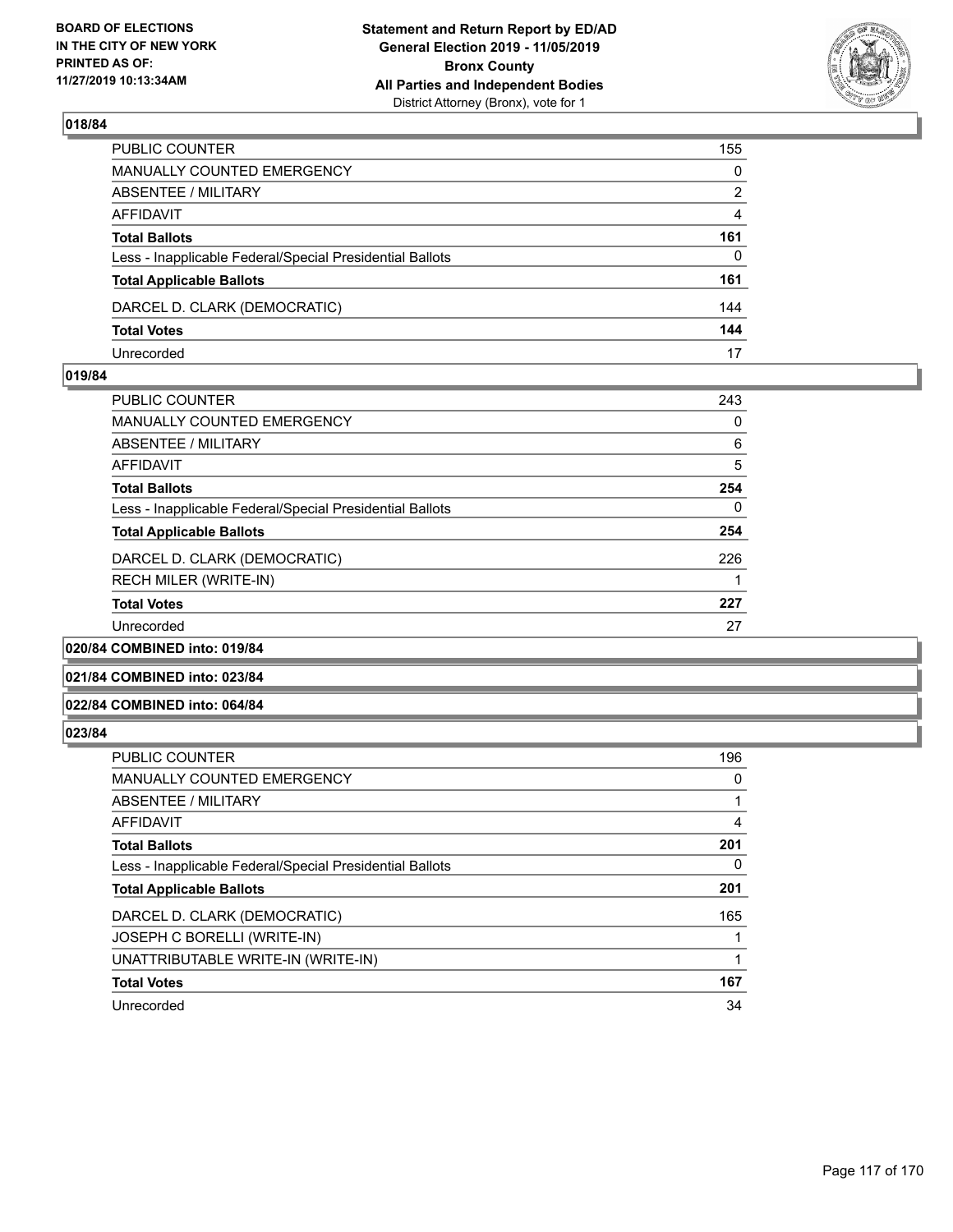### 018/84

| | |
|---|---|
| PUBLIC COUNTER | 155 |
| MANUALLY COUNTED EMERGENCY | 0 |
| ABSENTEE / MILITARY | 2 |
| AFFIDAVIT | 4 |
| **Total Ballots** | **161** |
| Less - Inapplicable Federal/Special Presidential Ballots | 0 |
| **Total Applicable Ballots** | **161** |
| DARCEL D. CLARK (DEMOCRATIC) | 144 |
| **Total Votes** | **144** |
| Unrecorded | 17 |

### 019/84

| | |
|---|---|
| PUBLIC COUNTER | 243 |
| MANUALLY COUNTED EMERGENCY | 0 |
| ABSENTEE / MILITARY | 6 |
| AFFIDAVIT | 5 |
| **Total Ballots** | **254** |
| Less - Inapplicable Federal/Special Presidential Ballots | 0 |
| **Total Applicable Ballots** | **254** |
| DARCEL D. CLARK (DEMOCRATIC) | 226 |
| RECH MILER (WRITE-IN) | 1 |
| **Total Votes** | **227** |
| Unrecorded | 27 |

### 020/84 COMBINED into: 019/84

### 021/84 COMBINED into: 023/84

### 022/84 COMBINED into: 064/84

### 023/84

| | |
|---|---|
| PUBLIC COUNTER | 196 |
| MANUALLY COUNTED EMERGENCY | 0 |
| ABSENTEE / MILITARY | 1 |
| AFFIDAVIT | 4 |
| **Total Ballots** | **201** |
| Less - Inapplicable Federal/Special Presidential Ballots | 0 |
| **Total Applicable Ballots** | **201** |
| DARCEL D. CLARK (DEMOCRATIC) | 165 |
| JOSEPH C BORELLI (WRITE-IN) | 1 |
| UNATTRIBUTABLE WRITE-IN (WRITE-IN) | 1 |
| **Total Votes** | **167** |
| Unrecorded | 34 |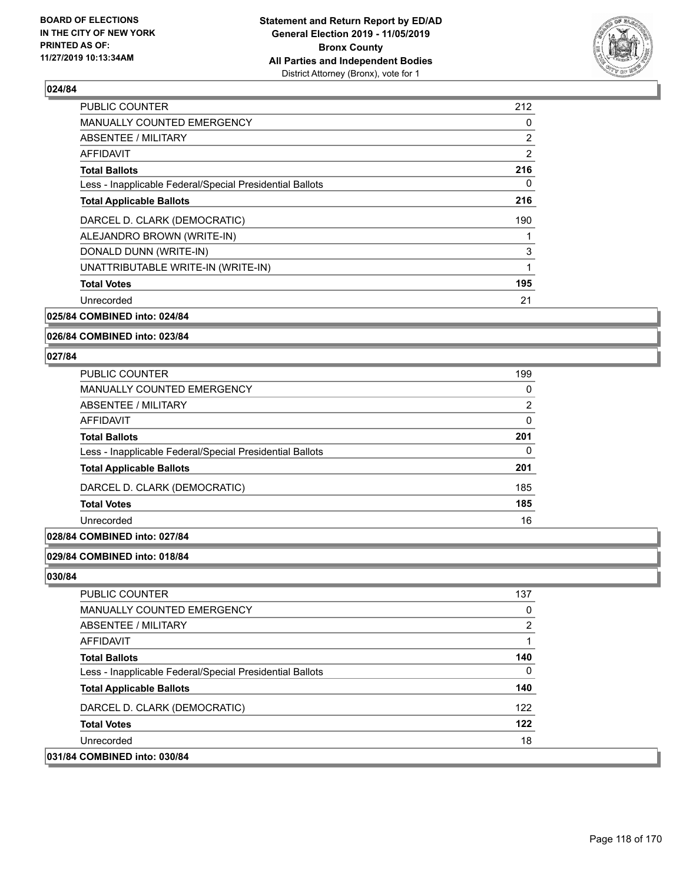### 024/84

| | |
|---|---|
| PUBLIC COUNTER | 212 |
| MANUALLY COUNTED EMERGENCY | 0 |
| ABSENTEE / MILITARY | 2 |
| AFFIDAVIT | 2 |
| **Total Ballots** | **216** |
| Less - Inapplicable Federal/Special Presidential Ballots | 0 |
| **Total Applicable Ballots** | **216** |
| DARCEL D. CLARK (DEMOCRATIC) | 190 |
| ALEJANDRO BROWN (WRITE-IN) | 1 |
| DONALD DUNN (WRITE-IN) | 3 |
| UNATTRIBUTABLE WRITE-IN (WRITE-IN) | 1 |
| **Total Votes** | **195** |
| Unrecorded | 21 |

### 025/84 COMBINED into: 024/84

### 026/84 COMBINED into: 023/84

### 027/84

| | |
|---|---|
| PUBLIC COUNTER | 199 |
| MANUALLY COUNTED EMERGENCY | 0 |
| ABSENTEE / MILITARY | 2 |
| AFFIDAVIT | 0 |
| **Total Ballots** | **201** |
| Less - Inapplicable Federal/Special Presidential Ballots | 0 |
| **Total Applicable Ballots** | **201** |
| DARCEL D. CLARK (DEMOCRATIC) | 185 |
| **Total Votes** | **185** |
| Unrecorded | 16 |

### 028/84 COMBINED into: 027/84

### 029/84 COMBINED into: 018/84

### 030/84

| | |
|---|---|
| PUBLIC COUNTER | 137 |
| MANUALLY COUNTED EMERGENCY | 0 |
| ABSENTEE / MILITARY | 2 |
| AFFIDAVIT | 1 |
| **Total Ballots** | **140** |
| Less - Inapplicable Federal/Special Presidential Ballots | 0 |
| **Total Applicable Ballots** | **140** |
| DARCEL D. CLARK (DEMOCRATIC) | 122 |
| **Total Votes** | **122** |
| Unrecorded | 18 |

### 031/84 COMBINED into: 030/84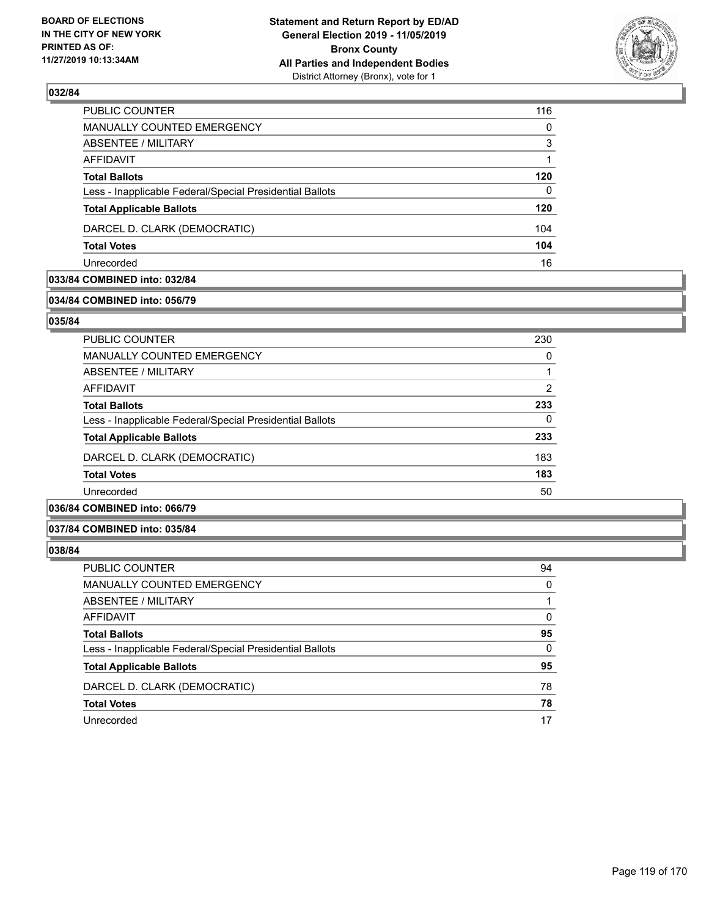## 032/84

| | |
|---|---|
| PUBLIC COUNTER | 116 |
| MANUALLY COUNTED EMERGENCY | 0 |
| ABSENTEE / MILITARY | 3 |
| AFFIDAVIT | 1 |
| **Total Ballots** | **120** |
| Less - Inapplicable Federal/Special Presidential Ballots | 0 |
| **Total Applicable Ballots** | **120** |
| DARCEL D. CLARK (DEMOCRATIC) | 104 |
| **Total Votes** | **104** |
| Unrecorded | 16 |

## 033/84 COMBINED into: 032/84

## 034/84 COMBINED into: 056/79

## 035/84

| | |
|---|---|
| PUBLIC COUNTER | 230 |
| MANUALLY COUNTED EMERGENCY | 0 |
| ABSENTEE / MILITARY | 1 |
| AFFIDAVIT | 2 |
| **Total Ballots** | **233** |
| Less - Inapplicable Federal/Special Presidential Ballots | 0 |
| **Total Applicable Ballots** | **233** |
| DARCEL D. CLARK (DEMOCRATIC) | 183 |
| **Total Votes** | **183** |
| Unrecorded | 50 |

## 036/84 COMBINED into: 066/79

## 037/84 COMBINED into: 035/84

## 038/84

| | |
|---|---|
| PUBLIC COUNTER | 94 |
| MANUALLY COUNTED EMERGENCY | 0 |
| ABSENTEE / MILITARY | 1 |
| AFFIDAVIT | 0 |
| **Total Ballots** | **95** |
| Less - Inapplicable Federal/Special Presidential Ballots | 0 |
| **Total Applicable Ballots** | **95** |
| DARCEL D. CLARK (DEMOCRATIC) | 78 |
| **Total Votes** | **78** |
| Unrecorded | 17 |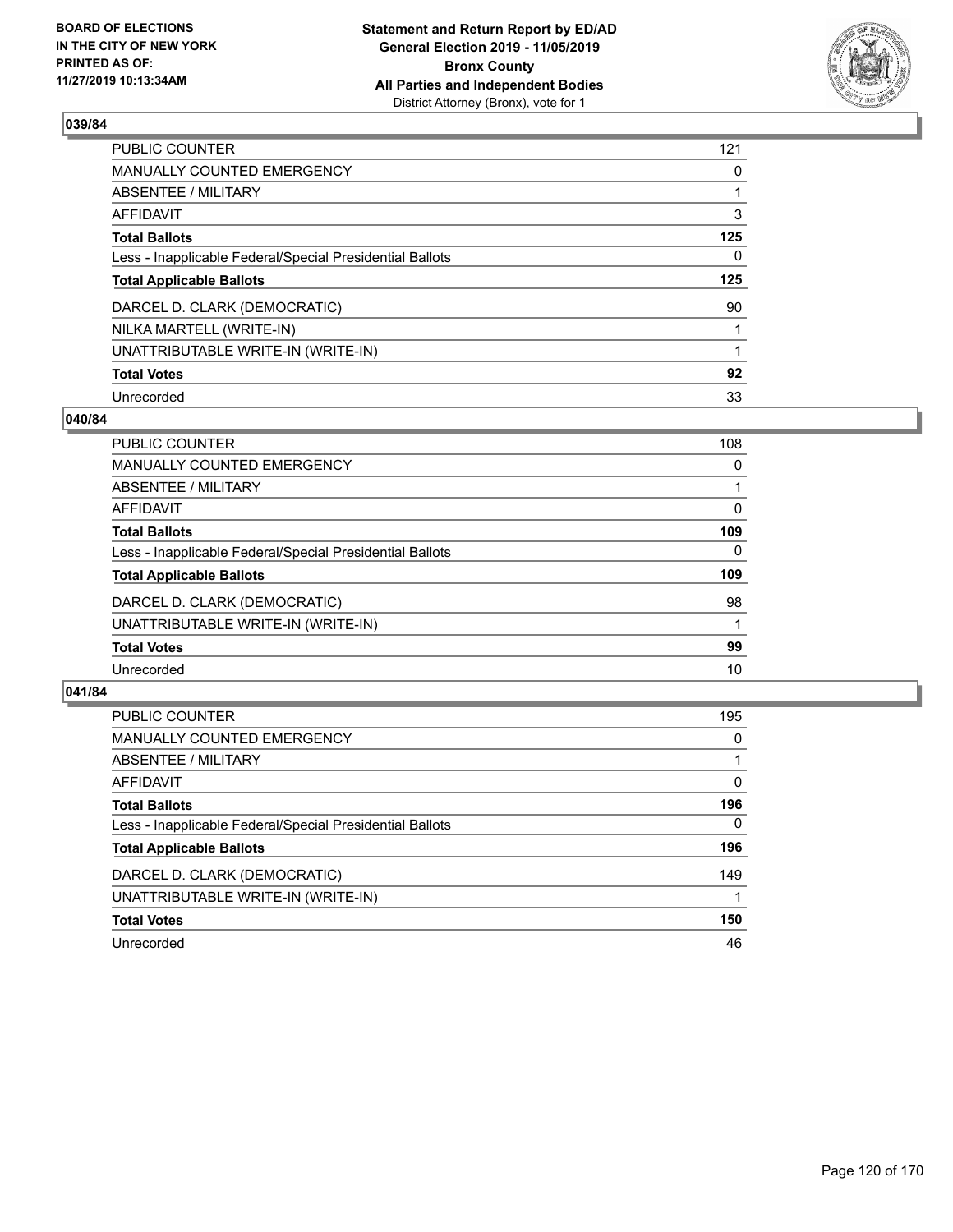## 039/84

| | |
|---|---|
| PUBLIC COUNTER | 121 |
| MANUALLY COUNTED EMERGENCY | 0 |
| ABSENTEE / MILITARY | 1 |
| AFFIDAVIT | 3 |
| **Total Ballots** | **125** |
| Less - Inapplicable Federal/Special Presidential Ballots | 0 |
| **Total Applicable Ballots** | **125** |
| DARCEL D. CLARK (DEMOCRATIC) | 90 |
| NILKA MARTELL (WRITE-IN) | 1 |
| UNATTRIBUTABLE WRITE-IN (WRITE-IN) | 1 |
| **Total Votes** | **92** |
| Unrecorded | 33 |

## 040/84

| | |
|---|---|
| PUBLIC COUNTER | 108 |
| MANUALLY COUNTED EMERGENCY | 0 |
| ABSENTEE / MILITARY | 1 |
| AFFIDAVIT | 0 |
| **Total Ballots** | **109** |
| Less - Inapplicable Federal/Special Presidential Ballots | 0 |
| **Total Applicable Ballots** | **109** |
| DARCEL D. CLARK (DEMOCRATIC) | 98 |
| UNATTRIBUTABLE WRITE-IN (WRITE-IN) | 1 |
| **Total Votes** | **99** |
| Unrecorded | 10 |

## 041/84

| | |
|---|---|
| PUBLIC COUNTER | 195 |
| MANUALLY COUNTED EMERGENCY | 0 |
| ABSENTEE / MILITARY | 1 |
| AFFIDAVIT | 0 |
| **Total Ballots** | **196** |
| Less - Inapplicable Federal/Special Presidential Ballots | 0 |
| **Total Applicable Ballots** | **196** |
| DARCEL D. CLARK (DEMOCRATIC) | 149 |
| UNATTRIBUTABLE WRITE-IN (WRITE-IN) | 1 |
| **Total Votes** | **150** |
| Unrecorded | 46 |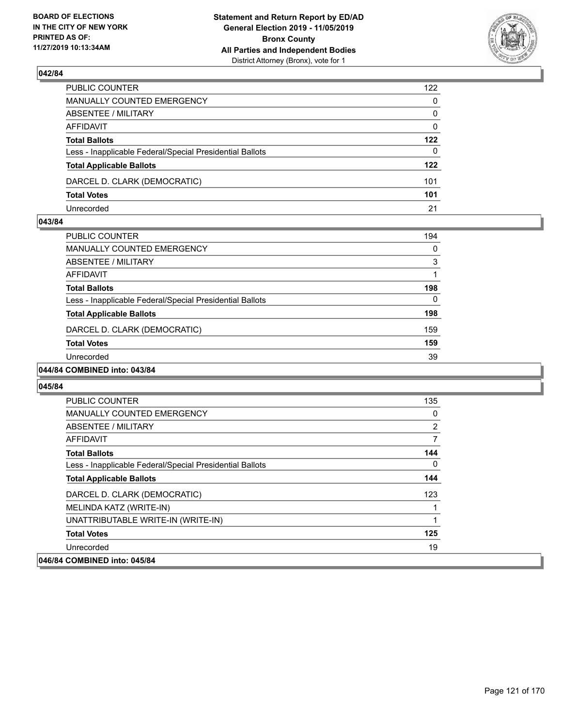### 042/84

| | |
|---|---|
| PUBLIC COUNTER | 122 |
| MANUALLY COUNTED EMERGENCY | 0 |
| ABSENTEE / MILITARY | 0 |
| AFFIDAVIT | 0 |
| **Total Ballots** | **122** |
| Less - Inapplicable Federal/Special Presidential Ballots | 0 |
| **Total Applicable Ballots** | **122** |
| DARCEL D. CLARK (DEMOCRATIC) | 101 |
| **Total Votes** | **101** |
| Unrecorded | 21 |

### 043/84

| | |
|---|---|
| PUBLIC COUNTER | 194 |
| MANUALLY COUNTED EMERGENCY | 0 |
| ABSENTEE / MILITARY | 3 |
| AFFIDAVIT | 1 |
| **Total Ballots** | **198** |
| Less - Inapplicable Federal/Special Presidential Ballots | 0 |
| **Total Applicable Ballots** | **198** |
| DARCEL D. CLARK (DEMOCRATIC) | 159 |
| **Total Votes** | **159** |
| Unrecorded | 39 |

### 044/84 COMBINED into: 043/84

### 045/84

| | |
|---|---|
| PUBLIC COUNTER | 135 |
| MANUALLY COUNTED EMERGENCY | 0 |
| ABSENTEE / MILITARY | 2 |
| AFFIDAVIT | 7 |
| **Total Ballots** | **144** |
| Less - Inapplicable Federal/Special Presidential Ballots | 0 |
| **Total Applicable Ballots** | **144** |
| DARCEL D. CLARK (DEMOCRATIC) | 123 |
| MELINDA KATZ (WRITE-IN) | 1 |
| UNATTRIBUTABLE WRITE-IN (WRITE-IN) | 1 |
| **Total Votes** | **125** |
| Unrecorded | 19 |

### 046/84 COMBINED into: 045/84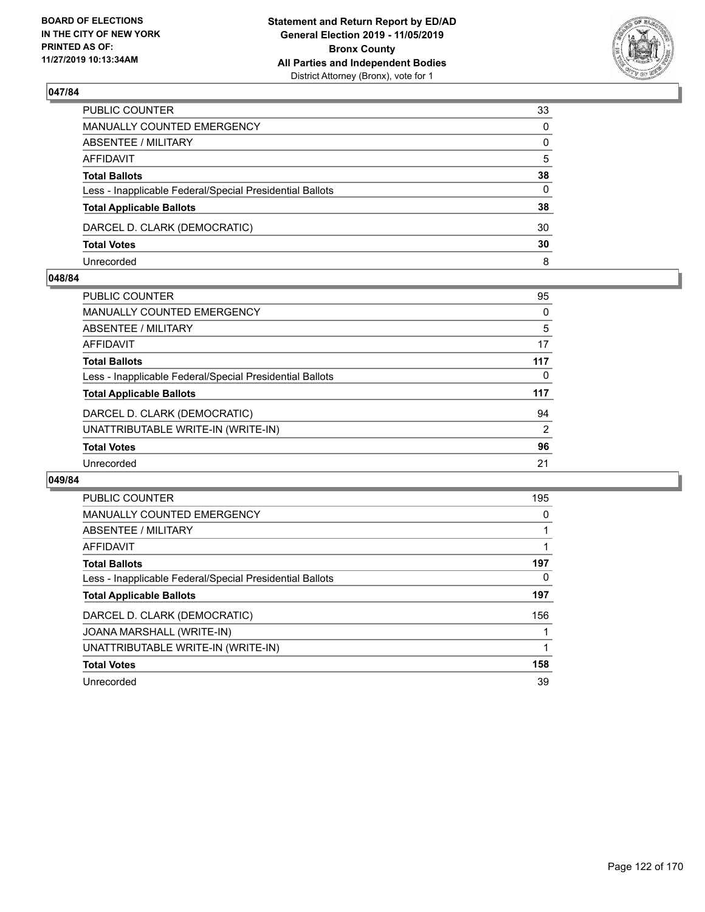### 047/84

| | |
|---|---|
| PUBLIC COUNTER | 33 |
| MANUALLY COUNTED EMERGENCY | 0 |
| ABSENTEE / MILITARY | 0 |
| AFFIDAVIT | 5 |
| **Total Ballots** | **38** |
| Less - Inapplicable Federal/Special Presidential Ballots | 0 |
| **Total Applicable Ballots** | **38** |
| DARCEL D. CLARK (DEMOCRATIC) | 30 |
| **Total Votes** | **30** |
| Unrecorded | 8 |

### 048/84

| | |
|---|---|
| PUBLIC COUNTER | 95 |
| MANUALLY COUNTED EMERGENCY | 0 |
| ABSENTEE / MILITARY | 5 |
| AFFIDAVIT | 17 |
| **Total Ballots** | **117** |
| Less - Inapplicable Federal/Special Presidential Ballots | 0 |
| **Total Applicable Ballots** | **117** |
| DARCEL D. CLARK (DEMOCRATIC) | 94 |
| UNATTRIBUTABLE WRITE-IN (WRITE-IN) | 2 |
| **Total Votes** | **96** |
| Unrecorded | 21 |

### 049/84

| | |
|---|---|
| PUBLIC COUNTER | 195 |
| MANUALLY COUNTED EMERGENCY | 0 |
| ABSENTEE / MILITARY | 1 |
| AFFIDAVIT | 1 |
| **Total Ballots** | **197** |
| Less - Inapplicable Federal/Special Presidential Ballots | 0 |
| **Total Applicable Ballots** | **197** |
| DARCEL D. CLARK (DEMOCRATIC) | 156 |
| JOANA MARSHALL (WRITE-IN) | 1 |
| UNATTRIBUTABLE WRITE-IN (WRITE-IN) | 1 |
| **Total Votes** | **158** |
| Unrecorded | 39 |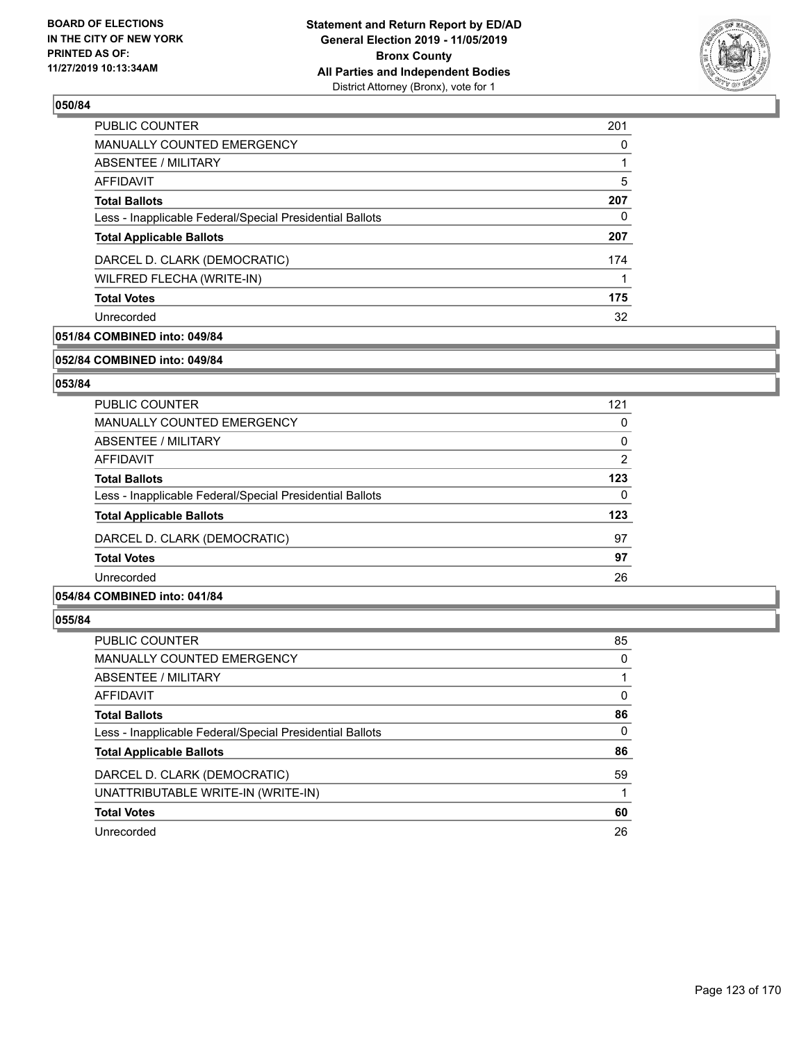### 050/84

| | |
|---|---|
| PUBLIC COUNTER | 201 |
| MANUALLY COUNTED EMERGENCY | 0 |
| ABSENTEE / MILITARY | 1 |
| AFFIDAVIT | 5 |
| **Total Ballots** | **207** |
| Less - Inapplicable Federal/Special Presidential Ballots | 0 |
| **Total Applicable Ballots** | **207** |
| DARCEL D. CLARK (DEMOCRATIC) | 174 |
| WILFRED FLECHA (WRITE-IN) | 1 |
| **Total Votes** | **175** |
| Unrecorded | 32 |

### 051/84 COMBINED into: 049/84

### 052/84 COMBINED into: 049/84

### 053/84

| | |
|---|---|
| PUBLIC COUNTER | 121 |
| MANUALLY COUNTED EMERGENCY | 0 |
| ABSENTEE / MILITARY | 0 |
| AFFIDAVIT | 2 |
| **Total Ballots** | **123** |
| Less - Inapplicable Federal/Special Presidential Ballots | 0 |
| **Total Applicable Ballots** | **123** |
| DARCEL D. CLARK (DEMOCRATIC) | 97 |
| **Total Votes** | **97** |
| Unrecorded | 26 |

### 054/84 COMBINED into: 041/84

### 055/84

| | |
|---|---|
| PUBLIC COUNTER | 85 |
| MANUALLY COUNTED EMERGENCY | 0 |
| ABSENTEE / MILITARY | 1 |
| AFFIDAVIT | 0 |
| **Total Ballots** | **86** |
| Less - Inapplicable Federal/Special Presidential Ballots | 0 |
| **Total Applicable Ballots** | **86** |
| DARCEL D. CLARK (DEMOCRATIC) | 59 |
| UNATTRIBUTABLE WRITE-IN (WRITE-IN) | 1 |
| **Total Votes** | **60** |
| Unrecorded | 26 |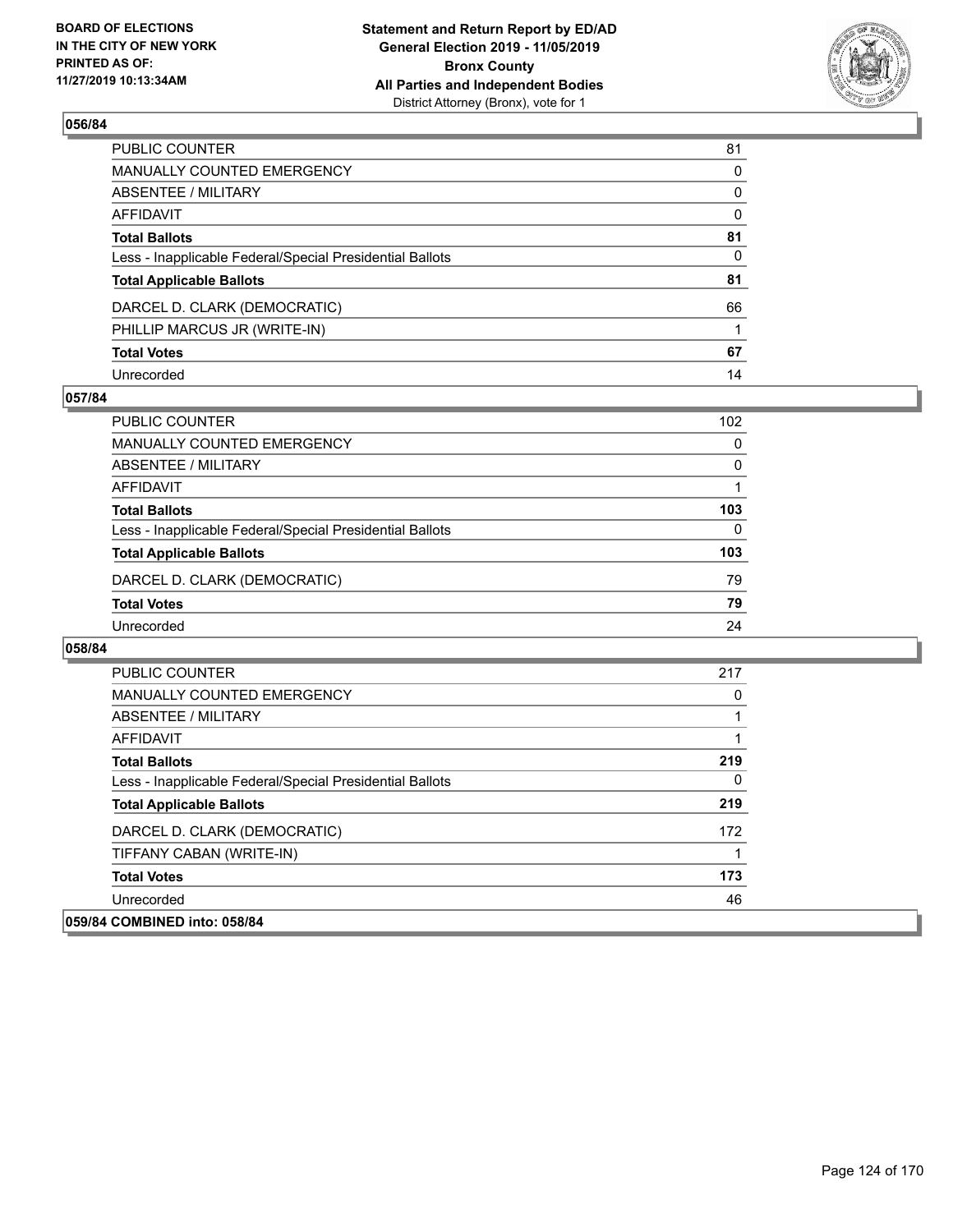## 056/84

| | |
|---|---|
| PUBLIC COUNTER | 81 |
| MANUALLY COUNTED EMERGENCY | 0 |
| ABSENTEE / MILITARY | 0 |
| AFFIDAVIT | 0 |
| **Total Ballots** | **81** |
| Less - Inapplicable Federal/Special Presidential Ballots | 0 |
| **Total Applicable Ballots** | **81** |
| DARCEL D. CLARK (DEMOCRATIC) | 66 |
| PHILLIP MARCUS JR (WRITE-IN) | 1 |
| **Total Votes** | **67** |
| Unrecorded | 14 |

## 057/84

| | |
|---|---|
| PUBLIC COUNTER | 102 |
| MANUALLY COUNTED EMERGENCY | 0 |
| ABSENTEE / MILITARY | 0 |
| AFFIDAVIT | 1 |
| **Total Ballots** | **103** |
| Less - Inapplicable Federal/Special Presidential Ballots | 0 |
| **Total Applicable Ballots** | **103** |
| DARCEL D. CLARK (DEMOCRATIC) | 79 |
| **Total Votes** | **79** |
| Unrecorded | 24 |

## 058/84

| | |
|---|---|
| PUBLIC COUNTER | 217 |
| MANUALLY COUNTED EMERGENCY | 0 |
| ABSENTEE / MILITARY | 1 |
| AFFIDAVIT | 1 |
| **Total Ballots** | **219** |
| Less - Inapplicable Federal/Special Presidential Ballots | 0 |
| **Total Applicable Ballots** | **219** |
| DARCEL D. CLARK (DEMOCRATIC) | 172 |
| TIFFANY CABAN (WRITE-IN) | 1 |
| **Total Votes** | **173** |
| Unrecorded | 46 |

## 059/84 COMBINED into: 058/84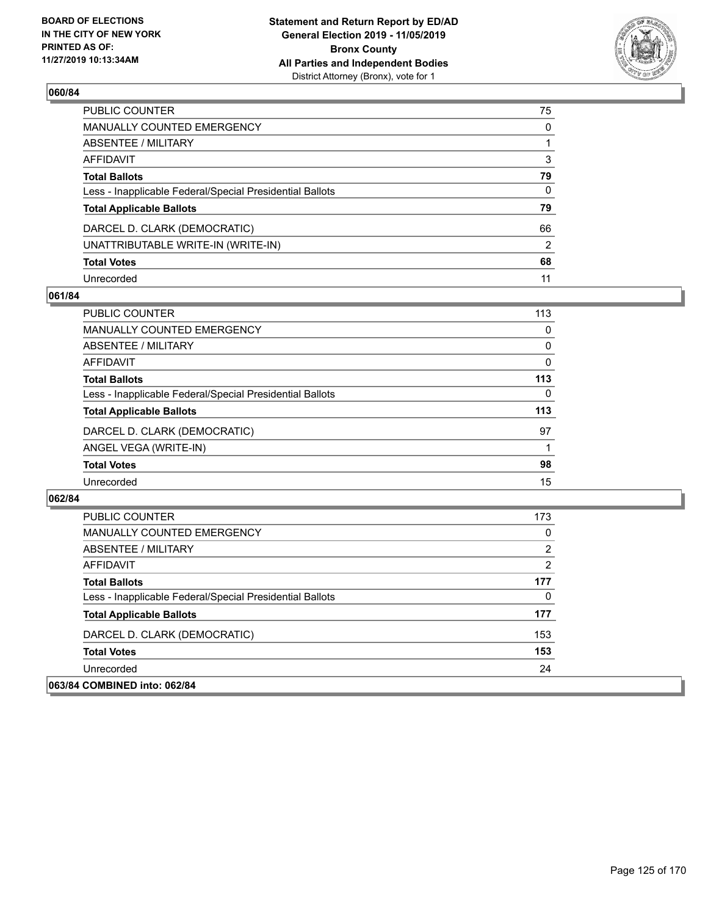## 060/84

| | |
|---|---|
| PUBLIC COUNTER | 75 |
| MANUALLY COUNTED EMERGENCY | 0 |
| ABSENTEE / MILITARY | 1 |
| AFFIDAVIT | 3 |
| **Total Ballots** | **79** |
| Less - Inapplicable Federal/Special Presidential Ballots | 0 |
| **Total Applicable Ballots** | **79** |
| DARCEL D. CLARK (DEMOCRATIC) | 66 |
| UNATTRIBUTABLE WRITE-IN (WRITE-IN) | 2 |
| **Total Votes** | **68** |
| Unrecorded | 11 |

## 061/84

| | |
|---|---|
| PUBLIC COUNTER | 113 |
| MANUALLY COUNTED EMERGENCY | 0 |
| ABSENTEE / MILITARY | 0 |
| AFFIDAVIT | 0 |
| **Total Ballots** | **113** |
| Less - Inapplicable Federal/Special Presidential Ballots | 0 |
| **Total Applicable Ballots** | **113** |
| DARCEL D. CLARK (DEMOCRATIC) | 97 |
| ANGEL VEGA (WRITE-IN) | 1 |
| **Total Votes** | **98** |
| Unrecorded | 15 |

## 062/84

| | |
|---|---|
| PUBLIC COUNTER | 173 |
| MANUALLY COUNTED EMERGENCY | 0 |
| ABSENTEE / MILITARY | 2 |
| AFFIDAVIT | 2 |
| **Total Ballots** | **177** |
| Less - Inapplicable Federal/Special Presidential Ballots | 0 |
| **Total Applicable Ballots** | **177** |
| DARCEL D. CLARK (DEMOCRATIC) | 153 |
| **Total Votes** | **153** |
| Unrecorded | 24 |

## 063/84 COMBINED into: 062/84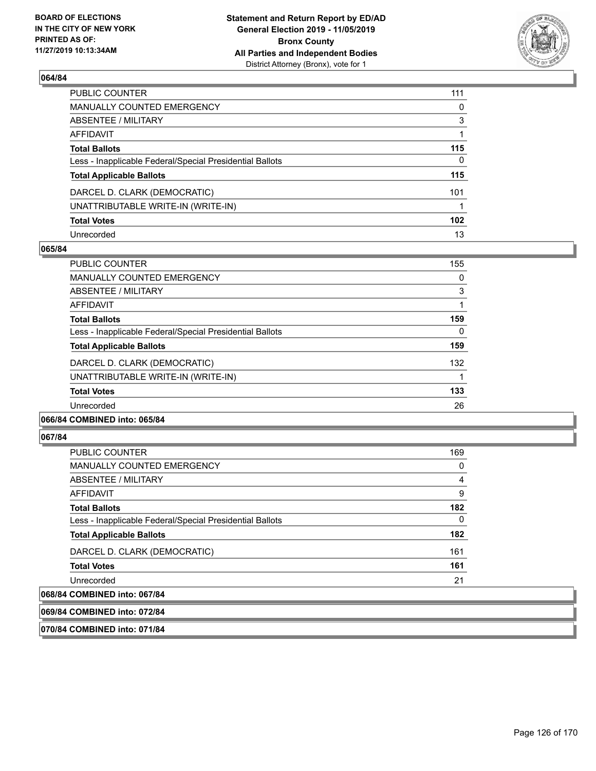**BOARD OF ELECTIONS IN THE CITY OF NEW YORK PRINTED AS OF: 11/27/2019 10:13:34AM**

**Statement and Return Report by ED/AD General Election 2019 - 11/05/2019 Bronx County All Parties and Independent Bodies**
District Attorney (Bronx), vote for 1

### 064/84

| | |
|---|---|
| PUBLIC COUNTER | 111 |
| MANUALLY COUNTED EMERGENCY | 0 |
| ABSENTEE / MILITARY | 3 |
| AFFIDAVIT | 1 |
| **Total Ballots** | **115** |
| Less - Inapplicable Federal/Special Presidential Ballots | 0 |
| **Total Applicable Ballots** | **115** |
| DARCEL D. CLARK (DEMOCRATIC) | 101 |
| UNATTRIBUTABLE WRITE-IN (WRITE-IN) | 1 |
| **Total Votes** | **102** |
| Unrecorded | 13 |

### 065/84

| | |
|---|---|
| PUBLIC COUNTER | 155 |
| MANUALLY COUNTED EMERGENCY | 0 |
| ABSENTEE / MILITARY | 3 |
| AFFIDAVIT | 1 |
| **Total Ballots** | **159** |
| Less - Inapplicable Federal/Special Presidential Ballots | 0 |
| **Total Applicable Ballots** | **159** |
| DARCEL D. CLARK (DEMOCRATIC) | 132 |
| UNATTRIBUTABLE WRITE-IN (WRITE-IN) | 1 |
| **Total Votes** | **133** |
| Unrecorded | 26 |

### 066/84 COMBINED into: 065/84

### 067/84

| | |
|---|---|
| PUBLIC COUNTER | 169 |
| MANUALLY COUNTED EMERGENCY | 0 |
| ABSENTEE / MILITARY | 4 |
| AFFIDAVIT | 9 |
| **Total Ballots** | **182** |
| Less - Inapplicable Federal/Special Presidential Ballots | 0 |
| **Total Applicable Ballots** | **182** |
| DARCEL D. CLARK (DEMOCRATIC) | 161 |
| **Total Votes** | **161** |
| Unrecorded | 21 |

### 068/84 COMBINED into: 067/84

### 069/84 COMBINED into: 072/84

### 070/84 COMBINED into: 071/84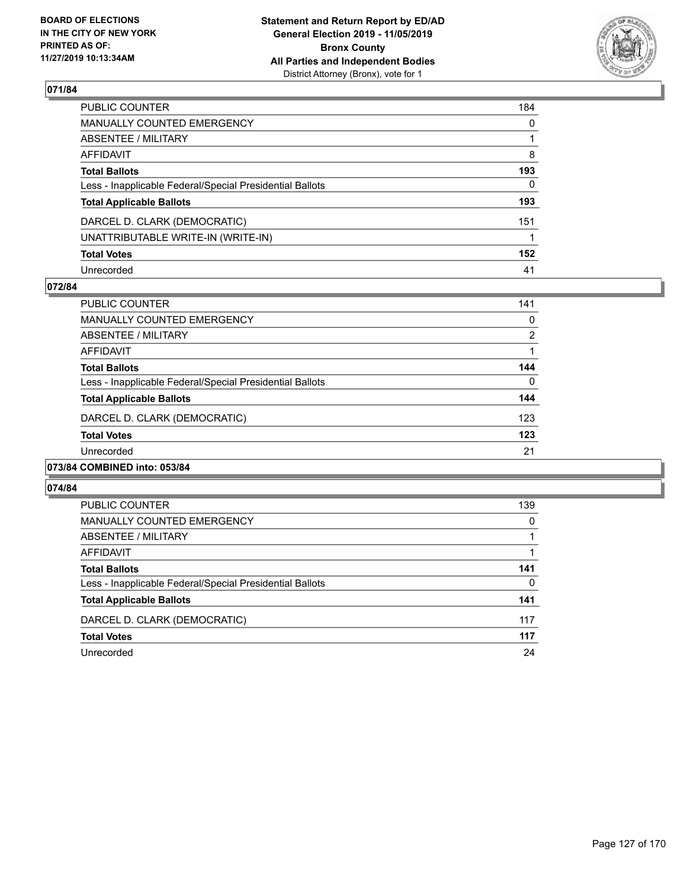## 071/84

| | |
|---|---|
| PUBLIC COUNTER | 184 |
| MANUALLY COUNTED EMERGENCY | 0 |
| ABSENTEE / MILITARY | 1 |
| AFFIDAVIT | 8 |
| **Total Ballots** | **193** |
| Less - Inapplicable Federal/Special Presidential Ballots | 0 |
| **Total Applicable Ballots** | **193** |
| DARCEL D. CLARK (DEMOCRATIC) | 151 |
| UNATTRIBUTABLE WRITE-IN (WRITE-IN) | 1 |
| **Total Votes** | **152** |
| Unrecorded | 41 |

## 072/84

| | |
|---|---|
| PUBLIC COUNTER | 141 |
| MANUALLY COUNTED EMERGENCY | 0 |
| ABSENTEE / MILITARY | 2 |
| AFFIDAVIT | 1 |
| **Total Ballots** | **144** |
| Less - Inapplicable Federal/Special Presidential Ballots | 0 |
| **Total Applicable Ballots** | **144** |
| DARCEL D. CLARK (DEMOCRATIC) | 123 |
| **Total Votes** | **123** |
| Unrecorded | 21 |

## 073/84 COMBINED into: 053/84

## 074/84

| | |
|---|---|
| PUBLIC COUNTER | 139 |
| MANUALLY COUNTED EMERGENCY | 0 |
| ABSENTEE / MILITARY | 1 |
| AFFIDAVIT | 1 |
| **Total Ballots** | **141** |
| Less - Inapplicable Federal/Special Presidential Ballots | 0 |
| **Total Applicable Ballots** | **141** |
| DARCEL D. CLARK (DEMOCRATIC) | 117 |
| **Total Votes** | **117** |
| Unrecorded | 24 |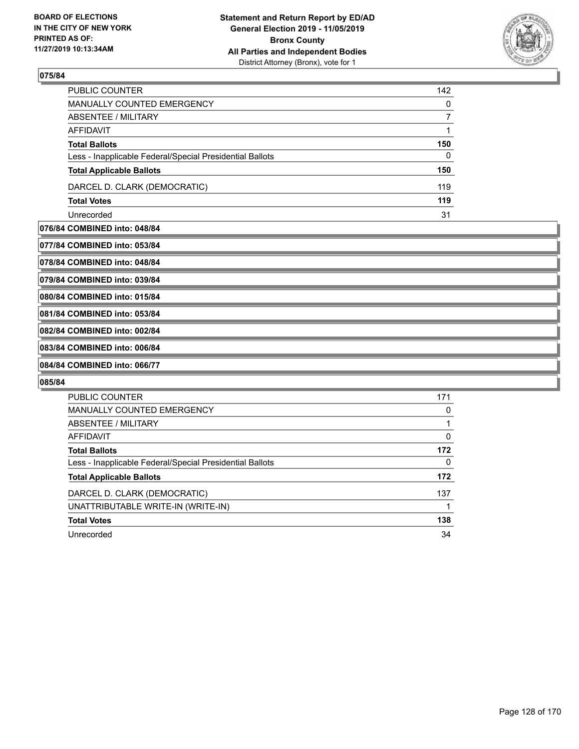### 075/84

| | |
|---|---|
| PUBLIC COUNTER | 142 |
| MANUALLY COUNTED EMERGENCY | 0 |
| ABSENTEE / MILITARY | 7 |
| AFFIDAVIT | 1 |
| **Total Ballots** | **150** |
| Less - Inapplicable Federal/Special Presidential Ballots | 0 |
| **Total Applicable Ballots** | **150** |
| DARCEL D. CLARK (DEMOCRATIC) | 119 |
| **Total Votes** | **119** |
| Unrecorded | 31 |

### 076/84 COMBINED into: 048/84

### 077/84 COMBINED into: 053/84

### 078/84 COMBINED into: 048/84

### 079/84 COMBINED into: 039/84

### 080/84 COMBINED into: 015/84

### 081/84 COMBINED into: 053/84

### 082/84 COMBINED into: 002/84

### 083/84 COMBINED into: 006/84

### 084/84 COMBINED into: 066/77

### 085/84

| | |
|---|---|
| PUBLIC COUNTER | 171 |
| MANUALLY COUNTED EMERGENCY | 0 |
| ABSENTEE / MILITARY | 1 |
| AFFIDAVIT | 0 |
| **Total Ballots** | **172** |
| Less - Inapplicable Federal/Special Presidential Ballots | 0 |
| **Total Applicable Ballots** | **172** |
| DARCEL D. CLARK (DEMOCRATIC) | 137 |
| UNATTRIBUTABLE WRITE-IN (WRITE-IN) | 1 |
| **Total Votes** | **138** |
| Unrecorded | 34 |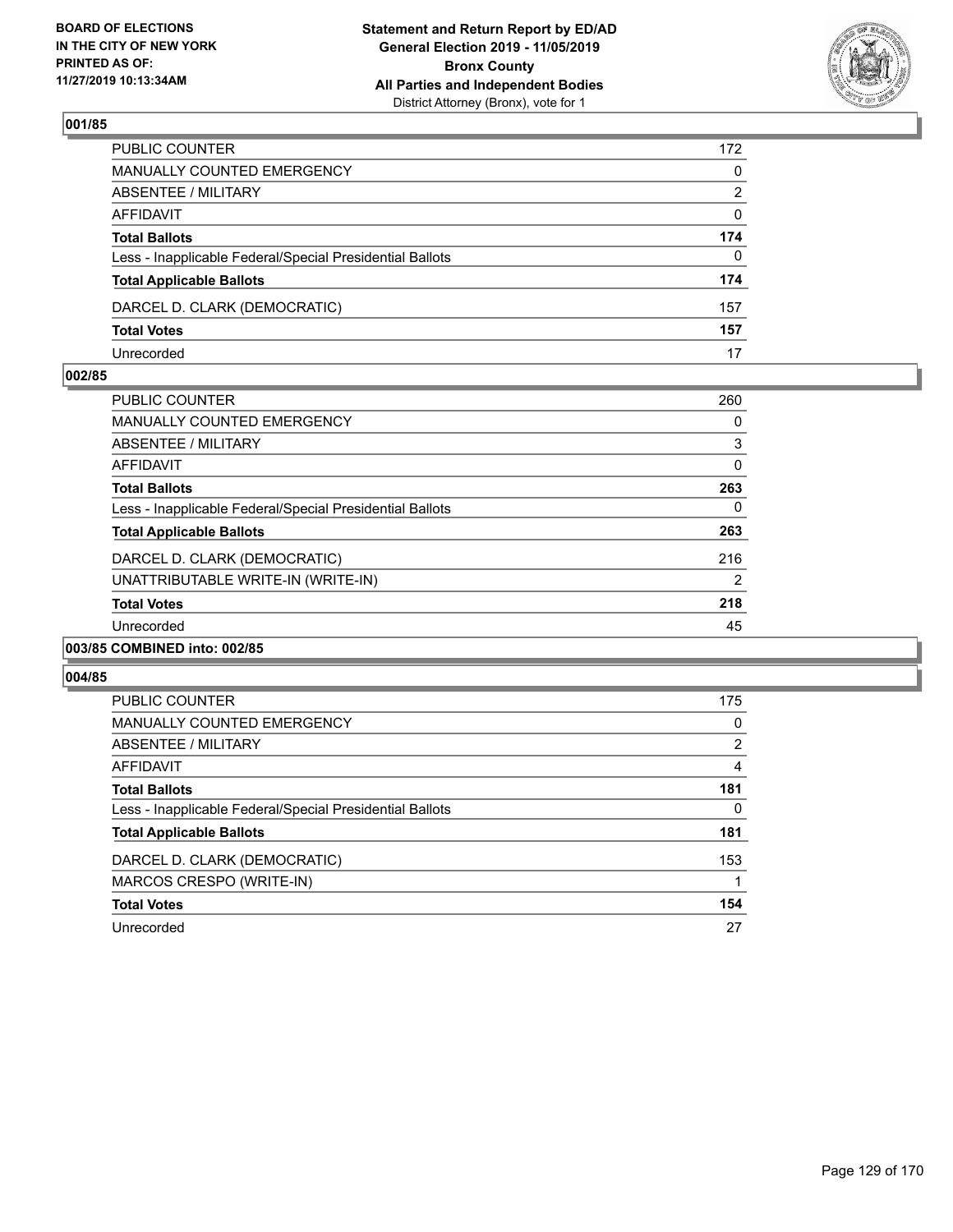BOARD OF ELECTIONS
IN THE CITY OF NEW YORK
PRINTED AS OF:
11/27/2019 10:13:34AM

**Statement and Return Report by ED/AD**
**General Election 2019 - 11/05/2019**
**Bronx County**
**All Parties and Independent Bodies**
District Attorney (Bronx), vote for 1

### 001/85

| | |
|---|---|
| PUBLIC COUNTER | 172 |
| MANUALLY COUNTED EMERGENCY | 0 |
| ABSENTEE / MILITARY | 2 |
| AFFIDAVIT | 0 |
| **Total Ballots** | **174** |
| Less - Inapplicable Federal/Special Presidential Ballots | 0 |
| **Total Applicable Ballots** | **174** |
| DARCEL D. CLARK (DEMOCRATIC) | 157 |
| **Total Votes** | **157** |
| Unrecorded | 17 |

### 002/85

| | |
|---|---|
| PUBLIC COUNTER | 260 |
| MANUALLY COUNTED EMERGENCY | 0 |
| ABSENTEE / MILITARY | 3 |
| AFFIDAVIT | 0 |
| **Total Ballots** | **263** |
| Less - Inapplicable Federal/Special Presidential Ballots | 0 |
| **Total Applicable Ballots** | **263** |
| DARCEL D. CLARK (DEMOCRATIC) | 216 |
| UNATTRIBUTABLE WRITE-IN (WRITE-IN) | 2 |
| **Total Votes** | **218** |
| Unrecorded | 45 |

### 003/85 COMBINED into: 002/85

### 004/85

| | |
|---|---|
| PUBLIC COUNTER | 175 |
| MANUALLY COUNTED EMERGENCY | 0 |
| ABSENTEE / MILITARY | 2 |
| AFFIDAVIT | 4 |
| **Total Ballots** | **181** |
| Less - Inapplicable Federal/Special Presidential Ballots | 0 |
| **Total Applicable Ballots** | **181** |
| DARCEL D. CLARK (DEMOCRATIC) | 153 |
| MARCOS CRESPO (WRITE-IN) | 1 |
| **Total Votes** | **154** |
| Unrecorded | 27 |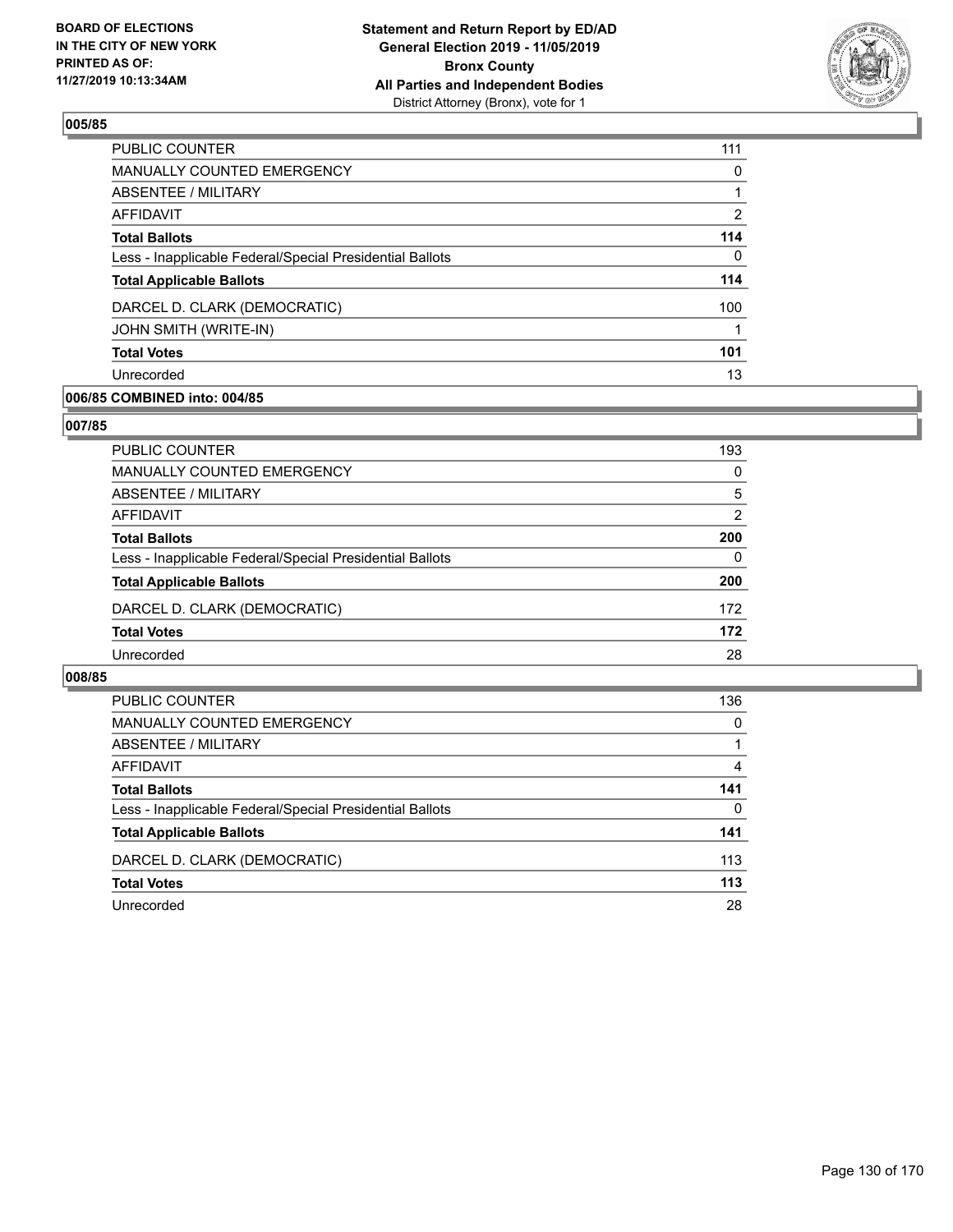## 005/85

| | |
|---|---|
| PUBLIC COUNTER | 111 |
| MANUALLY COUNTED EMERGENCY | 0 |
| ABSENTEE / MILITARY | 1 |
| AFFIDAVIT | 2 |
| **Total Ballots** | **114** |
| Less - Inapplicable Federal/Special Presidential Ballots | 0 |
| **Total Applicable Ballots** | **114** |
| DARCEL D. CLARK (DEMOCRATIC) | 100 |
| JOHN SMITH (WRITE-IN) | 1 |
| **Total Votes** | **101** |
| Unrecorded | 13 |

## 006/85 COMBINED into: 004/85

## 007/85

| | |
|---|---|
| PUBLIC COUNTER | 193 |
| MANUALLY COUNTED EMERGENCY | 0 |
| ABSENTEE / MILITARY | 5 |
| AFFIDAVIT | 2 |
| **Total Ballots** | **200** |
| Less - Inapplicable Federal/Special Presidential Ballots | 0 |
| **Total Applicable Ballots** | **200** |
| DARCEL D. CLARK (DEMOCRATIC) | 172 |
| **Total Votes** | **172** |
| Unrecorded | 28 |

## 008/85

| | |
|---|---|
| PUBLIC COUNTER | 136 |
| MANUALLY COUNTED EMERGENCY | 0 |
| ABSENTEE / MILITARY | 1 |
| AFFIDAVIT | 4 |
| **Total Ballots** | **141** |
| Less - Inapplicable Federal/Special Presidential Ballots | 0 |
| **Total Applicable Ballots** | **141** |
| DARCEL D. CLARK (DEMOCRATIC) | 113 |
| **Total Votes** | **113** |
| Unrecorded | 28 |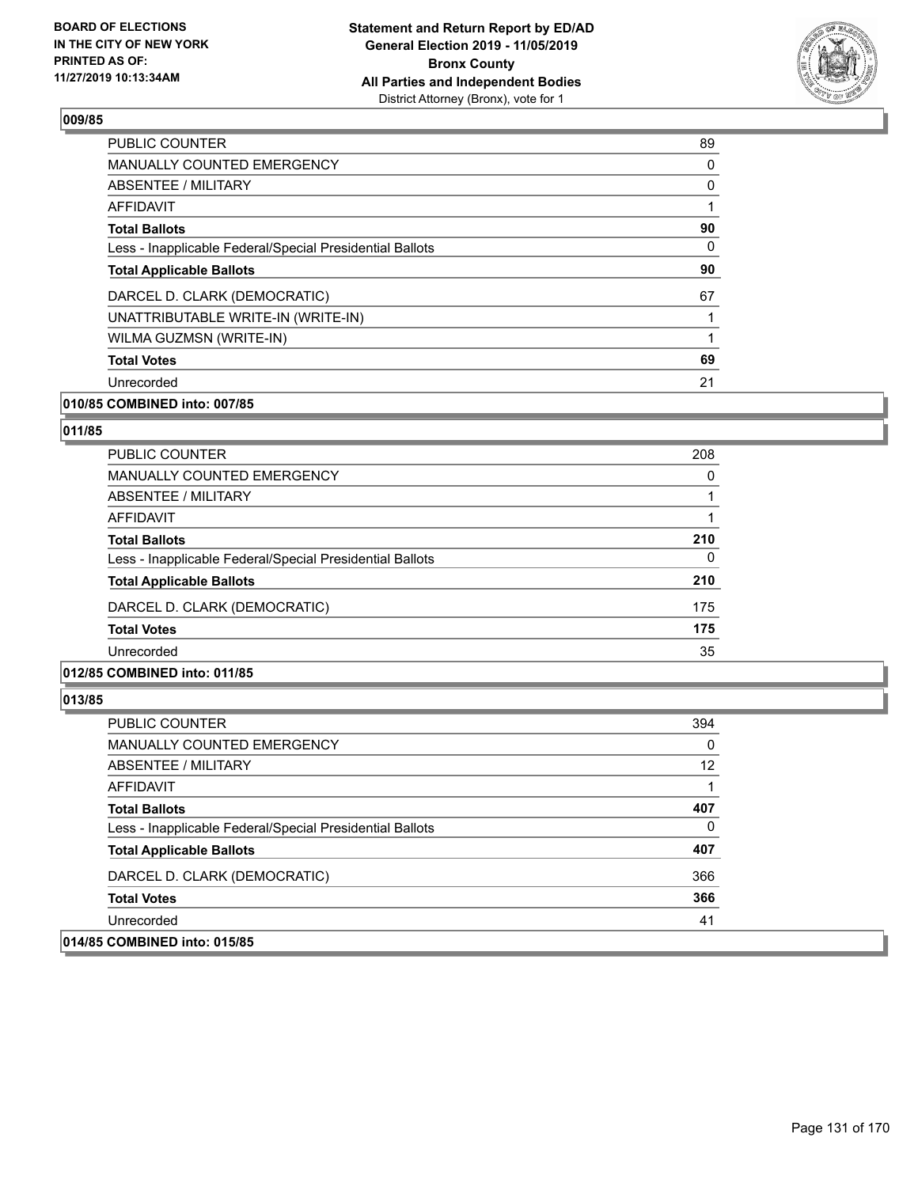### 009/85

| | |
|---|---|
| PUBLIC COUNTER | 89 |
| MANUALLY COUNTED EMERGENCY | 0 |
| ABSENTEE / MILITARY | 0 |
| AFFIDAVIT | 1 |
| **Total Ballots** | **90** |
| Less - Inapplicable Federal/Special Presidential Ballots | 0 |
| **Total Applicable Ballots** | **90** |
| DARCEL D. CLARK (DEMOCRATIC) | 67 |
| UNATTRIBUTABLE WRITE-IN (WRITE-IN) | 1 |
| WILMA GUZMSN (WRITE-IN) | 1 |
| **Total Votes** | **69** |
| Unrecorded | 21 |

### 010/85 COMBINED into: 007/85

### 011/85

| | |
|---|---|
| PUBLIC COUNTER | 208 |
| MANUALLY COUNTED EMERGENCY | 0 |
| ABSENTEE / MILITARY | 1 |
| AFFIDAVIT | 1 |
| **Total Ballots** | **210** |
| Less - Inapplicable Federal/Special Presidential Ballots | 0 |
| **Total Applicable Ballots** | **210** |
| DARCEL D. CLARK (DEMOCRATIC) | 175 |
| **Total Votes** | **175** |
| Unrecorded | 35 |

### 012/85 COMBINED into: 011/85

### 013/85

| | |
|---|---|
| PUBLIC COUNTER | 394 |
| MANUALLY COUNTED EMERGENCY | 0 |
| ABSENTEE / MILITARY | 12 |
| AFFIDAVIT | 1 |
| **Total Ballots** | **407** |
| Less - Inapplicable Federal/Special Presidential Ballots | 0 |
| **Total Applicable Ballots** | **407** |
| DARCEL D. CLARK (DEMOCRATIC) | 366 |
| **Total Votes** | **366** |
| Unrecorded | 41 |

### 014/85 COMBINED into: 015/85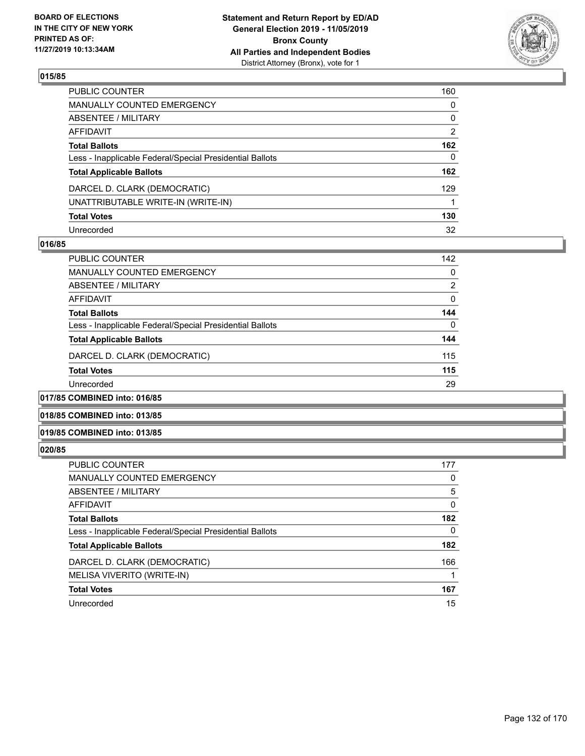**BOARD OF ELECTIONS IN THE CITY OF NEW YORK PRINTED AS OF: 11/27/2019 10:13:34AM**

**Statement and Return Report by ED/AD General Election 2019 - 11/05/2019 Bronx County All Parties and Independent Bodies** District Attorney (Bronx), vote for 1

### 015/85

| | |
|---|---|
| PUBLIC COUNTER | 160 |
| MANUALLY COUNTED EMERGENCY | 0 |
| ABSENTEE / MILITARY | 0 |
| AFFIDAVIT | 2 |
| **Total Ballots** | **162** |
| Less - Inapplicable Federal/Special Presidential Ballots | 0 |
| **Total Applicable Ballots** | **162** |
| DARCEL D. CLARK (DEMOCRATIC) | 129 |
| UNATTRIBUTABLE WRITE-IN (WRITE-IN) | 1 |
| **Total Votes** | **130** |
| Unrecorded | 32 |

### 016/85

| | |
|---|---|
| PUBLIC COUNTER | 142 |
| MANUALLY COUNTED EMERGENCY | 0 |
| ABSENTEE / MILITARY | 2 |
| AFFIDAVIT | 0 |
| **Total Ballots** | **144** |
| Less - Inapplicable Federal/Special Presidential Ballots | 0 |
| **Total Applicable Ballots** | **144** |
| DARCEL D. CLARK (DEMOCRATIC) | 115 |
| **Total Votes** | **115** |
| Unrecorded | 29 |

### 017/85 COMBINED into: 016/85

### 018/85 COMBINED into: 013/85

### 019/85 COMBINED into: 013/85

### 020/85

| | |
|---|---|
| PUBLIC COUNTER | 177 |
| MANUALLY COUNTED EMERGENCY | 0 |
| ABSENTEE / MILITARY | 5 |
| AFFIDAVIT | 0 |
| **Total Ballots** | **182** |
| Less - Inapplicable Federal/Special Presidential Ballots | 0 |
| **Total Applicable Ballots** | **182** |
| DARCEL D. CLARK (DEMOCRATIC) | 166 |
| MELISA VIVERITO (WRITE-IN) | 1 |
| **Total Votes** | **167** |
| Unrecorded | 15 |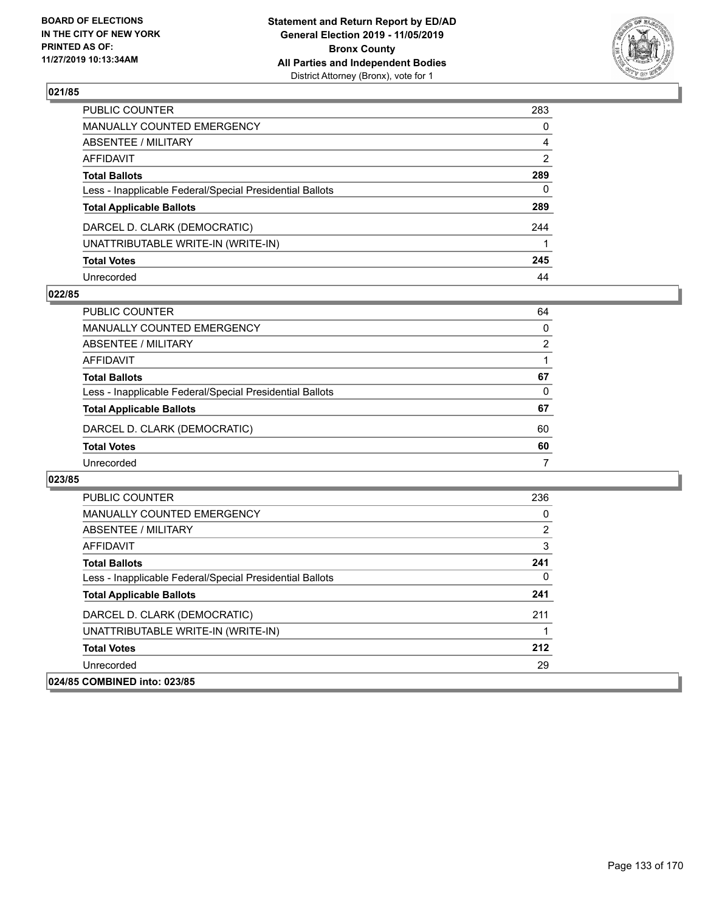## 021/85

| | |
|---|---|
| PUBLIC COUNTER | 283 |
| MANUALLY COUNTED EMERGENCY | 0 |
| ABSENTEE / MILITARY | 4 |
| AFFIDAVIT | 2 |
| **Total Ballots** | **289** |
| Less - Inapplicable Federal/Special Presidential Ballots | 0 |
| **Total Applicable Ballots** | **289** |
| DARCEL D. CLARK (DEMOCRATIC) | 244 |
| UNATTRIBUTABLE WRITE-IN (WRITE-IN) | 1 |
| **Total Votes** | **245** |
| Unrecorded | 44 |

## 022/85

| | |
|---|---|
| PUBLIC COUNTER | 64 |
| MANUALLY COUNTED EMERGENCY | 0 |
| ABSENTEE / MILITARY | 2 |
| AFFIDAVIT | 1 |
| **Total Ballots** | **67** |
| Less - Inapplicable Federal/Special Presidential Ballots | 0 |
| **Total Applicable Ballots** | **67** |
| DARCEL D. CLARK (DEMOCRATIC) | 60 |
| **Total Votes** | **60** |
| Unrecorded | 7 |

## 023/85

| | |
|---|---|
| PUBLIC COUNTER | 236 |
| MANUALLY COUNTED EMERGENCY | 0 |
| ABSENTEE / MILITARY | 2 |
| AFFIDAVIT | 3 |
| **Total Ballots** | **241** |
| Less - Inapplicable Federal/Special Presidential Ballots | 0 |
| **Total Applicable Ballots** | **241** |
| DARCEL D. CLARK (DEMOCRATIC) | 211 |
| UNATTRIBUTABLE WRITE-IN (WRITE-IN) | 1 |
| **Total Votes** | **212** |
| Unrecorded | 29 |

## 024/85 COMBINED into: 023/85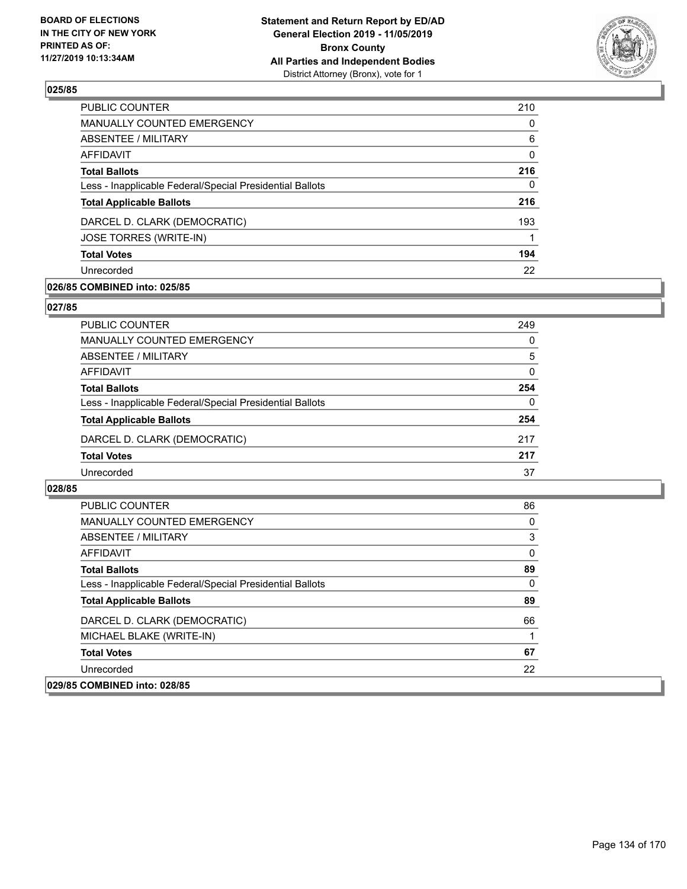## 025/85

| | |
|---|---|
| PUBLIC COUNTER | 210 |
| MANUALLY COUNTED EMERGENCY | 0 |
| ABSENTEE / MILITARY | 6 |
| AFFIDAVIT | 0 |
| **Total Ballots** | **216** |
| Less - Inapplicable Federal/Special Presidential Ballots | 0 |
| **Total Applicable Ballots** | **216** |
| DARCEL D. CLARK (DEMOCRATIC) | 193 |
| JOSE TORRES (WRITE-IN) | 1 |
| **Total Votes** | **194** |
| Unrecorded | 22 |

## 026/85 COMBINED into: 025/85

## 027/85

| | |
|---|---|
| PUBLIC COUNTER | 249 |
| MANUALLY COUNTED EMERGENCY | 0 |
| ABSENTEE / MILITARY | 5 |
| AFFIDAVIT | 0 |
| **Total Ballots** | **254** |
| Less - Inapplicable Federal/Special Presidential Ballots | 0 |
| **Total Applicable Ballots** | **254** |
| DARCEL D. CLARK (DEMOCRATIC) | 217 |
| **Total Votes** | **217** |
| Unrecorded | 37 |

## 028/85

| | |
|---|---|
| PUBLIC COUNTER | 86 |
| MANUALLY COUNTED EMERGENCY | 0 |
| ABSENTEE / MILITARY | 3 |
| AFFIDAVIT | 0 |
| **Total Ballots** | **89** |
| Less - Inapplicable Federal/Special Presidential Ballots | 0 |
| **Total Applicable Ballots** | **89** |
| DARCEL D. CLARK (DEMOCRATIC) | 66 |
| MICHAEL BLAKE (WRITE-IN) | 1 |
| **Total Votes** | **67** |
| Unrecorded | 22 |

## 029/85 COMBINED into: 028/85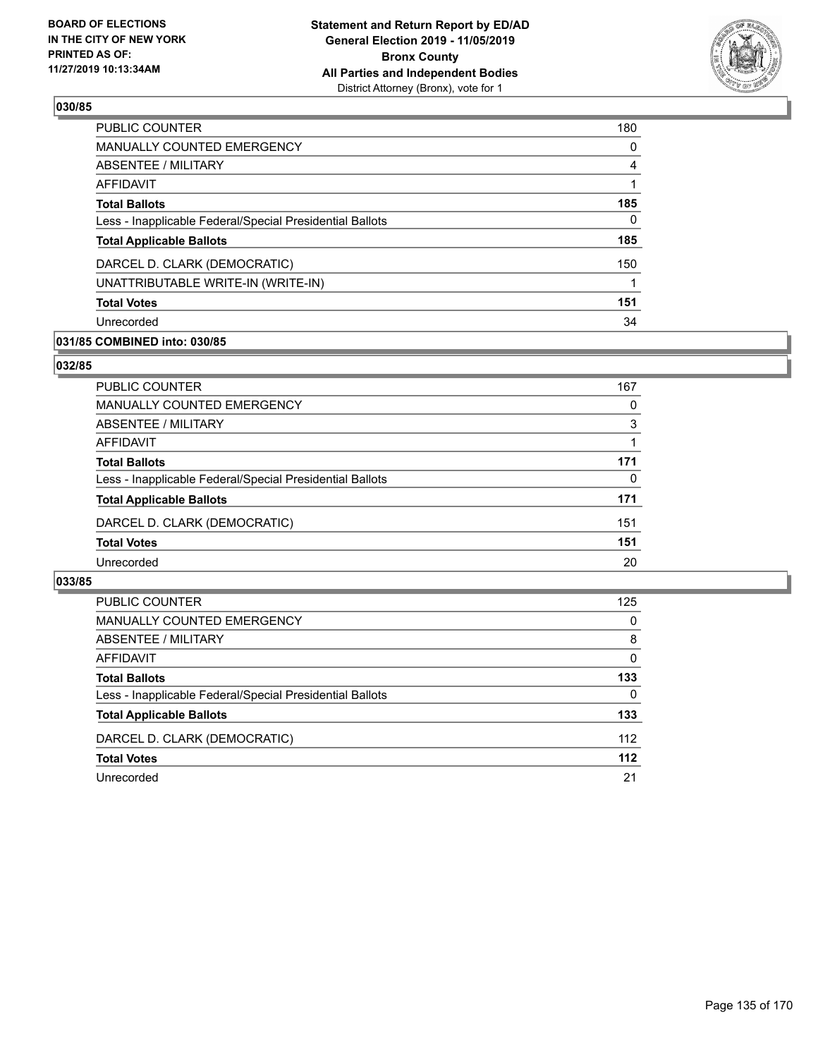## 030/85

| | |
|---|---|
| PUBLIC COUNTER | 180 |
| MANUALLY COUNTED EMERGENCY | 0 |
| ABSENTEE / MILITARY | 4 |
| AFFIDAVIT | 1 |
| **Total Ballots** | **185** |
| Less - Inapplicable Federal/Special Presidential Ballots | 0 |
| **Total Applicable Ballots** | **185** |
| DARCEL D. CLARK (DEMOCRATIC) | 150 |
| UNATTRIBUTABLE WRITE-IN (WRITE-IN) | 1 |
| **Total Votes** | **151** |
| Unrecorded | 34 |

## 031/85 COMBINED into: 030/85

## 032/85

| | |
|---|---|
| PUBLIC COUNTER | 167 |
| MANUALLY COUNTED EMERGENCY | 0 |
| ABSENTEE / MILITARY | 3 |
| AFFIDAVIT | 1 |
| **Total Ballots** | **171** |
| Less - Inapplicable Federal/Special Presidential Ballots | 0 |
| **Total Applicable Ballots** | **171** |
| DARCEL D. CLARK (DEMOCRATIC) | 151 |
| **Total Votes** | **151** |
| Unrecorded | 20 |

## 033/85

| | |
|---|---|
| PUBLIC COUNTER | 125 |
| MANUALLY COUNTED EMERGENCY | 0 |
| ABSENTEE / MILITARY | 8 |
| AFFIDAVIT | 0 |
| **Total Ballots** | **133** |
| Less - Inapplicable Federal/Special Presidential Ballots | 0 |
| **Total Applicable Ballots** | **133** |
| DARCEL D. CLARK (DEMOCRATIC) | 112 |
| **Total Votes** | **112** |
| Unrecorded | 21 |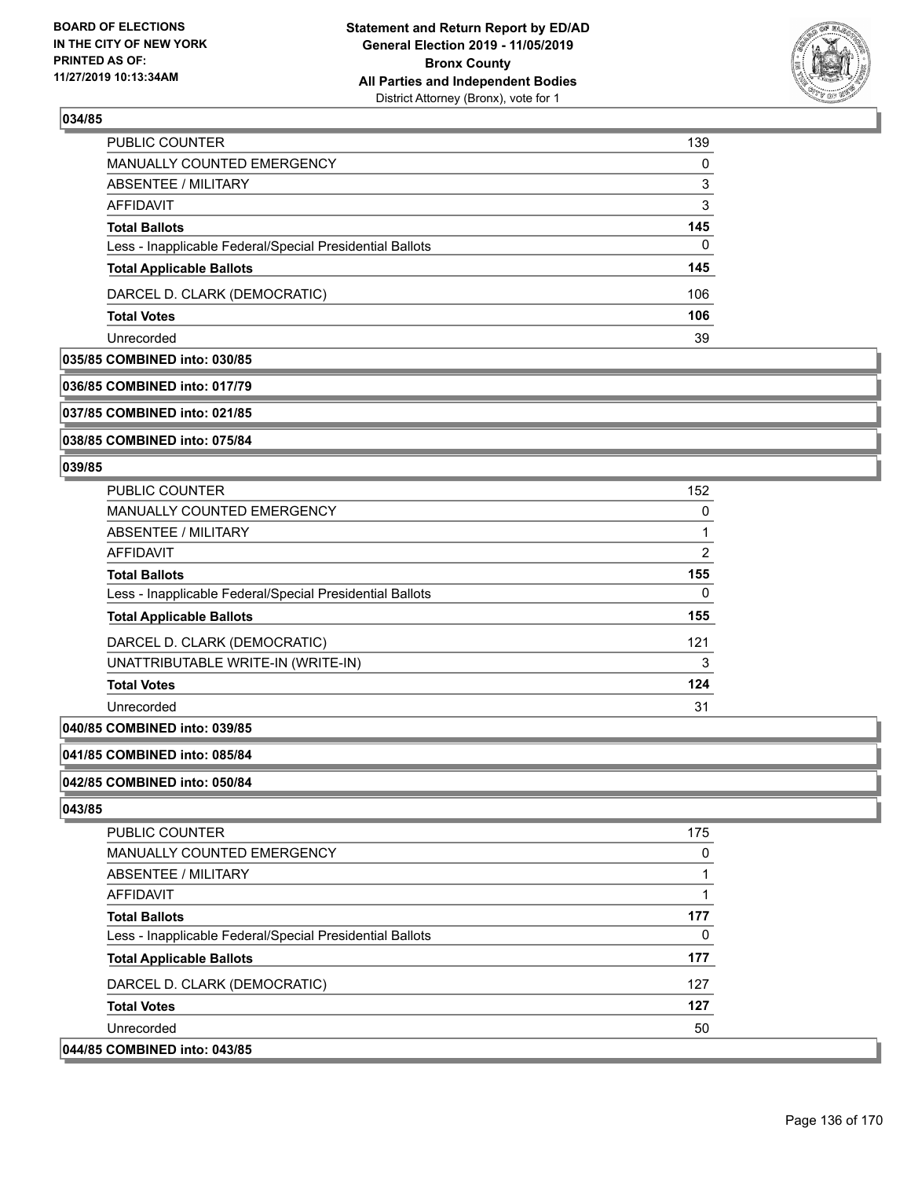### 034/85

| | |
|---|---|
| PUBLIC COUNTER | 139 |
| MANUALLY COUNTED EMERGENCY | 0 |
| ABSENTEE / MILITARY | 3 |
| AFFIDAVIT | 3 |
| **Total Ballots** | **145** |
| Less - Inapplicable Federal/Special Presidential Ballots | 0 |
| **Total Applicable Ballots** | **145** |
| DARCEL D. CLARK (DEMOCRATIC) | 106 |
| **Total Votes** | **106** |
| Unrecorded | 39 |

### 035/85 COMBINED into: 030/85

### 036/85 COMBINED into: 017/79

### 037/85 COMBINED into: 021/85

### 038/85 COMBINED into: 075/84

### 039/85

| | |
|---|---|
| PUBLIC COUNTER | 152 |
| MANUALLY COUNTED EMERGENCY | 0 |
| ABSENTEE / MILITARY | 1 |
| AFFIDAVIT | 2 |
| **Total Ballots** | **155** |
| Less - Inapplicable Federal/Special Presidential Ballots | 0 |
| **Total Applicable Ballots** | **155** |
| DARCEL D. CLARK (DEMOCRATIC) | 121 |
| UNATTRIBUTABLE WRITE-IN (WRITE-IN) | 3 |
| **Total Votes** | **124** |
| Unrecorded | 31 |

### 040/85 COMBINED into: 039/85

### 041/85 COMBINED into: 085/84

### 042/85 COMBINED into: 050/84

### 043/85

| | |
|---|---|
| PUBLIC COUNTER | 175 |
| MANUALLY COUNTED EMERGENCY | 0 |
| ABSENTEE / MILITARY | 1 |
| AFFIDAVIT | 1 |
| **Total Ballots** | **177** |
| Less - Inapplicable Federal/Special Presidential Ballots | 0 |
| **Total Applicable Ballots** | **177** |
| DARCEL D. CLARK (DEMOCRATIC) | 127 |
| **Total Votes** | **127** |
| Unrecorded | 50 |

### 044/85 COMBINED into: 043/85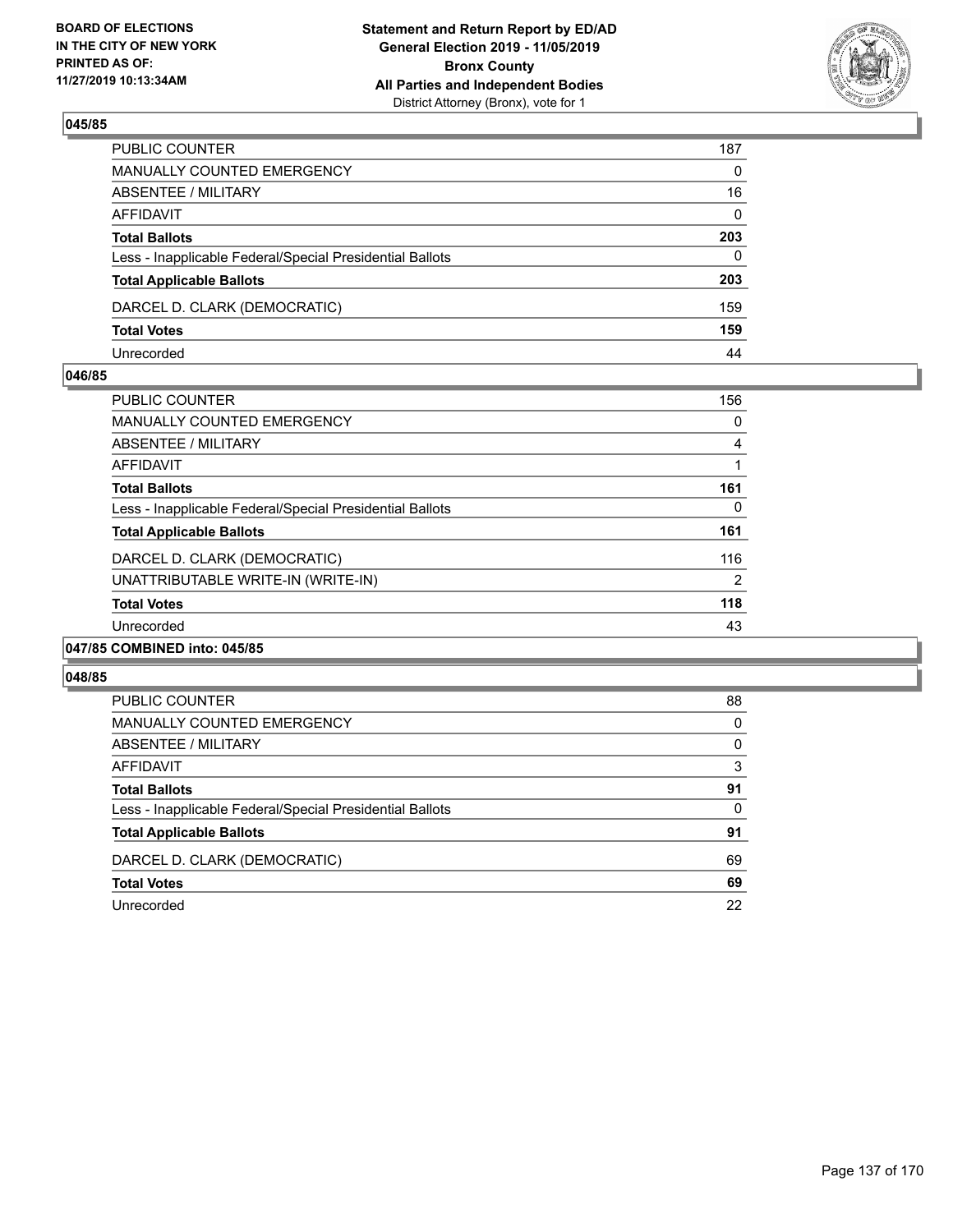BOARD OF ELECTIONS
IN THE CITY OF NEW YORK
PRINTED AS OF:
11/27/2019 10:13:34AM

**Statement and Return Report by ED/AD**
**General Election 2019 - 11/05/2019**
**Bronx County**
**All Parties and Independent Bodies**
District Attorney (Bronx), vote for 1

### 045/85

| | |
|---|---|
| PUBLIC COUNTER | 187 |
| MANUALLY COUNTED EMERGENCY | 0 |
| ABSENTEE / MILITARY | 16 |
| AFFIDAVIT | 0 |
| **Total Ballots** | **203** |
| Less - Inapplicable Federal/Special Presidential Ballots | 0 |
| **Total Applicable Ballots** | **203** |
| DARCEL D. CLARK (DEMOCRATIC) | 159 |
| **Total Votes** | **159** |
| Unrecorded | 44 |

### 046/85

| | |
|---|---|
| PUBLIC COUNTER | 156 |
| MANUALLY COUNTED EMERGENCY | 0 |
| ABSENTEE / MILITARY | 4 |
| AFFIDAVIT | 1 |
| **Total Ballots** | **161** |
| Less - Inapplicable Federal/Special Presidential Ballots | 0 |
| **Total Applicable Ballots** | **161** |
| DARCEL D. CLARK (DEMOCRATIC) | 116 |
| UNATTRIBUTABLE WRITE-IN (WRITE-IN) | 2 |
| **Total Votes** | **118** |
| Unrecorded | 43 |

### 047/85 COMBINED into: 045/85

### 048/85

| | |
|---|---|
| PUBLIC COUNTER | 88 |
| MANUALLY COUNTED EMERGENCY | 0 |
| ABSENTEE / MILITARY | 0 |
| AFFIDAVIT | 3 |
| **Total Ballots** | **91** |
| Less - Inapplicable Federal/Special Presidential Ballots | 0 |
| **Total Applicable Ballots** | **91** |
| DARCEL D. CLARK (DEMOCRATIC) | 69 |
| **Total Votes** | **69** |
| Unrecorded | 22 |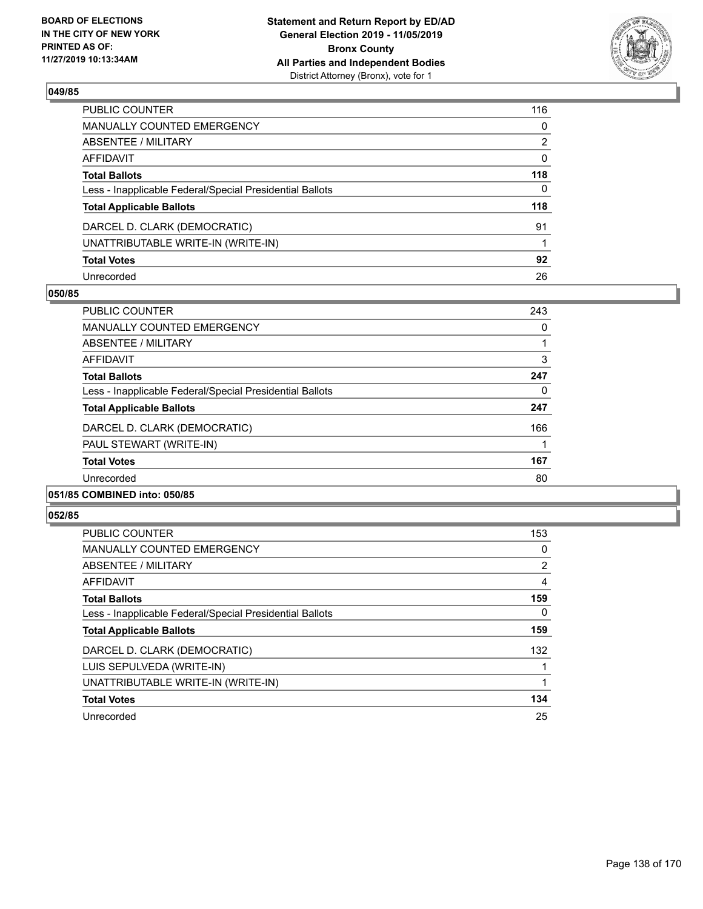### 049/85

| | |
|---|---|
| PUBLIC COUNTER | 116 |
| MANUALLY COUNTED EMERGENCY | 0 |
| ABSENTEE / MILITARY | 2 |
| AFFIDAVIT | 0 |
| **Total Ballots** | **118** |
| Less - Inapplicable Federal/Special Presidential Ballots | 0 |
| **Total Applicable Ballots** | **118** |
| DARCEL D. CLARK (DEMOCRATIC) | 91 |
| UNATTRIBUTABLE WRITE-IN (WRITE-IN) | 1 |
| **Total Votes** | **92** |
| Unrecorded | 26 |

### 050/85

| | |
|---|---|
| PUBLIC COUNTER | 243 |
| MANUALLY COUNTED EMERGENCY | 0 |
| ABSENTEE / MILITARY | 1 |
| AFFIDAVIT | 3 |
| **Total Ballots** | **247** |
| Less - Inapplicable Federal/Special Presidential Ballots | 0 |
| **Total Applicable Ballots** | **247** |
| DARCEL D. CLARK (DEMOCRATIC) | 166 |
| PAUL STEWART (WRITE-IN) | 1 |
| **Total Votes** | **167** |
| Unrecorded | 80 |

### 051/85 COMBINED into: 050/85

### 052/85

| | |
|---|---|
| PUBLIC COUNTER | 153 |
| MANUALLY COUNTED EMERGENCY | 0 |
| ABSENTEE / MILITARY | 2 |
| AFFIDAVIT | 4 |
| **Total Ballots** | **159** |
| Less - Inapplicable Federal/Special Presidential Ballots | 0 |
| **Total Applicable Ballots** | **159** |
| DARCEL D. CLARK (DEMOCRATIC) | 132 |
| LUIS SEPULVEDA (WRITE-IN) | 1 |
| UNATTRIBUTABLE WRITE-IN (WRITE-IN) | 1 |
| **Total Votes** | **134** |
| Unrecorded | 25 |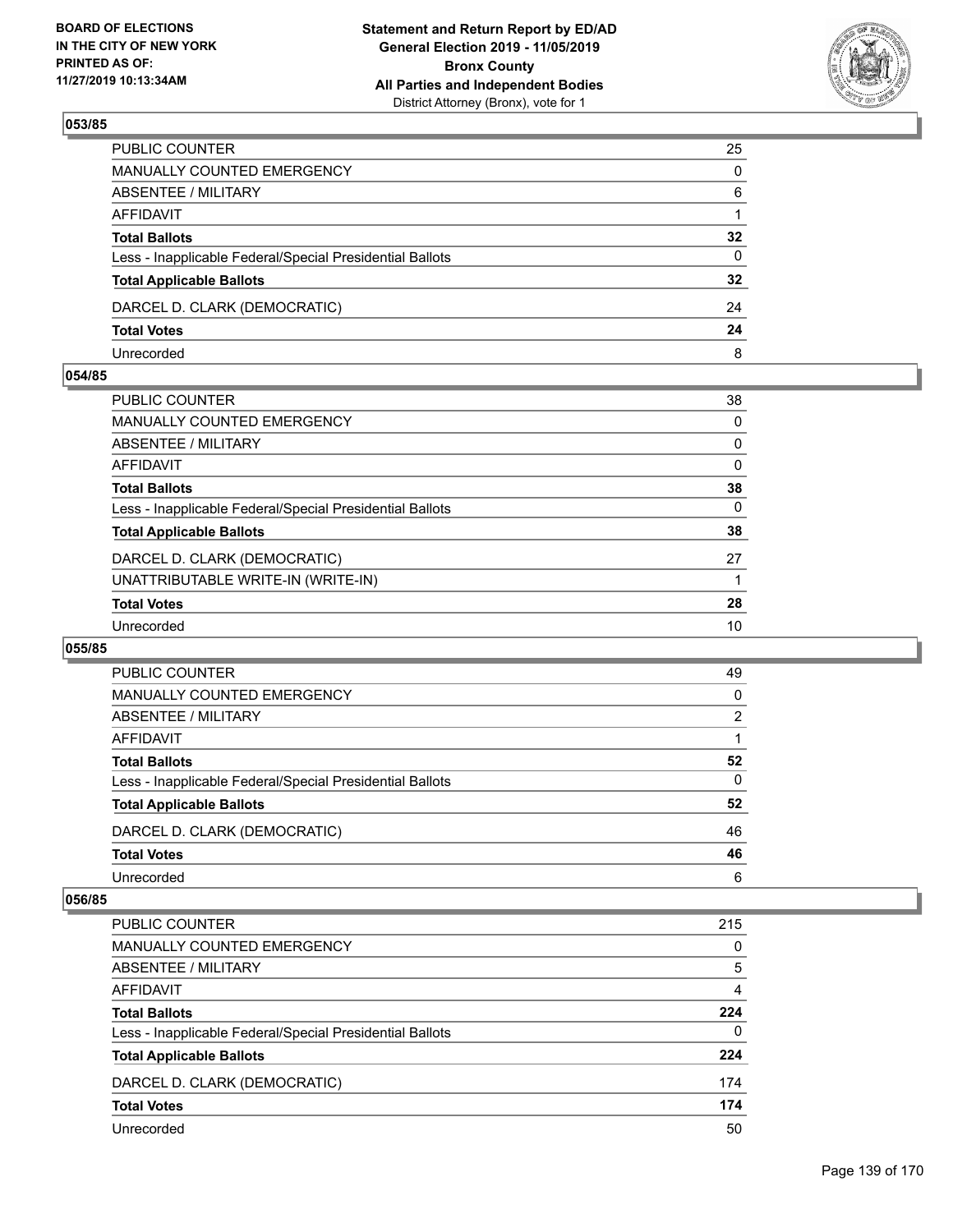**BOARD OF ELECTIONS IN THE CITY OF NEW YORK PRINTED AS OF: 11/27/2019 10:13:34AM**

**Statement and Return Report by ED/AD General Election 2019 - 11/05/2019 Bronx County All Parties and Independent Bodies** District Attorney (Bronx), vote for 1

### 053/85

| | |
|---|---|
| PUBLIC COUNTER | 25 |
| MANUALLY COUNTED EMERGENCY | 0 |
| ABSENTEE / MILITARY | 6 |
| AFFIDAVIT | 1 |
| **Total Ballots** | **32** |
| Less - Inapplicable Federal/Special Presidential Ballots | 0 |
| **Total Applicable Ballots** | **32** |
| DARCEL D. CLARK (DEMOCRATIC) | 24 |
| **Total Votes** | **24** |
| Unrecorded | 8 |

### 054/85

| | |
|---|---|
| PUBLIC COUNTER | 38 |
| MANUALLY COUNTED EMERGENCY | 0 |
| ABSENTEE / MILITARY | 0 |
| AFFIDAVIT | 0 |
| **Total Ballots** | **38** |
| Less - Inapplicable Federal/Special Presidential Ballots | 0 |
| **Total Applicable Ballots** | **38** |
| DARCEL D. CLARK (DEMOCRATIC) | 27 |
| UNATTRIBUTABLE WRITE-IN (WRITE-IN) | 1 |
| **Total Votes** | **28** |
| Unrecorded | 10 |

### 055/85

| | |
|---|---|
| PUBLIC COUNTER | 49 |
| MANUALLY COUNTED EMERGENCY | 0 |
| ABSENTEE / MILITARY | 2 |
| AFFIDAVIT | 1 |
| **Total Ballots** | **52** |
| Less - Inapplicable Federal/Special Presidential Ballots | 0 |
| **Total Applicable Ballots** | **52** |
| DARCEL D. CLARK (DEMOCRATIC) | 46 |
| **Total Votes** | **46** |
| Unrecorded | 6 |

### 056/85

| | |
|---|---|
| PUBLIC COUNTER | 215 |
| MANUALLY COUNTED EMERGENCY | 0 |
| ABSENTEE / MILITARY | 5 |
| AFFIDAVIT | 4 |
| **Total Ballots** | **224** |
| Less - Inapplicable Federal/Special Presidential Ballots | 0 |
| **Total Applicable Ballots** | **224** |
| DARCEL D. CLARK (DEMOCRATIC) | 174 |
| **Total Votes** | **174** |
| Unrecorded | 50 |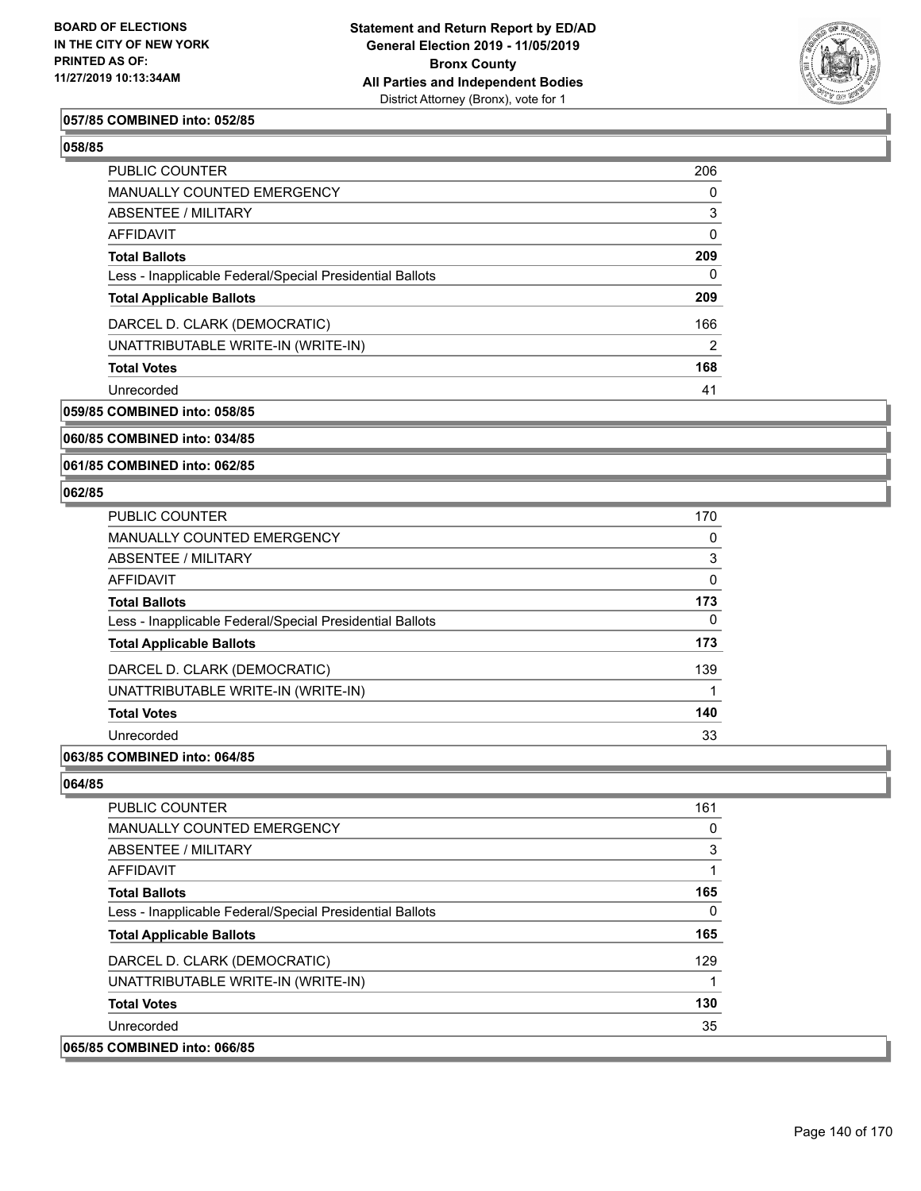**057/85 COMBINED into: 052/85**

**058/85**

| | |
|---|---|
| PUBLIC COUNTER | 206 |
| MANUALLY COUNTED EMERGENCY | 0 |
| ABSENTEE / MILITARY | 3 |
| AFFIDAVIT | 0 |
| **Total Ballots** | **209** |
| Less - Inapplicable Federal/Special Presidential Ballots | 0 |
| **Total Applicable Ballots** | **209** |
| DARCEL D. CLARK (DEMOCRATIC) | 166 |
| UNATTRIBUTABLE WRITE-IN (WRITE-IN) | 2 |
| **Total Votes** | **168** |
| Unrecorded | 41 |

**059/85 COMBINED into: 058/85**

**060/85 COMBINED into: 034/85**

**061/85 COMBINED into: 062/85**

**062/85**

| | |
|---|---|
| PUBLIC COUNTER | 170 |
| MANUALLY COUNTED EMERGENCY | 0 |
| ABSENTEE / MILITARY | 3 |
| AFFIDAVIT | 0 |
| **Total Ballots** | **173** |
| Less - Inapplicable Federal/Special Presidential Ballots | 0 |
| **Total Applicable Ballots** | **173** |
| DARCEL D. CLARK (DEMOCRATIC) | 139 |
| UNATTRIBUTABLE WRITE-IN (WRITE-IN) | 1 |
| **Total Votes** | **140** |
| Unrecorded | 33 |

**063/85 COMBINED into: 064/85**

**064/85**

| | |
|---|---|
| PUBLIC COUNTER | 161 |
| MANUALLY COUNTED EMERGENCY | 0 |
| ABSENTEE / MILITARY | 3 |
| AFFIDAVIT | 1 |
| **Total Ballots** | **165** |
| Less - Inapplicable Federal/Special Presidential Ballots | 0 |
| **Total Applicable Ballots** | **165** |
| DARCEL D. CLARK (DEMOCRATIC) | 129 |
| UNATTRIBUTABLE WRITE-IN (WRITE-IN) | 1 |
| **Total Votes** | **130** |
| Unrecorded | 35 |

**065/85 COMBINED into: 066/85**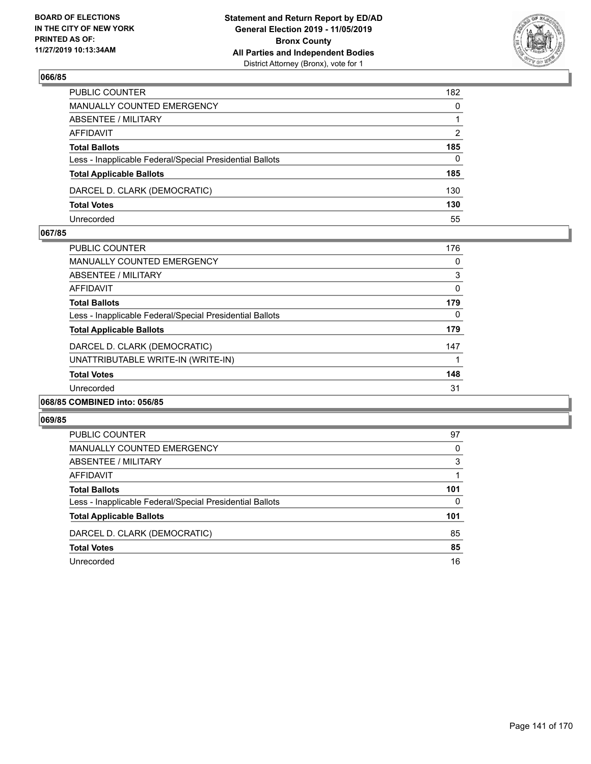### 066/85

| | |
|---|---|
| PUBLIC COUNTER | 182 |
| MANUALLY COUNTED EMERGENCY | 0 |
| ABSENTEE / MILITARY | 1 |
| AFFIDAVIT | 2 |
| **Total Ballots** | **185** |
| Less - Inapplicable Federal/Special Presidential Ballots | 0 |
| **Total Applicable Ballots** | **185** |
| DARCEL D. CLARK (DEMOCRATIC) | 130 |
| **Total Votes** | **130** |
| Unrecorded | 55 |

### 067/85

| | |
|---|---|
| PUBLIC COUNTER | 176 |
| MANUALLY COUNTED EMERGENCY | 0 |
| ABSENTEE / MILITARY | 3 |
| AFFIDAVIT | 0 |
| **Total Ballots** | **179** |
| Less - Inapplicable Federal/Special Presidential Ballots | 0 |
| **Total Applicable Ballots** | **179** |
| DARCEL D. CLARK (DEMOCRATIC) | 147 |
| UNATTRIBUTABLE WRITE-IN (WRITE-IN) | 1 |
| **Total Votes** | **148** |
| Unrecorded | 31 |

### 068/85 COMBINED into: 056/85

### 069/85

| | |
|---|---|
| PUBLIC COUNTER | 97 |
| MANUALLY COUNTED EMERGENCY | 0 |
| ABSENTEE / MILITARY | 3 |
| AFFIDAVIT | 1 |
| **Total Ballots** | **101** |
| Less - Inapplicable Federal/Special Presidential Ballots | 0 |
| **Total Applicable Ballots** | **101** |
| DARCEL D. CLARK (DEMOCRATIC) | 85 |
| **Total Votes** | **85** |
| Unrecorded | 16 |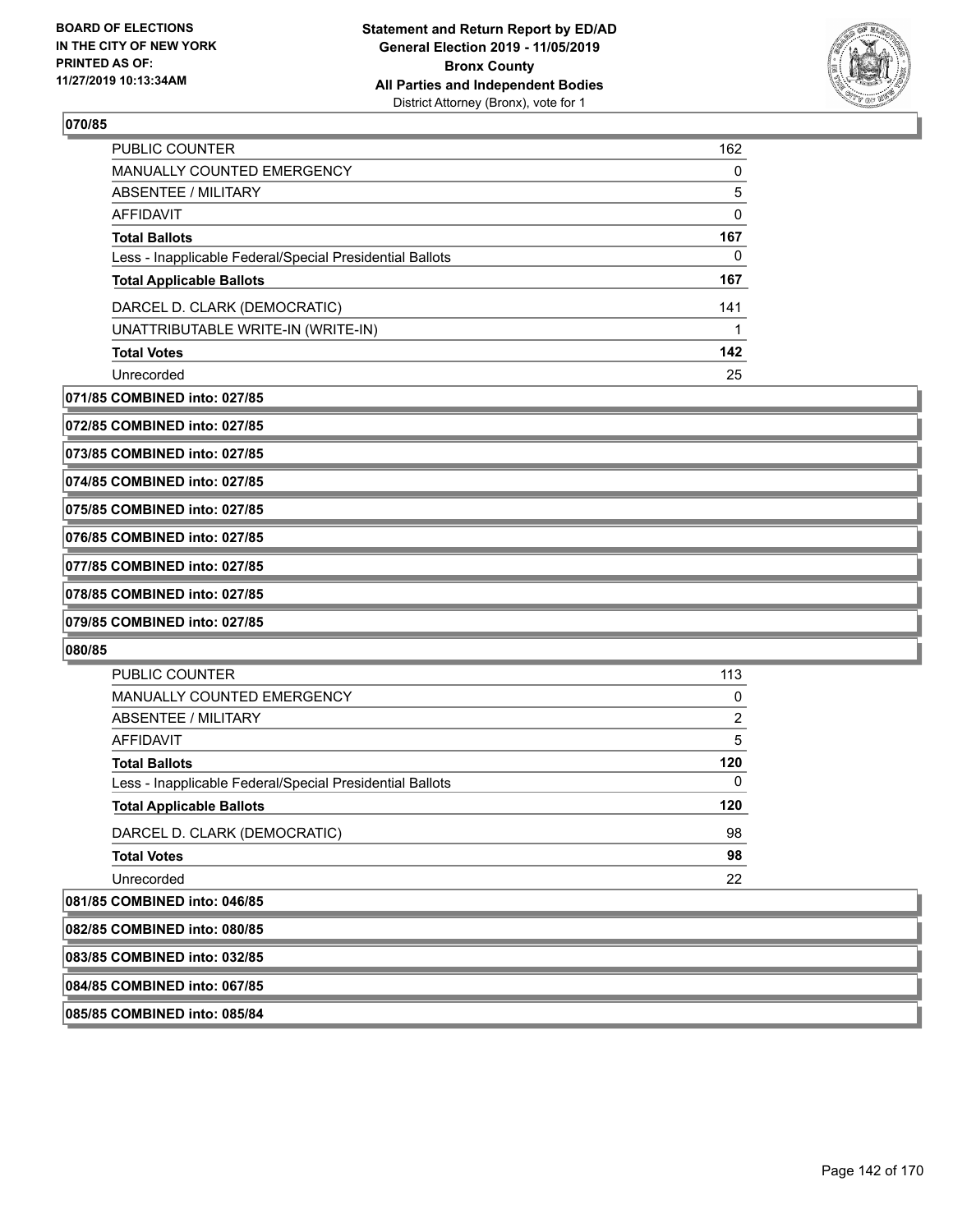**070/85**

| | |
|---|---|
| PUBLIC COUNTER | 162 |
| MANUALLY COUNTED EMERGENCY | 0 |
| ABSENTEE / MILITARY | 5 |
| AFFIDAVIT | 0 |
| **Total Ballots** | **167** |
| Less - Inapplicable Federal/Special Presidential Ballots | 0 |
| **Total Applicable Ballots** | **167** |
| DARCEL D. CLARK (DEMOCRATIC) | 141 |
| UNATTRIBUTABLE WRITE-IN (WRITE-IN) | 1 |
| **Total Votes** | **142** |
| Unrecorded | 25 |

**071/85 COMBINED into: 027/85**

**072/85 COMBINED into: 027/85**

**073/85 COMBINED into: 027/85**

**074/85 COMBINED into: 027/85**

**075/85 COMBINED into: 027/85**

**076/85 COMBINED into: 027/85**

**077/85 COMBINED into: 027/85**

**078/85 COMBINED into: 027/85**

**079/85 COMBINED into: 027/85**

**080/85**

| | |
|---|---|
| PUBLIC COUNTER | 113 |
| MANUALLY COUNTED EMERGENCY | 0 |
| ABSENTEE / MILITARY | 2 |
| AFFIDAVIT | 5 |
| **Total Ballots** | **120** |
| Less - Inapplicable Federal/Special Presidential Ballots | 0 |
| **Total Applicable Ballots** | **120** |
| DARCEL D. CLARK (DEMOCRATIC) | 98 |
| **Total Votes** | **98** |
| Unrecorded | 22 |

**081/85 COMBINED into: 046/85**

**082/85 COMBINED into: 080/85**

**083/85 COMBINED into: 032/85**

**084/85 COMBINED into: 067/85**

**085/85 COMBINED into: 085/84**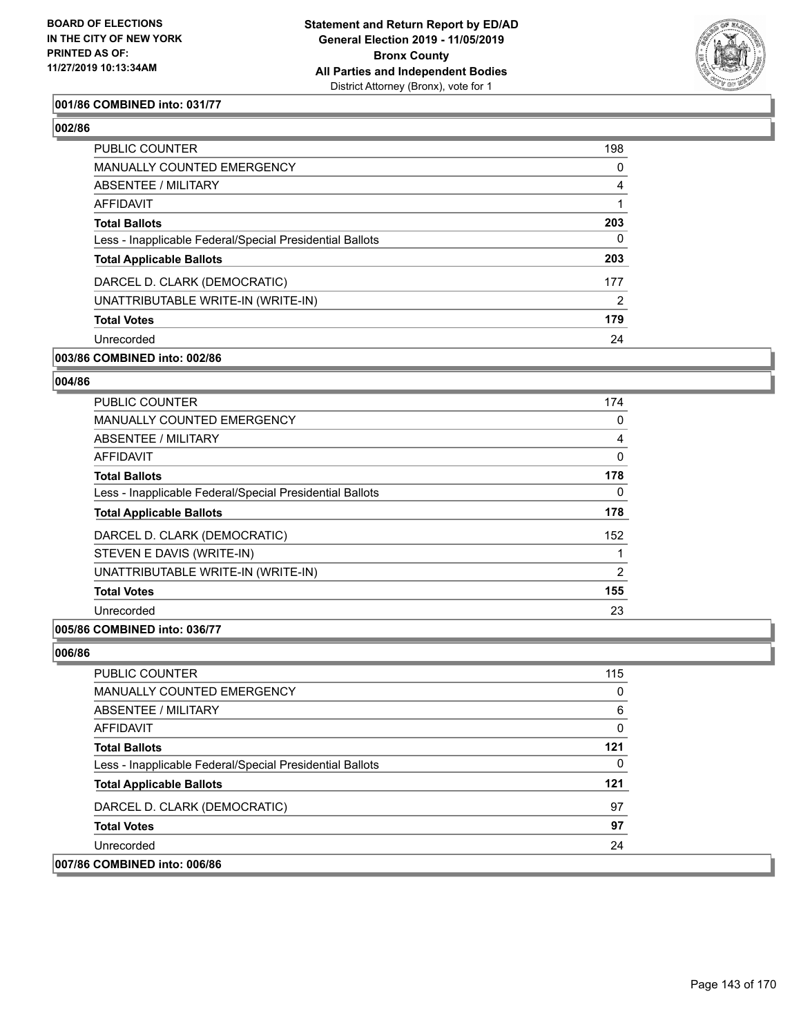**001/86 COMBINED into: 031/77**

**002/86**

| | |
|---|---|
| PUBLIC COUNTER | 198 |
| MANUALLY COUNTED EMERGENCY | 0 |
| ABSENTEE / MILITARY | 4 |
| AFFIDAVIT | 1 |
| **Total Ballots** | **203** |
| Less - Inapplicable Federal/Special Presidential Ballots | 0 |
| **Total Applicable Ballots** | **203** |
| DARCEL D. CLARK (DEMOCRATIC) | 177 |
| UNATTRIBUTABLE WRITE-IN (WRITE-IN) | 2 |
| **Total Votes** | **179** |
| Unrecorded | 24 |

**003/86 COMBINED into: 002/86**

**004/86**

| | |
|---|---|
| PUBLIC COUNTER | 174 |
| MANUALLY COUNTED EMERGENCY | 0 |
| ABSENTEE / MILITARY | 4 |
| AFFIDAVIT | 0 |
| **Total Ballots** | **178** |
| Less - Inapplicable Federal/Special Presidential Ballots | 0 |
| **Total Applicable Ballots** | **178** |
| DARCEL D. CLARK (DEMOCRATIC) | 152 |
| STEVEN E DAVIS (WRITE-IN) | 1 |
| UNATTRIBUTABLE WRITE-IN (WRITE-IN) | 2 |
| **Total Votes** | **155** |
| Unrecorded | 23 |

**005/86 COMBINED into: 036/77**

**006/86**

| | |
|---|---|
| PUBLIC COUNTER | 115 |
| MANUALLY COUNTED EMERGENCY | 0 |
| ABSENTEE / MILITARY | 6 |
| AFFIDAVIT | 0 |
| **Total Ballots** | **121** |
| Less - Inapplicable Federal/Special Presidential Ballots | 0 |
| **Total Applicable Ballots** | **121** |
| DARCEL D. CLARK (DEMOCRATIC) | 97 |
| **Total Votes** | **97** |
| Unrecorded | 24 |

**007/86 COMBINED into: 006/86**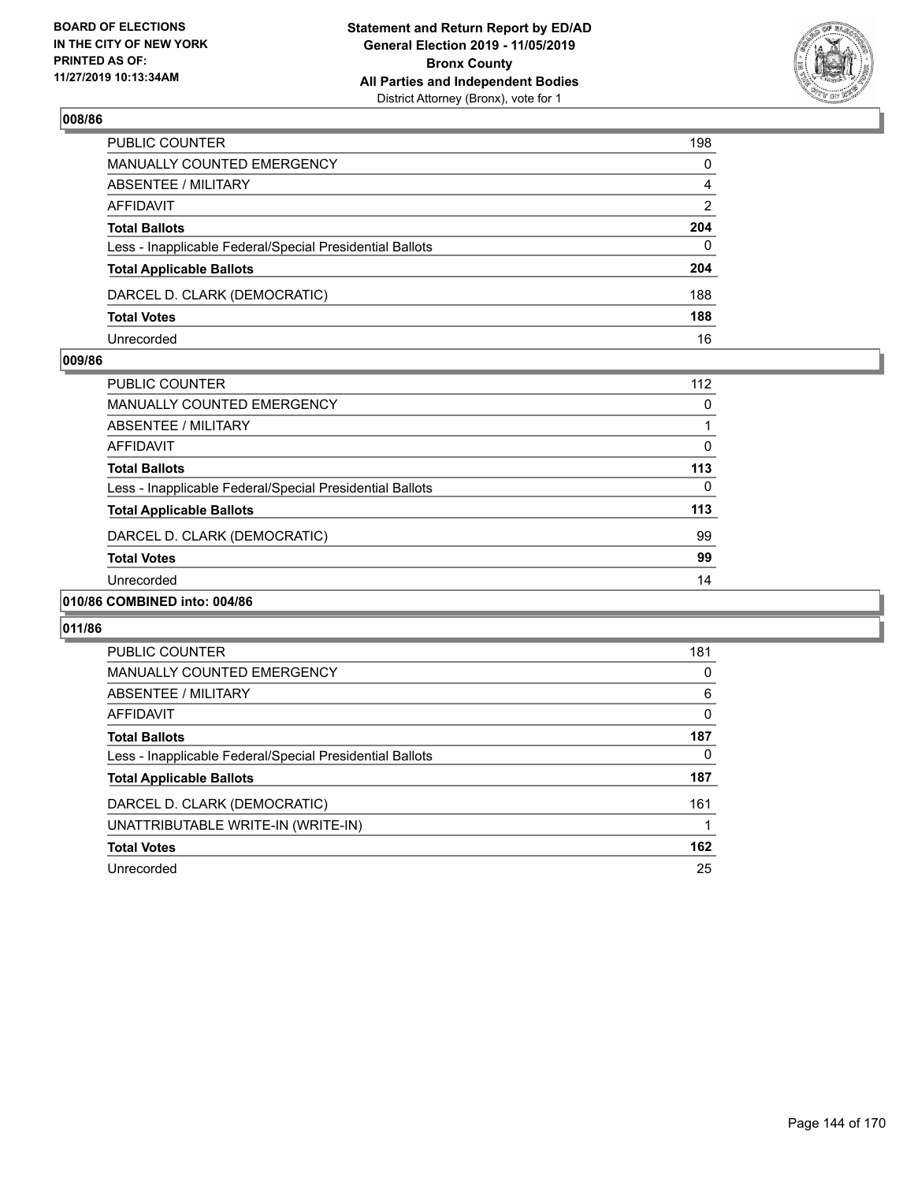### 008/86

| | |
|---|---|
| PUBLIC COUNTER | 198 |
| MANUALLY COUNTED EMERGENCY | 0 |
| ABSENTEE / MILITARY | 4 |
| AFFIDAVIT | 2 |
| **Total Ballots** | **204** |
| Less - Inapplicable Federal/Special Presidential Ballots | 0 |
| **Total Applicable Ballots** | **204** |
| DARCEL D. CLARK (DEMOCRATIC) | 188 |
| **Total Votes** | **188** |
| Unrecorded | 16 |

### 009/86

| | |
|---|---|
| PUBLIC COUNTER | 112 |
| MANUALLY COUNTED EMERGENCY | 0 |
| ABSENTEE / MILITARY | 1 |
| AFFIDAVIT | 0 |
| **Total Ballots** | **113** |
| Less - Inapplicable Federal/Special Presidential Ballots | 0 |
| **Total Applicable Ballots** | **113** |
| DARCEL D. CLARK (DEMOCRATIC) | 99 |
| **Total Votes** | **99** |
| Unrecorded | 14 |

### 010/86 COMBINED into: 004/86

### 011/86

| | |
|---|---|
| PUBLIC COUNTER | 181 |
| MANUALLY COUNTED EMERGENCY | 0 |
| ABSENTEE / MILITARY | 6 |
| AFFIDAVIT | 0 |
| **Total Ballots** | **187** |
| Less - Inapplicable Federal/Special Presidential Ballots | 0 |
| **Total Applicable Ballots** | **187** |
| DARCEL D. CLARK (DEMOCRATIC) | 161 |
| UNATTRIBUTABLE WRITE-IN (WRITE-IN) | 1 |
| **Total Votes** | **162** |
| Unrecorded | 25 |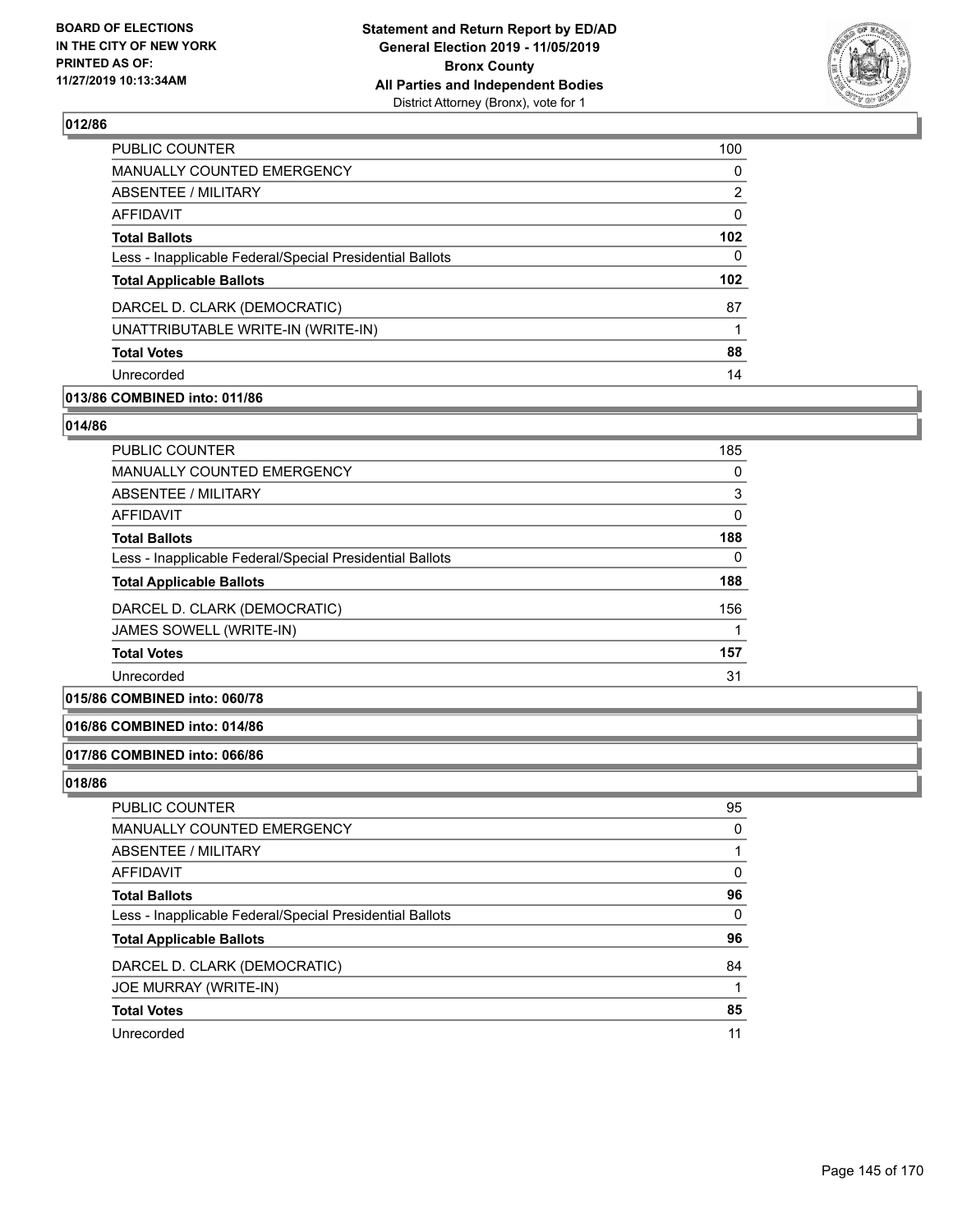**BOARD OF ELECTIONS IN THE CITY OF NEW YORK PRINTED AS OF: 11/27/2019 10:13:34AM**

**Statement and Return Report by ED/AD General Election 2019 - 11/05/2019 Bronx County All Parties and Independent Bodies**
District Attorney (Bronx), vote for 1

### 012/86

| | |
|---|---|
| PUBLIC COUNTER | 100 |
| MANUALLY COUNTED EMERGENCY | 0 |
| ABSENTEE / MILITARY | 2 |
| AFFIDAVIT | 0 |
| **Total Ballots** | **102** |
| Less - Inapplicable Federal/Special Presidential Ballots | 0 |
| **Total Applicable Ballots** | **102** |
| DARCEL D. CLARK (DEMOCRATIC) | 87 |
| UNATTRIBUTABLE WRITE-IN (WRITE-IN) | 1 |
| **Total Votes** | **88** |
| Unrecorded | 14 |

### 013/86 COMBINED into: 011/86

### 014/86

| | |
|---|---|
| PUBLIC COUNTER | 185 |
| MANUALLY COUNTED EMERGENCY | 0 |
| ABSENTEE / MILITARY | 3 |
| AFFIDAVIT | 0 |
| **Total Ballots** | **188** |
| Less - Inapplicable Federal/Special Presidential Ballots | 0 |
| **Total Applicable Ballots** | **188** |
| DARCEL D. CLARK (DEMOCRATIC) | 156 |
| JAMES SOWELL (WRITE-IN) | 1 |
| **Total Votes** | **157** |
| Unrecorded | 31 |

### 015/86 COMBINED into: 060/78

### 016/86 COMBINED into: 014/86

### 017/86 COMBINED into: 066/86

### 018/86

| | |
|---|---|
| PUBLIC COUNTER | 95 |
| MANUALLY COUNTED EMERGENCY | 0 |
| ABSENTEE / MILITARY | 1 |
| AFFIDAVIT | 0 |
| **Total Ballots** | **96** |
| Less - Inapplicable Federal/Special Presidential Ballots | 0 |
| **Total Applicable Ballots** | **96** |
| DARCEL D. CLARK (DEMOCRATIC) | 84 |
| JOE MURRAY (WRITE-IN) | 1 |
| **Total Votes** | **85** |
| Unrecorded | 11 |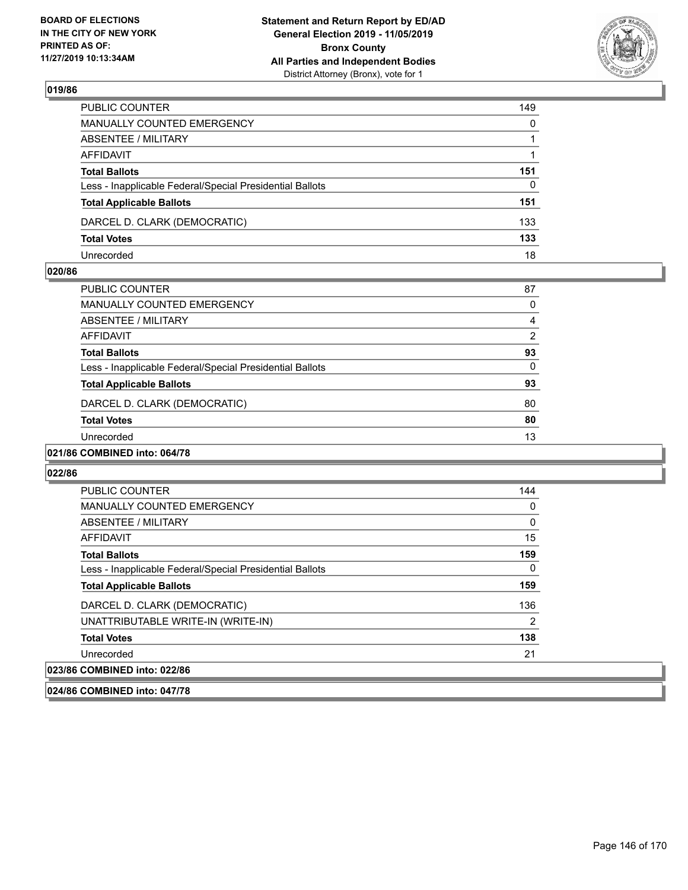## 019/86

| | |
|---|---|
| PUBLIC COUNTER | 149 |
| MANUALLY COUNTED EMERGENCY | 0 |
| ABSENTEE / MILITARY | 1 |
| AFFIDAVIT | 1 |
| **Total Ballots** | **151** |
| Less - Inapplicable Federal/Special Presidential Ballots | 0 |
| **Total Applicable Ballots** | **151** |
| DARCEL D. CLARK (DEMOCRATIC) | 133 |
| **Total Votes** | **133** |
| Unrecorded | 18 |

## 020/86

| | |
|---|---|
| PUBLIC COUNTER | 87 |
| MANUALLY COUNTED EMERGENCY | 0 |
| ABSENTEE / MILITARY | 4 |
| AFFIDAVIT | 2 |
| **Total Ballots** | **93** |
| Less - Inapplicable Federal/Special Presidential Ballots | 0 |
| **Total Applicable Ballots** | **93** |
| DARCEL D. CLARK (DEMOCRATIC) | 80 |
| **Total Votes** | **80** |
| Unrecorded | 13 |

## 021/86 COMBINED into: 064/78

## 022/86

| | |
|---|---|
| PUBLIC COUNTER | 144 |
| MANUALLY COUNTED EMERGENCY | 0 |
| ABSENTEE / MILITARY | 0 |
| AFFIDAVIT | 15 |
| **Total Ballots** | **159** |
| Less - Inapplicable Federal/Special Presidential Ballots | 0 |
| **Total Applicable Ballots** | **159** |
| DARCEL D. CLARK (DEMOCRATIC) | 136 |
| UNATTRIBUTABLE WRITE-IN (WRITE-IN) | 2 |
| **Total Votes** | **138** |
| Unrecorded | 21 |

## 023/86 COMBINED into: 022/86

## 024/86 COMBINED into: 047/78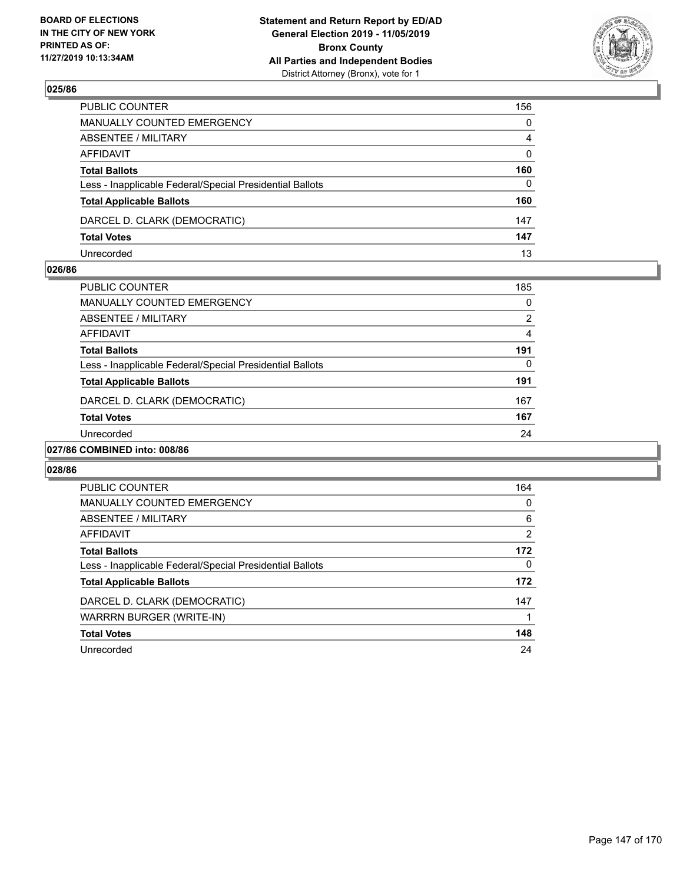## 025/86

| | |
|---|---|
| PUBLIC COUNTER | 156 |
| MANUALLY COUNTED EMERGENCY | 0 |
| ABSENTEE / MILITARY | 4 |
| AFFIDAVIT | 0 |
| **Total Ballots** | **160** |
| Less - Inapplicable Federal/Special Presidential Ballots | 0 |
| **Total Applicable Ballots** | **160** |
| DARCEL D. CLARK (DEMOCRATIC) | 147 |
| **Total Votes** | **147** |
| Unrecorded | 13 |

## 026/86

| | |
|---|---|
| PUBLIC COUNTER | 185 |
| MANUALLY COUNTED EMERGENCY | 0 |
| ABSENTEE / MILITARY | 2 |
| AFFIDAVIT | 4 |
| **Total Ballots** | **191** |
| Less - Inapplicable Federal/Special Presidential Ballots | 0 |
| **Total Applicable Ballots** | **191** |
| DARCEL D. CLARK (DEMOCRATIC) | 167 |
| **Total Votes** | **167** |
| Unrecorded | 24 |

## 027/86 COMBINED into: 008/86

## 028/86

| | |
|---|---|
| PUBLIC COUNTER | 164 |
| MANUALLY COUNTED EMERGENCY | 0 |
| ABSENTEE / MILITARY | 6 |
| AFFIDAVIT | 2 |
| **Total Ballots** | **172** |
| Less - Inapplicable Federal/Special Presidential Ballots | 0 |
| **Total Applicable Ballots** | **172** |
| DARCEL D. CLARK (DEMOCRATIC) | 147 |
| WARRRN BURGER (WRITE-IN) | 1 |
| **Total Votes** | **148** |
| Unrecorded | 24 |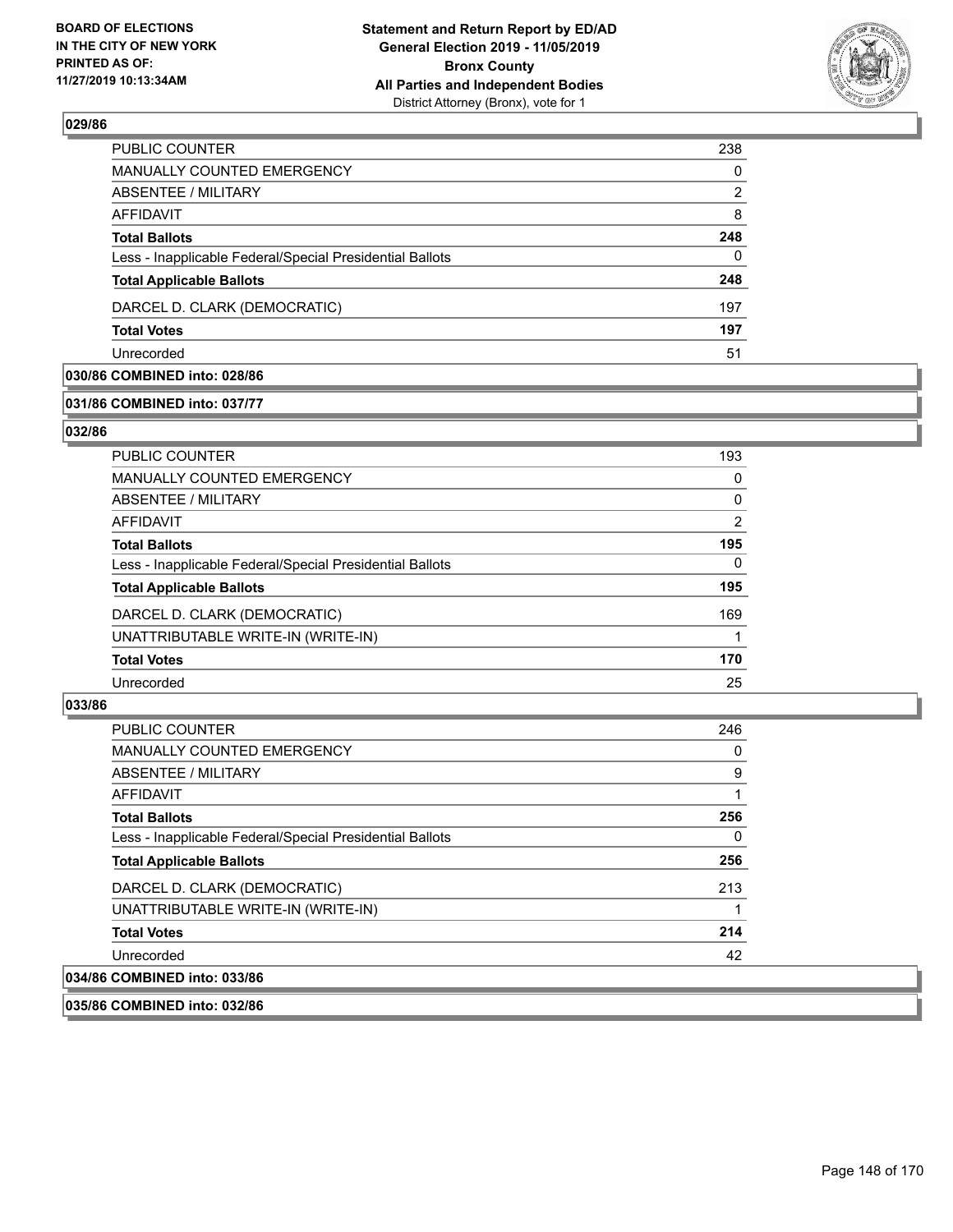**029/86**

| | |
|---|---|
| PUBLIC COUNTER | 238 |
| MANUALLY COUNTED EMERGENCY | 0 |
| ABSENTEE / MILITARY | 2 |
| AFFIDAVIT | 8 |
| **Total Ballots** | **248** |
| Less - Inapplicable Federal/Special Presidential Ballots | 0 |
| **Total Applicable Ballots** | **248** |
| DARCEL D. CLARK (DEMOCRATIC) | 197 |
| **Total Votes** | **197** |
| Unrecorded | 51 |

**030/86 COMBINED into: 028/86**

**031/86 COMBINED into: 037/77**

**032/86**

| | |
|---|---|
| PUBLIC COUNTER | 193 |
| MANUALLY COUNTED EMERGENCY | 0 |
| ABSENTEE / MILITARY | 0 |
| AFFIDAVIT | 2 |
| **Total Ballots** | **195** |
| Less - Inapplicable Federal/Special Presidential Ballots | 0 |
| **Total Applicable Ballots** | **195** |
| DARCEL D. CLARK (DEMOCRATIC) | 169 |
| UNATTRIBUTABLE WRITE-IN (WRITE-IN) | 1 |
| **Total Votes** | **170** |
| Unrecorded | 25 |

**033/86**

| | |
|---|---|
| PUBLIC COUNTER | 246 |
| MANUALLY COUNTED EMERGENCY | 0 |
| ABSENTEE / MILITARY | 9 |
| AFFIDAVIT | 1 |
| **Total Ballots** | **256** |
| Less - Inapplicable Federal/Special Presidential Ballots | 0 |
| **Total Applicable Ballots** | **256** |
| DARCEL D. CLARK (DEMOCRATIC) | 213 |
| UNATTRIBUTABLE WRITE-IN (WRITE-IN) | 1 |
| **Total Votes** | **214** |
| Unrecorded | 42 |

**034/86 COMBINED into: 033/86**

**035/86 COMBINED into: 032/86**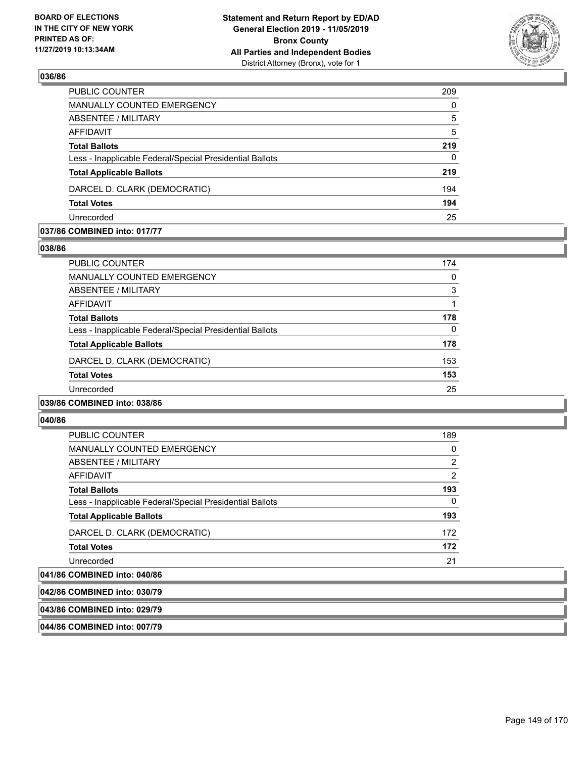## 036/86

| | |
|---|---|
| PUBLIC COUNTER | 209 |
| MANUALLY COUNTED EMERGENCY | 0 |
| ABSENTEE / MILITARY | 5 |
| AFFIDAVIT | 5 |
| **Total Ballots** | **219** |
| Less - Inapplicable Federal/Special Presidential Ballots | 0 |
| **Total Applicable Ballots** | **219** |
| DARCEL D. CLARK (DEMOCRATIC) | 194 |
| **Total Votes** | **194** |
| Unrecorded | 25 |

**037/86 COMBINED into: 017/77**

## 038/86

| | |
|---|---|
| PUBLIC COUNTER | 174 |
| MANUALLY COUNTED EMERGENCY | 0 |
| ABSENTEE / MILITARY | 3 |
| AFFIDAVIT | 1 |
| **Total Ballots** | **178** |
| Less - Inapplicable Federal/Special Presidential Ballots | 0 |
| **Total Applicable Ballots** | **178** |
| DARCEL D. CLARK (DEMOCRATIC) | 153 |
| **Total Votes** | **153** |
| Unrecorded | 25 |

**039/86 COMBINED into: 038/86**

## 040/86

| | |
|---|---|
| PUBLIC COUNTER | 189 |
| MANUALLY COUNTED EMERGENCY | 0 |
| ABSENTEE / MILITARY | 2 |
| AFFIDAVIT | 2 |
| **Total Ballots** | **193** |
| Less - Inapplicable Federal/Special Presidential Ballots | 0 |
| **Total Applicable Ballots** | **193** |
| DARCEL D. CLARK (DEMOCRATIC) | 172 |
| **Total Votes** | **172** |
| Unrecorded | 21 |

**041/86 COMBINED into: 040/86**

**042/86 COMBINED into: 030/79**

**043/86 COMBINED into: 029/79**

**044/86 COMBINED into: 007/79**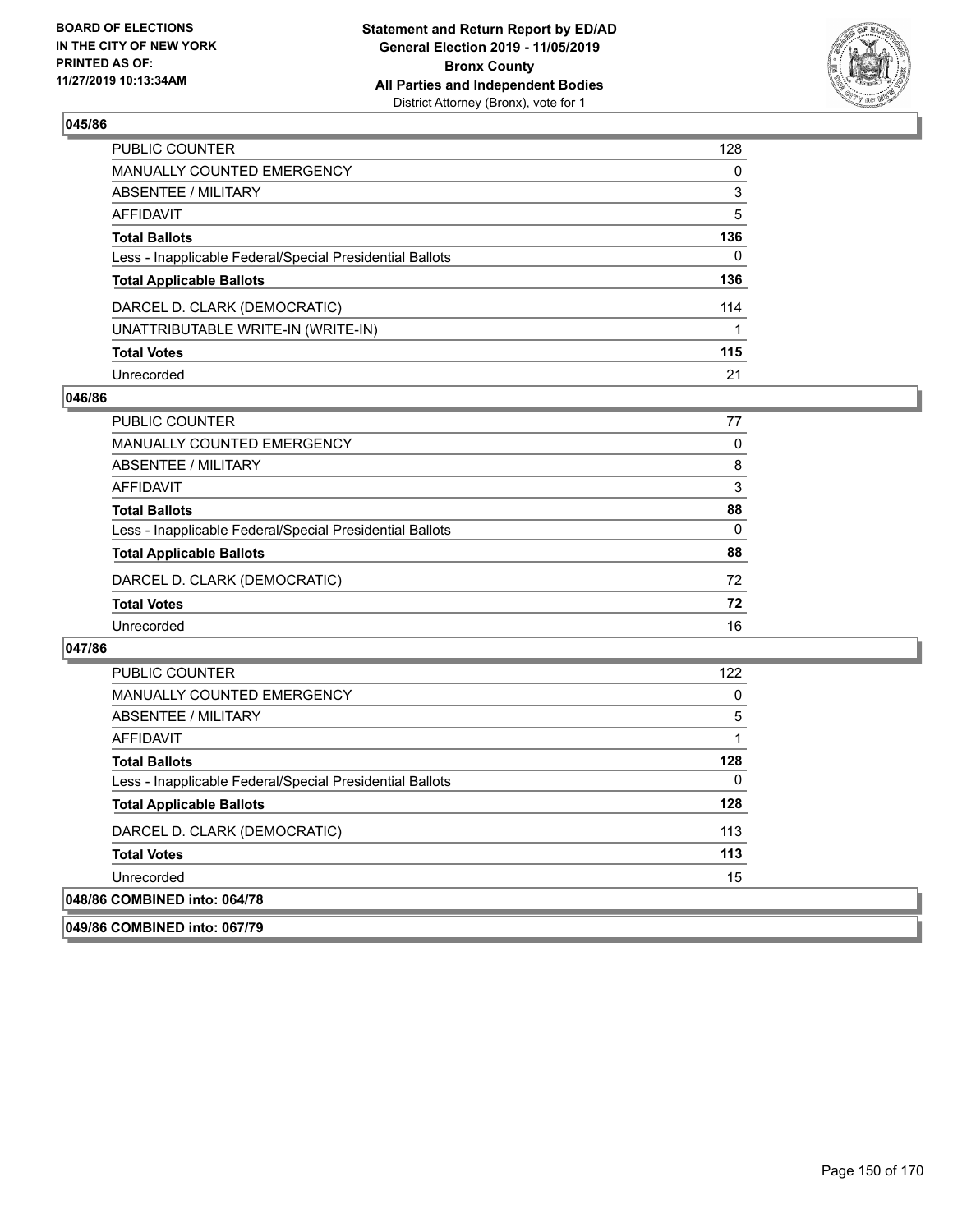**BOARD OF ELECTIONS IN THE CITY OF NEW YORK PRINTED AS OF: 11/27/2019 10:13:34AM**

**Statement and Return Report by ED/AD**
**General Election 2019 - 11/05/2019**
**Bronx County**
**All Parties and Independent Bodies**
District Attorney (Bronx), vote for 1

## 045/86

| | |
|---|---|
| PUBLIC COUNTER | 128 |
| MANUALLY COUNTED EMERGENCY | 0 |
| ABSENTEE / MILITARY | 3 |
| AFFIDAVIT | 5 |
| **Total Ballots** | **136** |
| Less - Inapplicable Federal/Special Presidential Ballots | 0 |
| **Total Applicable Ballots** | **136** |
| DARCEL D. CLARK (DEMOCRATIC) | 114 |
| UNATTRIBUTABLE WRITE-IN (WRITE-IN) | 1 |
| **Total Votes** | **115** |
| Unrecorded | 21 |

## 046/86

| | |
|---|---|
| PUBLIC COUNTER | 77 |
| MANUALLY COUNTED EMERGENCY | 0 |
| ABSENTEE / MILITARY | 8 |
| AFFIDAVIT | 3 |
| **Total Ballots** | **88** |
| Less - Inapplicable Federal/Special Presidential Ballots | 0 |
| **Total Applicable Ballots** | **88** |
| DARCEL D. CLARK (DEMOCRATIC) | 72 |
| **Total Votes** | **72** |
| Unrecorded | 16 |

## 047/86

| | |
|---|---|
| PUBLIC COUNTER | 122 |
| MANUALLY COUNTED EMERGENCY | 0 |
| ABSENTEE / MILITARY | 5 |
| AFFIDAVIT | 1 |
| **Total Ballots** | **128** |
| Less - Inapplicable Federal/Special Presidential Ballots | 0 |
| **Total Applicable Ballots** | **128** |
| DARCEL D. CLARK (DEMOCRATIC) | 113 |
| **Total Votes** | **113** |
| Unrecorded | 15 |

## 048/86 COMBINED into: 064/78

## 049/86 COMBINED into: 067/79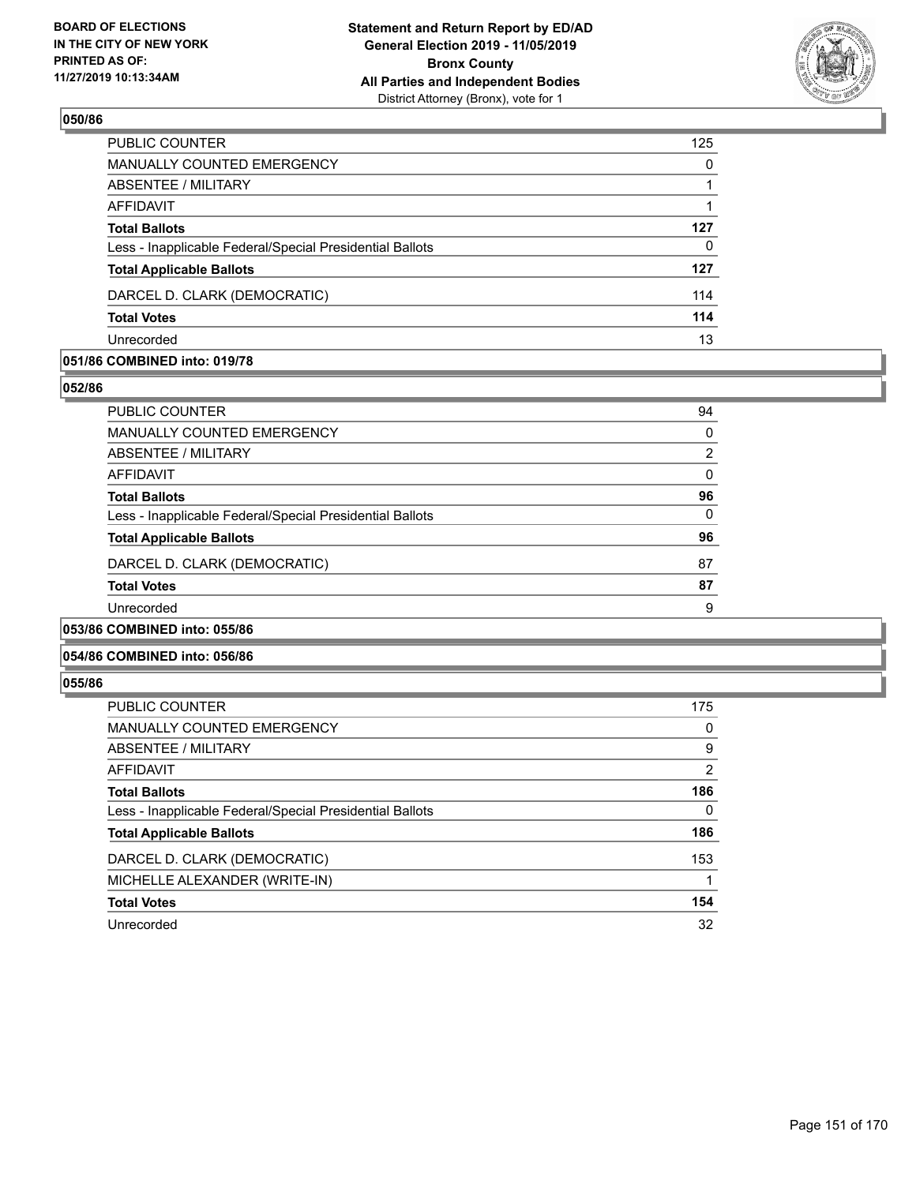## 050/86

| | |
|---|---|
| PUBLIC COUNTER | 125 |
| MANUALLY COUNTED EMERGENCY | 0 |
| ABSENTEE / MILITARY | 1 |
| AFFIDAVIT | 1 |
| **Total Ballots** | **127** |
| Less - Inapplicable Federal/Special Presidential Ballots | 0 |
| **Total Applicable Ballots** | **127** |
| DARCEL D. CLARK (DEMOCRATIC) | 114 |
| **Total Votes** | **114** |
| Unrecorded | 13 |

## 051/86 COMBINED into: 019/78

## 052/86

| | |
|---|---|
| PUBLIC COUNTER | 94 |
| MANUALLY COUNTED EMERGENCY | 0 |
| ABSENTEE / MILITARY | 2 |
| AFFIDAVIT | 0 |
| **Total Ballots** | **96** |
| Less - Inapplicable Federal/Special Presidential Ballots | 0 |
| **Total Applicable Ballots** | **96** |
| DARCEL D. CLARK (DEMOCRATIC) | 87 |
| **Total Votes** | **87** |
| Unrecorded | 9 |

## 053/86 COMBINED into: 055/86

## 054/86 COMBINED into: 056/86

## 055/86

| | |
|---|---|
| PUBLIC COUNTER | 175 |
| MANUALLY COUNTED EMERGENCY | 0 |
| ABSENTEE / MILITARY | 9 |
| AFFIDAVIT | 2 |
| **Total Ballots** | **186** |
| Less - Inapplicable Federal/Special Presidential Ballots | 0 |
| **Total Applicable Ballots** | **186** |
| DARCEL D. CLARK (DEMOCRATIC) | 153 |
| MICHELLE ALEXANDER (WRITE-IN) | 1 |
| **Total Votes** | **154** |
| Unrecorded | 32 |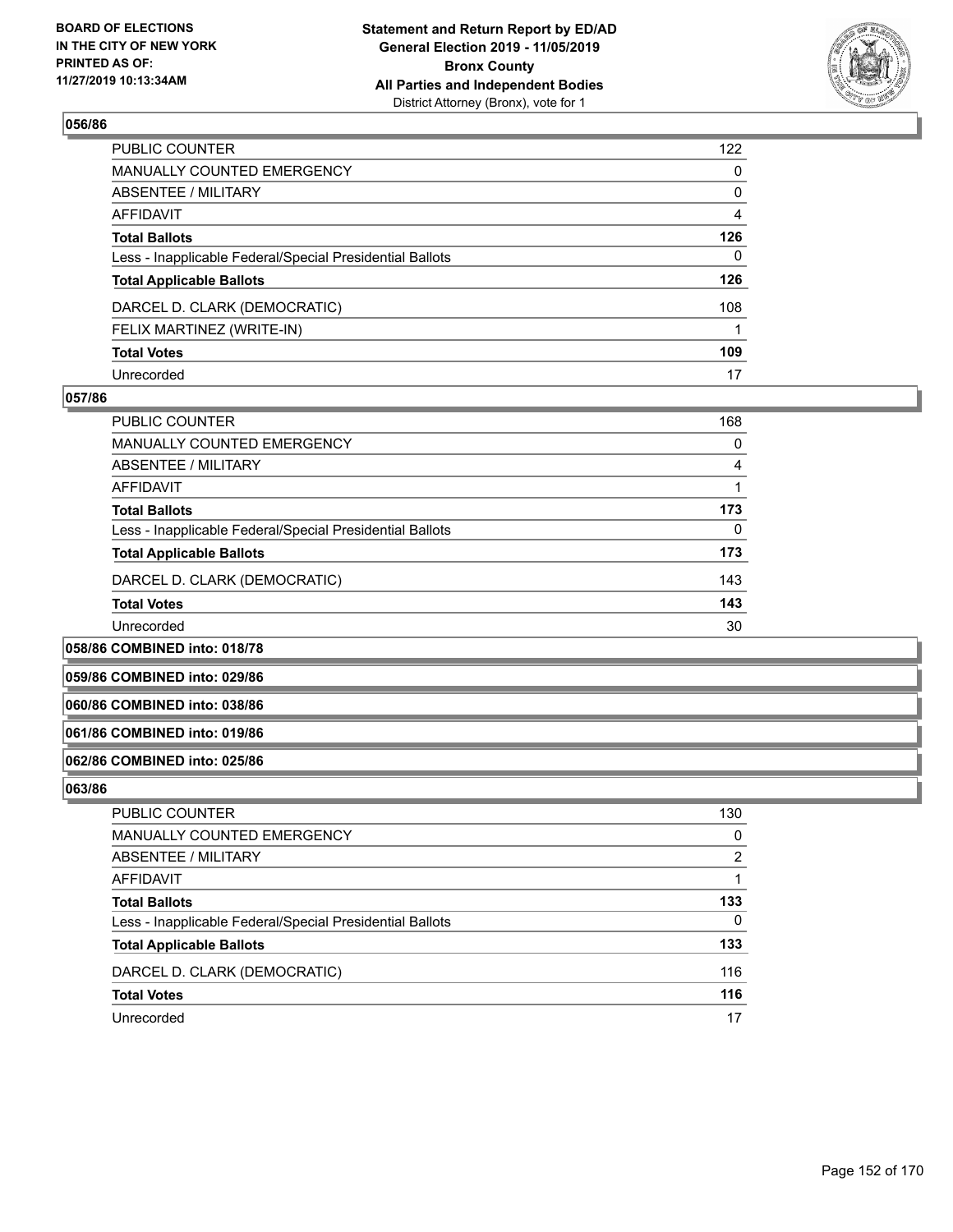## 056/86

| | |
|---|---|
| PUBLIC COUNTER | 122 |
| MANUALLY COUNTED EMERGENCY | 0 |
| ABSENTEE / MILITARY | 0 |
| AFFIDAVIT | 4 |
| **Total Ballots** | **126** |
| Less - Inapplicable Federal/Special Presidential Ballots | 0 |
| **Total Applicable Ballots** | **126** |
| DARCEL D. CLARK (DEMOCRATIC) | 108 |
| FELIX MARTINEZ (WRITE-IN) | 1 |
| **Total Votes** | **109** |
| Unrecorded | 17 |

## 057/86

| | |
|---|---|
| PUBLIC COUNTER | 168 |
| MANUALLY COUNTED EMERGENCY | 0 |
| ABSENTEE / MILITARY | 4 |
| AFFIDAVIT | 1 |
| **Total Ballots** | **173** |
| Less - Inapplicable Federal/Special Presidential Ballots | 0 |
| **Total Applicable Ballots** | **173** |
| DARCEL D. CLARK (DEMOCRATIC) | 143 |
| **Total Votes** | **143** |
| Unrecorded | 30 |

## 058/86 COMBINED into: 018/78

## 059/86 COMBINED into: 029/86

## 060/86 COMBINED into: 038/86

## 061/86 COMBINED into: 019/86

## 062/86 COMBINED into: 025/86

## 063/86

| | |
|---|---|
| PUBLIC COUNTER | 130 |
| MANUALLY COUNTED EMERGENCY | 0 |
| ABSENTEE / MILITARY | 2 |
| AFFIDAVIT | 1 |
| **Total Ballots** | **133** |
| Less - Inapplicable Federal/Special Presidential Ballots | 0 |
| **Total Applicable Ballots** | **133** |
| DARCEL D. CLARK (DEMOCRATIC) | 116 |
| **Total Votes** | **116** |
| Unrecorded | 17 |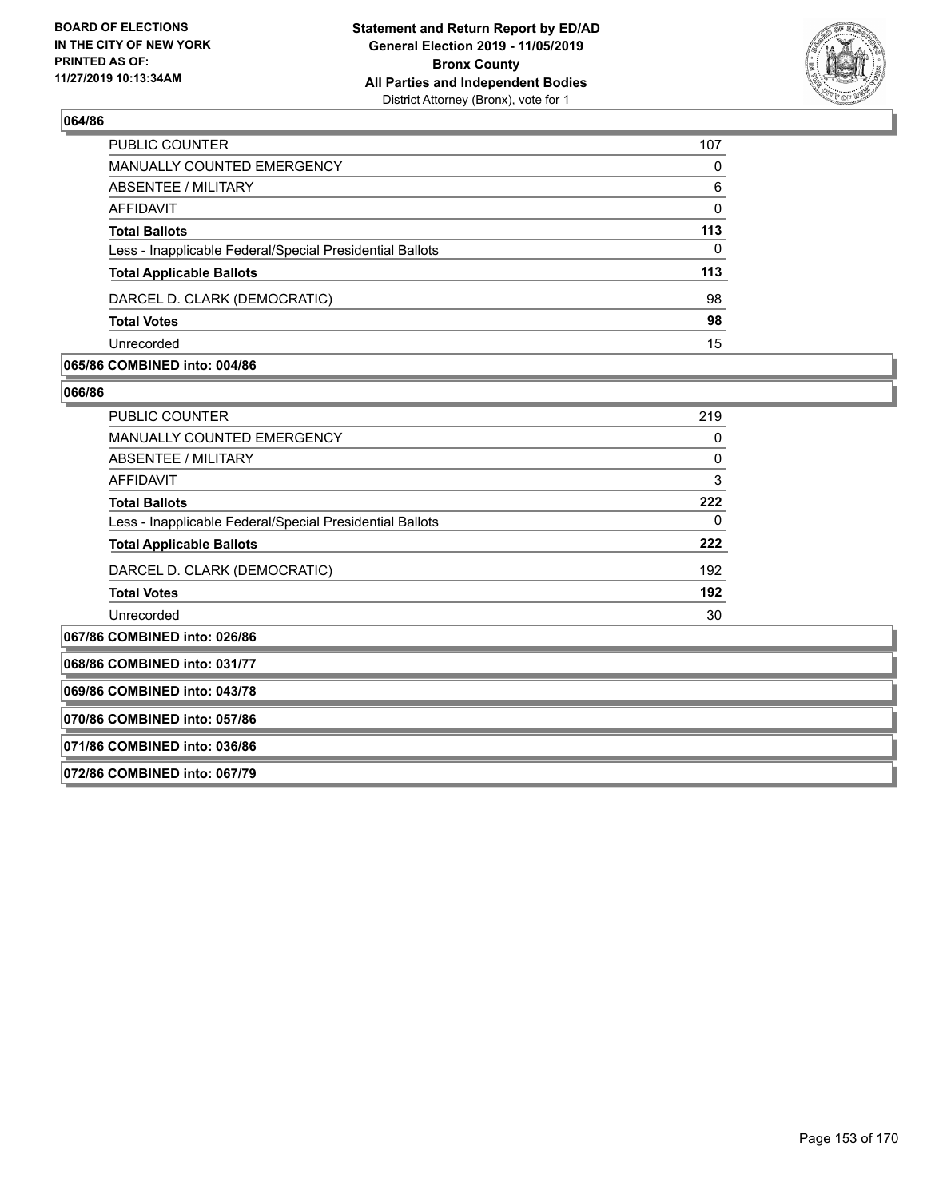## 064/86

| | |
|---|---|
| PUBLIC COUNTER | 107 |
| MANUALLY COUNTED EMERGENCY | 0 |
| ABSENTEE / MILITARY | 6 |
| AFFIDAVIT | 0 |
| **Total Ballots** | **113** |
| Less - Inapplicable Federal/Special Presidential Ballots | 0 |
| **Total Applicable Ballots** | **113** |
| DARCEL D. CLARK (DEMOCRATIC) | 98 |
| **Total Votes** | **98** |
| Unrecorded | 15 |

## 065/86 COMBINED into: 004/86

## 066/86

| | |
|---|---|
| PUBLIC COUNTER | 219 |
| MANUALLY COUNTED EMERGENCY | 0 |
| ABSENTEE / MILITARY | 0 |
| AFFIDAVIT | 3 |
| **Total Ballots** | **222** |
| Less - Inapplicable Federal/Special Presidential Ballots | 0 |
| **Total Applicable Ballots** | **222** |
| DARCEL D. CLARK (DEMOCRATIC) | 192 |
| **Total Votes** | **192** |
| Unrecorded | 30 |

## 067/86 COMBINED into: 026/86

## 068/86 COMBINED into: 031/77

## 069/86 COMBINED into: 043/78

## 070/86 COMBINED into: 057/86

## 071/86 COMBINED into: 036/86

## 072/86 COMBINED into: 067/79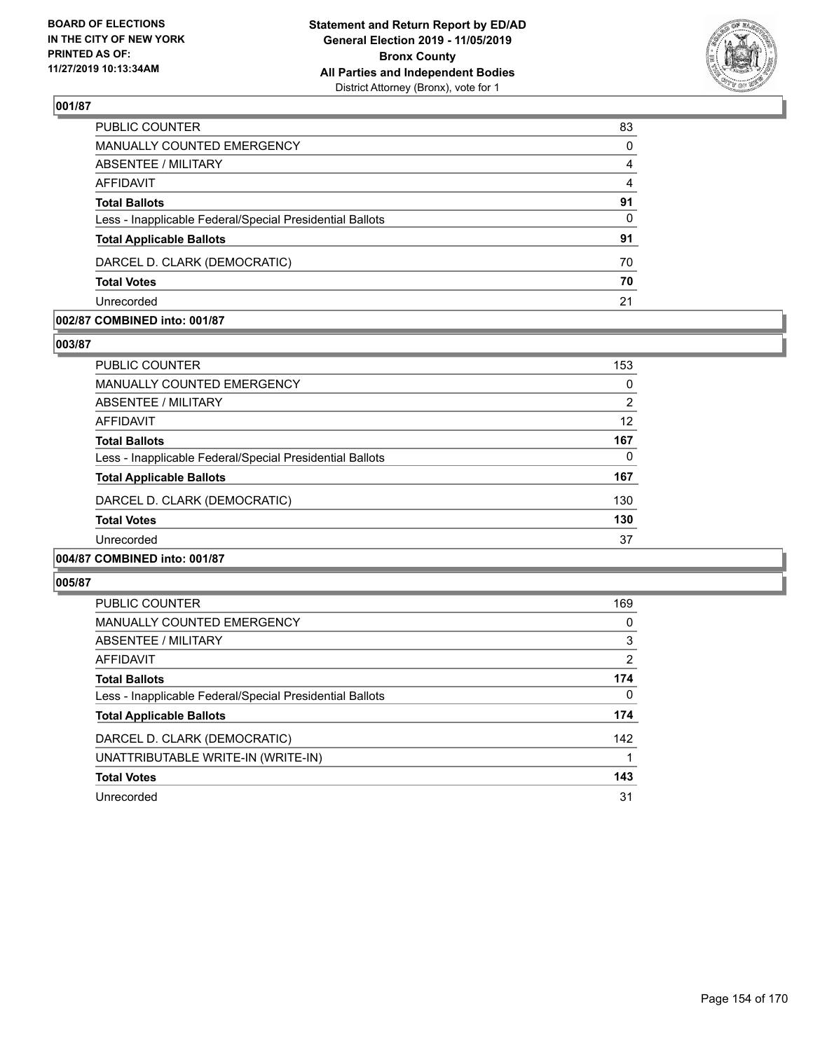**BOARD OF ELECTIONS IN THE CITY OF NEW YORK PRINTED AS OF: 11/27/2019 10:13:34AM**

**Statement and Return Report by ED/AD General Election 2019 - 11/05/2019 Bronx County All Parties and Independent Bodies**
District Attorney (Bronx), vote for 1

### 001/87

| | |
|---|---|
| PUBLIC COUNTER | 83 |
| MANUALLY COUNTED EMERGENCY | 0 |
| ABSENTEE / MILITARY | 4 |
| AFFIDAVIT | 4 |
| **Total Ballots** | **91** |
| Less - Inapplicable Federal/Special Presidential Ballots | 0 |
| **Total Applicable Ballots** | **91** |
| DARCEL D. CLARK (DEMOCRATIC) | 70 |
| **Total Votes** | **70** |
| Unrecorded | 21 |

### 002/87 COMBINED into: 001/87

### 003/87

| | |
|---|---|
| PUBLIC COUNTER | 153 |
| MANUALLY COUNTED EMERGENCY | 0 |
| ABSENTEE / MILITARY | 2 |
| AFFIDAVIT | 12 |
| **Total Ballots** | **167** |
| Less - Inapplicable Federal/Special Presidential Ballots | 0 |
| **Total Applicable Ballots** | **167** |
| DARCEL D. CLARK (DEMOCRATIC) | 130 |
| **Total Votes** | **130** |
| Unrecorded | 37 |

### 004/87 COMBINED into: 001/87

### 005/87

| | |
|---|---|
| PUBLIC COUNTER | 169 |
| MANUALLY COUNTED EMERGENCY | 0 |
| ABSENTEE / MILITARY | 3 |
| AFFIDAVIT | 2 |
| **Total Ballots** | **174** |
| Less - Inapplicable Federal/Special Presidential Ballots | 0 |
| **Total Applicable Ballots** | **174** |
| DARCEL D. CLARK (DEMOCRATIC) | 142 |
| UNATTRIBUTABLE WRITE-IN (WRITE-IN) | 1 |
| **Total Votes** | **143** |
| Unrecorded | 31 |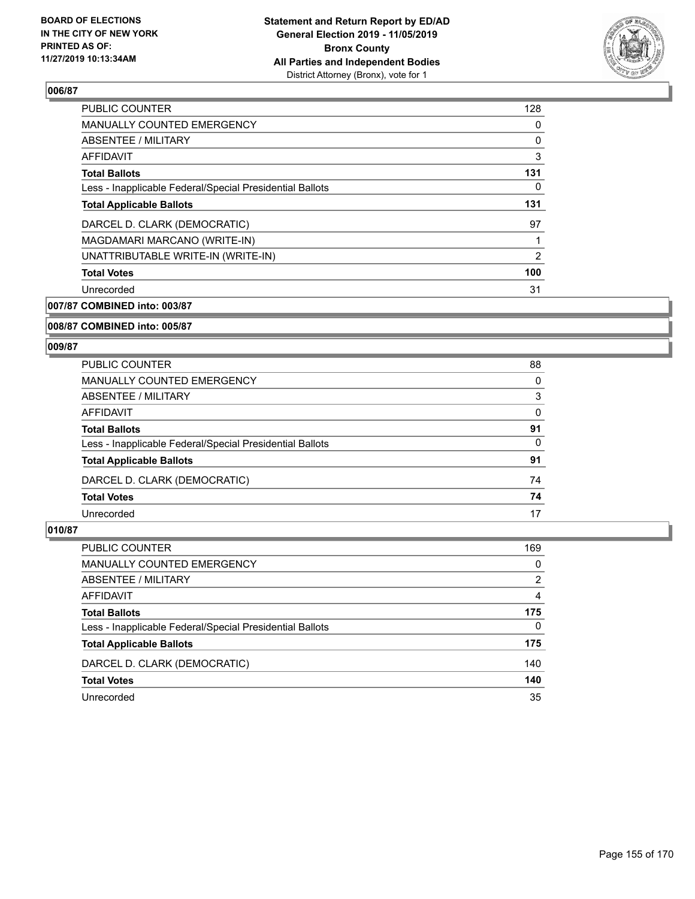**BOARD OF ELECTIONS IN THE CITY OF NEW YORK PRINTED AS OF: 11/27/2019 10:13:34AM**

**Statement and Return Report by ED/AD General Election 2019 - 11/05/2019 Bronx County All Parties and Independent Bodies**
District Attorney (Bronx), vote for 1

### 006/87

| | |
|---|---|
| PUBLIC COUNTER | 128 |
| MANUALLY COUNTED EMERGENCY | 0 |
| ABSENTEE / MILITARY | 0 |
| AFFIDAVIT | 3 |
| **Total Ballots** | **131** |
| Less - Inapplicable Federal/Special Presidential Ballots | 0 |
| **Total Applicable Ballots** | **131** |
| DARCEL D. CLARK (DEMOCRATIC) | 97 |
| MAGDAMARI MARCANO (WRITE-IN) | 1 |
| UNATTRIBUTABLE WRITE-IN (WRITE-IN) | 2 |
| **Total Votes** | **100** |
| Unrecorded | 31 |

### 007/87 COMBINED into: 003/87

### 008/87 COMBINED into: 005/87

### 009/87

| | |
|---|---|
| PUBLIC COUNTER | 88 |
| MANUALLY COUNTED EMERGENCY | 0 |
| ABSENTEE / MILITARY | 3 |
| AFFIDAVIT | 0 |
| **Total Ballots** | **91** |
| Less - Inapplicable Federal/Special Presidential Ballots | 0 |
| **Total Applicable Ballots** | **91** |
| DARCEL D. CLARK (DEMOCRATIC) | 74 |
| **Total Votes** | **74** |
| Unrecorded | 17 |

### 010/87

| | |
|---|---|
| PUBLIC COUNTER | 169 |
| MANUALLY COUNTED EMERGENCY | 0 |
| ABSENTEE / MILITARY | 2 |
| AFFIDAVIT | 4 |
| **Total Ballots** | **175** |
| Less - Inapplicable Federal/Special Presidential Ballots | 0 |
| **Total Applicable Ballots** | **175** |
| DARCEL D. CLARK (DEMOCRATIC) | 140 |
| **Total Votes** | **140** |
| Unrecorded | 35 |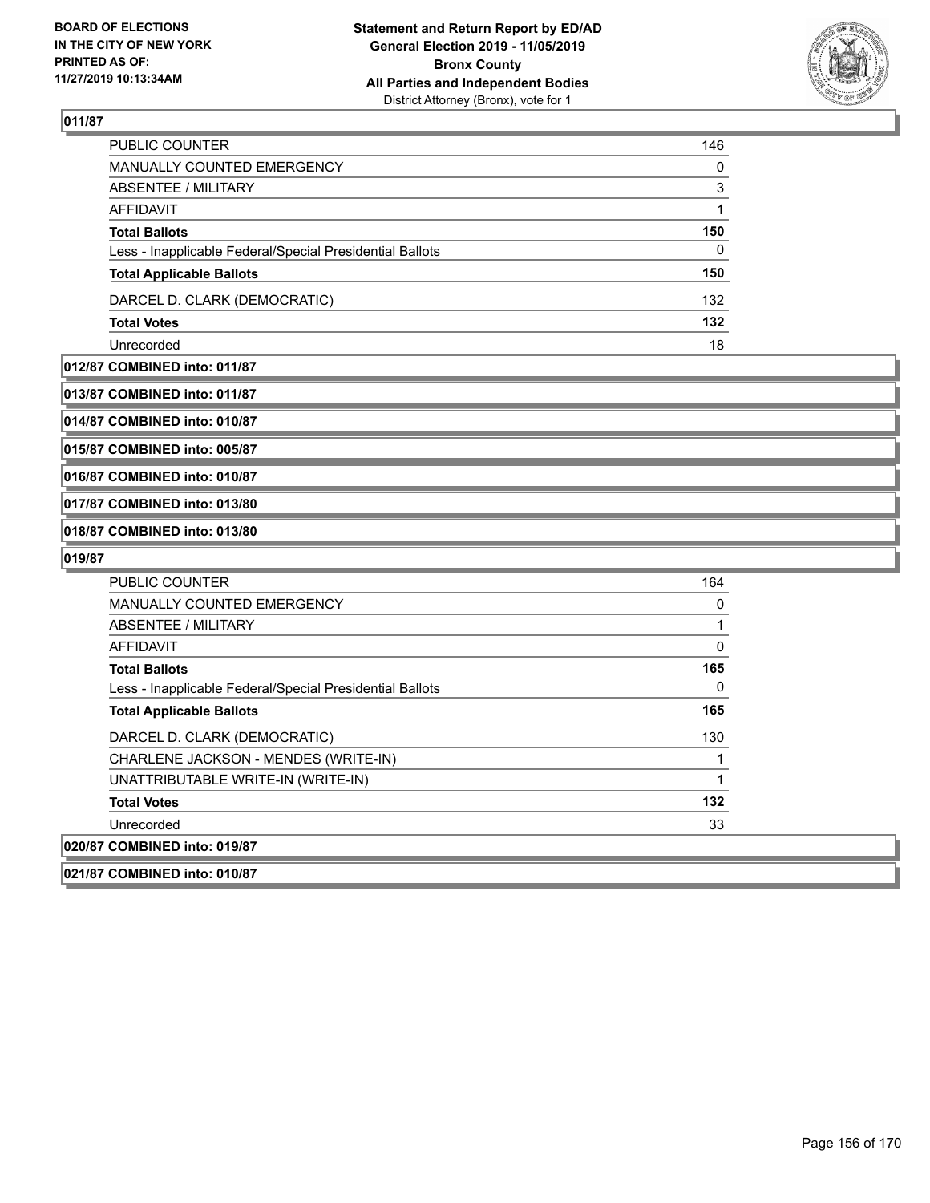**BOARD OF ELECTIONS IN THE CITY OF NEW YORK PRINTED AS OF: 11/27/2019 10:13:34AM**

**Statement and Return Report by ED/AD General Election 2019 - 11/05/2019 Bronx County All Parties and Independent Bodies**
District Attorney (Bronx), vote for 1

### 011/87

| | |
|---|---|
| PUBLIC COUNTER | 146 |
| MANUALLY COUNTED EMERGENCY | 0 |
| ABSENTEE / MILITARY | 3 |
| AFFIDAVIT | 1 |
| **Total Ballots** | **150** |
| Less - Inapplicable Federal/Special Presidential Ballots | 0 |
| **Total Applicable Ballots** | **150** |
| DARCEL D. CLARK (DEMOCRATIC) | 132 |
| **Total Votes** | **132** |
| Unrecorded | 18 |

**012/87 COMBINED into: 011/87**

**013/87 COMBINED into: 011/87**

**014/87 COMBINED into: 010/87**

**015/87 COMBINED into: 005/87**

**016/87 COMBINED into: 010/87**

**017/87 COMBINED into: 013/80**

**018/87 COMBINED into: 013/80**

### 019/87

| | |
|---|---|
| PUBLIC COUNTER | 164 |
| MANUALLY COUNTED EMERGENCY | 0 |
| ABSENTEE / MILITARY | 1 |
| AFFIDAVIT | 0 |
| **Total Ballots** | **165** |
| Less - Inapplicable Federal/Special Presidential Ballots | 0 |
| **Total Applicable Ballots** | **165** |
| DARCEL D. CLARK (DEMOCRATIC) | 130 |
| CHARLENE JACKSON - MENDES (WRITE-IN) | 1 |
| UNATTRIBUTABLE WRITE-IN (WRITE-IN) | 1 |
| **Total Votes** | **132** |
| Unrecorded | 33 |

**020/87 COMBINED into: 019/87**

**021/87 COMBINED into: 010/87**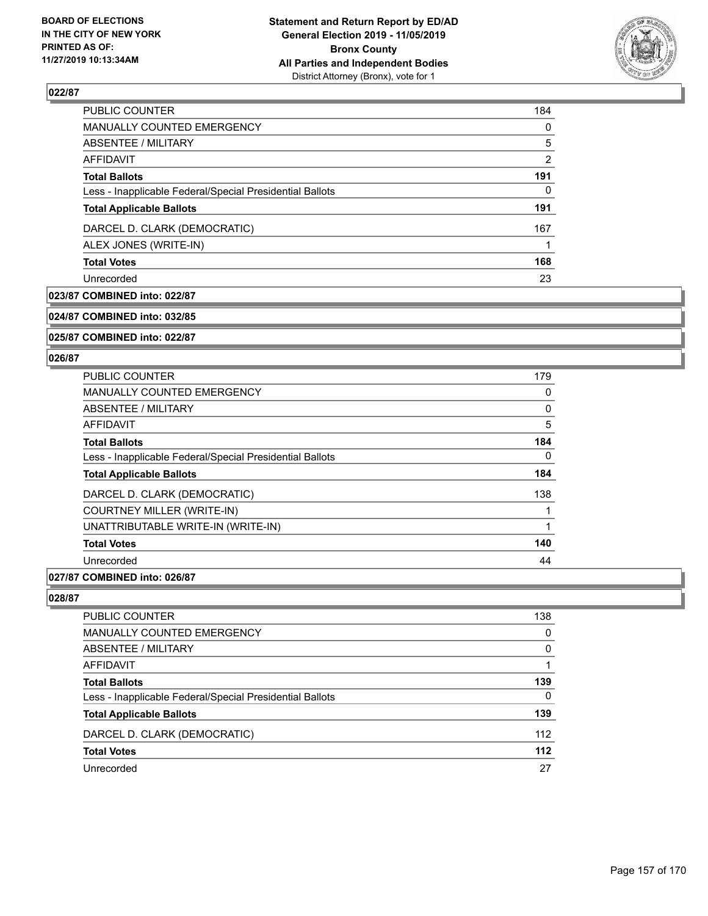## 022/87

| | |
|---|---|
| PUBLIC COUNTER | 184 |
| MANUALLY COUNTED EMERGENCY | 0 |
| ABSENTEE / MILITARY | 5 |
| AFFIDAVIT | 2 |
| **Total Ballots** | **191** |
| Less - Inapplicable Federal/Special Presidential Ballots | 0 |
| **Total Applicable Ballots** | **191** |
| DARCEL D. CLARK (DEMOCRATIC) | 167 |
| ALEX JONES (WRITE-IN) | 1 |
| **Total Votes** | **168** |
| Unrecorded | 23 |

## 023/87 COMBINED into: 022/87

## 024/87 COMBINED into: 032/85

## 025/87 COMBINED into: 022/87

## 026/87

| | |
|---|---|
| PUBLIC COUNTER | 179 |
| MANUALLY COUNTED EMERGENCY | 0 |
| ABSENTEE / MILITARY | 0 |
| AFFIDAVIT | 5 |
| **Total Ballots** | **184** |
| Less - Inapplicable Federal/Special Presidential Ballots | 0 |
| **Total Applicable Ballots** | **184** |
| DARCEL D. CLARK (DEMOCRATIC) | 138 |
| COURTNEY MILLER (WRITE-IN) | 1 |
| UNATTRIBUTABLE WRITE-IN (WRITE-IN) | 1 |
| **Total Votes** | **140** |
| Unrecorded | 44 |

## 027/87 COMBINED into: 026/87

## 028/87

| | |
|---|---|
| PUBLIC COUNTER | 138 |
| MANUALLY COUNTED EMERGENCY | 0 |
| ABSENTEE / MILITARY | 0 |
| AFFIDAVIT | 1 |
| **Total Ballots** | **139** |
| Less - Inapplicable Federal/Special Presidential Ballots | 0 |
| **Total Applicable Ballots** | **139** |
| DARCEL D. CLARK (DEMOCRATIC) | 112 |
| **Total Votes** | **112** |
| Unrecorded | 27 |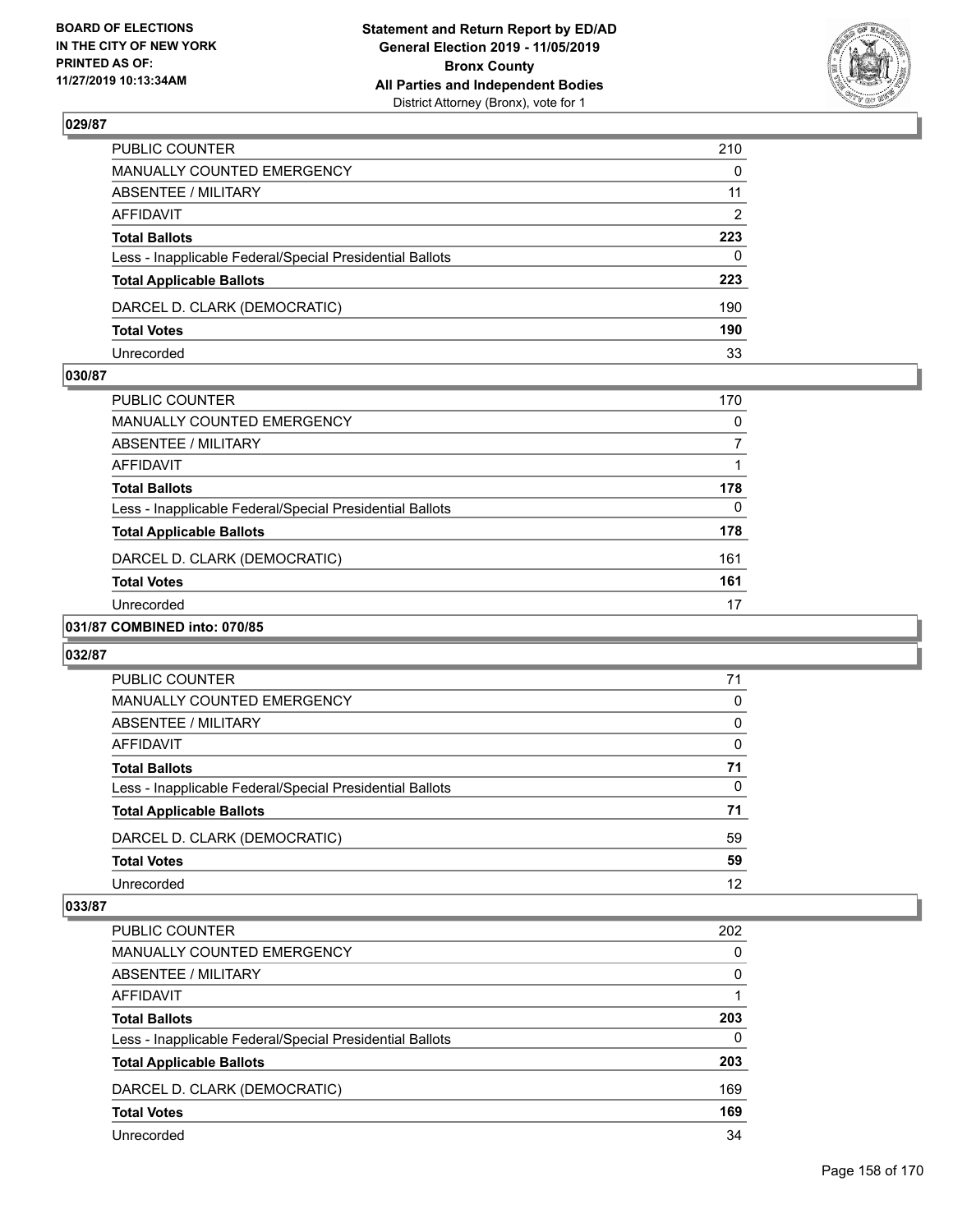## 029/87

| | |
|---|---|
| PUBLIC COUNTER | 210 |
| MANUALLY COUNTED EMERGENCY | 0 |
| ABSENTEE / MILITARY | 11 |
| AFFIDAVIT | 2 |
| **Total Ballots** | **223** |
| Less - Inapplicable Federal/Special Presidential Ballots | 0 |
| **Total Applicable Ballots** | **223** |
| DARCEL D. CLARK (DEMOCRATIC) | 190 |
| **Total Votes** | **190** |
| Unrecorded | 33 |

## 030/87

| | |
|---|---|
| PUBLIC COUNTER | 170 |
| MANUALLY COUNTED EMERGENCY | 0 |
| ABSENTEE / MILITARY | 7 |
| AFFIDAVIT | 1 |
| **Total Ballots** | **178** |
| Less - Inapplicable Federal/Special Presidential Ballots | 0 |
| **Total Applicable Ballots** | **178** |
| DARCEL D. CLARK (DEMOCRATIC) | 161 |
| **Total Votes** | **161** |
| Unrecorded | 17 |

## 031/87 COMBINED into: 070/85

## 032/87

| | |
|---|---|
| PUBLIC COUNTER | 71 |
| MANUALLY COUNTED EMERGENCY | 0 |
| ABSENTEE / MILITARY | 0 |
| AFFIDAVIT | 0 |
| **Total Ballots** | **71** |
| Less - Inapplicable Federal/Special Presidential Ballots | 0 |
| **Total Applicable Ballots** | **71** |
| DARCEL D. CLARK (DEMOCRATIC) | 59 |
| **Total Votes** | **59** |
| Unrecorded | 12 |

## 033/87

| | |
|---|---|
| PUBLIC COUNTER | 202 |
| MANUALLY COUNTED EMERGENCY | 0 |
| ABSENTEE / MILITARY | 0 |
| AFFIDAVIT | 1 |
| **Total Ballots** | **203** |
| Less - Inapplicable Federal/Special Presidential Ballots | 0 |
| **Total Applicable Ballots** | **203** |
| DARCEL D. CLARK (DEMOCRATIC) | 169 |
| **Total Votes** | **169** |
| Unrecorded | 34 |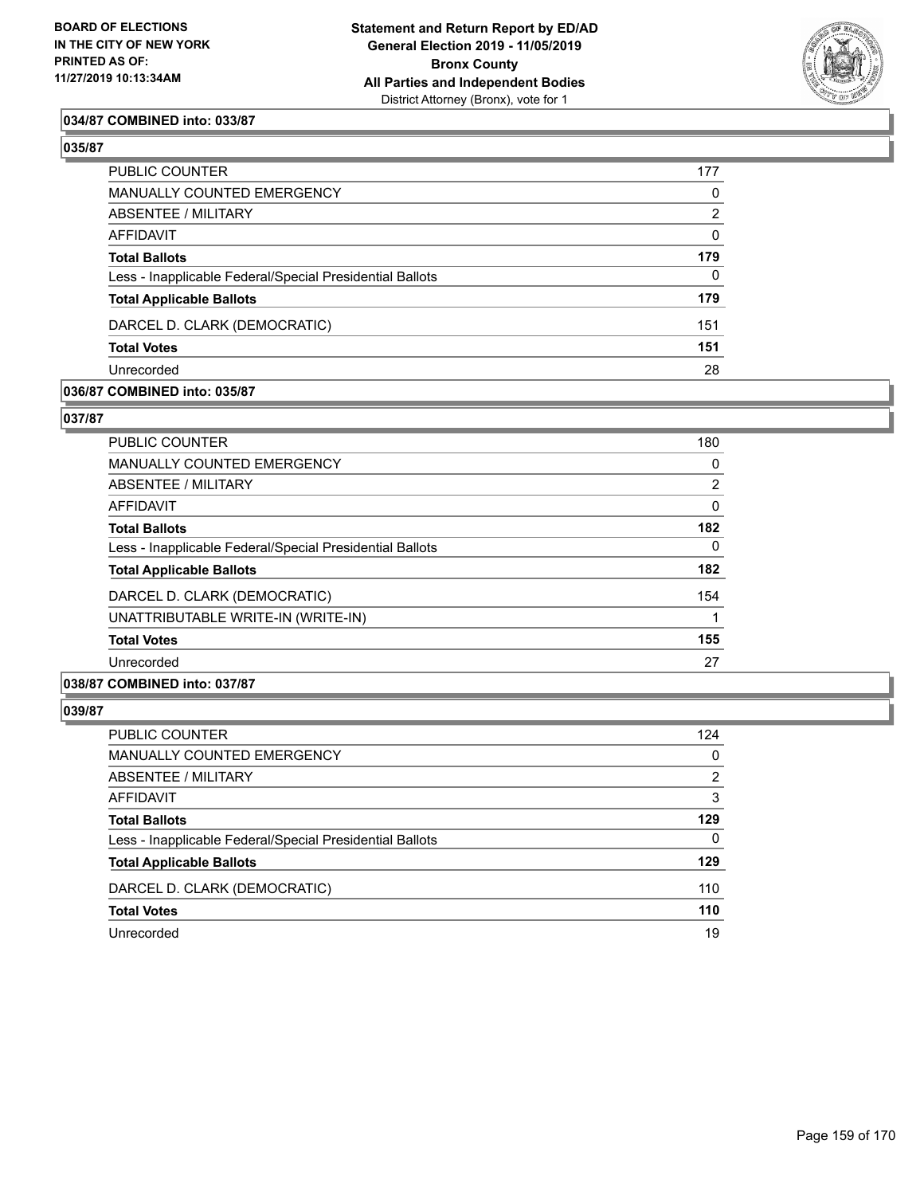**034/87 COMBINED into: 033/87**

**035/87**

| | |
|---|---|
| PUBLIC COUNTER | 177 |
| MANUALLY COUNTED EMERGENCY | 0 |
| ABSENTEE / MILITARY | 2 |
| AFFIDAVIT | 0 |
| **Total Ballots** | **179** |
| Less - Inapplicable Federal/Special Presidential Ballots | 0 |
| **Total Applicable Ballots** | **179** |
| DARCEL D. CLARK (DEMOCRATIC) | 151 |
| **Total Votes** | **151** |
| Unrecorded | 28 |

**036/87 COMBINED into: 035/87**

**037/87**

| | |
|---|---|
| PUBLIC COUNTER | 180 |
| MANUALLY COUNTED EMERGENCY | 0 |
| ABSENTEE / MILITARY | 2 |
| AFFIDAVIT | 0 |
| **Total Ballots** | **182** |
| Less - Inapplicable Federal/Special Presidential Ballots | 0 |
| **Total Applicable Ballots** | **182** |
| DARCEL D. CLARK (DEMOCRATIC) | 154 |
| UNATTRIBUTABLE WRITE-IN (WRITE-IN) | 1 |
| **Total Votes** | **155** |
| Unrecorded | 27 |

**038/87 COMBINED into: 037/87**

**039/87**

| | |
|---|---|
| PUBLIC COUNTER | 124 |
| MANUALLY COUNTED EMERGENCY | 0 |
| ABSENTEE / MILITARY | 2 |
| AFFIDAVIT | 3 |
| **Total Ballots** | **129** |
| Less - Inapplicable Federal/Special Presidential Ballots | 0 |
| **Total Applicable Ballots** | **129** |
| DARCEL D. CLARK (DEMOCRATIC) | 110 |
| **Total Votes** | **110** |
| Unrecorded | 19 |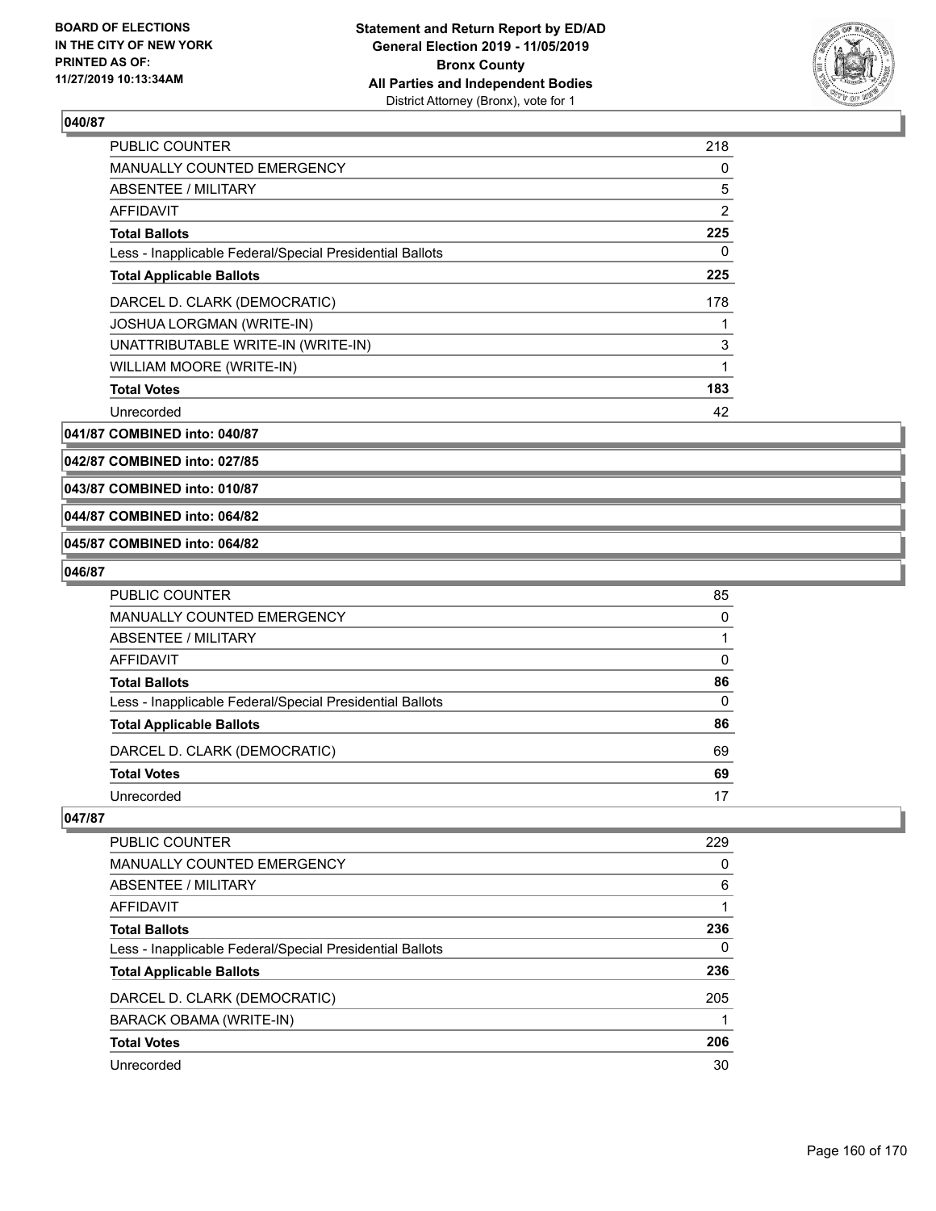## 040/87

| | |
|---|---|
| PUBLIC COUNTER | 218 |
| MANUALLY COUNTED EMERGENCY | 0 |
| ABSENTEE / MILITARY | 5 |
| AFFIDAVIT | 2 |
| **Total Ballots** | **225** |
| Less - Inapplicable Federal/Special Presidential Ballots | 0 |
| **Total Applicable Ballots** | **225** |
| DARCEL D. CLARK (DEMOCRATIC) | 178 |
| JOSHUA LORGMAN (WRITE-IN) | 1 |
| UNATTRIBUTABLE WRITE-IN (WRITE-IN) | 3 |
| WILLIAM MOORE (WRITE-IN) | 1 |
| **Total Votes** | **183** |
| Unrecorded | 42 |

**041/87 COMBINED into: 040/87**

**042/87 COMBINED into: 027/85**

**043/87 COMBINED into: 010/87**

**044/87 COMBINED into: 064/82**

**045/87 COMBINED into: 064/82**

## 046/87

| | |
|---|---|
| PUBLIC COUNTER | 85 |
| MANUALLY COUNTED EMERGENCY | 0 |
| ABSENTEE / MILITARY | 1 |
| AFFIDAVIT | 0 |
| **Total Ballots** | **86** |
| Less - Inapplicable Federal/Special Presidential Ballots | 0 |
| **Total Applicable Ballots** | **86** |
| DARCEL D. CLARK (DEMOCRATIC) | 69 |
| **Total Votes** | **69** |
| Unrecorded | 17 |

## 047/87

| | |
|---|---|
| PUBLIC COUNTER | 229 |
| MANUALLY COUNTED EMERGENCY | 0 |
| ABSENTEE / MILITARY | 6 |
| AFFIDAVIT | 1 |
| **Total Ballots** | **236** |
| Less - Inapplicable Federal/Special Presidential Ballots | 0 |
| **Total Applicable Ballots** | **236** |
| DARCEL D. CLARK (DEMOCRATIC) | 205 |
| BARACK OBAMA (WRITE-IN) | 1 |
| **Total Votes** | **206** |
| Unrecorded | 30 |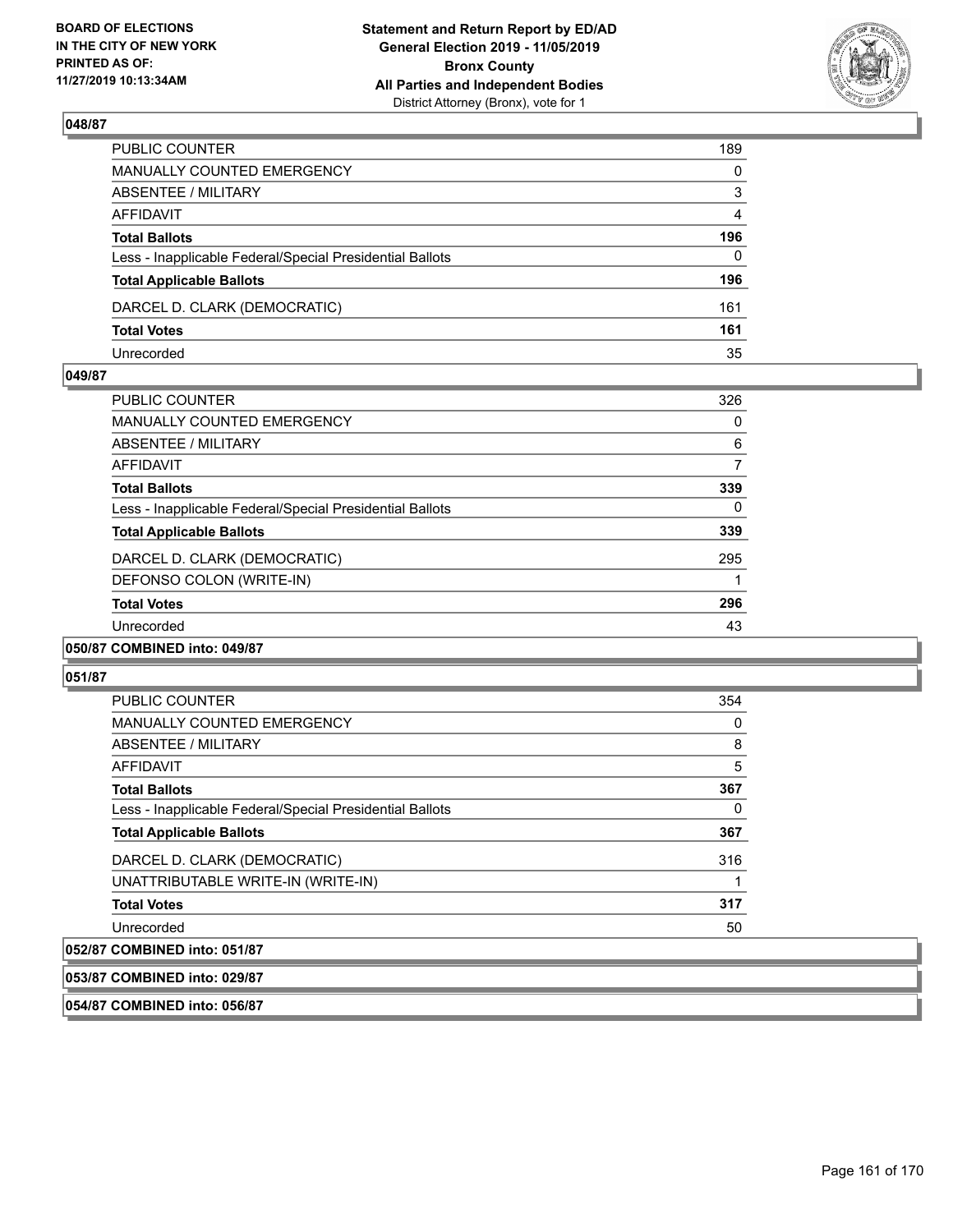**BOARD OF ELECTIONS IN THE CITY OF NEW YORK PRINTED AS OF: 11/27/2019 10:13:34AM**

**Statement and Return Report by ED/AD General Election 2019 - 11/05/2019 Bronx County All Parties and Independent Bodies**
District Attorney (Bronx), vote for 1

### 048/87

| | |
|---|---|
| PUBLIC COUNTER | 189 |
| MANUALLY COUNTED EMERGENCY | 0 |
| ABSENTEE / MILITARY | 3 |
| AFFIDAVIT | 4 |
| **Total Ballots** | **196** |
| Less - Inapplicable Federal/Special Presidential Ballots | 0 |
| **Total Applicable Ballots** | **196** |
| DARCEL D. CLARK (DEMOCRATIC) | 161 |
| **Total Votes** | **161** |
| Unrecorded | 35 |

### 049/87

| | |
|---|---|
| PUBLIC COUNTER | 326 |
| MANUALLY COUNTED EMERGENCY | 0 |
| ABSENTEE / MILITARY | 6 |
| AFFIDAVIT | 7 |
| **Total Ballots** | **339** |
| Less - Inapplicable Federal/Special Presidential Ballots | 0 |
| **Total Applicable Ballots** | **339** |
| DARCEL D. CLARK (DEMOCRATIC) | 295 |
| DEFONSO COLON (WRITE-IN) | 1 |
| **Total Votes** | **296** |
| Unrecorded | 43 |

### 050/87 COMBINED into: 049/87

### 051/87

| | |
|---|---|
| PUBLIC COUNTER | 354 |
| MANUALLY COUNTED EMERGENCY | 0 |
| ABSENTEE / MILITARY | 8 |
| AFFIDAVIT | 5 |
| **Total Ballots** | **367** |
| Less - Inapplicable Federal/Special Presidential Ballots | 0 |
| **Total Applicable Ballots** | **367** |
| DARCEL D. CLARK (DEMOCRATIC) | 316 |
| UNATTRIBUTABLE WRITE-IN (WRITE-IN) | 1 |
| **Total Votes** | **317** |
| Unrecorded | 50 |

### 052/87 COMBINED into: 051/87

### 053/87 COMBINED into: 029/87

### 054/87 COMBINED into: 056/87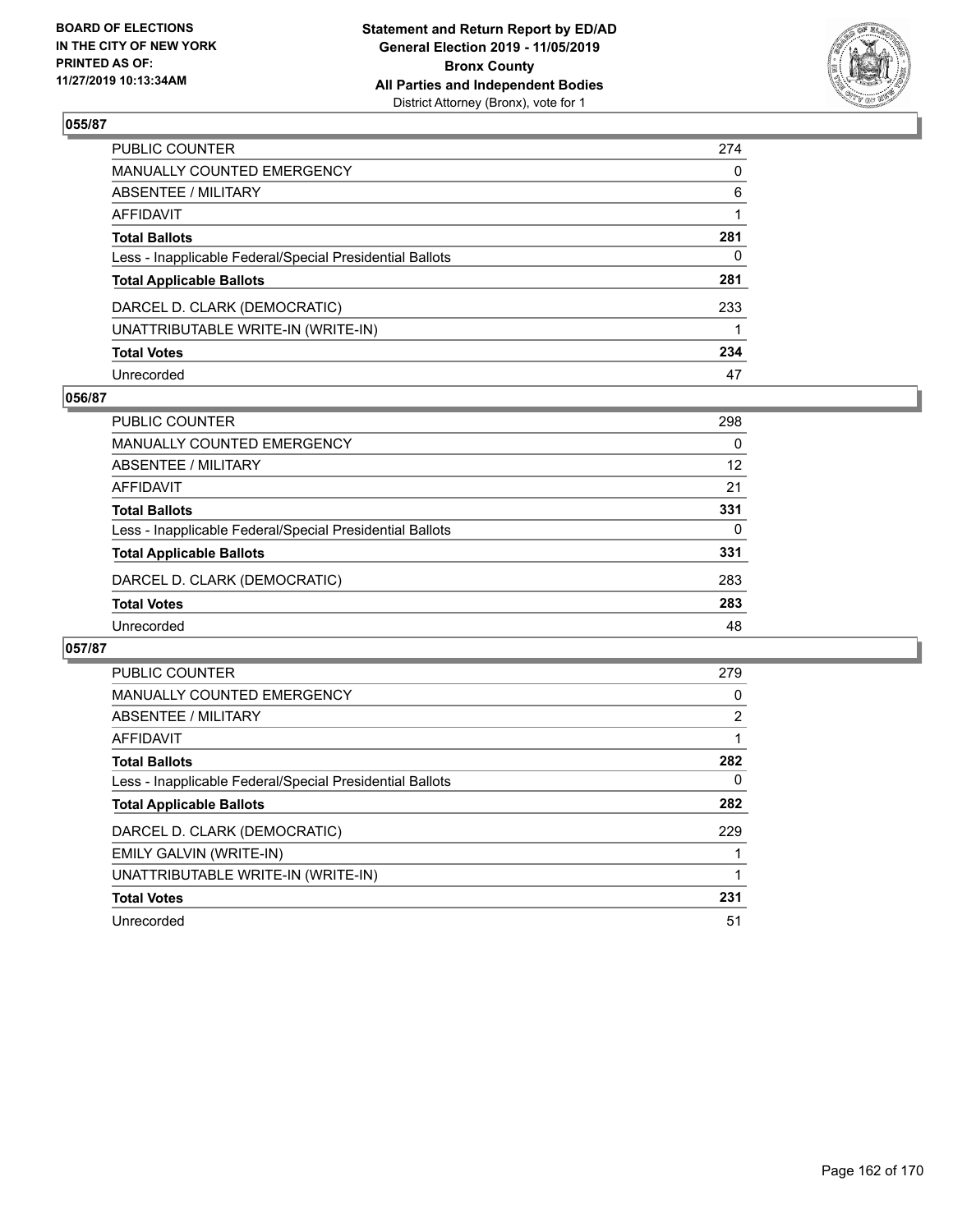## 055/87

| | |
|---|---|
| PUBLIC COUNTER | 274 |
| MANUALLY COUNTED EMERGENCY | 0 |
| ABSENTEE / MILITARY | 6 |
| AFFIDAVIT | 1 |
| **Total Ballots** | **281** |
| Less - Inapplicable Federal/Special Presidential Ballots | 0 |
| **Total Applicable Ballots** | **281** |
| DARCEL D. CLARK (DEMOCRATIC) | 233 |
| UNATTRIBUTABLE WRITE-IN (WRITE-IN) | 1 |
| **Total Votes** | **234** |
| Unrecorded | 47 |

## 056/87

| | |
|---|---|
| PUBLIC COUNTER | 298 |
| MANUALLY COUNTED EMERGENCY | 0 |
| ABSENTEE / MILITARY | 12 |
| AFFIDAVIT | 21 |
| **Total Ballots** | **331** |
| Less - Inapplicable Federal/Special Presidential Ballots | 0 |
| **Total Applicable Ballots** | **331** |
| DARCEL D. CLARK (DEMOCRATIC) | 283 |
| **Total Votes** | **283** |
| Unrecorded | 48 |

## 057/87

| | |
|---|---|
| PUBLIC COUNTER | 279 |
| MANUALLY COUNTED EMERGENCY | 0 |
| ABSENTEE / MILITARY | 2 |
| AFFIDAVIT | 1 |
| **Total Ballots** | **282** |
| Less - Inapplicable Federal/Special Presidential Ballots | 0 |
| **Total Applicable Ballots** | **282** |
| DARCEL D. CLARK (DEMOCRATIC) | 229 |
| EMILY GALVIN (WRITE-IN) | 1 |
| UNATTRIBUTABLE WRITE-IN (WRITE-IN) | 1 |
| **Total Votes** | **231** |
| Unrecorded | 51 |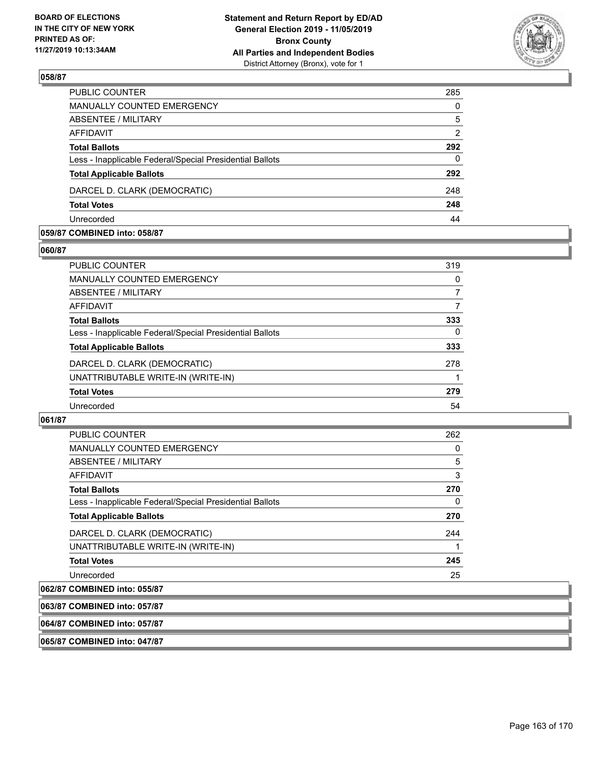### 058/87

| | |
|---|---|
| PUBLIC COUNTER | 285 |
| MANUALLY COUNTED EMERGENCY | 0 |
| ABSENTEE / MILITARY | 5 |
| AFFIDAVIT | 2 |
| **Total Ballots** | **292** |
| Less - Inapplicable Federal/Special Presidential Ballots | 0 |
| **Total Applicable Ballots** | **292** |
| DARCEL D. CLARK (DEMOCRATIC) | 248 |
| **Total Votes** | **248** |
| Unrecorded | 44 |

### 059/87 COMBINED into: 058/87

### 060/87

| | |
|---|---|
| PUBLIC COUNTER | 319 |
| MANUALLY COUNTED EMERGENCY | 0 |
| ABSENTEE / MILITARY | 7 |
| AFFIDAVIT | 7 |
| **Total Ballots** | **333** |
| Less - Inapplicable Federal/Special Presidential Ballots | 0 |
| **Total Applicable Ballots** | **333** |
| DARCEL D. CLARK (DEMOCRATIC) | 278 |
| UNATTRIBUTABLE WRITE-IN (WRITE-IN) | 1 |
| **Total Votes** | **279** |
| Unrecorded | 54 |

### 061/87

| | |
|---|---|
| PUBLIC COUNTER | 262 |
| MANUALLY COUNTED EMERGENCY | 0 |
| ABSENTEE / MILITARY | 5 |
| AFFIDAVIT | 3 |
| **Total Ballots** | **270** |
| Less - Inapplicable Federal/Special Presidential Ballots | 0 |
| **Total Applicable Ballots** | **270** |
| DARCEL D. CLARK (DEMOCRATIC) | 244 |
| UNATTRIBUTABLE WRITE-IN (WRITE-IN) | 1 |
| **Total Votes** | **245** |
| Unrecorded | 25 |

### 062/87 COMBINED into: 055/87

### 063/87 COMBINED into: 057/87

### 064/87 COMBINED into: 057/87

### 065/87 COMBINED into: 047/87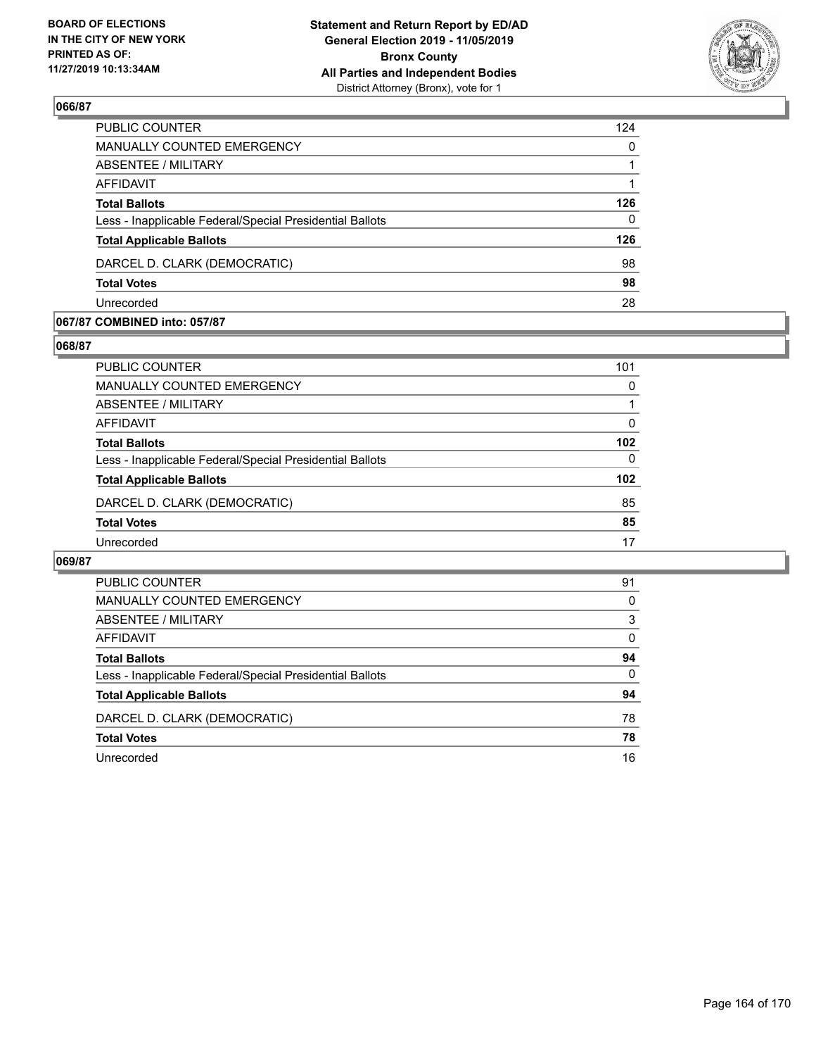## 066/87

| | |
|---|---|
| PUBLIC COUNTER | 124 |
| MANUALLY COUNTED EMERGENCY | 0 |
| ABSENTEE / MILITARY | 1 |
| AFFIDAVIT | 1 |
| **Total Ballots** | **126** |
| Less - Inapplicable Federal/Special Presidential Ballots | 0 |
| **Total Applicable Ballots** | **126** |
| DARCEL D. CLARK (DEMOCRATIC) | 98 |
| **Total Votes** | **98** |
| Unrecorded | 28 |

## 067/87 COMBINED into: 057/87

## 068/87

| | |
|---|---|
| PUBLIC COUNTER | 101 |
| MANUALLY COUNTED EMERGENCY | 0 |
| ABSENTEE / MILITARY | 1 |
| AFFIDAVIT | 0 |
| **Total Ballots** | **102** |
| Less - Inapplicable Federal/Special Presidential Ballots | 0 |
| **Total Applicable Ballots** | **102** |
| DARCEL D. CLARK (DEMOCRATIC) | 85 |
| **Total Votes** | **85** |
| Unrecorded | 17 |

## 069/87

| | |
|---|---|
| PUBLIC COUNTER | 91 |
| MANUALLY COUNTED EMERGENCY | 0 |
| ABSENTEE / MILITARY | 3 |
| AFFIDAVIT | 0 |
| **Total Ballots** | **94** |
| Less - Inapplicable Federal/Special Presidential Ballots | 0 |
| **Total Applicable Ballots** | **94** |
| DARCEL D. CLARK (DEMOCRATIC) | 78 |
| **Total Votes** | **78** |
| Unrecorded | 16 |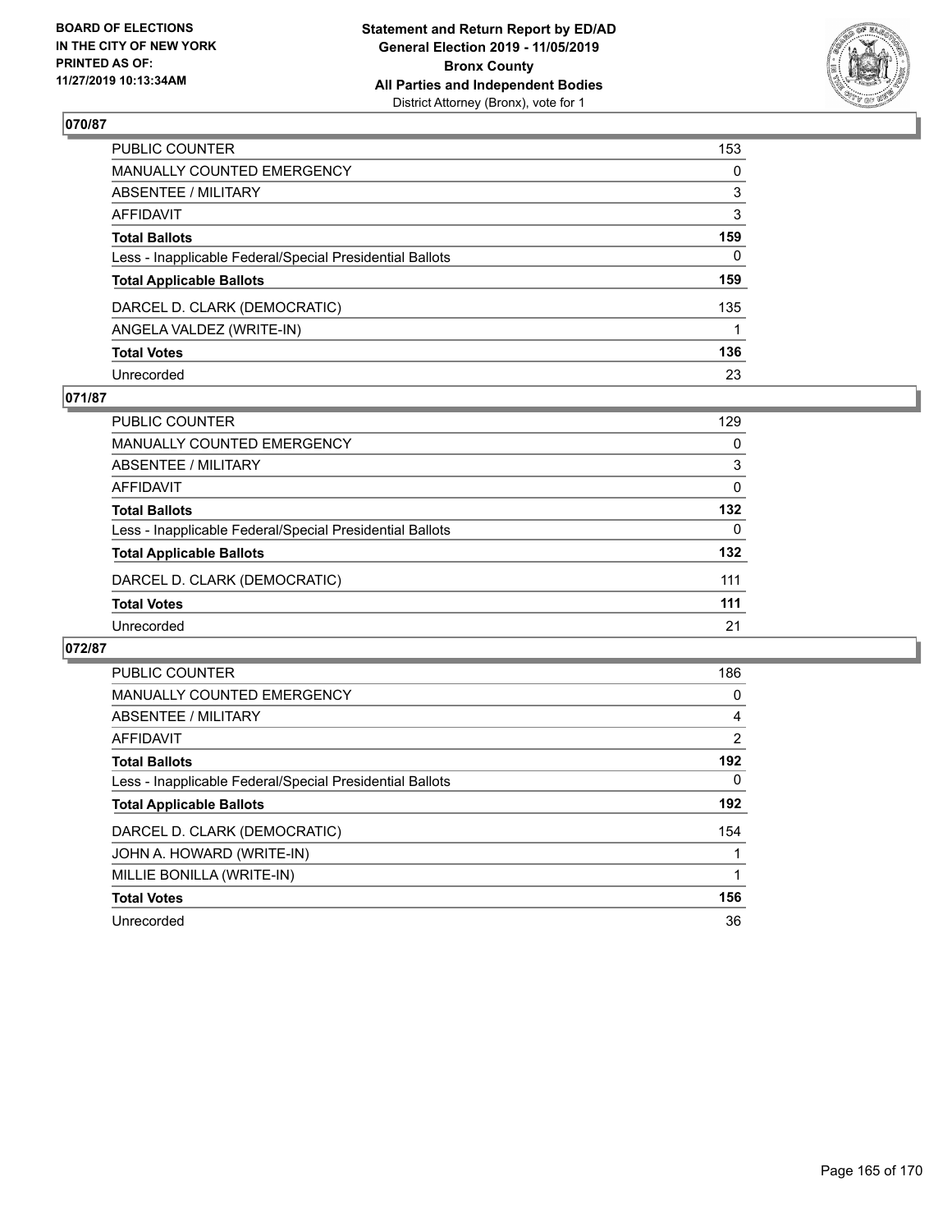**BOARD OF ELECTIONS IN THE CITY OF NEW YORK PRINTED AS OF: 11/27/2019 10:13:34AM**

**Statement and Return Report by ED/AD General Election 2019 - 11/05/2019 Bronx County All Parties and Independent Bodies**
District Attorney (Bronx), vote for 1

## 070/87

| | |
|---|---|
| PUBLIC COUNTER | 153 |
| MANUALLY COUNTED EMERGENCY | 0 |
| ABSENTEE / MILITARY | 3 |
| AFFIDAVIT | 3 |
| **Total Ballots** | **159** |
| Less - Inapplicable Federal/Special Presidential Ballots | 0 |
| **Total Applicable Ballots** | **159** |
| DARCEL D. CLARK (DEMOCRATIC) | 135 |
| ANGELA VALDEZ (WRITE-IN) | 1 |
| **Total Votes** | **136** |
| Unrecorded | 23 |

## 071/87

| | |
|---|---|
| PUBLIC COUNTER | 129 |
| MANUALLY COUNTED EMERGENCY | 0 |
| ABSENTEE / MILITARY | 3 |
| AFFIDAVIT | 0 |
| **Total Ballots** | **132** |
| Less - Inapplicable Federal/Special Presidential Ballots | 0 |
| **Total Applicable Ballots** | **132** |
| DARCEL D. CLARK (DEMOCRATIC) | 111 |
| **Total Votes** | **111** |
| Unrecorded | 21 |

## 072/87

| | |
|---|---|
| PUBLIC COUNTER | 186 |
| MANUALLY COUNTED EMERGENCY | 0 |
| ABSENTEE / MILITARY | 4 |
| AFFIDAVIT | 2 |
| **Total Ballots** | **192** |
| Less - Inapplicable Federal/Special Presidential Ballots | 0 |
| **Total Applicable Ballots** | **192** |
| DARCEL D. CLARK (DEMOCRATIC) | 154 |
| JOHN A. HOWARD (WRITE-IN) | 1 |
| MILLIE BONILLA (WRITE-IN) | 1 |
| **Total Votes** | **156** |
| Unrecorded | 36 |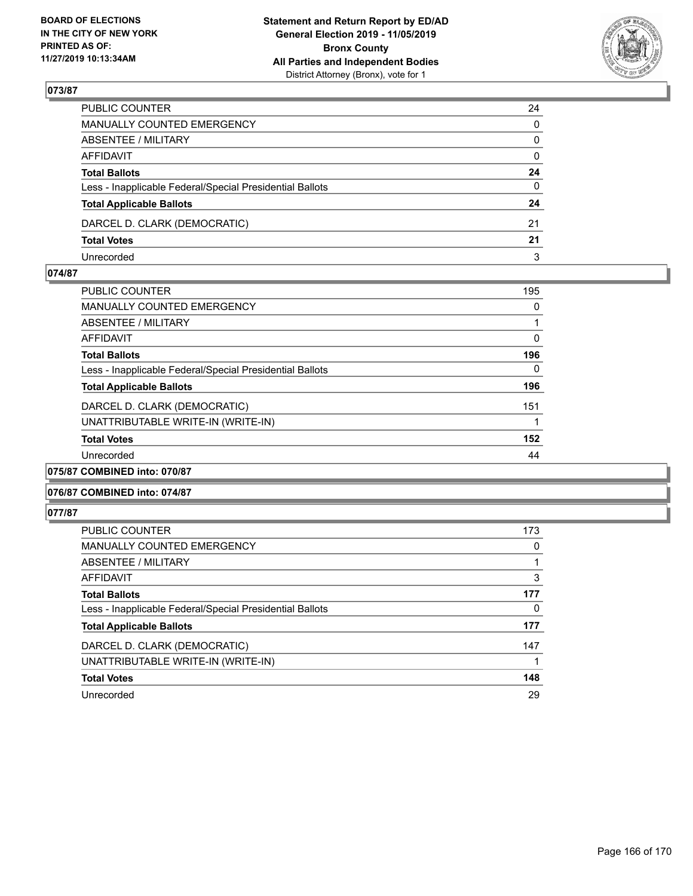## 073/87

| | |
|---|---|
| PUBLIC COUNTER | 24 |
| MANUALLY COUNTED EMERGENCY | 0 |
| ABSENTEE / MILITARY | 0 |
| AFFIDAVIT | 0 |
| **Total Ballots** | **24** |
| Less - Inapplicable Federal/Special Presidential Ballots | 0 |
| **Total Applicable Ballots** | **24** |
| DARCEL D. CLARK (DEMOCRATIC) | 21 |
| **Total Votes** | **21** |
| Unrecorded | 3 |

## 074/87

| | |
|---|---|
| PUBLIC COUNTER | 195 |
| MANUALLY COUNTED EMERGENCY | 0 |
| ABSENTEE / MILITARY | 1 |
| AFFIDAVIT | 0 |
| **Total Ballots** | **196** |
| Less - Inapplicable Federal/Special Presidential Ballots | 0 |
| **Total Applicable Ballots** | **196** |
| DARCEL D. CLARK (DEMOCRATIC) | 151 |
| UNATTRIBUTABLE WRITE-IN (WRITE-IN) | 1 |
| **Total Votes** | **152** |
| Unrecorded | 44 |

## 075/87 COMBINED into: 070/87

## 076/87 COMBINED into: 074/87

## 077/87

| | |
|---|---|
| PUBLIC COUNTER | 173 |
| MANUALLY COUNTED EMERGENCY | 0 |
| ABSENTEE / MILITARY | 1 |
| AFFIDAVIT | 3 |
| **Total Ballots** | **177** |
| Less - Inapplicable Federal/Special Presidential Ballots | 0 |
| **Total Applicable Ballots** | **177** |
| DARCEL D. CLARK (DEMOCRATIC) | 147 |
| UNATTRIBUTABLE WRITE-IN (WRITE-IN) | 1 |
| **Total Votes** | **148** |
| Unrecorded | 29 |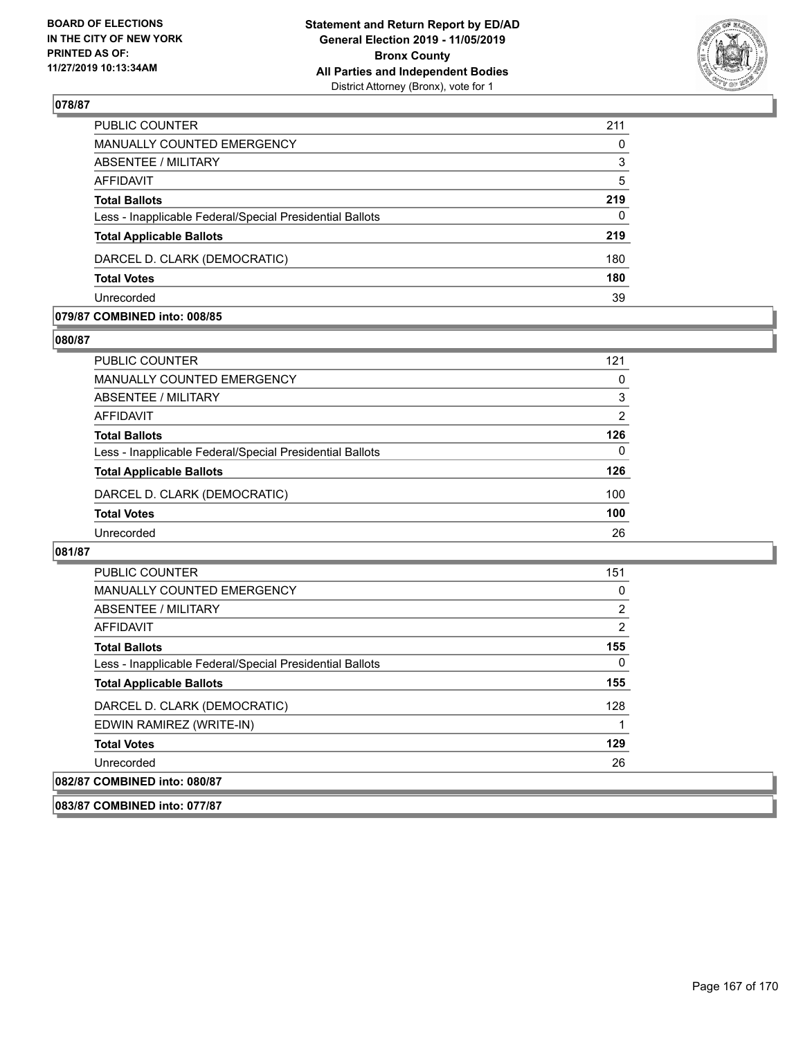## 078/87

| | |
|---|---|
| PUBLIC COUNTER | 211 |
| MANUALLY COUNTED EMERGENCY | 0 |
| ABSENTEE / MILITARY | 3 |
| AFFIDAVIT | 5 |
| **Total Ballots** | **219** |
| Less - Inapplicable Federal/Special Presidential Ballots | 0 |
| **Total Applicable Ballots** | **219** |
| DARCEL D. CLARK (DEMOCRATIC) | 180 |
| **Total Votes** | **180** |
| Unrecorded | 39 |

## 079/87 COMBINED into: 008/85

## 080/87

| | |
|---|---|
| PUBLIC COUNTER | 121 |
| MANUALLY COUNTED EMERGENCY | 0 |
| ABSENTEE / MILITARY | 3 |
| AFFIDAVIT | 2 |
| **Total Ballots** | **126** |
| Less - Inapplicable Federal/Special Presidential Ballots | 0 |
| **Total Applicable Ballots** | **126** |
| DARCEL D. CLARK (DEMOCRATIC) | 100 |
| **Total Votes** | **100** |
| Unrecorded | 26 |

## 081/87

| | |
|---|---|
| PUBLIC COUNTER | 151 |
| MANUALLY COUNTED EMERGENCY | 0 |
| ABSENTEE / MILITARY | 2 |
| AFFIDAVIT | 2 |
| **Total Ballots** | **155** |
| Less - Inapplicable Federal/Special Presidential Ballots | 0 |
| **Total Applicable Ballots** | **155** |
| DARCEL D. CLARK (DEMOCRATIC) | 128 |
| EDWIN RAMIREZ (WRITE-IN) | 1 |
| **Total Votes** | **129** |
| Unrecorded | 26 |

## 082/87 COMBINED into: 080/87

## 083/87 COMBINED into: 077/87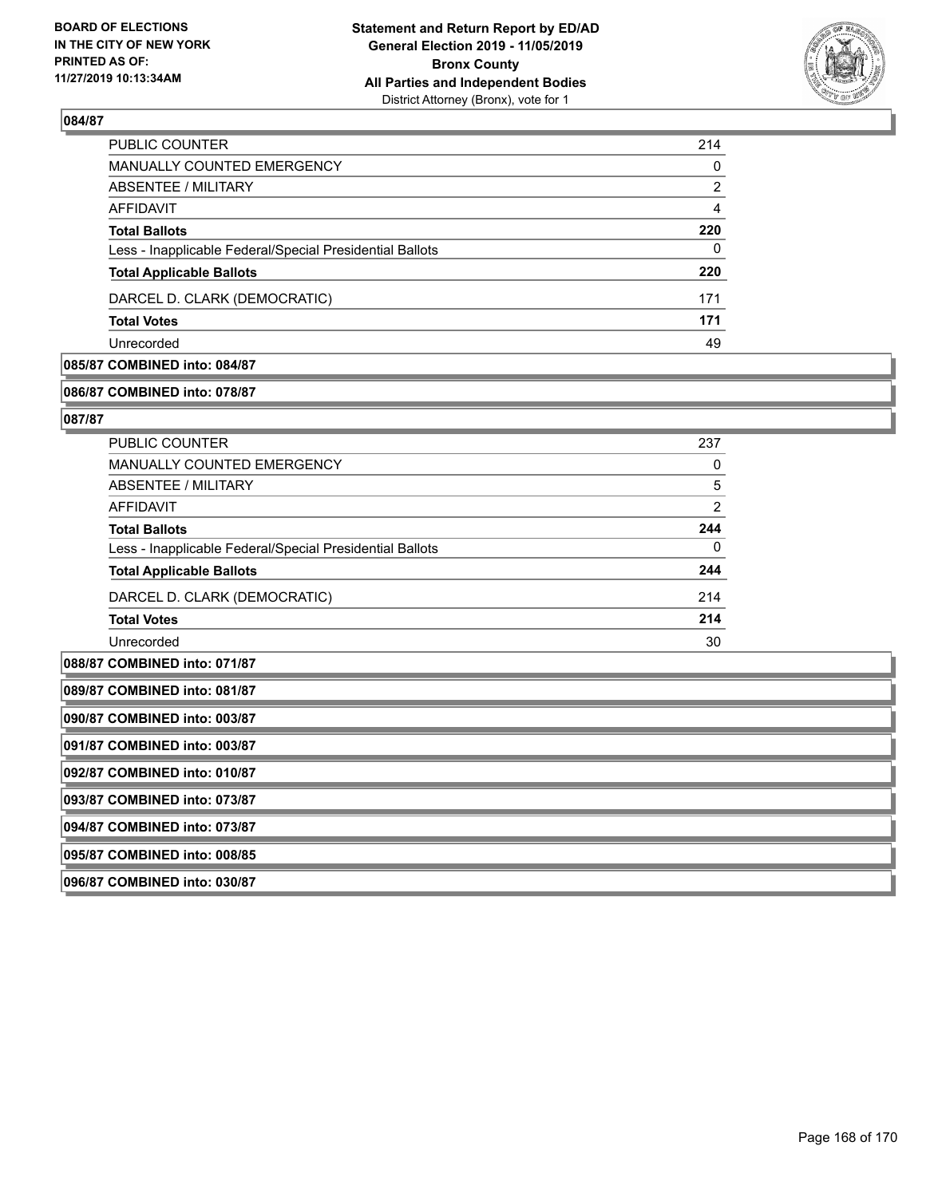### 084/87

| | |
|---|---|
| PUBLIC COUNTER | 214 |
| MANUALLY COUNTED EMERGENCY | 0 |
| ABSENTEE / MILITARY | 2 |
| AFFIDAVIT | 4 |
| **Total Ballots** | **220** |
| Less - Inapplicable Federal/Special Presidential Ballots | 0 |
| **Total Applicable Ballots** | **220** |
| DARCEL D. CLARK (DEMOCRATIC) | 171 |
| **Total Votes** | **171** |
| Unrecorded | 49 |

**085/87 COMBINED into: 084/87**

**086/87 COMBINED into: 078/87**

### 087/87

| | |
|---|---|
| PUBLIC COUNTER | 237 |
| MANUALLY COUNTED EMERGENCY | 0 |
| ABSENTEE / MILITARY | 5 |
| AFFIDAVIT | 2 |
| **Total Ballots** | **244** |
| Less - Inapplicable Federal/Special Presidential Ballots | 0 |
| **Total Applicable Ballots** | **244** |
| DARCEL D. CLARK (DEMOCRATIC) | 214 |
| **Total Votes** | **214** |
| Unrecorded | 30 |

**088/87 COMBINED into: 071/87**

**089/87 COMBINED into: 081/87**

**090/87 COMBINED into: 003/87**

**091/87 COMBINED into: 003/87**

**092/87 COMBINED into: 010/87**

**093/87 COMBINED into: 073/87**

**094/87 COMBINED into: 073/87**

**095/87 COMBINED into: 008/85**

**096/87 COMBINED into: 030/87**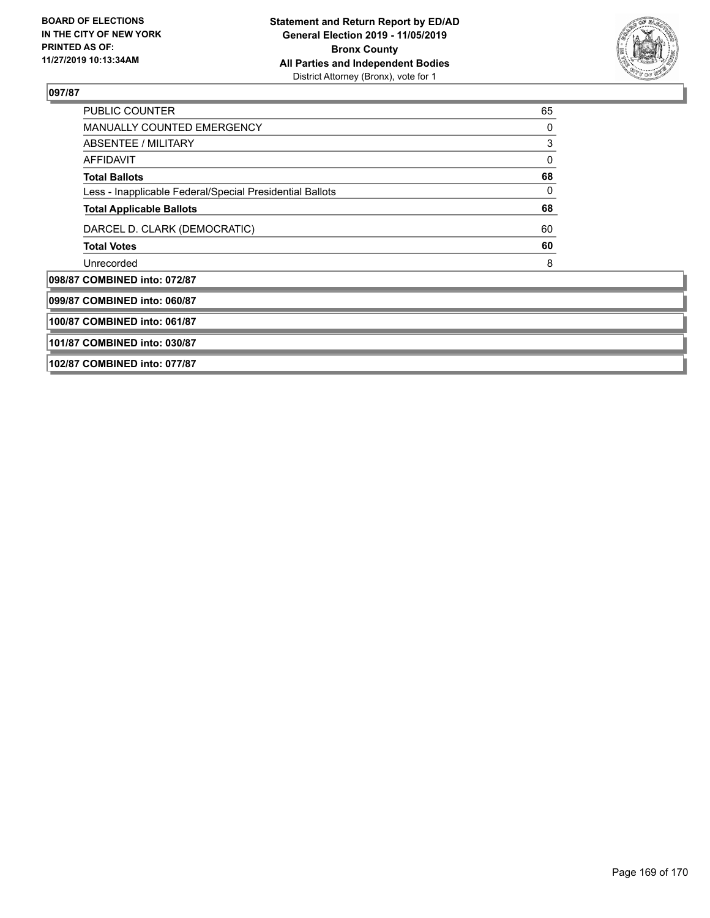**097/87**

| | |
|---|---|
| PUBLIC COUNTER | 65 |
| MANUALLY COUNTED EMERGENCY | 0 |
| ABSENTEE / MILITARY | 3 |
| AFFIDAVIT | 0 |
| **Total Ballots** | **68** |
| Less - Inapplicable Federal/Special Presidential Ballots | 0 |
| **Total Applicable Ballots** | **68** |
| DARCEL D. CLARK (DEMOCRATIC) | 60 |
| **Total Votes** | **60** |
| Unrecorded | 8 |

**098/87 COMBINED into: 072/87**

**099/87 COMBINED into: 060/87**

**100/87 COMBINED into: 061/87**

**101/87 COMBINED into: 030/87**

**102/87 COMBINED into: 077/87**